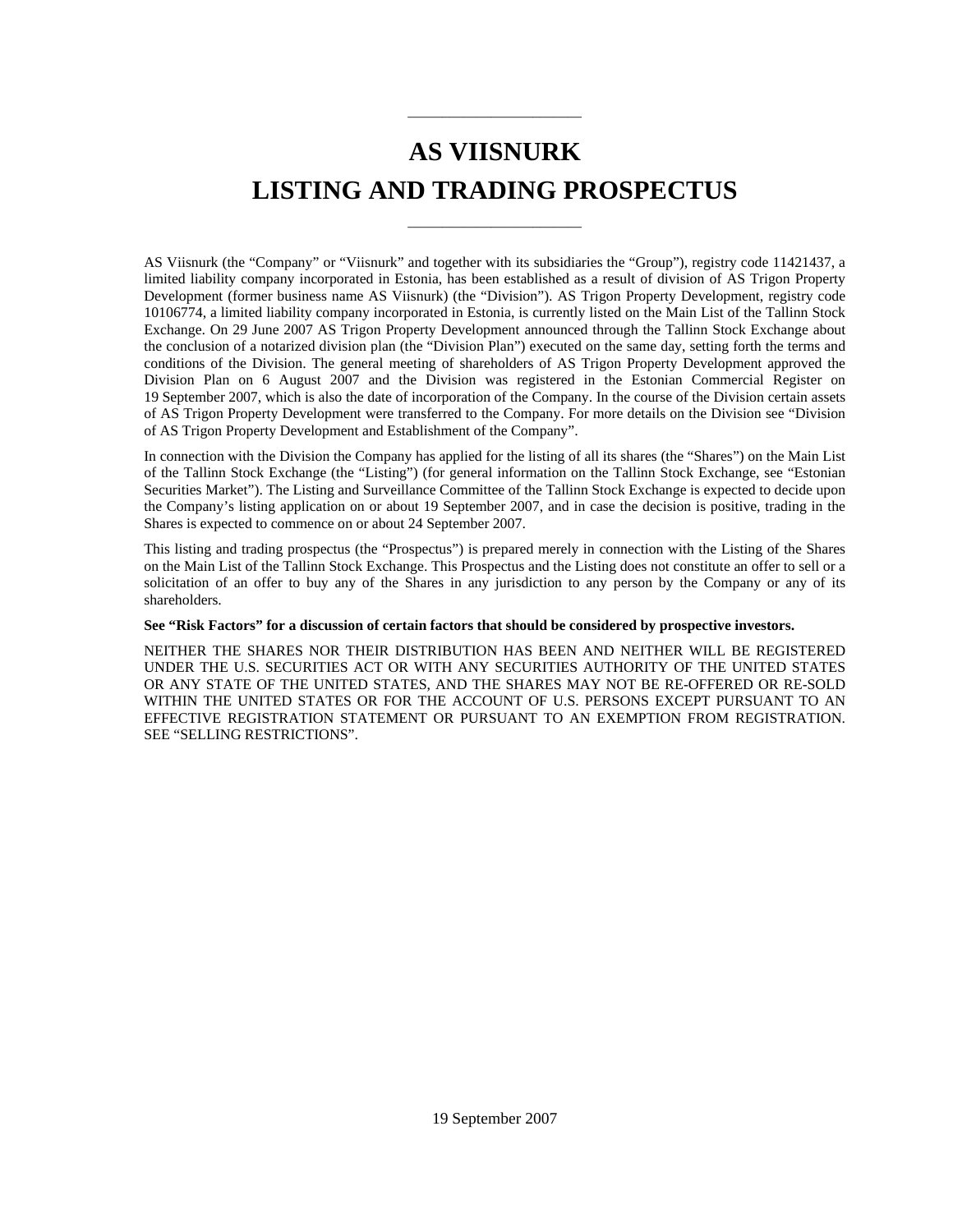# AS VIISNURK
# LISTING AND TRADING PROSPECTUS

AS Viisnurk (the "Company" or "Viisnurk" and together with its subsidiaries the "Group"), registry code 11421437, a limited liability company incorporated in Estonia, has been established as a result of division of AS Trigon Property Development (former business name AS Viisnurk) (the "Division"). AS Trigon Property Development, registry code 10106774, a limited liability company incorporated in Estonia, is currently listed on the Main List of the Tallinn Stock Exchange. On 29 June 2007 AS Trigon Property Development announced through the Tallinn Stock Exchange about the conclusion of a notarized division plan (the "Division Plan") executed on the same day, setting forth the terms and conditions of the Division. The general meeting of shareholders of AS Trigon Property Development approved the Division Plan on 6 August 2007 and the Division was registered in the Estonian Commercial Register on 19 September 2007, which is also the date of incorporation of the Company. In the course of the Division certain assets of AS Trigon Property Development were transferred to the Company. For more details on the Division see "Division of AS Trigon Property Development and Establishment of the Company".

In connection with the Division the Company has applied for the listing of all its shares (the "Shares") on the Main List of the Tallinn Stock Exchange (the "Listing") (for general information on the Tallinn Stock Exchange, see "Estonian Securities Market"). The Listing and Surveillance Committee of the Tallinn Stock Exchange is expected to decide upon the Company's listing application on or about 19 September 2007, and in case the decision is positive, trading in the Shares is expected to commence on or about 24 September 2007.

This listing and trading prospectus (the "Prospectus") is prepared merely in connection with the Listing of the Shares on the Main List of the Tallinn Stock Exchange. This Prospectus and the Listing does not constitute an offer to sell or a solicitation of an offer to buy any of the Shares in any jurisdiction to any person by the Company or any of its shareholders.

**See "Risk Factors" for a discussion of certain factors that should be considered by prospective investors.**

NEITHER THE SHARES NOR THEIR DISTRIBUTION HAS BEEN AND NEITHER WILL BE REGISTERED UNDER THE U.S. SECURITIES ACT OR WITH ANY SECURITIES AUTHORITY OF THE UNITED STATES OR ANY STATE OF THE UNITED STATES, AND THE SHARES MAY NOT BE RE-OFFERED OR RE-SOLD WITHIN THE UNITED STATES OR FOR THE ACCOUNT OF U.S. PERSONS EXCEPT PURSUANT TO AN EFFECTIVE REGISTRATION STATEMENT OR PURSUANT TO AN EXEMPTION FROM REGISTRATION. SEE "SELLING RESTRICTIONS".

19 September 2007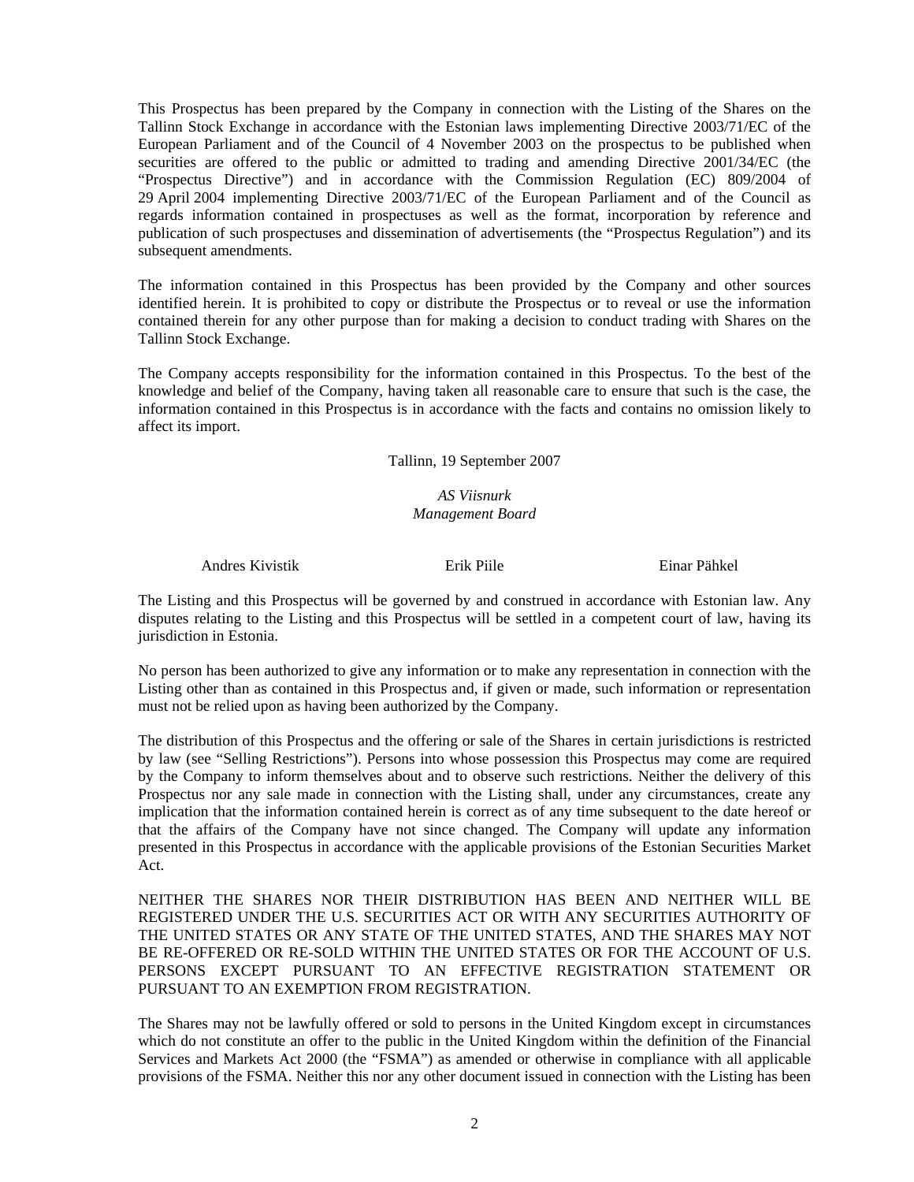This Prospectus has been prepared by the Company in connection with the Listing of the Shares on the Tallinn Stock Exchange in accordance with the Estonian laws implementing Directive 2003/71/EC of the European Parliament and of the Council of 4 November 2003 on the prospectus to be published when securities are offered to the public or admitted to trading and amending Directive 2001/34/EC (the "Prospectus Directive") and in accordance with the Commission Regulation (EC) 809/2004 of 29 April 2004 implementing Directive 2003/71/EC of the European Parliament and of the Council as regards information contained in prospectuses as well as the format, incorporation by reference and publication of such prospectuses and dissemination of advertisements (the "Prospectus Regulation") and its subsequent amendments.

The information contained in this Prospectus has been provided by the Company and other sources identified herein. It is prohibited to copy or distribute the Prospectus or to reveal or use the information contained therein for any other purpose than for making a decision to conduct trading with Shares on the Tallinn Stock Exchange.

The Company accepts responsibility for the information contained in this Prospectus. To the best of the knowledge and belief of the Company, having taken all reasonable care to ensure that such is the case, the information contained in this Prospectus is in accordance with the facts and contains no omission likely to affect its import.

Tallinn, 19 September 2007

*AS Viisnurk*
*Management Board*

Andres Kivistik          Erik Piile          Einar Pähkel

The Listing and this Prospectus will be governed by and construed in accordance with Estonian law. Any disputes relating to the Listing and this Prospectus will be settled in a competent court of law, having its jurisdiction in Estonia.

No person has been authorized to give any information or to make any representation in connection with the Listing other than as contained in this Prospectus and, if given or made, such information or representation must not be relied upon as having been authorized by the Company.

The distribution of this Prospectus and the offering or sale of the Shares in certain jurisdictions is restricted by law (see "Selling Restrictions"). Persons into whose possession this Prospectus may come are required by the Company to inform themselves about and to observe such restrictions. Neither the delivery of this Prospectus nor any sale made in connection with the Listing shall, under any circumstances, create any implication that the information contained herein is correct as of any time subsequent to the date hereof or that the affairs of the Company have not since changed. The Company will update any information presented in this Prospectus in accordance with the applicable provisions of the Estonian Securities Market Act.

NEITHER THE SHARES NOR THEIR DISTRIBUTION HAS BEEN AND NEITHER WILL BE REGISTERED UNDER THE U.S. SECURITIES ACT OR WITH ANY SECURITIES AUTHORITY OF THE UNITED STATES OR ANY STATE OF THE UNITED STATES, AND THE SHARES MAY NOT BE RE-OFFERED OR RE-SOLD WITHIN THE UNITED STATES OR FOR THE ACCOUNT OF U.S. PERSONS EXCEPT PURSUANT TO AN EFFECTIVE REGISTRATION STATEMENT OR PURSUANT TO AN EXEMPTION FROM REGISTRATION.

The Shares may not be lawfully offered or sold to persons in the United Kingdom except in circumstances which do not constitute an offer to the public in the United Kingdom within the definition of the Financial Services and Markets Act 2000 (the "FSMA") as amended or otherwise in compliance with all applicable provisions of the FSMA. Neither this nor any other document issued in connection with the Listing has been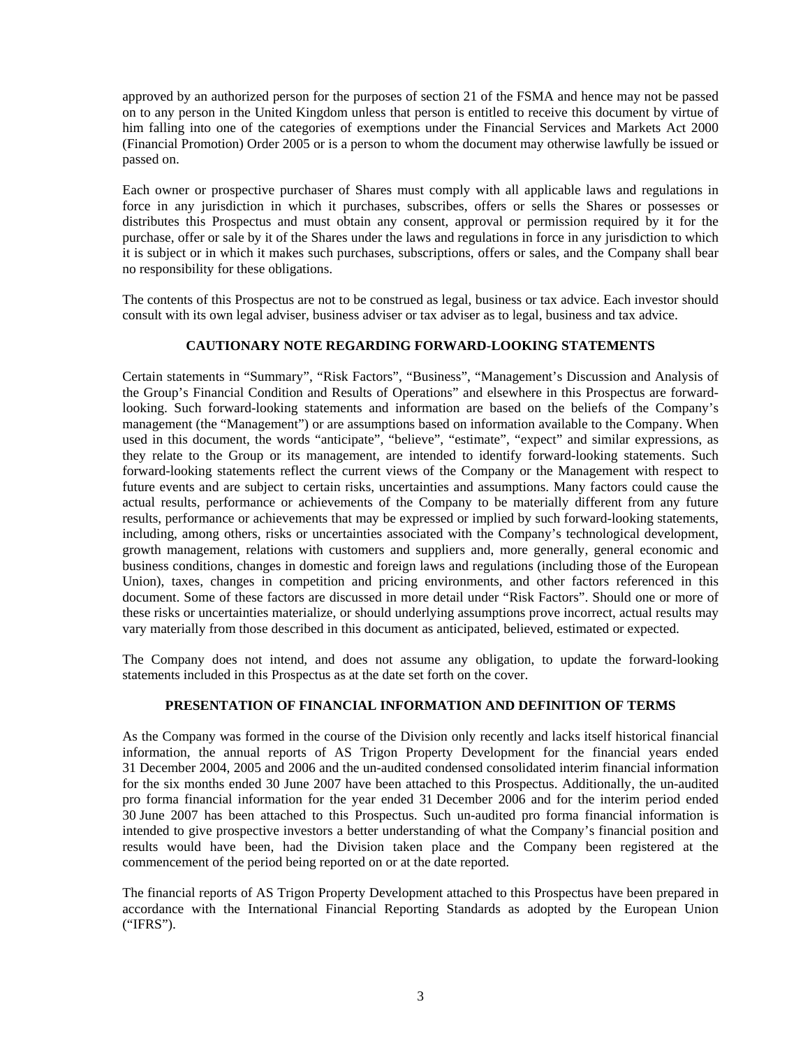approved by an authorized person for the purposes of section 21 of the FSMA and hence may not be passed on to any person in the United Kingdom unless that person is entitled to receive this document by virtue of him falling into one of the categories of exemptions under the Financial Services and Markets Act 2000 (Financial Promotion) Order 2005 or is a person to whom the document may otherwise lawfully be issued or passed on.

Each owner or prospective purchaser of Shares must comply with all applicable laws and regulations in force in any jurisdiction in which it purchases, subscribes, offers or sells the Shares or possesses or distributes this Prospectus and must obtain any consent, approval or permission required by it for the purchase, offer or sale by it of the Shares under the laws and regulations in force in any jurisdiction to which it is subject or in which it makes such purchases, subscriptions, offers or sales, and the Company shall bear no responsibility for these obligations.

The contents of this Prospectus are not to be construed as legal, business or tax advice. Each investor should consult with its own legal adviser, business adviser or tax adviser as to legal, business and tax advice.

## CAUTIONARY NOTE REGARDING FORWARD-LOOKING STATEMENTS

Certain statements in "Summary", "Risk Factors", "Business", "Management's Discussion and Analysis of the Group's Financial Condition and Results of Operations" and elsewhere in this Prospectus are forward-looking. Such forward-looking statements and information are based on the beliefs of the Company's management (the "Management") or are assumptions based on information available to the Company. When used in this document, the words "anticipate", "believe", "estimate", "expect" and similar expressions, as they relate to the Group or its management, are intended to identify forward-looking statements. Such forward-looking statements reflect the current views of the Company or the Management with respect to future events and are subject to certain risks, uncertainties and assumptions. Many factors could cause the actual results, performance or achievements of the Company to be materially different from any future results, performance or achievements that may be expressed or implied by such forward-looking statements, including, among others, risks or uncertainties associated with the Company's technological development, growth management, relations with customers and suppliers and, more generally, general economic and business conditions, changes in domestic and foreign laws and regulations (including those of the European Union), taxes, changes in competition and pricing environments, and other factors referenced in this document. Some of these factors are discussed in more detail under "Risk Factors". Should one or more of these risks or uncertainties materialize, or should underlying assumptions prove incorrect, actual results may vary materially from those described in this document as anticipated, believed, estimated or expected.

The Company does not intend, and does not assume any obligation, to update the forward-looking statements included in this Prospectus as at the date set forth on the cover.

## PRESENTATION OF FINANCIAL INFORMATION AND DEFINITION OF TERMS

As the Company was formed in the course of the Division only recently and lacks itself historical financial information, the annual reports of AS Trigon Property Development for the financial years ended 31 December 2004, 2005 and 2006 and the un-audited condensed consolidated interim financial information for the six months ended 30 June 2007 have been attached to this Prospectus. Additionally, the un-audited pro forma financial information for the year ended 31 December 2006 and for the interim period ended 30 June 2007 has been attached to this Prospectus. Such un-audited pro forma financial information is intended to give prospective investors a better understanding of what the Company's financial position and results would have been, had the Division taken place and the Company been registered at the commencement of the period being reported on or at the date reported.

The financial reports of AS Trigon Property Development attached to this Prospectus have been prepared in accordance with the International Financial Reporting Standards as adopted by the European Union ("IFRS").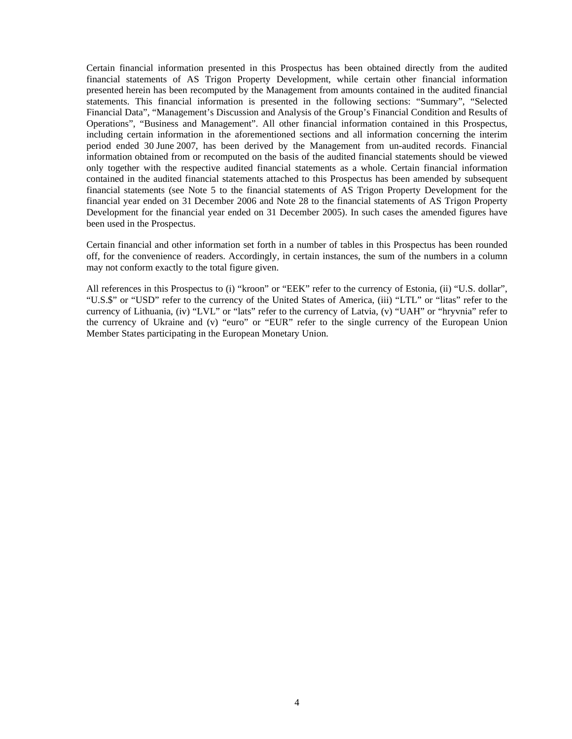Certain financial information presented in this Prospectus has been obtained directly from the audited financial statements of AS Trigon Property Development, while certain other financial information presented herein has been recomputed by the Management from amounts contained in the audited financial statements. This financial information is presented in the following sections: "Summary", "Selected Financial Data", "Management's Discussion and Analysis of the Group's Financial Condition and Results of Operations", "Business and Management". All other financial information contained in this Prospectus, including certain information in the aforementioned sections and all information concerning the interim period ended 30 June 2007, has been derived by the Management from un-audited records. Financial information obtained from or recomputed on the basis of the audited financial statements should be viewed only together with the respective audited financial statements as a whole. Certain financial information contained in the audited financial statements attached to this Prospectus has been amended by subsequent financial statements (see Note 5 to the financial statements of AS Trigon Property Development for the financial year ended on 31 December 2006 and Note 28 to the financial statements of AS Trigon Property Development for the financial year ended on 31 December 2005). In such cases the amended figures have been used in the Prospectus.

Certain financial and other information set forth in a number of tables in this Prospectus has been rounded off, for the convenience of readers. Accordingly, in certain instances, the sum of the numbers in a column may not conform exactly to the total figure given.

All references in this Prospectus to (i) "kroon" or "EEK" refer to the currency of Estonia, (ii) "U.S. dollar", "U.S.$" or "USD" refer to the currency of the United States of America, (iii) "LTL" or "litas" refer to the currency of Lithuania, (iv) "LVL" or "lats" refer to the currency of Latvia, (v) "UAH" or "hryvnia" refer to the currency of Ukraine and (v) "euro" or "EUR" refer to the single currency of the European Union Member States participating in the European Monetary Union.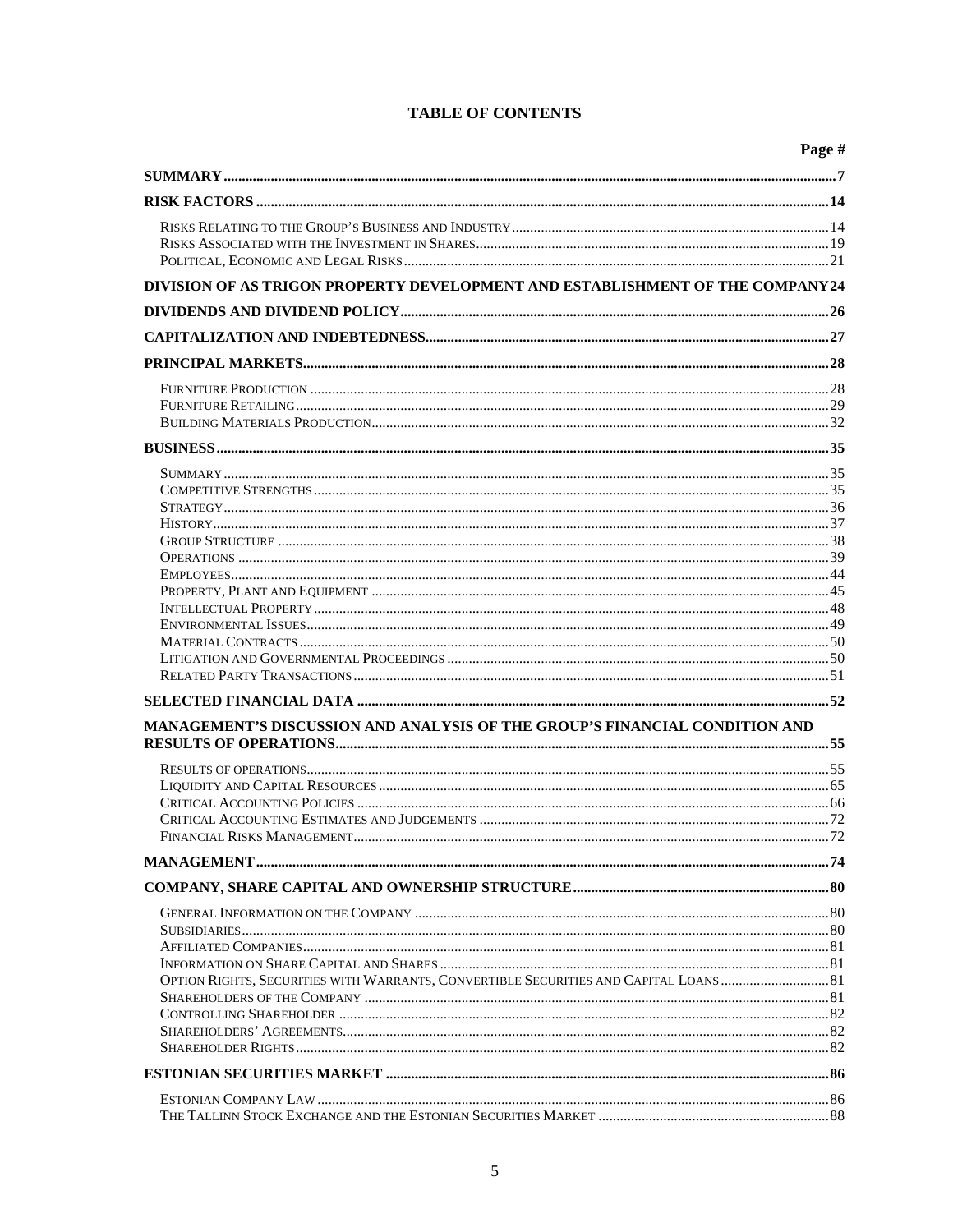## TABLE OF CONTENTS

| | Page # |
|---|---|
| **SUMMARY** | **7** |
| **RISK FACTORS** | **14** |
| Risks Relating to the Group's Business and Industry | 14 |
| Risks Associated with the Investment in Shares | 19 |
| Political, Economic and Legal Risks | 21 |
| **DIVISION OF AS TRIGON PROPERTY DEVELOPMENT AND ESTABLISHMENT OF THE COMPANY** | **24** |
| **DIVIDENDS AND DIVIDEND POLICY** | **26** |
| **CAPITALIZATION AND INDEBTEDNESS** | **27** |
| **PRINCIPAL MARKETS** | **28** |
| Furniture Production | 28 |
| Furniture Retailing | 29 |
| Building Materials Production | 32 |
| **BUSINESS** | **35** |
| Summary | 35 |
| Competitive Strengths | 35 |
| Strategy | 36 |
| History | 37 |
| Group Structure | 38 |
| Operations | 39 |
| Employees | 44 |
| Property, Plant and Equipment | 45 |
| Intellectual Property | 48 |
| Environmental Issues | 49 |
| Material Contracts | 50 |
| Litigation and Governmental Proceedings | 50 |
| Related Party Transactions | 51 |
| **SELECTED FINANCIAL DATA** | **52** |
| **MANAGEMENT'S DISCUSSION AND ANALYSIS OF THE GROUP'S FINANCIAL CONDITION AND RESULTS OF OPERATIONS** | **55** |
| Results of operations | 55 |
| Liquidity and Capital Resources | 65 |
| Critical Accounting Policies | 66 |
| Critical Accounting Estimates and Judgements | 72 |
| Financial Risks Management | 72 |
| **MANAGEMENT** | **74** |
| **COMPANY, SHARE CAPITAL AND OWNERSHIP STRUCTURE** | **80** |
| General Information on the Company | 80 |
| Subsidiaries | 80 |
| Affiliated Companies | 81 |
| Information on Share Capital and Shares | 81 |
| Option Rights, Securities with Warrants, Convertible Securities and Capital Loans | 81 |
| Shareholders of the Company | 81 |
| Controlling Shareholder | 82 |
| Shareholders' Agreements | 82 |
| Shareholder Rights | 82 |
| **ESTONIAN SECURITIES MARKET** | **86** |
| Estonian Company Law | 86 |
| The Tallinn Stock Exchange and the Estonian Securities Market | 88 |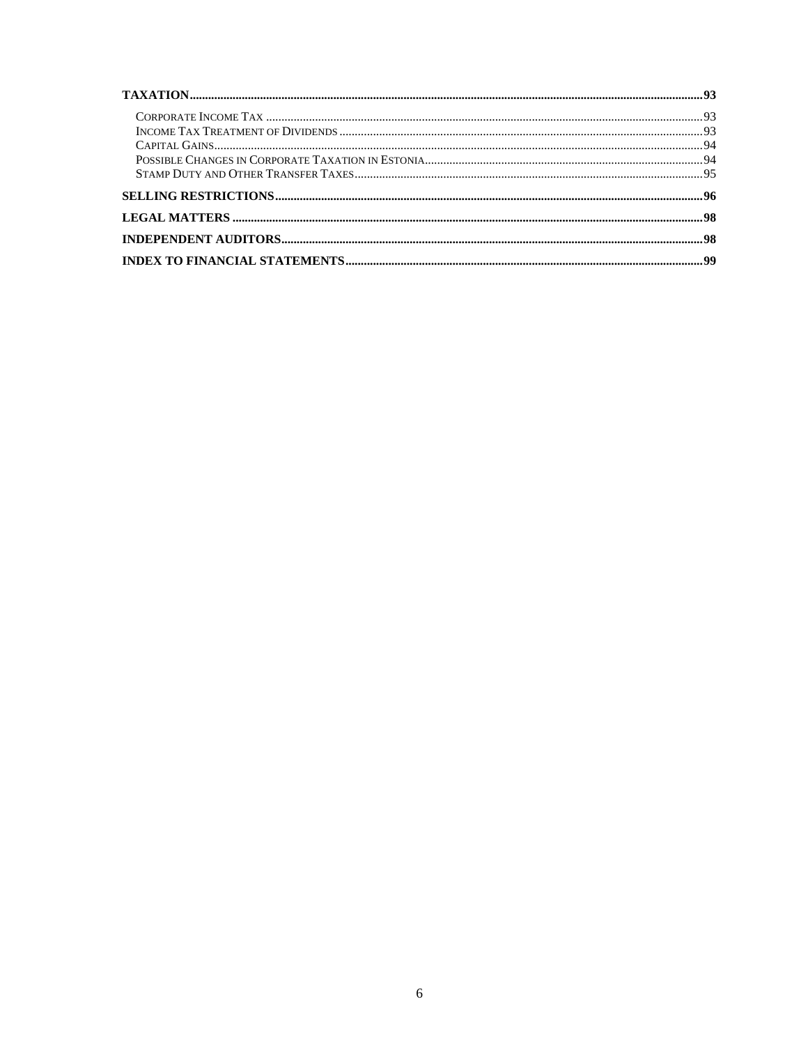**TAXATION** .......... **93**

Corporate Income Tax .......... 93
Income Tax Treatment of Dividends .......... 93
Capital Gains .......... 94
Possible Changes in Corporate Taxation in Estonia .......... 94
Stamp Duty and Other Transfer Taxes .......... 95

**SELLING RESTRICTIONS** .......... **96**

**LEGAL MATTERS** .......... **98**

**INDEPENDENT AUDITORS** .......... **98**

**INDEX TO FINANCIAL STATEMENTS** .......... **99**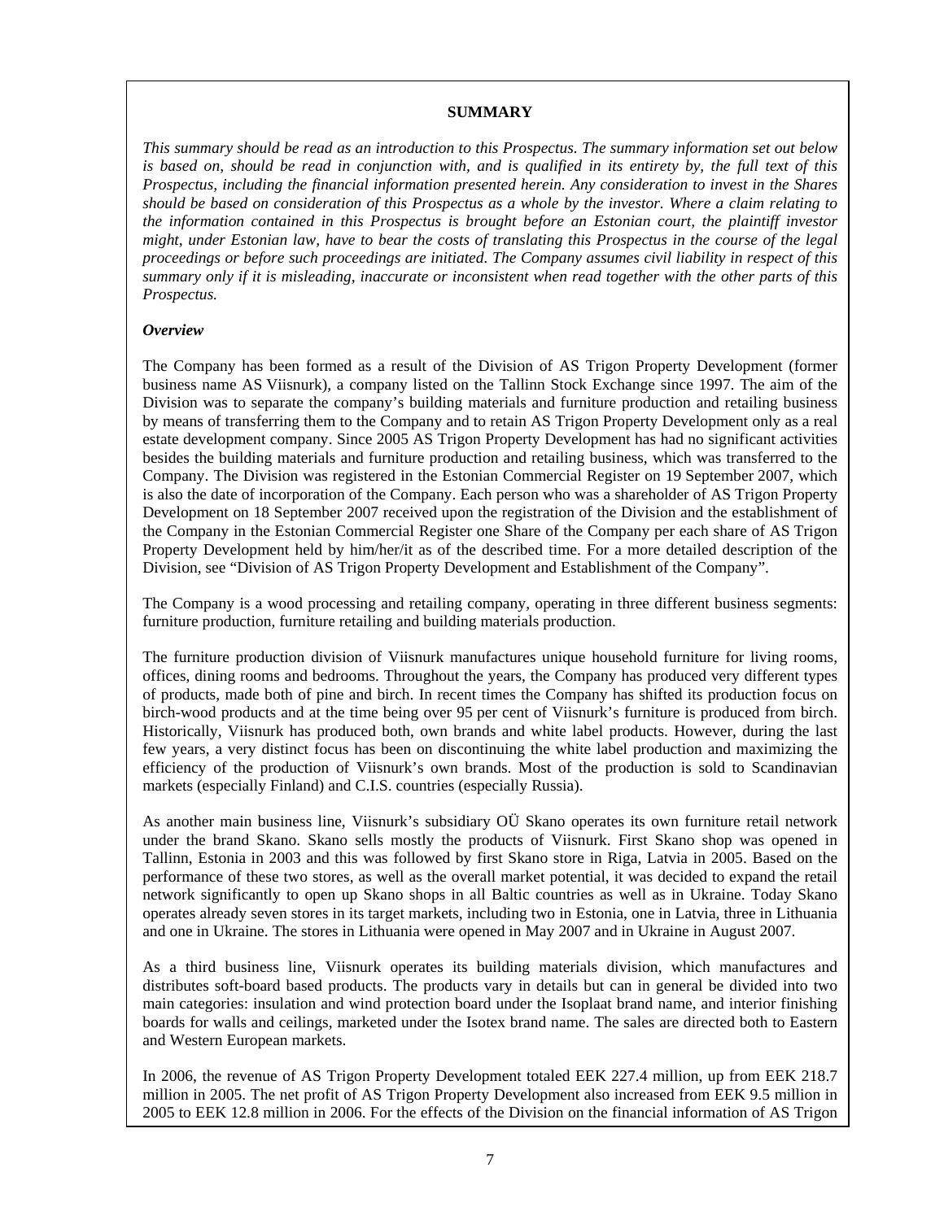## SUMMARY

*This summary should be read as an introduction to this Prospectus. The summary information set out below is based on, should be read in conjunction with, and is qualified in its entirety by, the full text of this Prospectus, including the financial information presented herein. Any consideration to invest in the Shares should be based on consideration of this Prospectus as a whole by the investor. Where a claim relating to the information contained in this Prospectus is brought before an Estonian court, the plaintiff investor might, under Estonian law, have to bear the costs of translating this Prospectus in the course of the legal proceedings or before such proceedings are initiated. The Company assumes civil liability in respect of this summary only if it is misleading, inaccurate or inconsistent when read together with the other parts of this Prospectus.*

### *Overview*

The Company has been formed as a result of the Division of AS Trigon Property Development (former business name AS Viisnurk), a company listed on the Tallinn Stock Exchange since 1997. The aim of the Division was to separate the company's building materials and furniture production and retailing business by means of transferring them to the Company and to retain AS Trigon Property Development only as a real estate development company. Since 2005 AS Trigon Property Development has had no significant activities besides the building materials and furniture production and retailing business, which was transferred to the Company. The Division was registered in the Estonian Commercial Register on 19 September 2007, which is also the date of incorporation of the Company. Each person who was a shareholder of AS Trigon Property Development on 18 September 2007 received upon the registration of the Division and the establishment of the Company in the Estonian Commercial Register one Share of the Company per each share of AS Trigon Property Development held by him/her/it as of the described time. For a more detailed description of the Division, see "Division of AS Trigon Property Development and Establishment of the Company".

The Company is a wood processing and retailing company, operating in three different business segments: furniture production, furniture retailing and building materials production.

The furniture production division of Viisnurk manufactures unique household furniture for living rooms, offices, dining rooms and bedrooms. Throughout the years, the Company has produced very different types of products, made both of pine and birch. In recent times the Company has shifted its production focus on birch-wood products and at the time being over 95 per cent of Viisnurk's furniture is produced from birch. Historically, Viisnurk has produced both, own brands and white label products. However, during the last few years, a very distinct focus has been on discontinuing the white label production and maximizing the efficiency of the production of Viisnurk's own brands. Most of the production is sold to Scandinavian markets (especially Finland) and C.I.S. countries (especially Russia).

As another main business line, Viisnurk's subsidiary OÜ Skano operates its own furniture retail network under the brand Skano. Skano sells mostly the products of Viisnurk. First Skano shop was opened in Tallinn, Estonia in 2003 and this was followed by first Skano store in Riga, Latvia in 2005. Based on the performance of these two stores, as well as the overall market potential, it was decided to expand the retail network significantly to open up Skano shops in all Baltic countries as well as in Ukraine. Today Skano operates already seven stores in its target markets, including two in Estonia, one in Latvia, three in Lithuania and one in Ukraine. The stores in Lithuania were opened in May 2007 and in Ukraine in August 2007.

As a third business line, Viisnurk operates its building materials division, which manufactures and distributes soft-board based products. The products vary in details but can in general be divided into two main categories: insulation and wind protection board under the Isoplaat brand name, and interior finishing boards for walls and ceilings, marketed under the Isotex brand name. The sales are directed both to Eastern and Western European markets.

In 2006, the revenue of AS Trigon Property Development totaled EEK 227.4 million, up from EEK 218.7 million in 2005. The net profit of AS Trigon Property Development also increased from EEK 9.5 million in 2005 to EEK 12.8 million in 2006. For the effects of the Division on the financial information of AS Trigon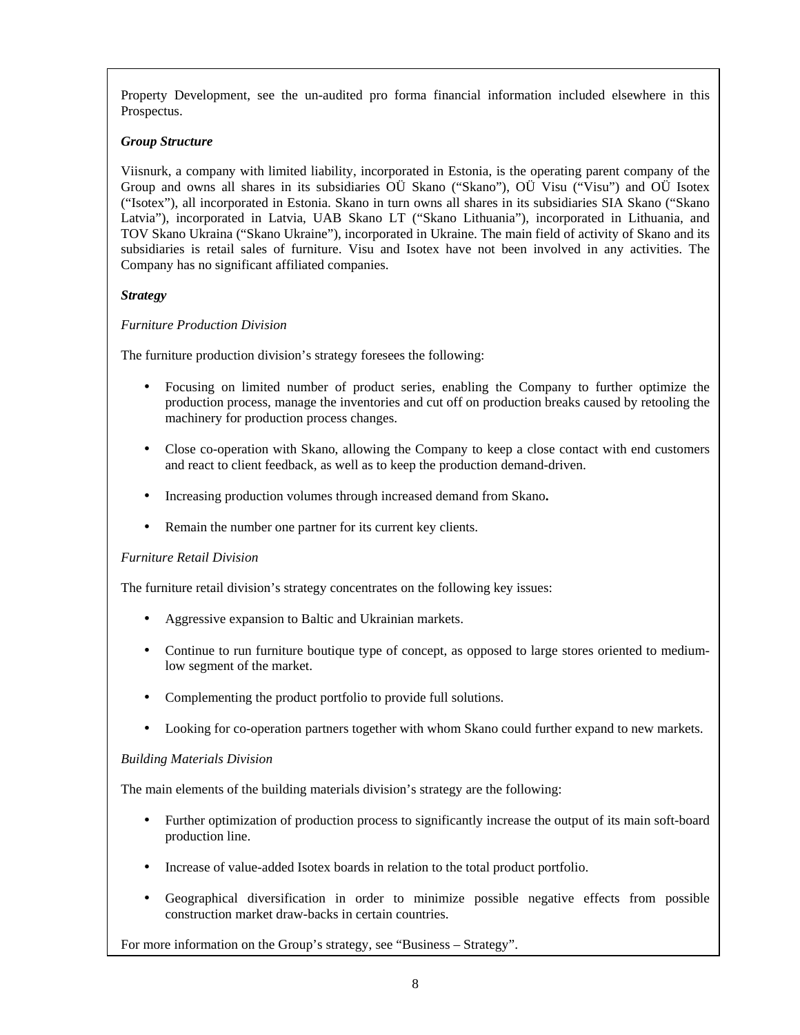Property Development, see the un-audited pro forma financial information included elsewhere in this Prospectus.

***Group Structure***

Viisnurk, a company with limited liability, incorporated in Estonia, is the operating parent company of the Group and owns all shares in its subsidiaries OÜ Skano ("Skano"), OÜ Visu ("Visu") and OÜ Isotex ("Isotex"), all incorporated in Estonia. Skano in turn owns all shares in its subsidiaries SIA Skano ("Skano Latvia"), incorporated in Latvia, UAB Skano LT ("Skano Lithuania"), incorporated in Lithuania, and TOV Skano Ukraina ("Skano Ukraine"), incorporated in Ukraine. The main field of activity of Skano and its subsidiaries is retail sales of furniture. Visu and Isotex have not been involved in any activities. The Company has no significant affiliated companies.

***Strategy***

*Furniture Production Division*

The furniture production division's strategy foresees the following:

- Focusing on limited number of product series, enabling the Company to further optimize the production process, manage the inventories and cut off on production breaks caused by retooling the machinery for production process changes.
- Close co-operation with Skano, allowing the Company to keep a close contact with end customers and react to client feedback, as well as to keep the production demand-driven.
- Increasing production volumes through increased demand from Skano**.**
- Remain the number one partner for its current key clients.

*Furniture Retail Division*

The furniture retail division's strategy concentrates on the following key issues:

- Aggressive expansion to Baltic and Ukrainian markets.
- Continue to run furniture boutique type of concept, as opposed to large stores oriented to medium-low segment of the market.
- Complementing the product portfolio to provide full solutions.
- Looking for co-operation partners together with whom Skano could further expand to new markets.

*Building Materials Division*

The main elements of the building materials division's strategy are the following:

- Further optimization of production process to significantly increase the output of its main soft-board production line.
- Increase of value-added Isotex boards in relation to the total product portfolio.
- Geographical diversification in order to minimize possible negative effects from possible construction market draw-backs in certain countries.

For more information on the Group's strategy, see "Business – Strategy".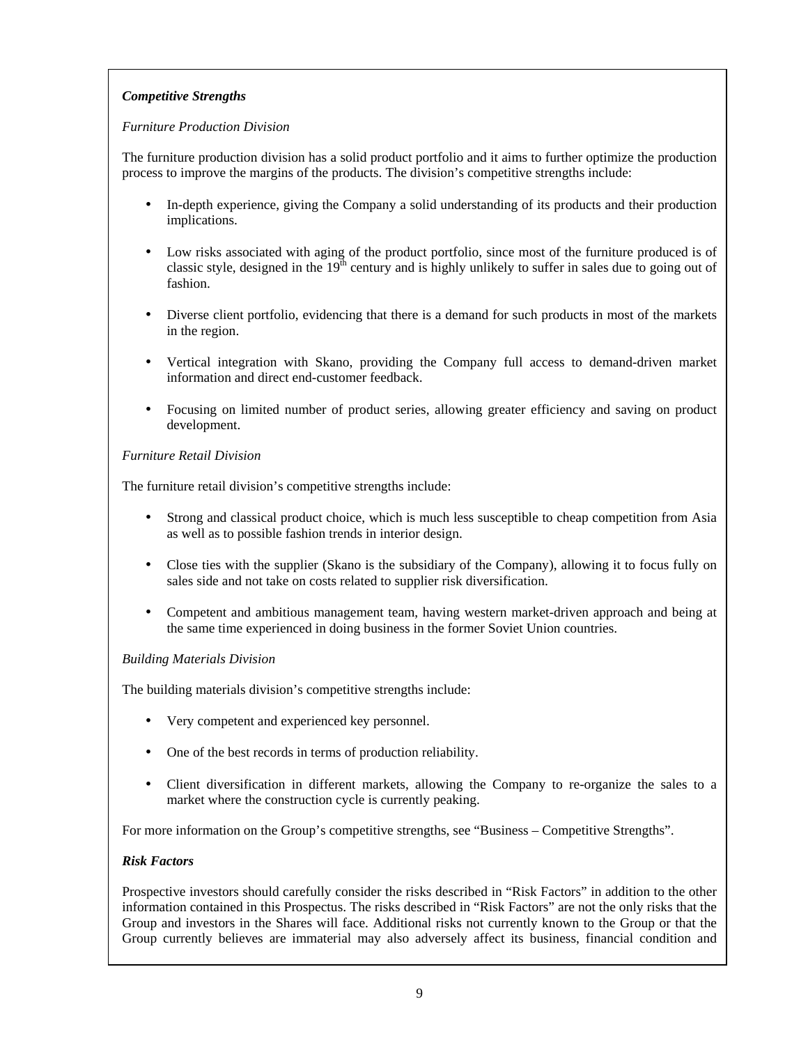***Competitive Strengths***

*Furniture Production Division*

The furniture production division has a solid product portfolio and it aims to further optimize the production process to improve the margins of the products. The division's competitive strengths include:

- In-depth experience, giving the Company a solid understanding of its products and their production implications.
- Low risks associated with aging of the product portfolio, since most of the furniture produced is of classic style, designed in the 19$^{th}$ century and is highly unlikely to suffer in sales due to going out of fashion.
- Diverse client portfolio, evidencing that there is a demand for such products in most of the markets in the region.
- Vertical integration with Skano, providing the Company full access to demand-driven market information and direct end-customer feedback.
- Focusing on limited number of product series, allowing greater efficiency and saving on product development.

*Furniture Retail Division*

The furniture retail division's competitive strengths include:

- Strong and classical product choice, which is much less susceptible to cheap competition from Asia as well as to possible fashion trends in interior design.
- Close ties with the supplier (Skano is the subsidiary of the Company), allowing it to focus fully on sales side and not take on costs related to supplier risk diversification.
- Competent and ambitious management team, having western market-driven approach and being at the same time experienced in doing business in the former Soviet Union countries.

*Building Materials Division*

The building materials division's competitive strengths include:

- Very competent and experienced key personnel.
- One of the best records in terms of production reliability.
- Client diversification in different markets, allowing the Company to re-organize the sales to a market where the construction cycle is currently peaking.

For more information on the Group's competitive strengths, see "Business – Competitive Strengths".

***Risk Factors***

Prospective investors should carefully consider the risks described in "Risk Factors" in addition to the other information contained in this Prospectus. The risks described in "Risk Factors" are not the only risks that the Group and investors in the Shares will face. Additional risks not currently known to the Group or that the Group currently believes are immaterial may also adversely affect its business, financial condition and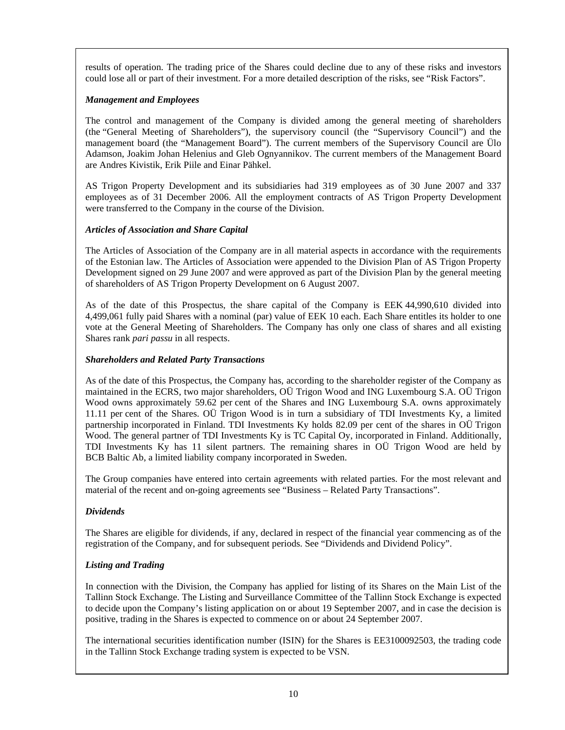results of operation. The trading price of the Shares could decline due to any of these risks and investors could lose all or part of their investment. For a more detailed description of the risks, see "Risk Factors".

***Management and Employees***

The control and management of the Company is divided among the general meeting of shareholders (the "General Meeting of Shareholders"), the supervisory council (the "Supervisory Council") and the management board (the "Management Board"). The current members of the Supervisory Council are Ülo Adamson, Joakim Johan Helenius and Gleb Ognyannikov. The current members of the Management Board are Andres Kivistik, Erik Piile and Einar Pähkel.

AS Trigon Property Development and its subsidiaries had 319 employees as of 30 June 2007 and 337 employees as of 31 December 2006. All the employment contracts of AS Trigon Property Development were transferred to the Company in the course of the Division.

***Articles of Association and Share Capital***

The Articles of Association of the Company are in all material aspects in accordance with the requirements of the Estonian law. The Articles of Association were appended to the Division Plan of AS Trigon Property Development signed on 29 June 2007 and were approved as part of the Division Plan by the general meeting of shareholders of AS Trigon Property Development on 6 August 2007.

As of the date of this Prospectus, the share capital of the Company is EEK 44,990,610 divided into 4,499,061 fully paid Shares with a nominal (par) value of EEK 10 each. Each Share entitles its holder to one vote at the General Meeting of Shareholders. The Company has only one class of shares and all existing Shares rank *pari passu* in all respects.

***Shareholders and Related Party Transactions***

As of the date of this Prospectus, the Company has, according to the shareholder register of the Company as maintained in the ECRS, two major shareholders, OÜ Trigon Wood and ING Luxembourg S.A. OÜ Trigon Wood owns approximately 59.62 per cent of the Shares and ING Luxembourg S.A. owns approximately 11.11 per cent of the Shares. OÜ Trigon Wood is in turn a subsidiary of TDI Investments Ky, a limited partnership incorporated in Finland. TDI Investments Ky holds 82.09 per cent of the shares in OÜ Trigon Wood. The general partner of TDI Investments Ky is TC Capital Oy, incorporated in Finland. Additionally, TDI Investments Ky has 11 silent partners. The remaining shares in OÜ Trigon Wood are held by BCB Baltic Ab, a limited liability company incorporated in Sweden.

The Group companies have entered into certain agreements with related parties. For the most relevant and material of the recent and on-going agreements see "Business – Related Party Transactions".

***Dividends***

The Shares are eligible for dividends, if any, declared in respect of the financial year commencing as of the registration of the Company, and for subsequent periods. See "Dividends and Dividend Policy".

***Listing and Trading***

In connection with the Division, the Company has applied for listing of its Shares on the Main List of the Tallinn Stock Exchange. The Listing and Surveillance Committee of the Tallinn Stock Exchange is expected to decide upon the Company's listing application on or about 19 September 2007, and in case the decision is positive, trading in the Shares is expected to commence on or about 24 September 2007.

The international securities identification number (ISIN) for the Shares is EE3100092503, the trading code in the Tallinn Stock Exchange trading system is expected to be VSN.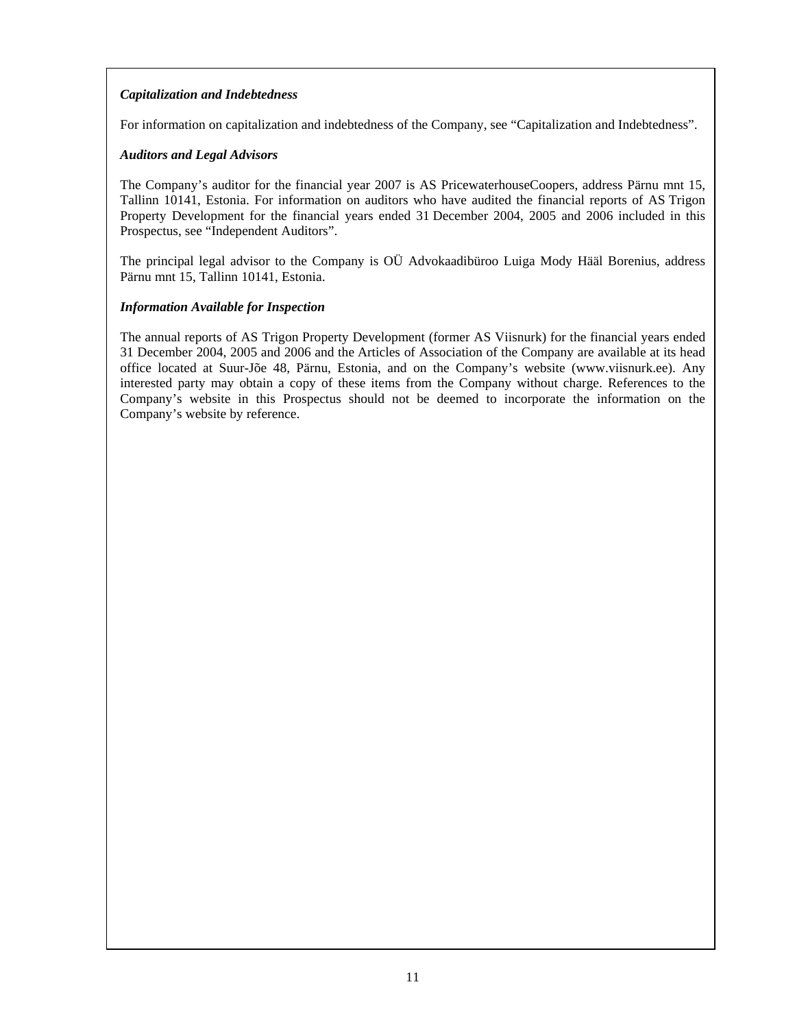***Capitalization and Indebtedness***

For information on capitalization and indebtedness of the Company, see "Capitalization and Indebtedness".

***Auditors and Legal Advisors***

The Company's auditor for the financial year 2007 is AS PricewaterhouseCoopers, address Pärnu mnt 15, Tallinn 10141, Estonia. For information on auditors who have audited the financial reports of AS Trigon Property Development for the financial years ended 31 December 2004, 2005 and 2006 included in this Prospectus, see "Independent Auditors".

The principal legal advisor to the Company is OÜ Advokaadibüroo Luiga Mody Hääl Borenius, address Pärnu mnt 15, Tallinn 10141, Estonia.

***Information Available for Inspection***

The annual reports of AS Trigon Property Development (former AS Viisnurk) for the financial years ended 31 December 2004, 2005 and 2006 and the Articles of Association of the Company are available at its head office located at Suur-Jõe 48, Pärnu, Estonia, and on the Company's website (www.viisnurk.ee). Any interested party may obtain a copy of these items from the Company without charge. References to the Company's website in this Prospectus should not be deemed to incorporate the information on the Company's website by reference.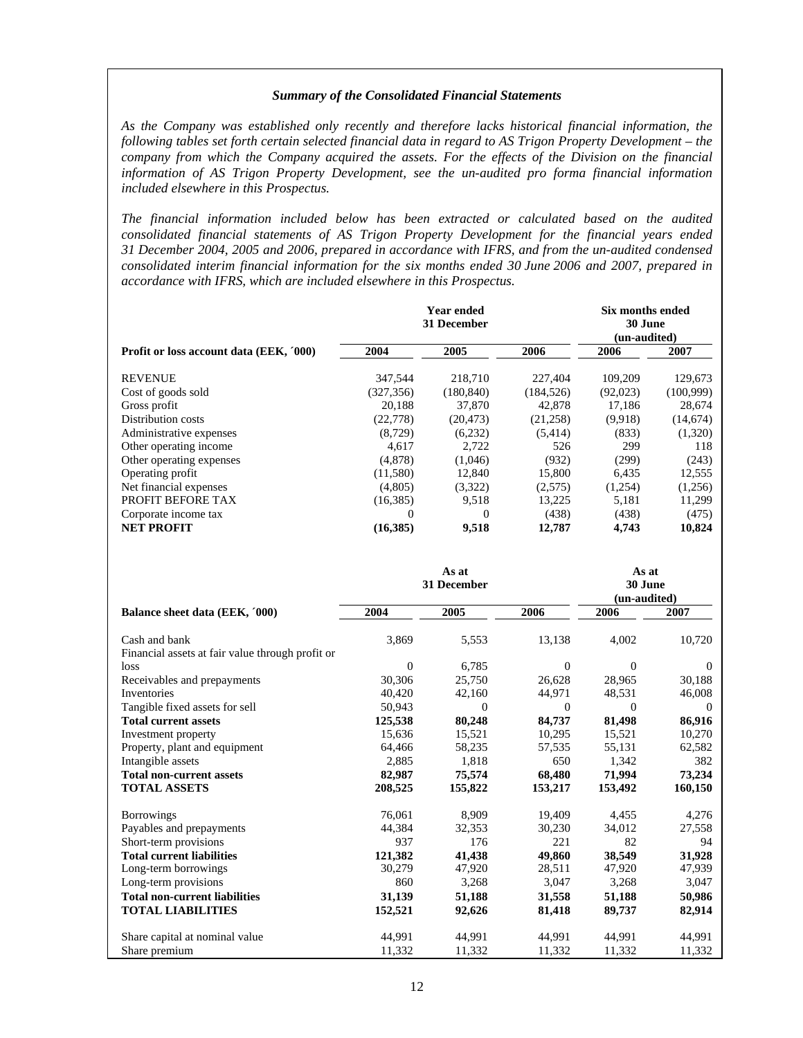### *Summary of the Consolidated Financial Statements*

*As the Company was established only recently and therefore lacks historical financial information, the following tables set forth certain selected financial data in regard to AS Trigon Property Development – the company from which the Company acquired the assets. For the effects of the Division on the financial information of AS Trigon Property Development, see the un-audited pro forma financial information included elsewhere in this Prospectus.*

*The financial information included below has been extracted or calculated based on the audited consolidated financial statements of AS Trigon Property Development for the financial years ended 31 December 2004, 2005 and 2006, prepared in accordance with IFRS, and from the un-audited condensed consolidated interim financial information for the six months ended 30 June 2006 and 2007, prepared in accordance with IFRS, which are included elsewhere in this Prospectus.*

| | Year ended 31 December | | | Six months ended 30 June (un-audited) | |
|---|---|---|---|---|---|
| **Profit or loss account data (EEK, ´000)** | **2004** | **2005** | **2006** | **2006** | **2007** |
| REVENUE | 347,544 | 218,710 | 227,404 | 109,209 | 129,673 |
| Cost of goods sold | (327,356) | (180,840) | (184,526) | (92,023) | (100,999) |
| Gross profit | 20,188 | 37,870 | 42,878 | 17,186 | 28,674 |
| Distribution costs | (22,778) | (20,473) | (21,258) | (9,918) | (14,674) |
| Administrative expenses | (8,729) | (6,232) | (5,414) | (833) | (1,320) |
| Other operating income | 4,617 | 2,722 | 526 | 299 | 118 |
| Other operating expenses | (4,878) | (1,046) | (932) | (299) | (243) |
| Operating profit | (11,580) | 12,840 | 15,800 | 6,435 | 12,555 |
| Net financial expenses | (4,805) | (3,322) | (2,575) | (1,254) | (1,256) |
| PROFIT BEFORE TAX | (16,385) | 9,518 | 13,225 | 5,181 | 11,299 |
| Corporate income tax | 0 | 0 | (438) | (438) | (475) |
| **NET PROFIT** | **(16,385)** | **9,518** | **12,787** | **4,743** | **10,824** |

| | As at 31 December | | | As at 30 June (un-audited) | |
|---|---|---|---|---|---|
| **Balance sheet data (EEK, ´000)** | **2004** | **2005** | **2006** | **2006** | **2007** |
| Cash and bank | 3,869 | 5,553 | 13,138 | 4,002 | 10,720 |
| Financial assets at fair value through profit or loss | 0 | 6,785 | 0 | 0 | 0 |
| Receivables and prepayments | 30,306 | 25,750 | 26,628 | 28,965 | 30,188 |
| Inventories | 40,420 | 42,160 | 44,971 | 48,531 | 46,008 |
| Tangible fixed assets for sell | 50,943 | 0 | 0 | 0 | 0 |
| **Total current assets** | **125,538** | **80,248** | **84,737** | **81,498** | **86,916** |
| Investment property | 15,636 | 15,521 | 10,295 | 15,521 | 10,270 |
| Property, plant and equipment | 64,466 | 58,235 | 57,535 | 55,131 | 62,582 |
| Intangible assets | 2,885 | 1,818 | 650 | 1,342 | 382 |
| **Total non-current assets** | **82,987** | **75,574** | **68,480** | **71,994** | **73,234** |
| **TOTAL ASSETS** | **208,525** | **155,822** | **153,217** | **153,492** | **160,150** |
| Borrowings | 76,061 | 8,909 | 19,409 | 4,455 | 4,276 |
| Payables and prepayments | 44,384 | 32,353 | 30,230 | 34,012 | 27,558 |
| Short-term provisions | 937 | 176 | 221 | 82 | 94 |
| **Total current liabilities** | **121,382** | **41,438** | **49,860** | **38,549** | **31,928** |
| Long-term borrowings | 30,279 | 47,920 | 28,511 | 47,920 | 47,939 |
| Long-term provisions | 860 | 3,268 | 3,047 | 3,268 | 3,047 |
| **Total non-current liabilities** | **31,139** | **51,188** | **31,558** | **51,188** | **50,986** |
| **TOTAL LIABILITIES** | **152,521** | **92,626** | **81,418** | **89,737** | **82,914** |
| Share capital at nominal value | 44,991 | 44,991 | 44,991 | 44,991 | 44,991 |
| Share premium | 11,332 | 11,332 | 11,332 | 11,332 | 11,332 |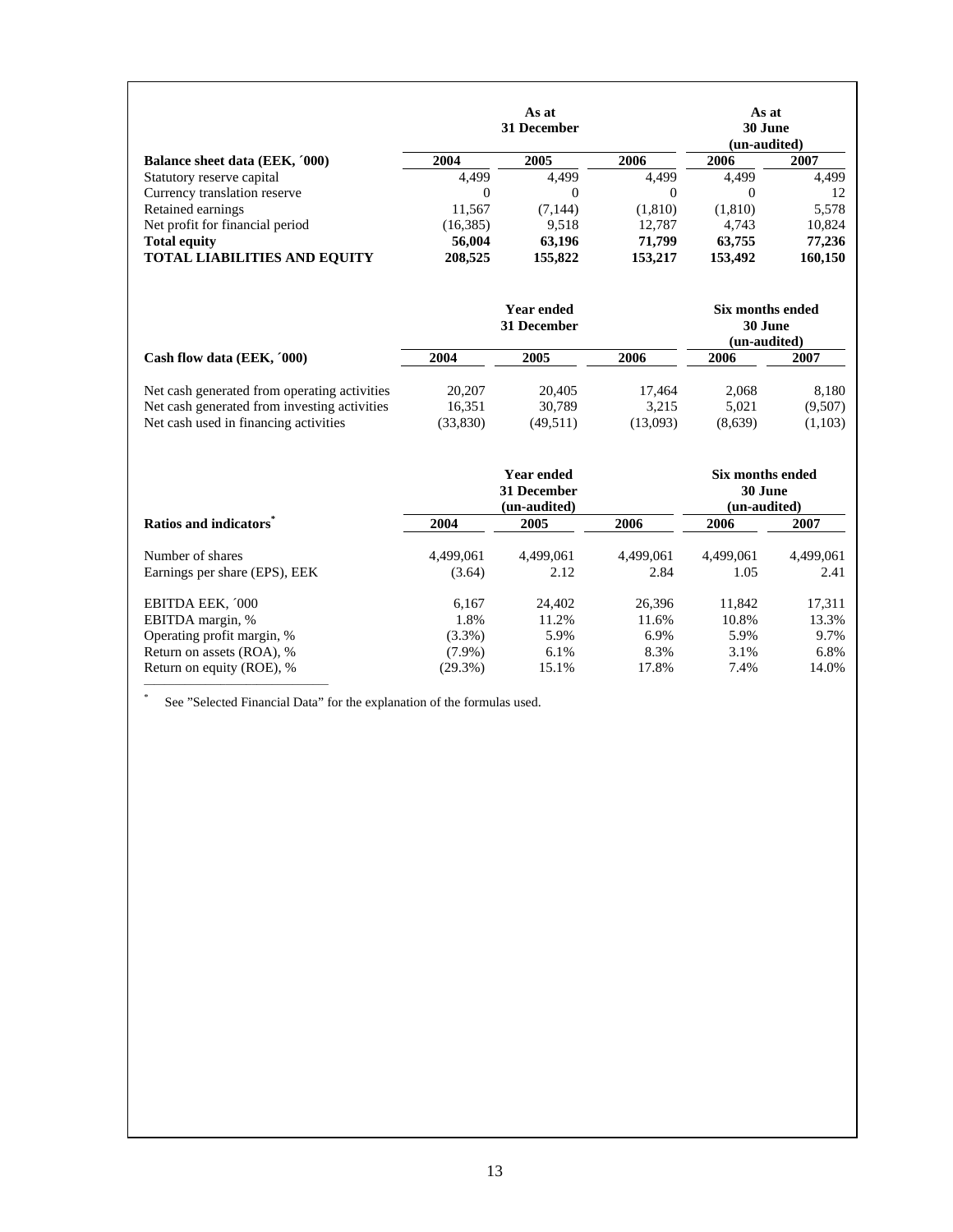| Balance sheet data (EEK, ´000) | As at 31 December | | | As at 30 June (un-audited) | |
|---|---|---|---|---|---|
| | 2004 | 2005 | 2006 | 2006 | 2007 |
| Statutory reserve capital | 4,499 | 4,499 | 4,499 | 4,499 | 4,499 |
| Currency translation reserve | 0 | 0 | 0 | 0 | 12 |
| Retained earnings | 11,567 | (7,144) | (1,810) | (1,810) | 5,578 |
| Net profit for financial period | (16,385) | 9,518 | 12,787 | 4,743 | 10,824 |
| **Total equity** | **56,004** | **63,196** | **71,799** | **63,755** | **77,236** |
| **TOTAL LIABILITIES AND EQUITY** | **208,525** | **155,822** | **153,217** | **153,492** | **160,150** |

| Cash flow data (EEK, ´000) | Year ended 31 December | | | Six months ended 30 June (un-audited) | |
|---|---|---|---|---|---|
| | 2004 | 2005 | 2006 | 2006 | 2007 |
| Net cash generated from operating activities | 20,207 | 20,405 | 17,464 | 2,068 | 8,180 |
| Net cash generated from investing activities | 16,351 | 30,789 | 3,215 | 5,021 | (9,507) |
| Net cash used in financing activities | (33,830) | (49,511) | (13,093) | (8,639) | (1,103) |

| Ratios and indicators* | Year ended 31 December (un-audited) | | | Six months ended 30 June (un-audited) | |
|---|---|---|---|---|---|
| | 2004 | 2005 | 2006 | 2006 | 2007 |
| Number of shares | 4,499,061 | 4,499,061 | 4,499,061 | 4,499,061 | 4,499,061 |
| Earnings per share (EPS), EEK | (3.64) | 2.12 | 2.84 | 1.05 | 2.41 |
| EBITDA EEK, ´000 | 6,167 | 24,402 | 26,396 | 11,842 | 17,311 |
| EBITDA margin, % | 1.8% | 11.2% | 11.6% | 10.8% | 13.3% |
| Operating profit margin, % | (3.3%) | 5.9% | 6.9% | 5.9% | 9.7% |
| Return on assets (ROA), % | (7.9%) | 6.1% | 8.3% | 3.1% | 6.8% |
| Return on equity (ROE), % | (29.3%) | 15.1% | 17.8% | 7.4% | 14.0% |

* See ”Selected Financial Data” for the explanation of the formulas used.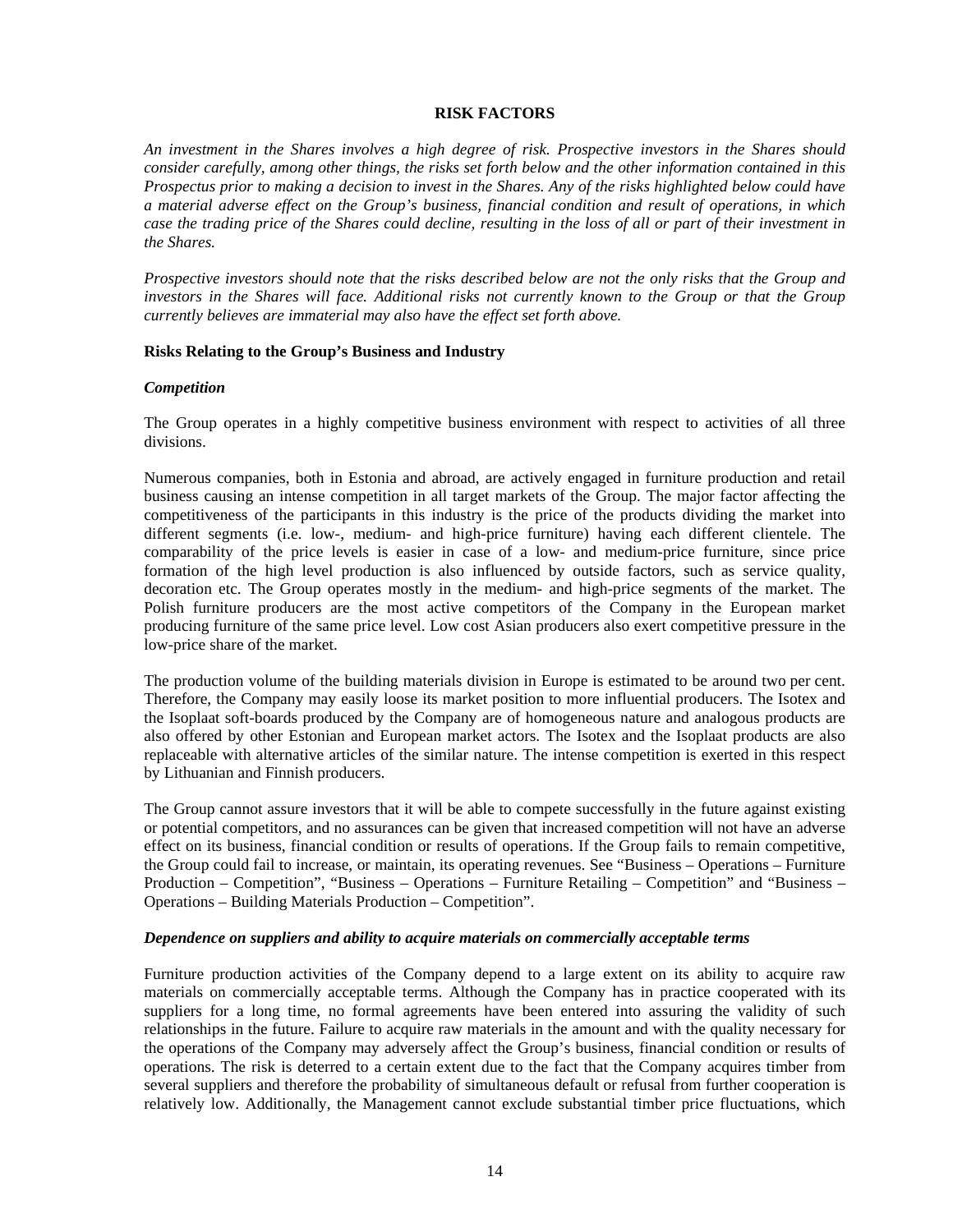# RISK FACTORS

*An investment in the Shares involves a high degree of risk. Prospective investors in the Shares should consider carefully, among other things, the risks set forth below and the other information contained in this Prospectus prior to making a decision to invest in the Shares. Any of the risks highlighted below could have a material adverse effect on the Group's business, financial condition and result of operations, in which case the trading price of the Shares could decline, resulting in the loss of all or part of their investment in the Shares.*

*Prospective investors should note that the risks described below are not the only risks that the Group and investors in the Shares will face. Additional risks not currently known to the Group or that the Group currently believes are immaterial may also have the effect set forth above.*

## Risks Relating to the Group's Business and Industry

### *Competition*

The Group operates in a highly competitive business environment with respect to activities of all three divisions.

Numerous companies, both in Estonia and abroad, are actively engaged in furniture production and retail business causing an intense competition in all target markets of the Group. The major factor affecting the competitiveness of the participants in this industry is the price of the products dividing the market into different segments (i.e. low-, medium- and high-price furniture) having each different clientele. The comparability of the price levels is easier in case of a low- and medium-price furniture, since price formation of the high level production is also influenced by outside factors, such as service quality, decoration etc. The Group operates mostly in the medium- and high-price segments of the market. The Polish furniture producers are the most active competitors of the Company in the European market producing furniture of the same price level. Low cost Asian producers also exert competitive pressure in the low-price share of the market.

The production volume of the building materials division in Europe is estimated to be around two per cent. Therefore, the Company may easily loose its market position to more influential producers. The Isotex and the Isoplaat soft-boards produced by the Company are of homogeneous nature and analogous products are also offered by other Estonian and European market actors. The Isotex and the Isoplaat products are also replaceable with alternative articles of the similar nature. The intense competition is exerted in this respect by Lithuanian and Finnish producers.

The Group cannot assure investors that it will be able to compete successfully in the future against existing or potential competitors, and no assurances can be given that increased competition will not have an adverse effect on its business, financial condition or results of operations. If the Group fails to remain competitive, the Group could fail to increase, or maintain, its operating revenues. See "Business – Operations – Furniture Production – Competition", "Business – Operations – Furniture Retailing – Competition" and "Business – Operations – Building Materials Production – Competition".

### *Dependence on suppliers and ability to acquire materials on commercially acceptable terms*

Furniture production activities of the Company depend to a large extent on its ability to acquire raw materials on commercially acceptable terms. Although the Company has in practice cooperated with its suppliers for a long time, no formal agreements have been entered into assuring the validity of such relationships in the future. Failure to acquire raw materials in the amount and with the quality necessary for the operations of the Company may adversely affect the Group's business, financial condition or results of operations. The risk is deterred to a certain extent due to the fact that the Company acquires timber from several suppliers and therefore the probability of simultaneous default or refusal from further cooperation is relatively low. Additionally, the Management cannot exclude substantial timber price fluctuations, which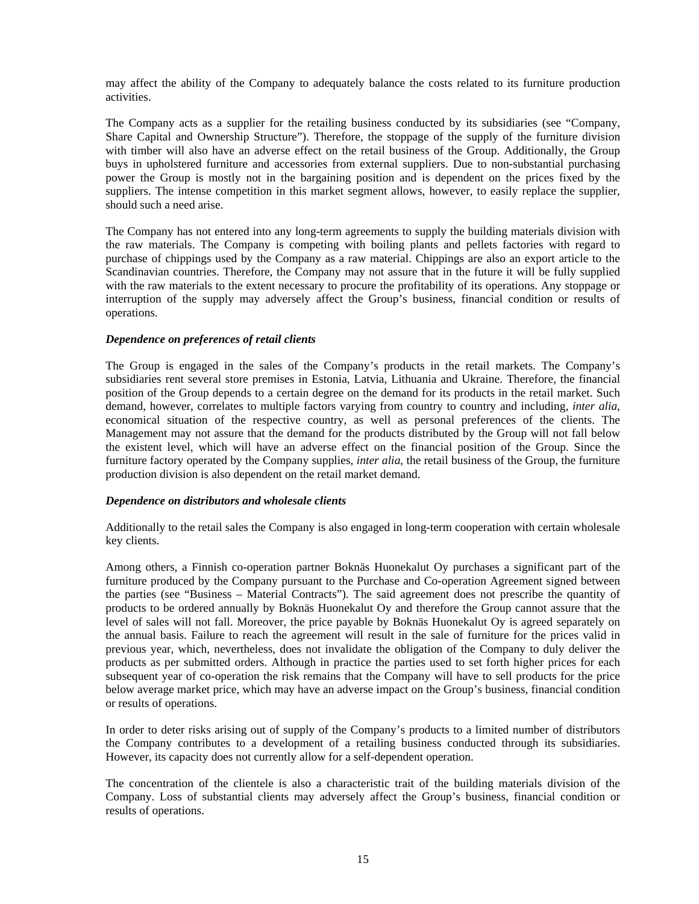may affect the ability of the Company to adequately balance the costs related to its furniture production activities.

The Company acts as a supplier for the retailing business conducted by its subsidiaries (see "Company, Share Capital and Ownership Structure"). Therefore, the stoppage of the supply of the furniture division with timber will also have an adverse effect on the retail business of the Group. Additionally, the Group buys in upholstered furniture and accessories from external suppliers. Due to non-substantial purchasing power the Group is mostly not in the bargaining position and is dependent on the prices fixed by the suppliers. The intense competition in this market segment allows, however, to easily replace the supplier, should such a need arise.

The Company has not entered into any long-term agreements to supply the building materials division with the raw materials. The Company is competing with boiling plants and pellets factories with regard to purchase of chippings used by the Company as a raw material. Chippings are also an export article to the Scandinavian countries. Therefore, the Company may not assure that in the future it will be fully supplied with the raw materials to the extent necessary to procure the profitability of its operations. Any stoppage or interruption of the supply may adversely affect the Group's business, financial condition or results of operations.

***Dependence on preferences of retail clients***

The Group is engaged in the sales of the Company's products in the retail markets. The Company's subsidiaries rent several store premises in Estonia, Latvia, Lithuania and Ukraine. Therefore, the financial position of the Group depends to a certain degree on the demand for its products in the retail market. Such demand, however, correlates to multiple factors varying from country to country and including, *inter alia*, economical situation of the respective country, as well as personal preferences of the clients. The Management may not assure that the demand for the products distributed by the Group will not fall below the existent level, which will have an adverse effect on the financial position of the Group. Since the furniture factory operated by the Company supplies, *inter alia*, the retail business of the Group, the furniture production division is also dependent on the retail market demand.

***Dependence on distributors and wholesale clients***

Additionally to the retail sales the Company is also engaged in long-term cooperation with certain wholesale key clients.

Among others, a Finnish co-operation partner Boknäs Huonekalut Oy purchases a significant part of the furniture produced by the Company pursuant to the Purchase and Co-operation Agreement signed between the parties (see "Business – Material Contracts"). The said agreement does not prescribe the quantity of products to be ordered annually by Boknäs Huonekalut Oy and therefore the Group cannot assure that the level of sales will not fall. Moreover, the price payable by Boknäs Huonekalut Oy is agreed separately on the annual basis. Failure to reach the agreement will result in the sale of furniture for the prices valid in previous year, which, nevertheless, does not invalidate the obligation of the Company to duly deliver the products as per submitted orders. Although in practice the parties used to set forth higher prices for each subsequent year of co-operation the risk remains that the Company will have to sell products for the price below average market price, which may have an adverse impact on the Group's business, financial condition or results of operations.

In order to deter risks arising out of supply of the Company's products to a limited number of distributors the Company contributes to a development of a retailing business conducted through its subsidiaries. However, its capacity does not currently allow for a self-dependent operation.

The concentration of the clientele is also a characteristic trait of the building materials division of the Company. Loss of substantial clients may adversely affect the Group's business, financial condition or results of operations.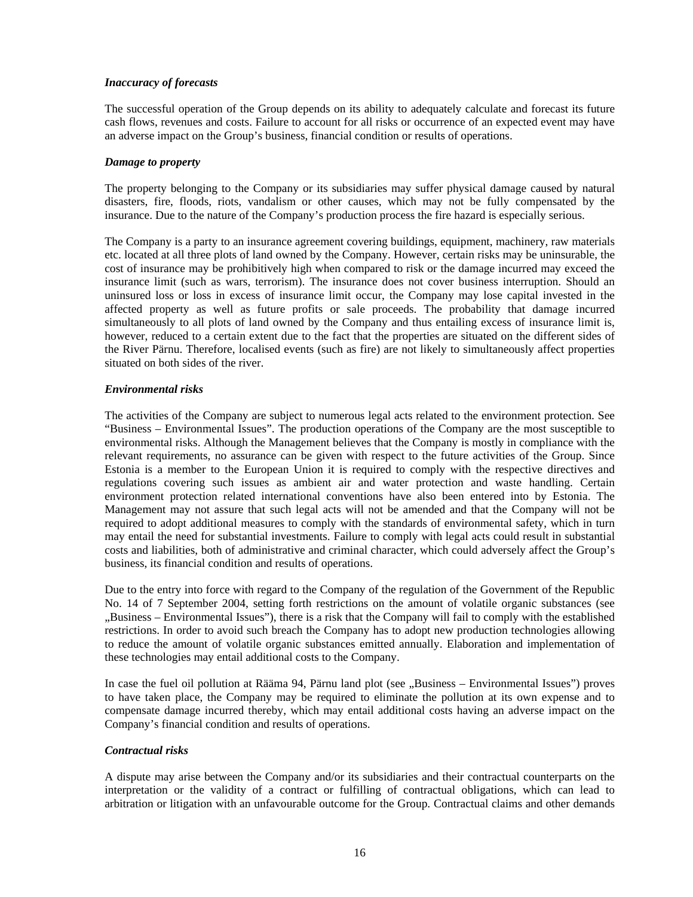***Inaccuracy of forecasts***

The successful operation of the Group depends on its ability to adequately calculate and forecast its future cash flows, revenues and costs. Failure to account for all risks or occurrence of an expected event may have an adverse impact on the Group's business, financial condition or results of operations.

***Damage to property***

The property belonging to the Company or its subsidiaries may suffer physical damage caused by natural disasters, fire, floods, riots, vandalism or other causes, which may not be fully compensated by the insurance. Due to the nature of the Company's production process the fire hazard is especially serious.

The Company is a party to an insurance agreement covering buildings, equipment, machinery, raw materials etc. located at all three plots of land owned by the Company. However, certain risks may be uninsurable, the cost of insurance may be prohibitively high when compared to risk or the damage incurred may exceed the insurance limit (such as wars, terrorism). The insurance does not cover business interruption. Should an uninsured loss or loss in excess of insurance limit occur, the Company may lose capital invested in the affected property as well as future profits or sale proceeds. The probability that damage incurred simultaneously to all plots of land owned by the Company and thus entailing excess of insurance limit is, however, reduced to a certain extent due to the fact that the properties are situated on the different sides of the River Pärnu. Therefore, localised events (such as fire) are not likely to simultaneously affect properties situated on both sides of the river.

***Environmental risks***

The activities of the Company are subject to numerous legal acts related to the environment protection. See "Business – Environmental Issues". The production operations of the Company are the most susceptible to environmental risks. Although the Management believes that the Company is mostly in compliance with the relevant requirements, no assurance can be given with respect to the future activities of the Group. Since Estonia is a member to the European Union it is required to comply with the respective directives and regulations covering such issues as ambient air and water protection and waste handling. Certain environment protection related international conventions have also been entered into by Estonia. The Management may not assure that such legal acts will not be amended and that the Company will not be required to adopt additional measures to comply with the standards of environmental safety, which in turn may entail the need for substantial investments. Failure to comply with legal acts could result in substantial costs and liabilities, both of administrative and criminal character, which could adversely affect the Group's business, its financial condition and results of operations.

Due to the entry into force with regard to the Company of the regulation of the Government of the Republic No. 14 of 7 September 2004, setting forth restrictions on the amount of volatile organic substances (see „Business – Environmental Issues"), there is a risk that the Company will fail to comply with the established restrictions. In order to avoid such breach the Company has to adopt new production technologies allowing to reduce the amount of volatile organic substances emitted annually. Elaboration and implementation of these technologies may entail additional costs to the Company.

In case the fuel oil pollution at Rääma 94, Pärnu land plot (see „Business – Environmental Issues") proves to have taken place, the Company may be required to eliminate the pollution at its own expense and to compensate damage incurred thereby, which may entail additional costs having an adverse impact on the Company's financial condition and results of operations.

***Contractual risks***

A dispute may arise between the Company and/or its subsidiaries and their contractual counterparts on the interpretation or the validity of a contract or fulfilling of contractual obligations, which can lead to arbitration or litigation with an unfavourable outcome for the Group. Contractual claims and other demands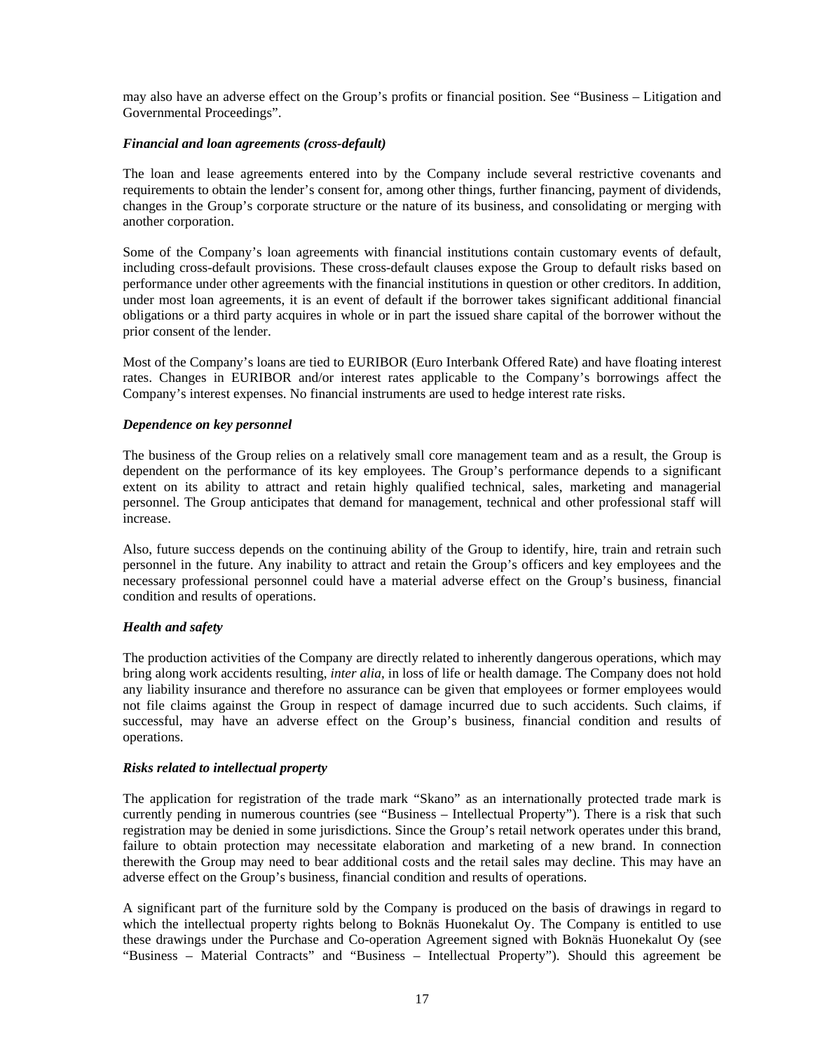may also have an adverse effect on the Group's profits or financial position. See "Business – Litigation and Governmental Proceedings".

***Financial and loan agreements (cross-default)***

The loan and lease agreements entered into by the Company include several restrictive covenants and requirements to obtain the lender's consent for, among other things, further financing, payment of dividends, changes in the Group's corporate structure or the nature of its business, and consolidating or merging with another corporation.

Some of the Company's loan agreements with financial institutions contain customary events of default, including cross-default provisions. These cross-default clauses expose the Group to default risks based on performance under other agreements with the financial institutions in question or other creditors. In addition, under most loan agreements, it is an event of default if the borrower takes significant additional financial obligations or a third party acquires in whole or in part the issued share capital of the borrower without the prior consent of the lender.

Most of the Company's loans are tied to EURIBOR (Euro Interbank Offered Rate) and have floating interest rates. Changes in EURIBOR and/or interest rates applicable to the Company's borrowings affect the Company's interest expenses. No financial instruments are used to hedge interest rate risks.

***Dependence on key personnel***

The business of the Group relies on a relatively small core management team and as a result, the Group is dependent on the performance of its key employees. The Group's performance depends to a significant extent on its ability to attract and retain highly qualified technical, sales, marketing and managerial personnel. The Group anticipates that demand for management, technical and other professional staff will increase.

Also, future success depends on the continuing ability of the Group to identify, hire, train and retrain such personnel in the future. Any inability to attract and retain the Group's officers and key employees and the necessary professional personnel could have a material adverse effect on the Group's business, financial condition and results of operations.

***Health and safety***

The production activities of the Company are directly related to inherently dangerous operations, which may bring along work accidents resulting, *inter alia*, in loss of life or health damage. The Company does not hold any liability insurance and therefore no assurance can be given that employees or former employees would not file claims against the Group in respect of damage incurred due to such accidents. Such claims, if successful, may have an adverse effect on the Group's business, financial condition and results of operations.

***Risks related to intellectual property***

The application for registration of the trade mark "Skano" as an internationally protected trade mark is currently pending in numerous countries (see "Business – Intellectual Property"). There is a risk that such registration may be denied in some jurisdictions. Since the Group's retail network operates under this brand, failure to obtain protection may necessitate elaboration and marketing of a new brand. In connection therewith the Group may need to bear additional costs and the retail sales may decline. This may have an adverse effect on the Group's business, financial condition and results of operations.

A significant part of the furniture sold by the Company is produced on the basis of drawings in regard to which the intellectual property rights belong to Boknäs Huonekalut Oy. The Company is entitled to use these drawings under the Purchase and Co-operation Agreement signed with Boknäs Huonekalut Oy (see "Business – Material Contracts" and "Business – Intellectual Property"). Should this agreement be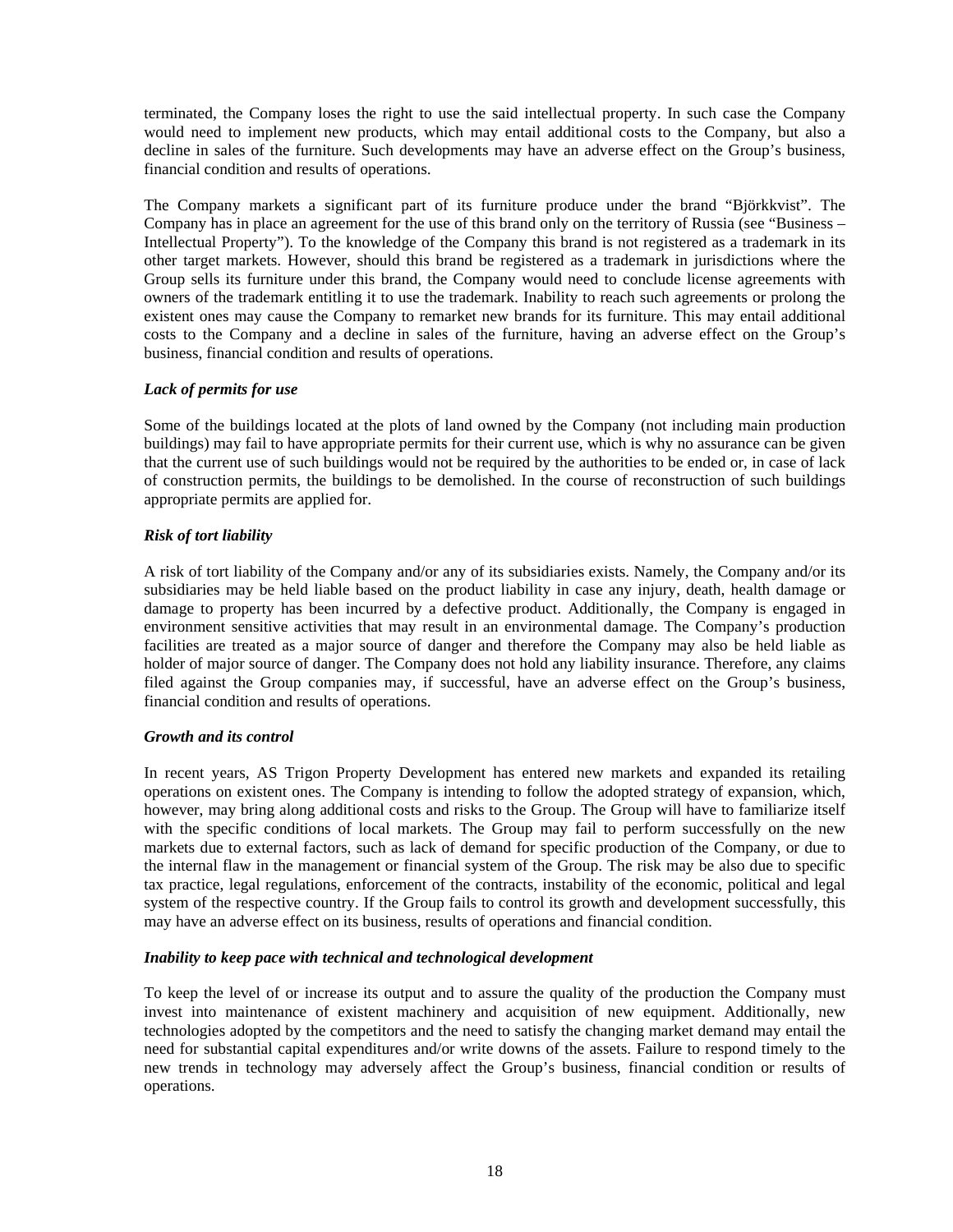terminated, the Company loses the right to use the said intellectual property. In such case the Company would need to implement new products, which may entail additional costs to the Company, but also a decline in sales of the furniture. Such developments may have an adverse effect on the Group's business, financial condition and results of operations.

The Company markets a significant part of its furniture produce under the brand "Björkkvist". The Company has in place an agreement for the use of this brand only on the territory of Russia (see "Business – Intellectual Property"). To the knowledge of the Company this brand is not registered as a trademark in its other target markets. However, should this brand be registered as a trademark in jurisdictions where the Group sells its furniture under this brand, the Company would need to conclude license agreements with owners of the trademark entitling it to use the trademark. Inability to reach such agreements or prolong the existent ones may cause the Company to remarket new brands for its furniture. This may entail additional costs to the Company and a decline in sales of the furniture, having an adverse effect on the Group's business, financial condition and results of operations.

***Lack of permits for use***

Some of the buildings located at the plots of land owned by the Company (not including main production buildings) may fail to have appropriate permits for their current use, which is why no assurance can be given that the current use of such buildings would not be required by the authorities to be ended or, in case of lack of construction permits, the buildings to be demolished. In the course of reconstruction of such buildings appropriate permits are applied for.

***Risk of tort liability***

A risk of tort liability of the Company and/or any of its subsidiaries exists. Namely, the Company and/or its subsidiaries may be held liable based on the product liability in case any injury, death, health damage or damage to property has been incurred by a defective product. Additionally, the Company is engaged in environment sensitive activities that may result in an environmental damage. The Company's production facilities are treated as a major source of danger and therefore the Company may also be held liable as holder of major source of danger. The Company does not hold any liability insurance. Therefore, any claims filed against the Group companies may, if successful, have an adverse effect on the Group's business, financial condition and results of operations.

***Growth and its control***

In recent years, AS Trigon Property Development has entered new markets and expanded its retailing operations on existent ones. The Company is intending to follow the adopted strategy of expansion, which, however, may bring along additional costs and risks to the Group. The Group will have to familiarize itself with the specific conditions of local markets. The Group may fail to perform successfully on the new markets due to external factors, such as lack of demand for specific production of the Company, or due to the internal flaw in the management or financial system of the Group. The risk may be also due to specific tax practice, legal regulations, enforcement of the contracts, instability of the economic, political and legal system of the respective country. If the Group fails to control its growth and development successfully, this may have an adverse effect on its business, results of operations and financial condition.

***Inability to keep pace with technical and technological development***

To keep the level of or increase its output and to assure the quality of the production the Company must invest into maintenance of existent machinery and acquisition of new equipment. Additionally, new technologies adopted by the competitors and the need to satisfy the changing market demand may entail the need for substantial capital expenditures and/or write downs of the assets. Failure to respond timely to the new trends in technology may adversely affect the Group's business, financial condition or results of operations.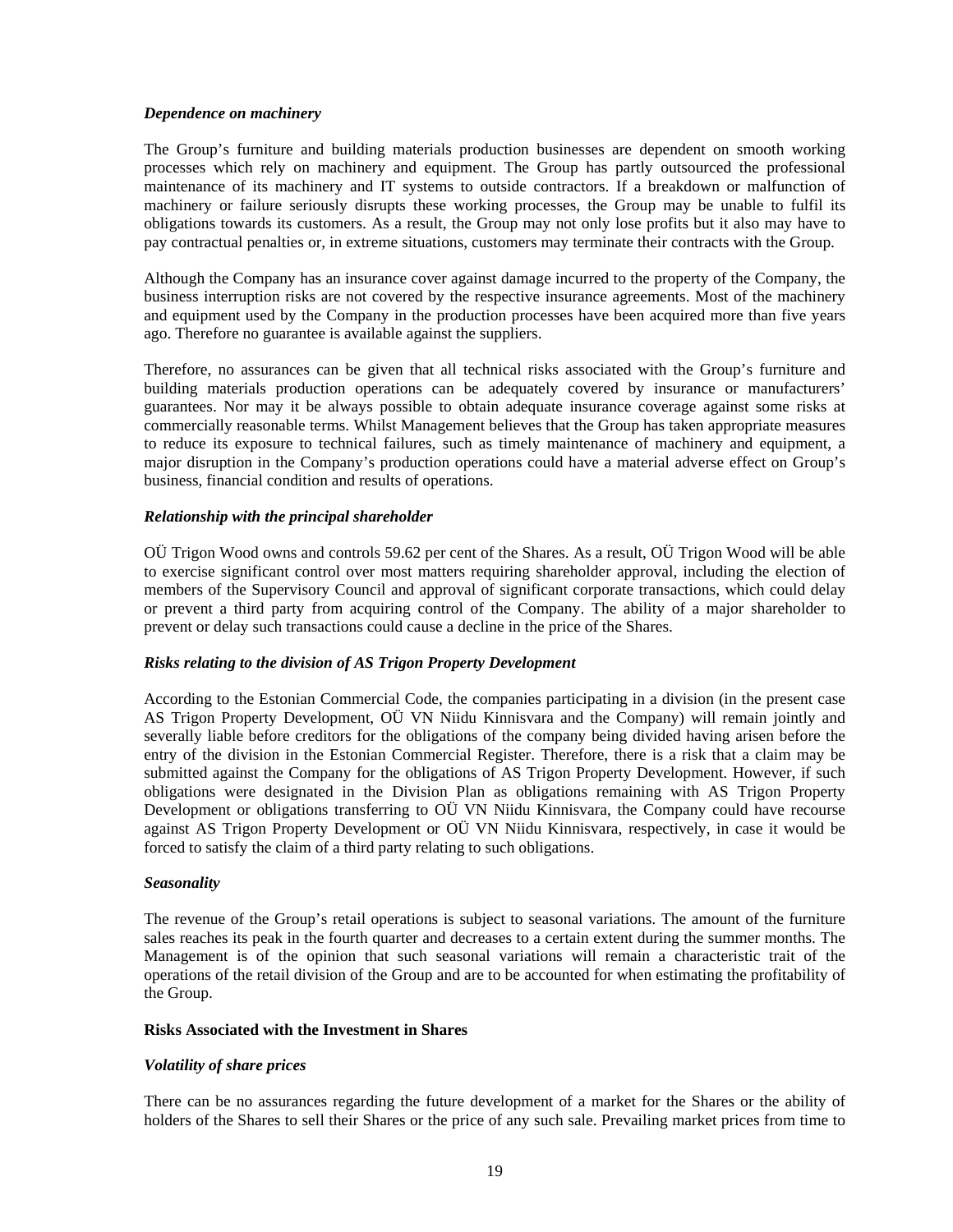*Dependence on machinery*

The Group's furniture and building materials production businesses are dependent on smooth working processes which rely on machinery and equipment. The Group has partly outsourced the professional maintenance of its machinery and IT systems to outside contractors. If a breakdown or malfunction of machinery or failure seriously disrupts these working processes, the Group may be unable to fulfil its obligations towards its customers. As a result, the Group may not only lose profits but it also may have to pay contractual penalties or, in extreme situations, customers may terminate their contracts with the Group.

Although the Company has an insurance cover against damage incurred to the property of the Company, the business interruption risks are not covered by the respective insurance agreements. Most of the machinery and equipment used by the Company in the production processes have been acquired more than five years ago. Therefore no guarantee is available against the suppliers.

Therefore, no assurances can be given that all technical risks associated with the Group's furniture and building materials production operations can be adequately covered by insurance or manufacturers' guarantees. Nor may it be always possible to obtain adequate insurance coverage against some risks at commercially reasonable terms. Whilst Management believes that the Group has taken appropriate measures to reduce its exposure to technical failures, such as timely maintenance of machinery and equipment, a major disruption in the Company's production operations could have a material adverse effect on Group's business, financial condition and results of operations.

*Relationship with the principal shareholder*

OÜ Trigon Wood owns and controls 59.62 per cent of the Shares. As a result, OÜ Trigon Wood will be able to exercise significant control over most matters requiring shareholder approval, including the election of members of the Supervisory Council and approval of significant corporate transactions, which could delay or prevent a third party from acquiring control of the Company. The ability of a major shareholder to prevent or delay such transactions could cause a decline in the price of the Shares.

*Risks relating to the division of AS Trigon Property Development*

According to the Estonian Commercial Code, the companies participating in a division (in the present case AS Trigon Property Development, OÜ VN Niidu Kinnisvara and the Company) will remain jointly and severally liable before creditors for the obligations of the company being divided having arisen before the entry of the division in the Estonian Commercial Register. Therefore, there is a risk that a claim may be submitted against the Company for the obligations of AS Trigon Property Development. However, if such obligations were designated in the Division Plan as obligations remaining with AS Trigon Property Development or obligations transferring to OÜ VN Niidu Kinnisvara, the Company could have recourse against AS Trigon Property Development or OÜ VN Niidu Kinnisvara, respectively, in case it would be forced to satisfy the claim of a third party relating to such obligations.

*Seasonality*

The revenue of the Group's retail operations is subject to seasonal variations. The amount of the furniture sales reaches its peak in the fourth quarter and decreases to a certain extent during the summer months. The Management is of the opinion that such seasonal variations will remain a characteristic trait of the operations of the retail division of the Group and are to be accounted for when estimating the profitability of the Group.

**Risks Associated with the Investment in Shares**

*Volatility of share prices*

There can be no assurances regarding the future development of a market for the Shares or the ability of holders of the Shares to sell their Shares or the price of any such sale. Prevailing market prices from time to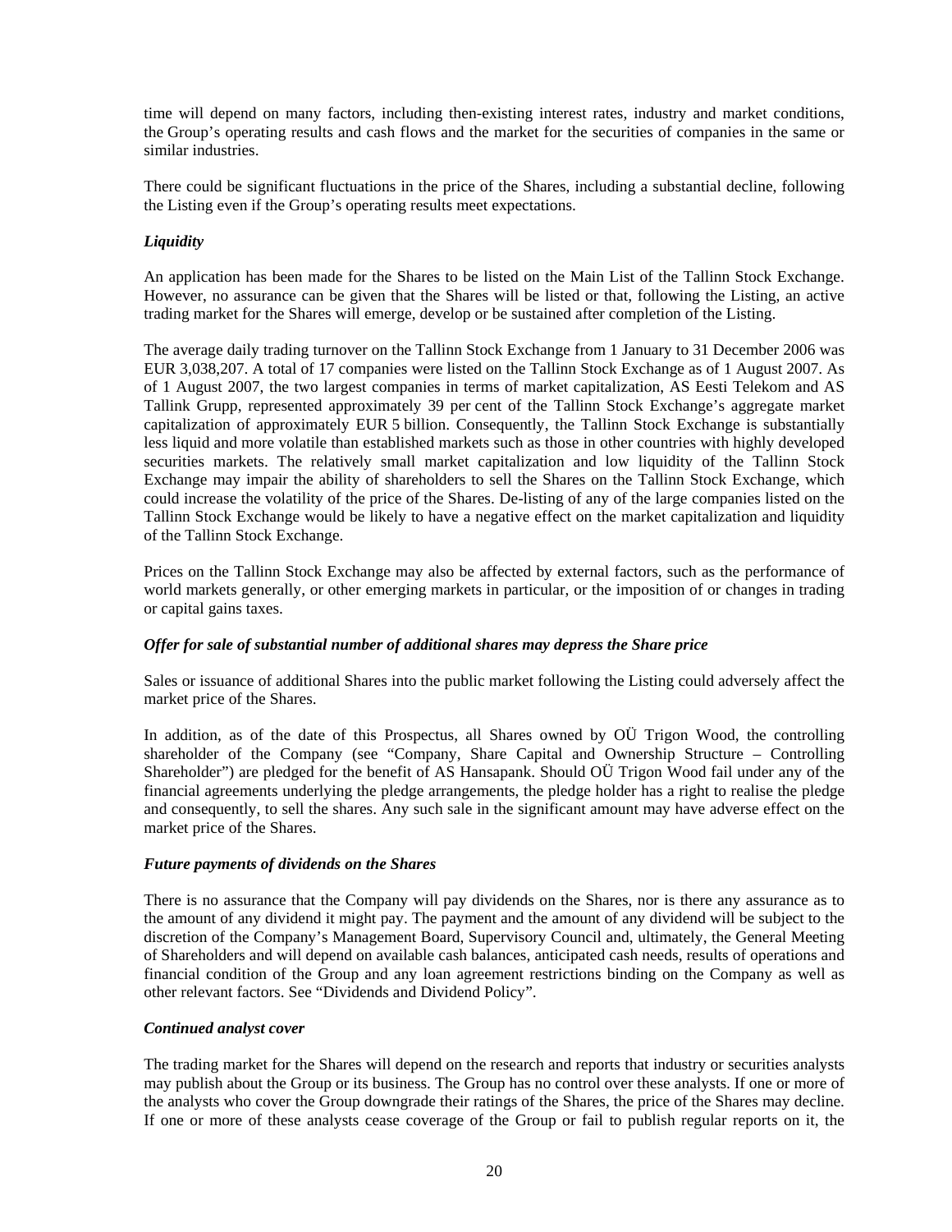time will depend on many factors, including then-existing interest rates, industry and market conditions, the Group's operating results and cash flows and the market for the securities of companies in the same or similar industries.

There could be significant fluctuations in the price of the Shares, including a substantial decline, following the Listing even if the Group's operating results meet expectations.

***Liquidity***

An application has been made for the Shares to be listed on the Main List of the Tallinn Stock Exchange. However, no assurance can be given that the Shares will be listed or that, following the Listing, an active trading market for the Shares will emerge, develop or be sustained after completion of the Listing.

The average daily trading turnover on the Tallinn Stock Exchange from 1 January to 31 December 2006 was EUR 3,038,207. A total of 17 companies were listed on the Tallinn Stock Exchange as of 1 August 2007. As of 1 August 2007, the two largest companies in terms of market capitalization, AS Eesti Telekom and AS Tallink Grupp, represented approximately 39 per cent of the Tallinn Stock Exchange's aggregate market capitalization of approximately EUR 5 billion. Consequently, the Tallinn Stock Exchange is substantially less liquid and more volatile than established markets such as those in other countries with highly developed securities markets. The relatively small market capitalization and low liquidity of the Tallinn Stock Exchange may impair the ability of shareholders to sell the Shares on the Tallinn Stock Exchange, which could increase the volatility of the price of the Shares. De-listing of any of the large companies listed on the Tallinn Stock Exchange would be likely to have a negative effect on the market capitalization and liquidity of the Tallinn Stock Exchange.

Prices on the Tallinn Stock Exchange may also be affected by external factors, such as the performance of world markets generally, or other emerging markets in particular, or the imposition of or changes in trading or capital gains taxes.

***Offer for sale of substantial number of additional shares may depress the Share price***

Sales or issuance of additional Shares into the public market following the Listing could adversely affect the market price of the Shares.

In addition, as of the date of this Prospectus, all Shares owned by OÜ Trigon Wood, the controlling shareholder of the Company (see "Company, Share Capital and Ownership Structure – Controlling Shareholder") are pledged for the benefit of AS Hansapank. Should OÜ Trigon Wood fail under any of the financial agreements underlying the pledge arrangements, the pledge holder has a right to realise the pledge and consequently, to sell the shares. Any such sale in the significant amount may have adverse effect on the market price of the Shares.

***Future payments of dividends on the Shares***

There is no assurance that the Company will pay dividends on the Shares, nor is there any assurance as to the amount of any dividend it might pay. The payment and the amount of any dividend will be subject to the discretion of the Company's Management Board, Supervisory Council and, ultimately, the General Meeting of Shareholders and will depend on available cash balances, anticipated cash needs, results of operations and financial condition of the Group and any loan agreement restrictions binding on the Company as well as other relevant factors. See "Dividends and Dividend Policy".

***Continued analyst cover***

The trading market for the Shares will depend on the research and reports that industry or securities analysts may publish about the Group or its business. The Group has no control over these analysts. If one or more of the analysts who cover the Group downgrade their ratings of the Shares, the price of the Shares may decline. If one or more of these analysts cease coverage of the Group or fail to publish regular reports on it, the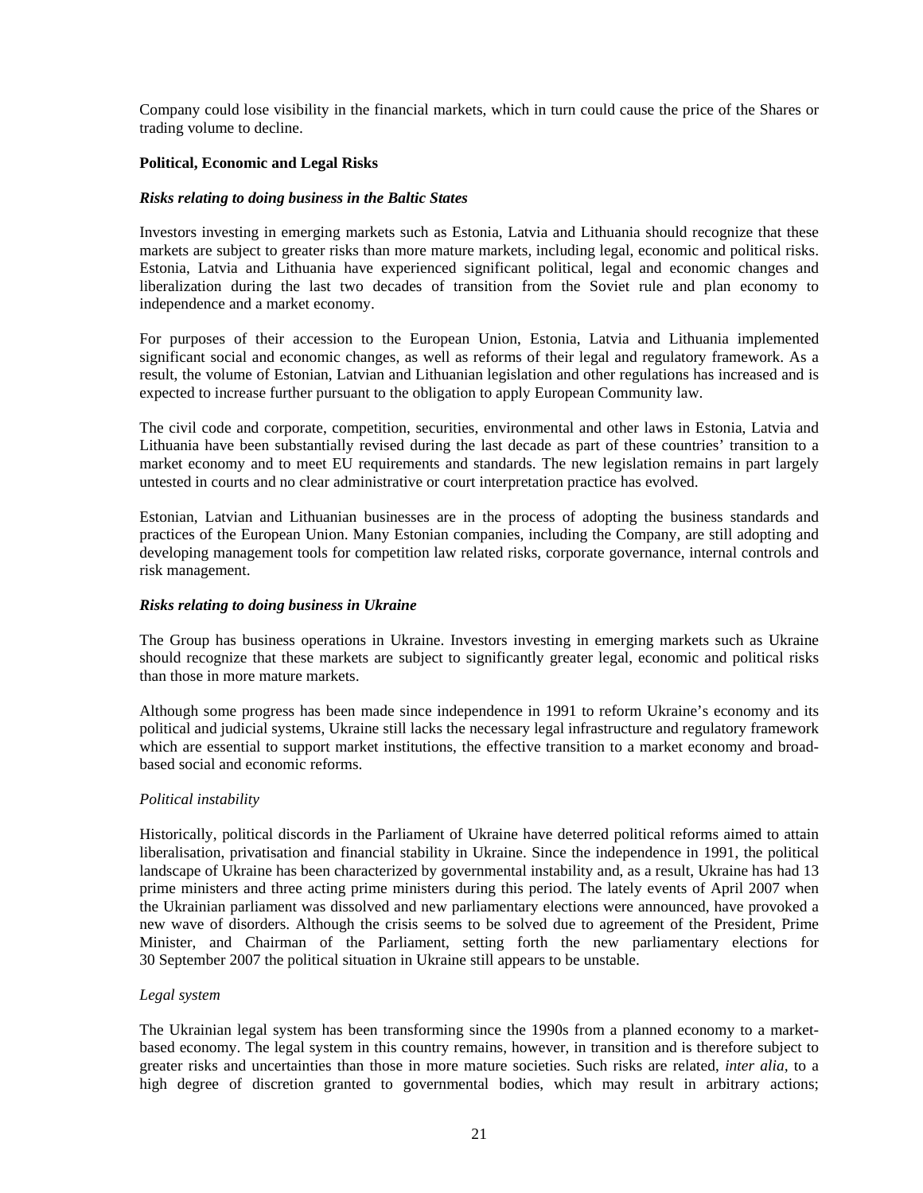Company could lose visibility in the financial markets, which in turn could cause the price of the Shares or trading volume to decline.

**Political, Economic and Legal Risks**

***Risks relating to doing business in the Baltic States***

Investors investing in emerging markets such as Estonia, Latvia and Lithuania should recognize that these markets are subject to greater risks than more mature markets, including legal, economic and political risks. Estonia, Latvia and Lithuania have experienced significant political, legal and economic changes and liberalization during the last two decades of transition from the Soviet rule and plan economy to independence and a market economy.

For purposes of their accession to the European Union, Estonia, Latvia and Lithuania implemented significant social and economic changes, as well as reforms of their legal and regulatory framework. As a result, the volume of Estonian, Latvian and Lithuanian legislation and other regulations has increased and is expected to increase further pursuant to the obligation to apply European Community law.

The civil code and corporate, competition, securities, environmental and other laws in Estonia, Latvia and Lithuania have been substantially revised during the last decade as part of these countries' transition to a market economy and to meet EU requirements and standards. The new legislation remains in part largely untested in courts and no clear administrative or court interpretation practice has evolved.

Estonian, Latvian and Lithuanian businesses are in the process of adopting the business standards and practices of the European Union. Many Estonian companies, including the Company, are still adopting and developing management tools for competition law related risks, corporate governance, internal controls and risk management.

***Risks relating to doing business in Ukraine***

The Group has business operations in Ukraine. Investors investing in emerging markets such as Ukraine should recognize that these markets are subject to significantly greater legal, economic and political risks than those in more mature markets.

Although some progress has been made since independence in 1991 to reform Ukraine's economy and its political and judicial systems, Ukraine still lacks the necessary legal infrastructure and regulatory framework which are essential to support market institutions, the effective transition to a market economy and broad-based social and economic reforms.

*Political instability*

Historically, political discords in the Parliament of Ukraine have deterred political reforms aimed to attain liberalisation, privatisation and financial stability in Ukraine. Since the independence in 1991, the political landscape of Ukraine has been characterized by governmental instability and, as a result, Ukraine has had 13 prime ministers and three acting prime ministers during this period. The lately events of April 2007 when the Ukrainian parliament was dissolved and new parliamentary elections were announced, have provoked a new wave of disorders. Although the crisis seems to be solved due to agreement of the President, Prime Minister, and Chairman of the Parliament, setting forth the new parliamentary elections for 30 September 2007 the political situation in Ukraine still appears to be unstable.

*Legal system*

The Ukrainian legal system has been transforming since the 1990s from a planned economy to a market-based economy. The legal system in this country remains, however, in transition and is therefore subject to greater risks and uncertainties than those in more mature societies. Such risks are related, *inter alia*, to a high degree of discretion granted to governmental bodies, which may result in arbitrary actions;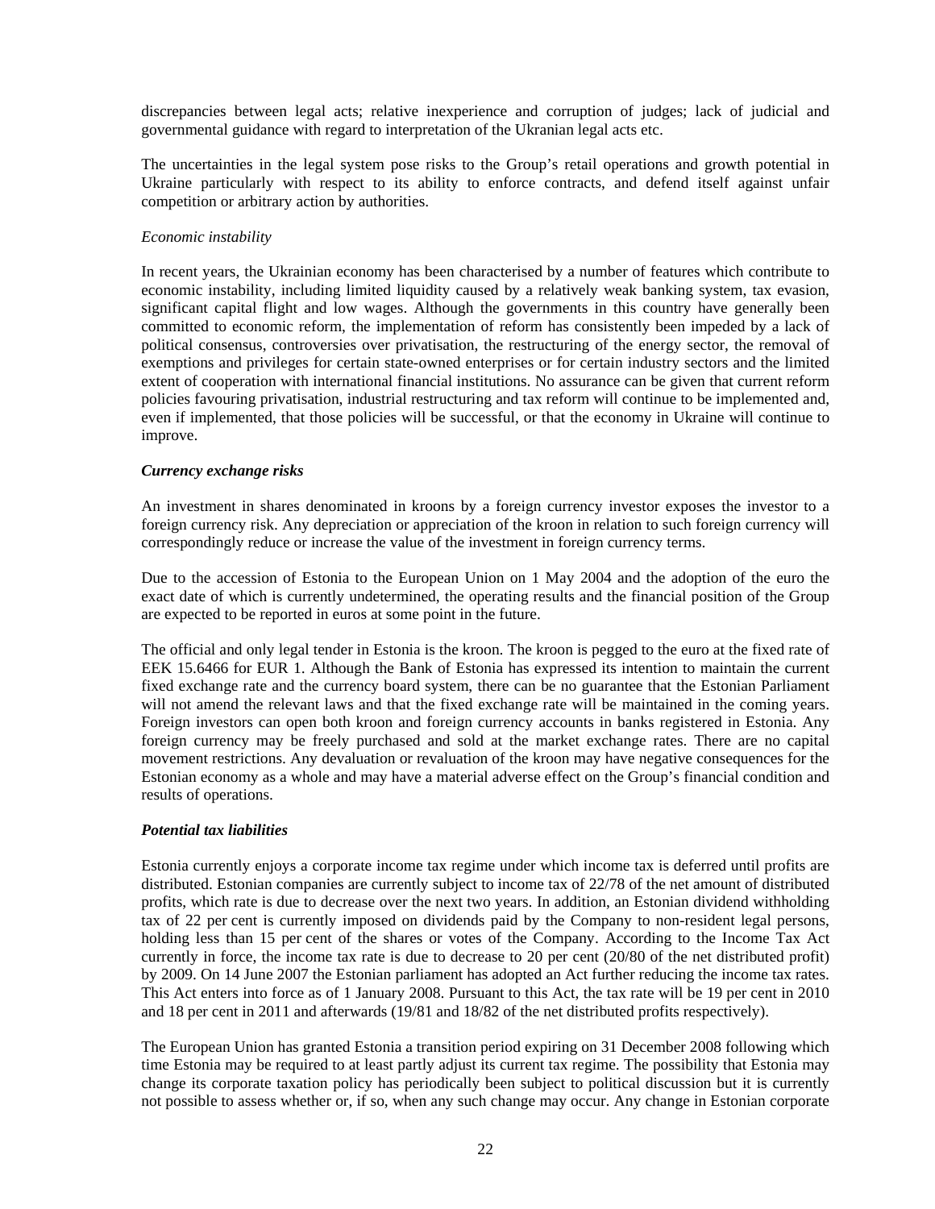discrepancies between legal acts; relative inexperience and corruption of judges; lack of judicial and governmental guidance with regard to interpretation of the Ukranian legal acts etc.

The uncertainties in the legal system pose risks to the Group's retail operations and growth potential in Ukraine particularly with respect to its ability to enforce contracts, and defend itself against unfair competition or arbitrary action by authorities.

*Economic instability*

In recent years, the Ukrainian economy has been characterised by a number of features which contribute to economic instability, including limited liquidity caused by a relatively weak banking system, tax evasion, significant capital flight and low wages. Although the governments in this country have generally been committed to economic reform, the implementation of reform has consistently been impeded by a lack of political consensus, controversies over privatisation, the restructuring of the energy sector, the removal of exemptions and privileges for certain state-owned enterprises or for certain industry sectors and the limited extent of cooperation with international financial institutions. No assurance can be given that current reform policies favouring privatisation, industrial restructuring and tax reform will continue to be implemented and, even if implemented, that those policies will be successful, or that the economy in Ukraine will continue to improve.

***Currency exchange risks***

An investment in shares denominated in kroons by a foreign currency investor exposes the investor to a foreign currency risk. Any depreciation or appreciation of the kroon in relation to such foreign currency will correspondingly reduce or increase the value of the investment in foreign currency terms.

Due to the accession of Estonia to the European Union on 1 May 2004 and the adoption of the euro the exact date of which is currently undetermined, the operating results and the financial position of the Group are expected to be reported in euros at some point in the future.

The official and only legal tender in Estonia is the kroon. The kroon is pegged to the euro at the fixed rate of EEK 15.6466 for EUR 1. Although the Bank of Estonia has expressed its intention to maintain the current fixed exchange rate and the currency board system, there can be no guarantee that the Estonian Parliament will not amend the relevant laws and that the fixed exchange rate will be maintained in the coming years. Foreign investors can open both kroon and foreign currency accounts in banks registered in Estonia. Any foreign currency may be freely purchased and sold at the market exchange rates. There are no capital movement restrictions. Any devaluation or revaluation of the kroon may have negative consequences for the Estonian economy as a whole and may have a material adverse effect on the Group's financial condition and results of operations.

***Potential tax liabilities***

Estonia currently enjoys a corporate income tax regime under which income tax is deferred until profits are distributed. Estonian companies are currently subject to income tax of 22/78 of the net amount of distributed profits, which rate is due to decrease over the next two years. In addition, an Estonian dividend withholding tax of 22 per cent is currently imposed on dividends paid by the Company to non-resident legal persons, holding less than 15 per cent of the shares or votes of the Company. According to the Income Tax Act currently in force, the income tax rate is due to decrease to 20 per cent (20/80 of the net distributed profit) by 2009. On 14 June 2007 the Estonian parliament has adopted an Act further reducing the income tax rates. This Act enters into force as of 1 January 2008. Pursuant to this Act, the tax rate will be 19 per cent in 2010 and 18 per cent in 2011 and afterwards (19/81 and 18/82 of the net distributed profits respectively).

The European Union has granted Estonia a transition period expiring on 31 December 2008 following which time Estonia may be required to at least partly adjust its current tax regime. The possibility that Estonia may change its corporate taxation policy has periodically been subject to political discussion but it is currently not possible to assess whether or, if so, when any such change may occur. Any change in Estonian corporate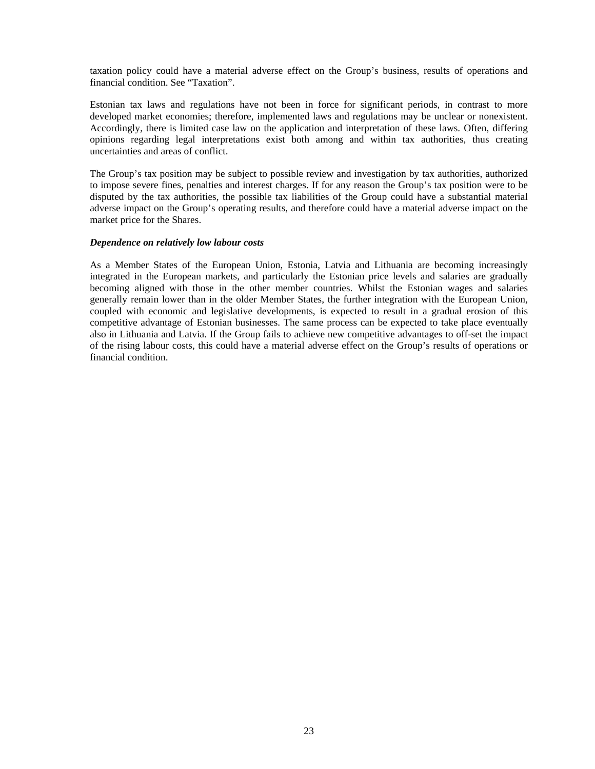taxation policy could have a material adverse effect on the Group's business, results of operations and financial condition. See "Taxation".

Estonian tax laws and regulations have not been in force for significant periods, in contrast to more developed market economies; therefore, implemented laws and regulations may be unclear or nonexistent. Accordingly, there is limited case law on the application and interpretation of these laws. Often, differing opinions regarding legal interpretations exist both among and within tax authorities, thus creating uncertainties and areas of conflict.

The Group's tax position may be subject to possible review and investigation by tax authorities, authorized to impose severe fines, penalties and interest charges. If for any reason the Group's tax position were to be disputed by the tax authorities, the possible tax liabilities of the Group could have a substantial material adverse impact on the Group's operating results, and therefore could have a material adverse impact on the market price for the Shares.

***Dependence on relatively low labour costs***

As a Member States of the European Union, Estonia, Latvia and Lithuania are becoming increasingly integrated in the European markets, and particularly the Estonian price levels and salaries are gradually becoming aligned with those in the other member countries. Whilst the Estonian wages and salaries generally remain lower than in the older Member States, the further integration with the European Union, coupled with economic and legislative developments, is expected to result in a gradual erosion of this competitive advantage of Estonian businesses. The same process can be expected to take place eventually also in Lithuania and Latvia. If the Group fails to achieve new competitive advantages to off-set the impact of the rising labour costs, this could have a material adverse effect on the Group's results of operations or financial condition.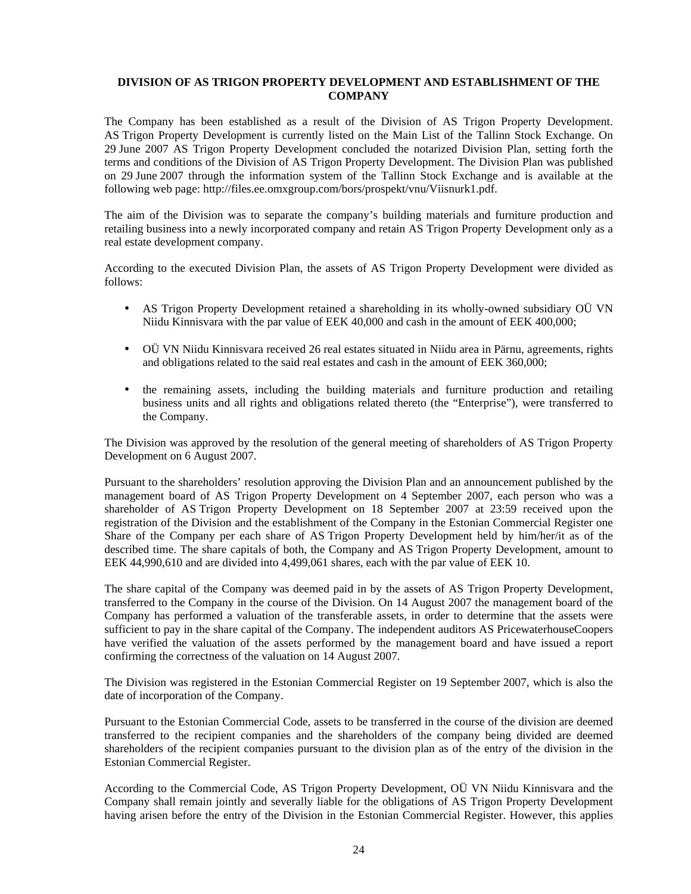## DIVISION OF AS TRIGON PROPERTY DEVELOPMENT AND ESTABLISHMENT OF THE COMPANY

The Company has been established as a result of the Division of AS Trigon Property Development. AS Trigon Property Development is currently listed on the Main List of the Tallinn Stock Exchange. On 29 June 2007 AS Trigon Property Development concluded the notarized Division Plan, setting forth the terms and conditions of the Division of AS Trigon Property Development. The Division Plan was published on 29 June 2007 through the information system of the Tallinn Stock Exchange and is available at the following web page: http://files.ee.omxgroup.com/bors/prospekt/vnu/Viisnurk1.pdf.

The aim of the Division was to separate the company's building materials and furniture production and retailing business into a newly incorporated company and retain AS Trigon Property Development only as a real estate development company.

According to the executed Division Plan, the assets of AS Trigon Property Development were divided as follows:

- AS Trigon Property Development retained a shareholding in its wholly-owned subsidiary OÜ VN Niidu Kinnisvara with the par value of EEK 40,000 and cash in the amount of EEK 400,000;
- OÜ VN Niidu Kinnisvara received 26 real estates situated in Niidu area in Pärnu, agreements, rights and obligations related to the said real estates and cash in the amount of EEK 360,000;
- the remaining assets, including the building materials and furniture production and retailing business units and all rights and obligations related thereto (the "Enterprise"), were transferred to the Company.

The Division was approved by the resolution of the general meeting of shareholders of AS Trigon Property Development on 6 August 2007.

Pursuant to the shareholders' resolution approving the Division Plan and an announcement published by the management board of AS Trigon Property Development on 4 September 2007, each person who was a shareholder of AS Trigon Property Development on 18 September 2007 at 23:59 received upon the registration of the Division and the establishment of the Company in the Estonian Commercial Register one Share of the Company per each share of AS Trigon Property Development held by him/her/it as of the described time. The share capitals of both, the Company and AS Trigon Property Development, amount to EEK 44,990,610 and are divided into 4,499,061 shares, each with the par value of EEK 10.

The share capital of the Company was deemed paid in by the assets of AS Trigon Property Development, transferred to the Company in the course of the Division. On 14 August 2007 the management board of the Company has performed a valuation of the transferable assets, in order to determine that the assets were sufficient to pay in the share capital of the Company. The independent auditors AS PricewaterhouseCoopers have verified the valuation of the assets performed by the management board and have issued a report confirming the correctness of the valuation on 14 August 2007.

The Division was registered in the Estonian Commercial Register on 19 September 2007, which is also the date of incorporation of the Company.

Pursuant to the Estonian Commercial Code, assets to be transferred in the course of the division are deemed transferred to the recipient companies and the shareholders of the company being divided are deemed shareholders of the recipient companies pursuant to the division plan as of the entry of the division in the Estonian Commercial Register.

According to the Commercial Code, AS Trigon Property Development, OÜ VN Niidu Kinnisvara and the Company shall remain jointly and severally liable for the obligations of AS Trigon Property Development having arisen before the entry of the Division in the Estonian Commercial Register. However, this applies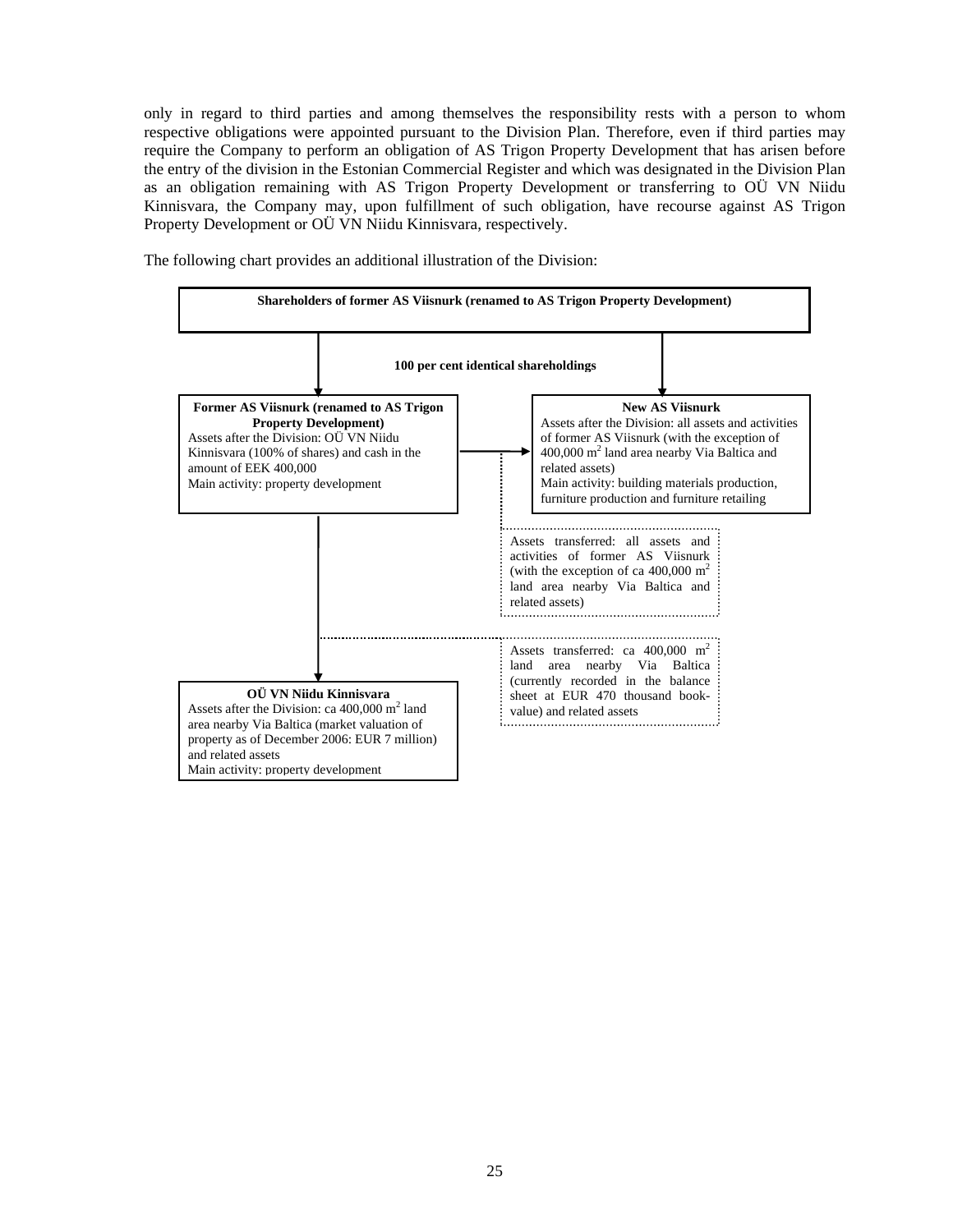only in regard to third parties and among themselves the responsibility rests with a person to whom respective obligations were appointed pursuant to the Division Plan. Therefore, even if third parties may require the Company to perform an obligation of AS Trigon Property Development that has arisen before the entry of the division in the Estonian Commercial Register and which was designated in the Division Plan as an obligation remaining with AS Trigon Property Development or transferring to OÜ VN Niidu Kinnisvara, the Company may, upon fulfillment of such obligation, have recourse against AS Trigon Property Development or OÜ VN Niidu Kinnisvara, respectively.

The following chart provides an additional illustration of the Division:

**Shareholders of former AS Viisnurk (renamed to AS Trigon Property Development)**

**100 per cent identical shareholdings**

**Former AS Viisnurk (renamed to AS Trigon Property Development)**
Assets after the Division: OÜ VN Niidu Kinnisvara (100% of shares) and cash in the amount of EEK 400,000
Main activity: property development

**New AS Viisnurk**
Assets after the Division: all assets and activities of former AS Viisnurk (with the exception of 400,000 $m^2$ land area nearby Via Baltica and related assets)
Main activity: building materials production, furniture production and furniture retailing

Assets transferred: all assets and activities of former AS Viisnurk (with the exception of ca 400,000 $m^2$ land area nearby Via Baltica and related assets)

Assets transferred: ca 400,000 $m^2$ land area nearby Via Baltica (currently recorded in the balance sheet at EUR 470 thousand book-value) and related assets

**OÜ VN Niidu Kinnisvara**
Assets after the Division: ca 400,000 $m^2$ land area nearby Via Baltica (market valuation of property as of December 2006: EUR 7 million) and related assets
Main activity: property development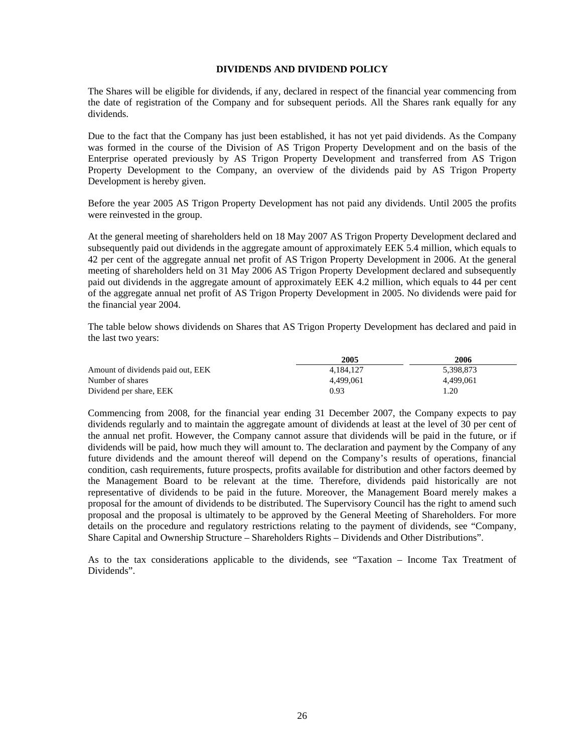## DIVIDENDS AND DIVIDEND POLICY

The Shares will be eligible for dividends, if any, declared in respect of the financial year commencing from the date of registration of the Company and for subsequent periods. All the Shares rank equally for any dividends.

Due to the fact that the Company has just been established, it has not yet paid dividends. As the Company was formed in the course of the Division of AS Trigon Property Development and on the basis of the Enterprise operated previously by AS Trigon Property Development and transferred from AS Trigon Property Development to the Company, an overview of the dividends paid by AS Trigon Property Development is hereby given.

Before the year 2005 AS Trigon Property Development has not paid any dividends. Until 2005 the profits were reinvested in the group.

At the general meeting of shareholders held on 18 May 2007 AS Trigon Property Development declared and subsequently paid out dividends in the aggregate amount of approximately EEK 5.4 million, which equals to 42 per cent of the aggregate annual net profit of AS Trigon Property Development in 2006. At the general meeting of shareholders held on 31 May 2006 AS Trigon Property Development declared and subsequently paid out dividends in the aggregate amount of approximately EEK 4.2 million, which equals to 44 per cent of the aggregate annual net profit of AS Trigon Property Development in 2005. No dividends were paid for the financial year 2004.

The table below shows dividends on Shares that AS Trigon Property Development has declared and paid in the last two years:

| | 2005 | 2006 |
|---|---|---|
| Amount of dividends paid out, EEK | 4,184,127 | 5,398,873 |
| Number of shares | 4,499,061 | 4,499,061 |
| Dividend per share, EEK | 0.93 | 1.20 |

Commencing from 2008, for the financial year ending 31 December 2007, the Company expects to pay dividends regularly and to maintain the aggregate amount of dividends at least at the level of 30 per cent of the annual net profit. However, the Company cannot assure that dividends will be paid in the future, or if dividends will be paid, how much they will amount to. The declaration and payment by the Company of any future dividends and the amount thereof will depend on the Company's results of operations, financial condition, cash requirements, future prospects, profits available for distribution and other factors deemed by the Management Board to be relevant at the time. Therefore, dividends paid historically are not representative of dividends to be paid in the future. Moreover, the Management Board merely makes a proposal for the amount of dividends to be distributed. The Supervisory Council has the right to amend such proposal and the proposal is ultimately to be approved by the General Meeting of Shareholders. For more details on the procedure and regulatory restrictions relating to the payment of dividends, see "Company, Share Capital and Ownership Structure – Shareholders Rights – Dividends and Other Distributions".

As to the tax considerations applicable to the dividends, see "Taxation – Income Tax Treatment of Dividends".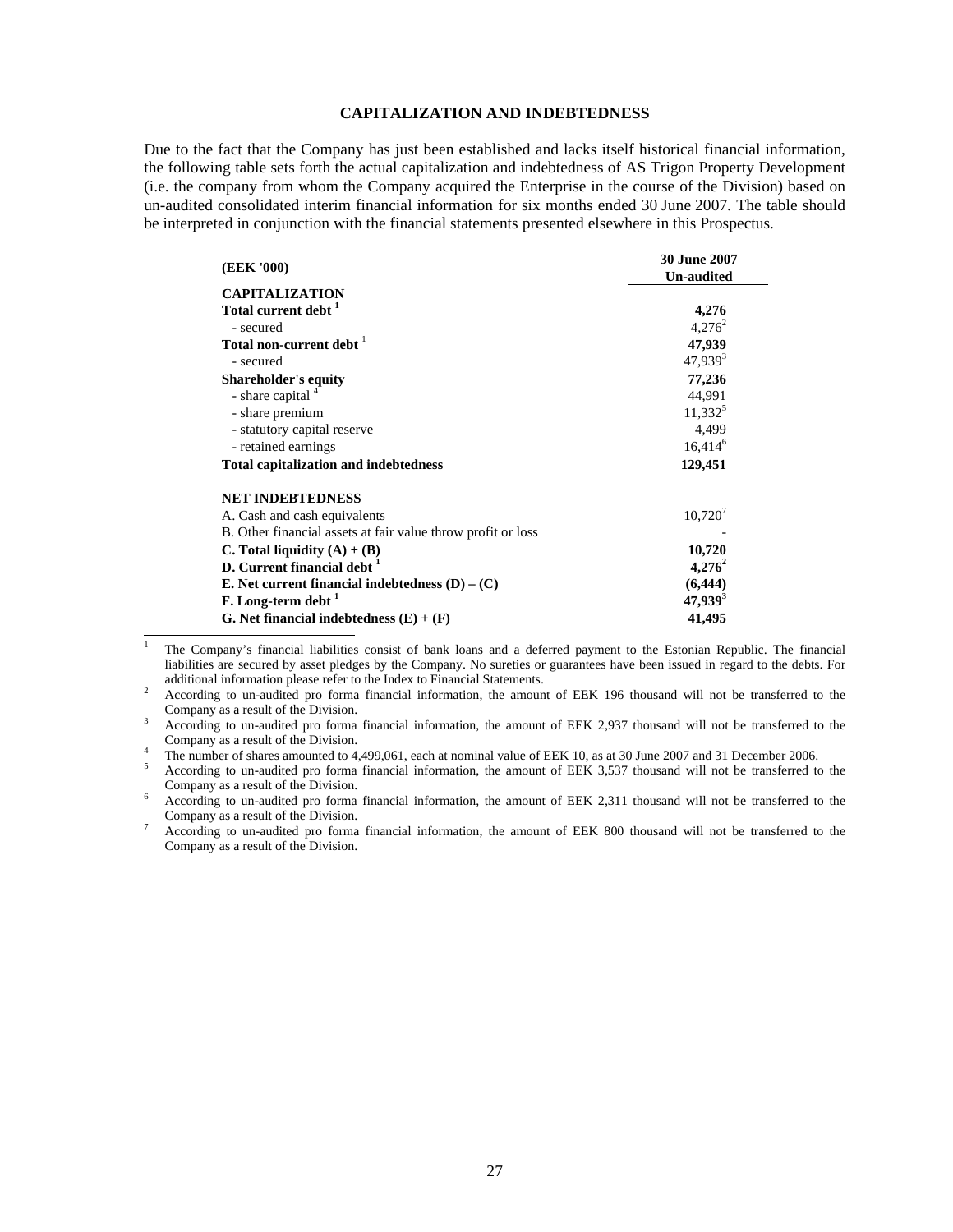## CAPITALIZATION AND INDEBTEDNESS

Due to the fact that the Company has just been established and lacks itself historical financial information, the following table sets forth the actual capitalization and indebtedness of AS Trigon Property Development (i.e. the company from whom the Company acquired the Enterprise in the course of the Division) based on un-audited consolidated interim financial information for six months ended 30 June 2007. The table should be interpreted in conjunction with the financial statements presented elsewhere in this Prospectus.

| (EEK '000) | 30 June 2007 Un-audited |
|---|---|
| **CAPITALIZATION** | |
| **Total current debt** [1] | **4,276** |
| - secured | 4,276[2] |
| **Total non-current debt** [1] | **47,939** |
| - secured | 47,939[3] |
| **Shareholder's equity** | **77,236** |
| - share capital [4] | 44,991 |
| - share premium | 11,332[5] |
| - statutory capital reserve | 4,499 |
| - retained earnings | 16,414[6] |
| **Total capitalization and indebtedness** | **129,451** |
| | |
| **NET INDEBTEDNESS** | |
| A. Cash and cash equivalents | 10,720[7] |
| B. Other financial assets at fair value throw profit or loss | - |
| **C. Total liquidity (A) + (B)** | **10,720** |
| **D. Current financial debt** [1] | **4,276**[2] |
| **E. Net current financial indebtedness (D) – (C)** | **(6,444)** |
| **F. Long-term debt** [1] | **47,939**[3] |
| **G. Net financial indebtedness (E) + (F)** | **41,495** |

[1] The Company's financial liabilities consist of bank loans and a deferred payment to the Estonian Republic. The financial liabilities are secured by asset pledges by the Company. No sureties or guarantees have been issued in regard to the debts. For additional information please refer to the Index to Financial Statements.

[2] According to un-audited pro forma financial information, the amount of EEK 196 thousand will not be transferred to the Company as a result of the Division.

[3] According to un-audited pro forma financial information, the amount of EEK 2,937 thousand will not be transferred to the Company as a result of the Division.

[4] The number of shares amounted to 4,499,061, each at nominal value of EEK 10, as at 30 June 2007 and 31 December 2006.

[5] According to un-audited pro forma financial information, the amount of EEK 3,537 thousand will not be transferred to the Company as a result of the Division.

[6] According to un-audited pro forma financial information, the amount of EEK 2,311 thousand will not be transferred to the Company as a result of the Division.

[7] According to un-audited pro forma financial information, the amount of EEK 800 thousand will not be transferred to the Company as a result of the Division.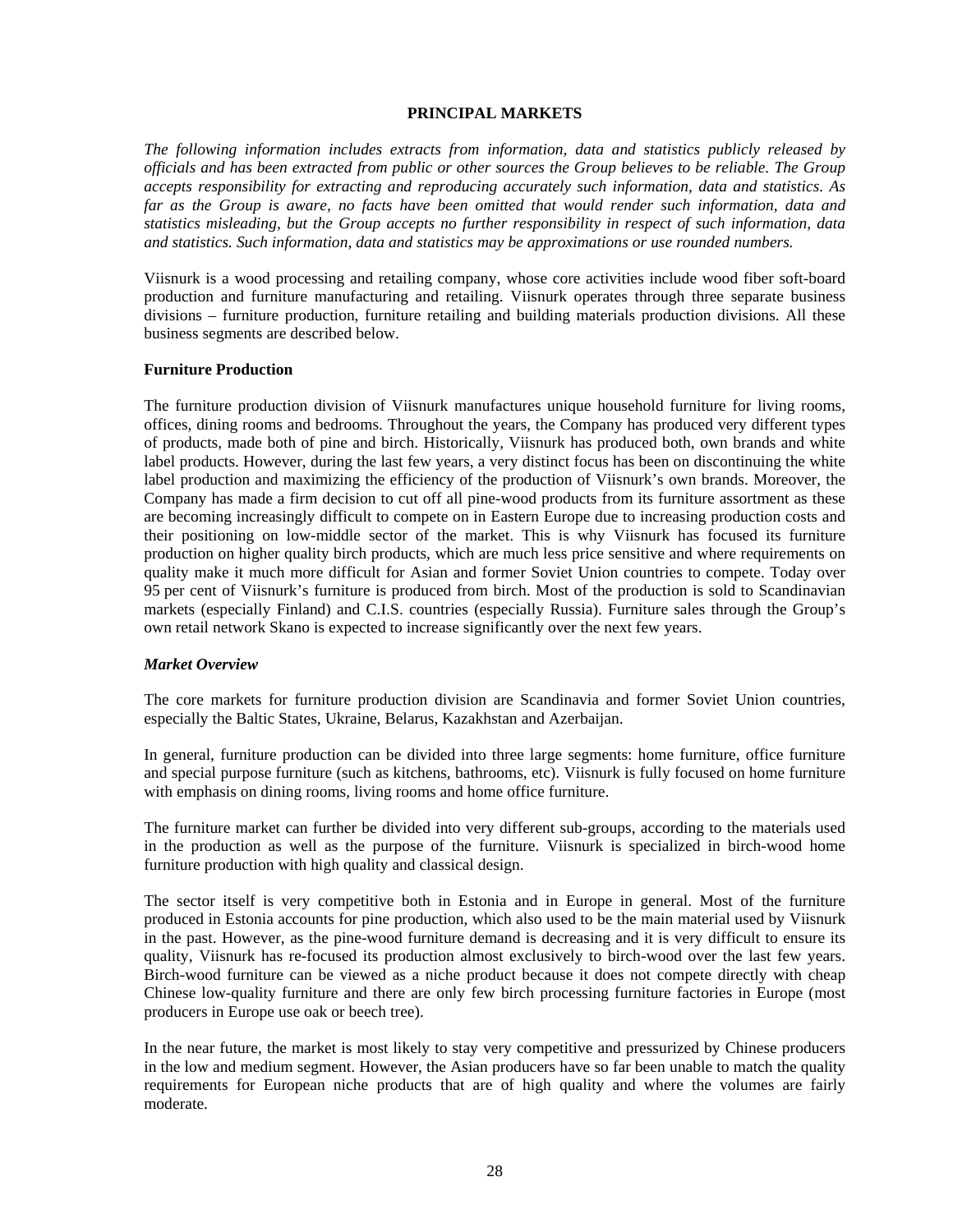## PRINCIPAL MARKETS

*The following information includes extracts from information, data and statistics publicly released by officials and has been extracted from public or other sources the Group believes to be reliable. The Group accepts responsibility for extracting and reproducing accurately such information, data and statistics. As far as the Group is aware, no facts have been omitted that would render such information, data and statistics misleading, but the Group accepts no further responsibility in respect of such information, data and statistics. Such information, data and statistics may be approximations or use rounded numbers.*

Viisnurk is a wood processing and retailing company, whose core activities include wood fiber soft-board production and furniture manufacturing and retailing. Viisnurk operates through three separate business divisions – furniture production, furniture retailing and building materials production divisions. All these business segments are described below.

### Furniture Production

The furniture production division of Viisnurk manufactures unique household furniture for living rooms, offices, dining rooms and bedrooms. Throughout the years, the Company has produced very different types of products, made both of pine and birch. Historically, Viisnurk has produced both, own brands and white label products. However, during the last few years, a very distinct focus has been on discontinuing the white label production and maximizing the efficiency of the production of Viisnurk's own brands. Moreover, the Company has made a firm decision to cut off all pine-wood products from its furniture assortment as these are becoming increasingly difficult to compete on in Eastern Europe due to increasing production costs and their positioning on low-middle sector of the market. This is why Viisnurk has focused its furniture production on higher quality birch products, which are much less price sensitive and where requirements on quality make it much more difficult for Asian and former Soviet Union countries to compete. Today over 95 per cent of Viisnurk's furniture is produced from birch. Most of the production is sold to Scandinavian markets (especially Finland) and C.I.S. countries (especially Russia). Furniture sales through the Group's own retail network Skano is expected to increase significantly over the next few years.

#### *Market Overview*

The core markets for furniture production division are Scandinavia and former Soviet Union countries, especially the Baltic States, Ukraine, Belarus, Kazakhstan and Azerbaijan.

In general, furniture production can be divided into three large segments: home furniture, office furniture and special purpose furniture (such as kitchens, bathrooms, etc). Viisnurk is fully focused on home furniture with emphasis on dining rooms, living rooms and home office furniture.

The furniture market can further be divided into very different sub-groups, according to the materials used in the production as well as the purpose of the furniture. Viisnurk is specialized in birch-wood home furniture production with high quality and classical design.

The sector itself is very competitive both in Estonia and in Europe in general. Most of the furniture produced in Estonia accounts for pine production, which also used to be the main material used by Viisnurk in the past. However, as the pine-wood furniture demand is decreasing and it is very difficult to ensure its quality, Viisnurk has re-focused its production almost exclusively to birch-wood over the last few years. Birch-wood furniture can be viewed as a niche product because it does not compete directly with cheap Chinese low-quality furniture and there are only few birch processing furniture factories in Europe (most producers in Europe use oak or beech tree).

In the near future, the market is most likely to stay very competitive and pressurized by Chinese producers in the low and medium segment. However, the Asian producers have so far been unable to match the quality requirements for European niche products that are of high quality and where the volumes are fairly moderate.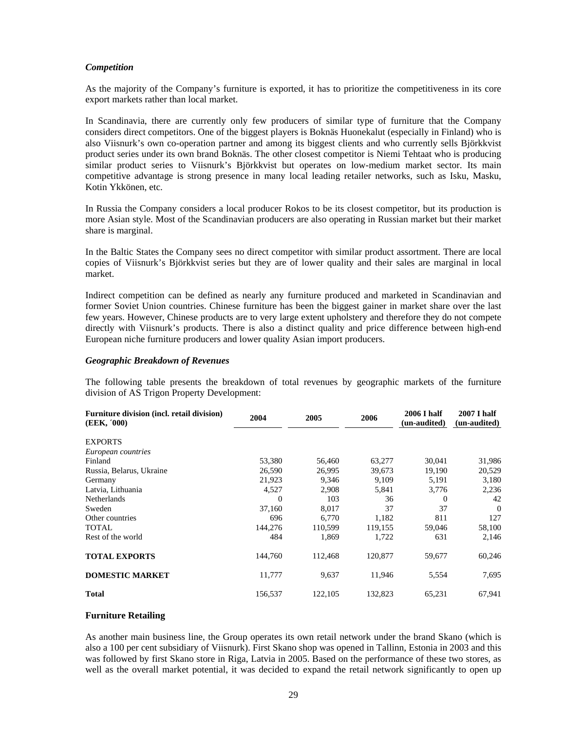### *Competition*

As the majority of the Company's furniture is exported, it has to prioritize the competitiveness in its core export markets rather than local market.

In Scandinavia, there are currently only few producers of similar type of furniture that the Company considers direct competitors. One of the biggest players is Boknäs Huonekalut (especially in Finland) who is also Viisnurk's own co-operation partner and among its biggest clients and who currently sells Björkkvist product series under its own brand Boknäs. The other closest competitor is Niemi Tehtaat who is producing similar product series to Viisnurk's Björkkvist but operates on low-medium market sector. Its main competitive advantage is strong presence in many local leading retailer networks, such as Isku, Masku, Kotin Ykkönen, etc.

In Russia the Company considers a local producer Rokos to be its closest competitor, but its production is more Asian style. Most of the Scandinavian producers are also operating in Russian market but their market share is marginal.

In the Baltic States the Company sees no direct competitor with similar product assortment. There are local copies of Viisnurk's Björkkvist series but they are of lower quality and their sales are marginal in local market.

Indirect competition can be defined as nearly any furniture produced and marketed in Scandinavian and former Soviet Union countries. Chinese furniture has been the biggest gainer in market share over the last few years. However, Chinese products are to very large extent upholstery and therefore they do not compete directly with Viisnurk's products. There is also a distinct quality and price difference between high-end European niche furniture producers and lower quality Asian import producers.

### *Geographic Breakdown of Revenues*

The following table presents the breakdown of total revenues by geographic markets of the furniture division of AS Trigon Property Development:

| Furniture division (incl. retail division) (EEK, ´000) | 2004 | 2005 | 2006 | 2006 I half (un-audited) | 2007 I half (un-audited) |
|---|---|---|---|---|---|
| EXPORTS | | | | | |
| *European countries* | | | | | |
| Finland | 53,380 | 56,460 | 63,277 | 30,041 | 31,986 |
| Russia, Belarus, Ukraine | 26,590 | 26,995 | 39,673 | 19,190 | 20,529 |
| Germany | 21,923 | 9,346 | 9,109 | 5,191 | 3,180 |
| Latvia, Lithuania | 4,527 | 2,908 | 5,841 | 3,776 | 2,236 |
| Netherlands | 0 | 103 | 36 | 0 | 42 |
| Sweden | 37,160 | 8,017 | 37 | 37 | 0 |
| Other countries | 696 | 6,770 | 1,182 | 811 | 127 |
| TOTAL | 144,276 | 110,599 | 119,155 | 59,046 | 58,100 |
| Rest of the world | 484 | 1,869 | 1,722 | 631 | 2,146 |
| **TOTAL EXPORTS** | 144,760 | 112,468 | 120,877 | 59,677 | 60,246 |
| **DOMESTIC MARKET** | 11,777 | 9,637 | 11,946 | 5,554 | 7,695 |
| **Total** | 156,537 | 122,105 | 132,823 | 65,231 | 67,941 |

### Furniture Retailing

As another main business line, the Group operates its own retail network under the brand Skano (which is also a 100 per cent subsidiary of Viisnurk). First Skano shop was opened in Tallinn, Estonia in 2003 and this was followed by first Skano store in Riga, Latvia in 2005. Based on the performance of these two stores, as well as the overall market potential, it was decided to expand the retail network significantly to open up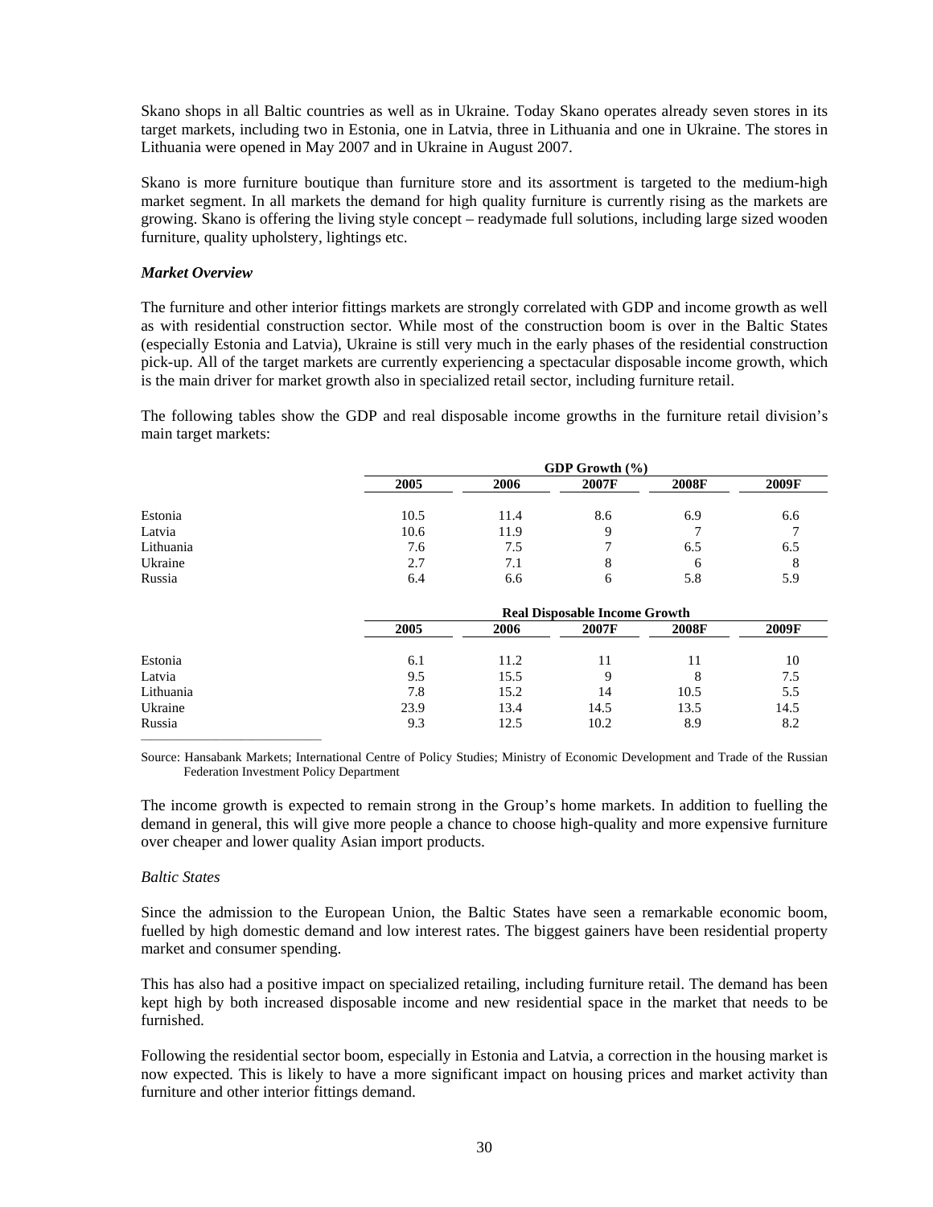Skano shops in all Baltic countries as well as in Ukraine. Today Skano operates already seven stores in its target markets, including two in Estonia, one in Latvia, three in Lithuania and one in Ukraine. The stores in Lithuania were opened in May 2007 and in Ukraine in August 2007.

Skano is more furniture boutique than furniture store and its assortment is targeted to the medium-high market segment. In all markets the demand for high quality furniture is currently rising as the markets are growing. Skano is offering the living style concept – readymade full solutions, including large sized wooden furniture, quality upholstery, lightings etc.

### *Market Overview*

The furniture and other interior fittings markets are strongly correlated with GDP and income growth as well as with residential construction sector. While most of the construction boom is over in the Baltic States (especially Estonia and Latvia), Ukraine is still very much in the early phases of the residential construction pick-up. All of the target markets are currently experiencing a spectacular disposable income growth, which is the main driver for market growth also in specialized retail sector, including furniture retail.

The following tables show the GDP and real disposable income growths in the furniture retail division's main target markets:

| | **GDP Growth (%)** | | | | |
|---|---|---|---|---|---|
| | **2005** | **2006** | **2007F** | **2008F** | **2009F** |
| Estonia | 10.5 | 11.4 | 8.6 | 6.9 | 6.6 |
| Latvia | 10.6 | 11.9 | 9 | 7 | 7 |
| Lithuania | 7.6 | 7.5 | 7 | 6.5 | 6.5 |
| Ukraine | 2.7 | 7.1 | 8 | 6 | 8 |
| Russia | 6.4 | 6.6 | 6 | 5.8 | 5.9 |

| | **Real Disposable Income Growth** | | | | |
|---|---|---|---|---|---|
| | **2005** | **2006** | **2007F** | **2008F** | **2009F** |
| Estonia | 6.1 | 11.2 | 11 | 11 | 10 |
| Latvia | 9.5 | 15.5 | 9 | 8 | 7.5 |
| Lithuania | 7.8 | 15.2 | 14 | 10.5 | 5.5 |
| Ukraine | 23.9 | 13.4 | 14.5 | 13.5 | 14.5 |
| Russia | 9.3 | 12.5 | 10.2 | 8.9 | 8.2 |

Source: Hansabank Markets; International Centre of Policy Studies; Ministry of Economic Development and Trade of the Russian Federation Investment Policy Department

The income growth is expected to remain strong in the Group's home markets. In addition to fuelling the demand in general, this will give more people a chance to choose high-quality and more expensive furniture over cheaper and lower quality Asian import products.

### *Baltic States*

Since the admission to the European Union, the Baltic States have seen a remarkable economic boom, fuelled by high domestic demand and low interest rates. The biggest gainers have been residential property market and consumer spending.

This has also had a positive impact on specialized retailing, including furniture retail. The demand has been kept high by both increased disposable income and new residential space in the market that needs to be furnished.

Following the residential sector boom, especially in Estonia and Latvia, a correction in the housing market is now expected. This is likely to have a more significant impact on housing prices and market activity than furniture and other interior fittings demand.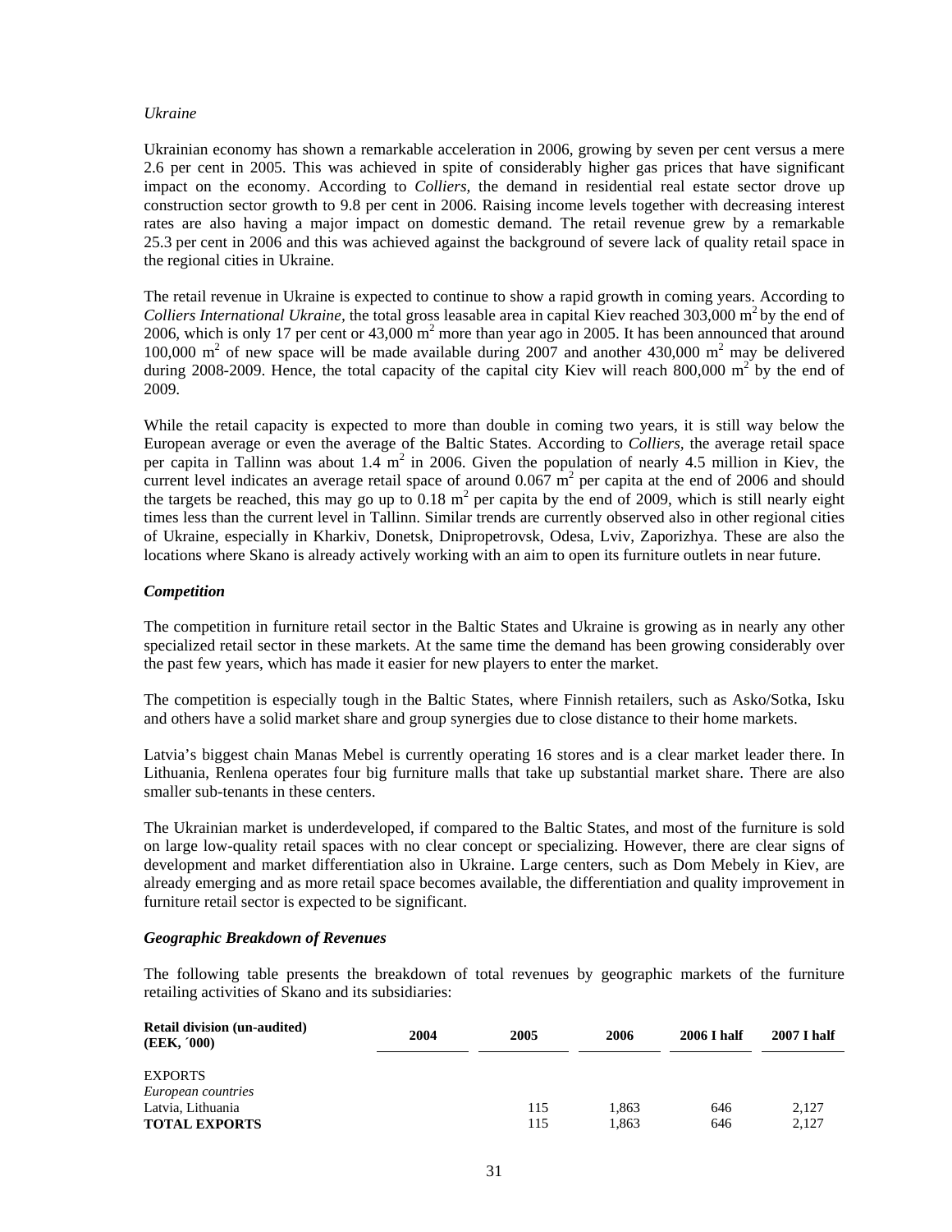*Ukraine*

Ukrainian economy has shown a remarkable acceleration in 2006, growing by seven per cent versus a mere 2.6 per cent in 2005. This was achieved in spite of considerably higher gas prices that have significant impact on the economy. According to *Colliers,* the demand in residential real estate sector drove up construction sector growth to 9.8 per cent in 2006. Raising income levels together with decreasing interest rates are also having a major impact on domestic demand. The retail revenue grew by a remarkable 25.3 per cent in 2006 and this was achieved against the background of severe lack of quality retail space in the regional cities in Ukraine.

The retail revenue in Ukraine is expected to continue to show a rapid growth in coming years. According to *Colliers International Ukraine*, the total gross leasable area in capital Kiev reached 303,000 $m^2$ by the end of 2006, which is only 17 per cent or 43,000 $m^2$ more than year ago in 2005. It has been announced that around 100,000 $m^2$ of new space will be made available during 2007 and another 430,000 $m^2$ may be delivered during 2008-2009. Hence, the total capacity of the capital city Kiev will reach 800,000 $m^2$ by the end of 2009.

While the retail capacity is expected to more than double in coming two years, it is still way below the European average or even the average of the Baltic States. According to *Colliers*, the average retail space per capita in Tallinn was about 1.4 $m^2$ in 2006. Given the population of nearly 4.5 million in Kiev, the current level indicates an average retail space of around 0.067 $m^2$ per capita at the end of 2006 and should the targets be reached, this may go up to 0.18 $m^2$ per capita by the end of 2009, which is still nearly eight times less than the current level in Tallinn. Similar trends are currently observed also in other regional cities of Ukraine, especially in Kharkiv, Donetsk, Dnipropetrovsk, Odesa, Lviv, Zaporizhya. These are also the locations where Skano is already actively working with an aim to open its furniture outlets in near future.

### *Competition*

The competition in furniture retail sector in the Baltic States and Ukraine is growing as in nearly any other specialized retail sector in these markets. At the same time the demand has been growing considerably over the past few years, which has made it easier for new players to enter the market.

The competition is especially tough in the Baltic States, where Finnish retailers, such as Asko/Sotka, Isku and others have a solid market share and group synergies due to close distance to their home markets.

Latvia's biggest chain Manas Mebel is currently operating 16 stores and is a clear market leader there. In Lithuania, Renlena operates four big furniture malls that take up substantial market share. There are also smaller sub-tenants in these centers.

The Ukrainian market is underdeveloped, if compared to the Baltic States, and most of the furniture is sold on large low-quality retail spaces with no clear concept or specializing. However, there are clear signs of development and market differentiation also in Ukraine. Large centers, such as Dom Mebely in Kiev, are already emerging and as more retail space becomes available, the differentiation and quality improvement in furniture retail sector is expected to be significant.

### *Geographic Breakdown of Revenues*

The following table presents the breakdown of total revenues by geographic markets of the furniture retailing activities of Skano and its subsidiaries:

| **Retail division (un-audited) (EEK, ´000)** | **2004** | **2005** | **2006** | **2006 I half** | **2007 I half** |
|---|---|---|---|---|---|
| EXPORTS | | | | | |
| *European countries* | | | | | |
| Latvia, Lithuania | | 115 | 1,863 | 646 | 2,127 |
| **TOTAL EXPORTS** | | 115 | 1,863 | 646 | 2,127 |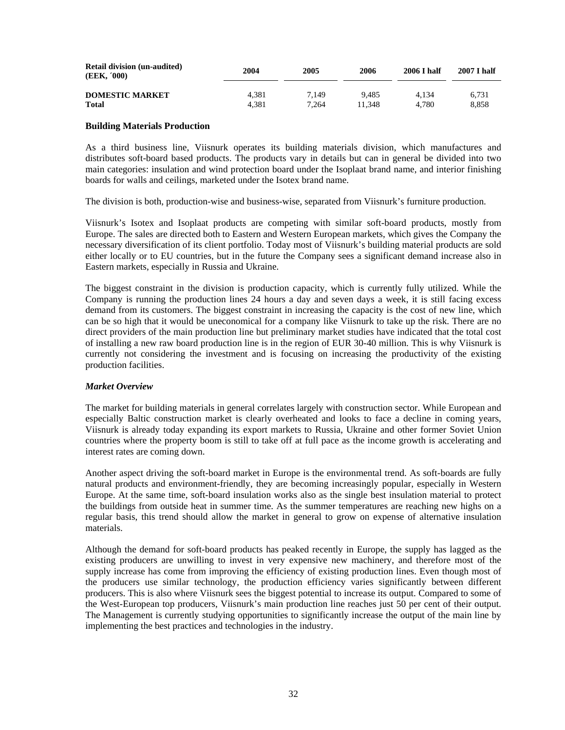| Retail division (un-audited) (EEK, ´000) | 2004 | 2005 | 2006 | 2006 I half | 2007 I half |
|---|---|---|---|---|---|
| **DOMESTIC MARKET** | 4,381 | 7,149 | 9,485 | 4,134 | 6,731 |
| **Total** | 4,381 | 7,264 | 11,348 | 4,780 | 8,858 |

### Building Materials Production

As a third business line, Viisnurk operates its building materials division, which manufactures and distributes soft-board based products. The products vary in details but can in general be divided into two main categories: insulation and wind protection board under the Isoplaat brand name, and interior finishing boards for walls and ceilings, marketed under the Isotex brand name.

The division is both, production-wise and business-wise, separated from Viisnurk's furniture production.

Viisnurk's Isotex and Isoplaat products are competing with similar soft-board products, mostly from Europe. The sales are directed both to Eastern and Western European markets, which gives the Company the necessary diversification of its client portfolio. Today most of Viisnurk's building material products are sold either locally or to EU countries, but in the future the Company sees a significant demand increase also in Eastern markets, especially in Russia and Ukraine.

The biggest constraint in the division is production capacity, which is currently fully utilized. While the Company is running the production lines 24 hours a day and seven days a week, it is still facing excess demand from its customers. The biggest constraint in increasing the capacity is the cost of new line, which can be so high that it would be uneconomical for a company like Viisnurk to take up the risk. There are no direct providers of the main production line but preliminary market studies have indicated that the total cost of installing a new raw board production line is in the region of EUR 30-40 million. This is why Viisnurk is currently not considering the investment and is focusing on increasing the productivity of the existing production facilities.

#### *Market Overview*

The market for building materials in general correlates largely with construction sector. While European and especially Baltic construction market is clearly overheated and looks to face a decline in coming years, Viisnurk is already today expanding its export markets to Russia, Ukraine and other former Soviet Union countries where the property boom is still to take off at full pace as the income growth is accelerating and interest rates are coming down.

Another aspect driving the soft-board market in Europe is the environmental trend. As soft-boards are fully natural products and environment-friendly, they are becoming increasingly popular, especially in Western Europe. At the same time, soft-board insulation works also as the single best insulation material to protect the buildings from outside heat in summer time. As the summer temperatures are reaching new highs on a regular basis, this trend should allow the market in general to grow on expense of alternative insulation materials.

Although the demand for soft-board products has peaked recently in Europe, the supply has lagged as the existing producers are unwilling to invest in very expensive new machinery, and therefore most of the supply increase has come from improving the efficiency of existing production lines. Even though most of the producers use similar technology, the production efficiency varies significantly between different producers. This is also where Viisnurk sees the biggest potential to increase its output. Compared to some of the West-European top producers, Viisnurk's main production line reaches just 50 per cent of their output. The Management is currently studying opportunities to significantly increase the output of the main line by implementing the best practices and technologies in the industry.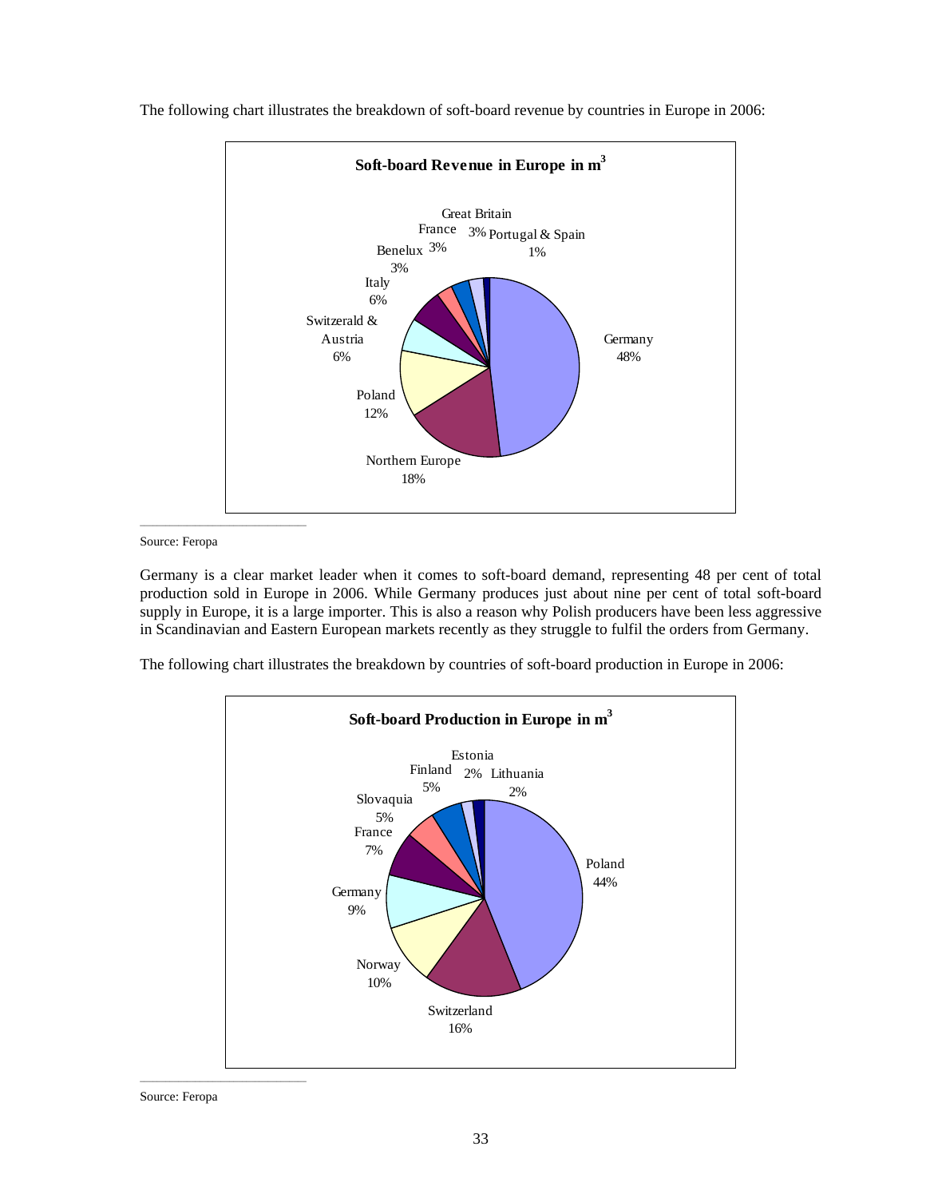The following chart illustrates the breakdown of soft-board revenue by countries in Europe in 2006:

**Soft-board Revenue in Europe in m³**

| Country | Share |
|---|---|
| Germany | 48% |
| Northern Europe | 18% |
| Poland | 12% |
| Switzerald & Austria | 6% |
| Italy | 6% |
| Benelux | 3% |
| France | 3% |
| Great Britain | 3% |
| Portugal & Spain | 1% |

Source: Feropa

Germany is a clear market leader when it comes to soft-board demand, representing 48 per cent of total production sold in Europe in 2006. While Germany produces just about nine per cent of total soft-board supply in Europe, it is a large importer. This is also a reason why Polish producers have been less aggressive in Scandinavian and Eastern European markets recently as they struggle to fulfil the orders from Germany.

The following chart illustrates the breakdown by countries of soft-board production in Europe in 2006:

**Soft-board Production in Europe in m³**

| Country | Share |
|---|---|
| Poland | 44% |
| Switzerland | 16% |
| Norway | 10% |
| Germany | 9% |
| France | 7% |
| Slovaquia | 5% |
| Finland | 5% |
| Estonia | 2% |
| Lithuania | 2% |

Source: Feropa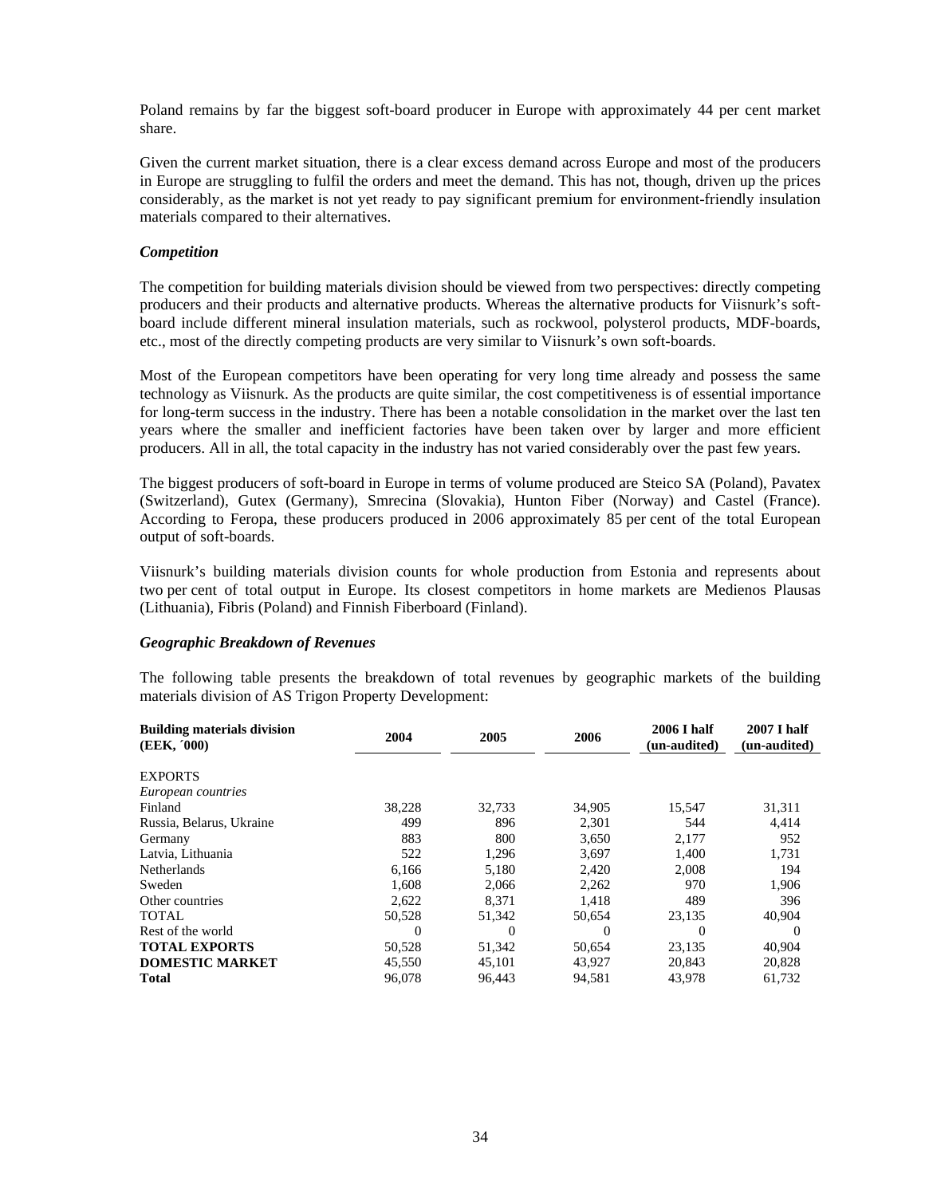Poland remains by far the biggest soft-board producer in Europe with approximately 44 per cent market share.

Given the current market situation, there is a clear excess demand across Europe and most of the producers in Europe are struggling to fulfil the orders and meet the demand. This has not, though, driven up the prices considerably, as the market is not yet ready to pay significant premium for environment-friendly insulation materials compared to their alternatives.

***Competition***

The competition for building materials division should be viewed from two perspectives: directly competing producers and their products and alternative products. Whereas the alternative products for Viisnurk's soft-board include different mineral insulation materials, such as rockwool, polysterol products, MDF-boards, etc., most of the directly competing products are very similar to Viisnurk's own soft-boards.

Most of the European competitors have been operating for very long time already and possess the same technology as Viisnurk. As the products are quite similar, the cost competitiveness is of essential importance for long-term success in the industry. There has been a notable consolidation in the market over the last ten years where the smaller and inefficient factories have been taken over by larger and more efficient producers. All in all, the total capacity in the industry has not varied considerably over the past few years.

The biggest producers of soft-board in Europe in terms of volume produced are Steico SA (Poland), Pavatex (Switzerland), Gutex (Germany), Smrecina (Slovakia), Hunton Fiber (Norway) and Castel (France). According to Feropa, these producers produced in 2006 approximately 85 per cent of the total European output of soft-boards.

Viisnurk's building materials division counts for whole production from Estonia and represents about two per cent of total output in Europe. Its closest competitors in home markets are Medienos Plausas (Lithuania), Fibris (Poland) and Finnish Fiberboard (Finland).

***Geographic Breakdown of Revenues***

The following table presents the breakdown of total revenues by geographic markets of the building materials division of AS Trigon Property Development:

| **Building materials division (EEK, ´000)** | **2004** | **2005** | **2006** | **2006 I half (un-audited)** | **2007 I half (un-audited)** |
|---|---|---|---|---|---|
| EXPORTS | | | | | |
| *European countries* | | | | | |
| Finland | 38,228 | 32,733 | 34,905 | 15,547 | 31,311 |
| Russia, Belarus, Ukraine | 499 | 896 | 2,301 | 544 | 4,414 |
| Germany | 883 | 800 | 3,650 | 2,177 | 952 |
| Latvia, Lithuania | 522 | 1,296 | 3,697 | 1,400 | 1,731 |
| Netherlands | 6,166 | 5,180 | 2,420 | 2,008 | 194 |
| Sweden | 1,608 | 2,066 | 2,262 | 970 | 1,906 |
| Other countries | 2,622 | 8,371 | 1,418 | 489 | 396 |
| TOTAL | 50,528 | 51,342 | 50,654 | 23,135 | 40,904 |
| Rest of the world | 0 | 0 | 0 | 0 | 0 |
| **TOTAL EXPORTS** | 50,528 | 51,342 | 50,654 | 23,135 | 40,904 |
| **DOMESTIC MARKET** | 45,550 | 45,101 | 43,927 | 20,843 | 20,828 |
| **Total** | 96,078 | 96,443 | 94,581 | 43,978 | 61,732 |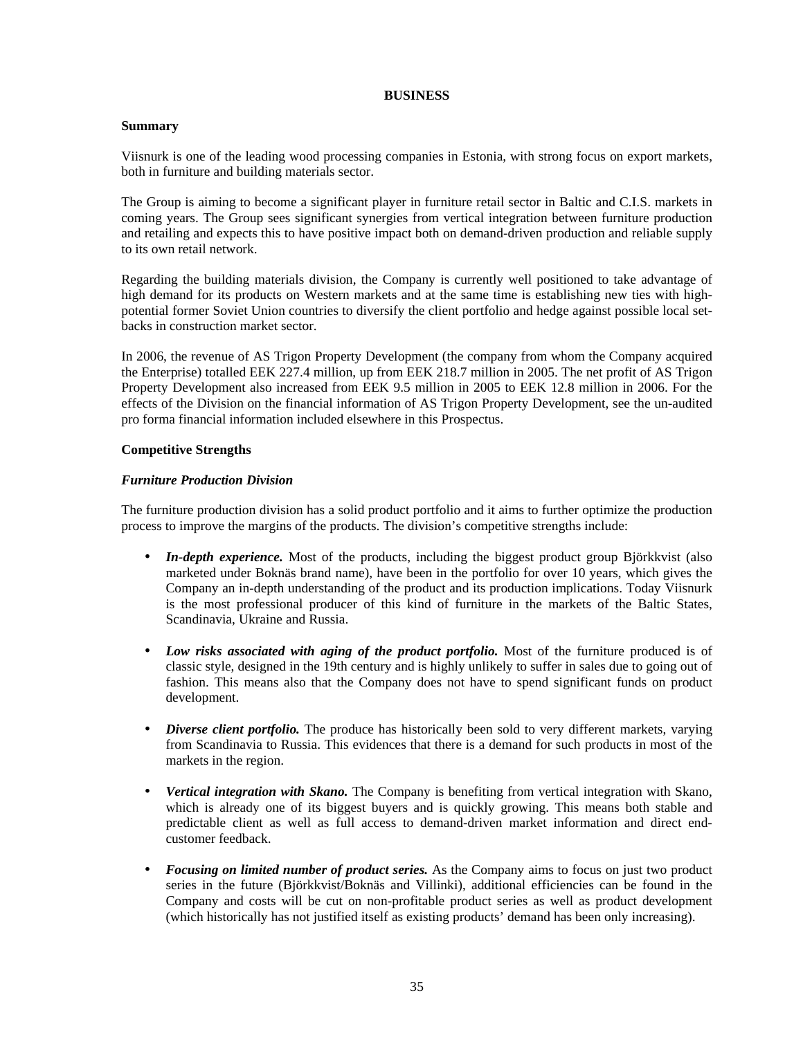# BUSINESS

## Summary

Viisnurk is one of the leading wood processing companies in Estonia, with strong focus on export markets, both in furniture and building materials sector.

The Group is aiming to become a significant player in furniture retail sector in Baltic and C.I.S. markets in coming years. The Group sees significant synergies from vertical integration between furniture production and retailing and expects this to have positive impact both on demand-driven production and reliable supply to its own retail network.

Regarding the building materials division, the Company is currently well positioned to take advantage of high demand for its products on Western markets and at the same time is establishing new ties with high-potential former Soviet Union countries to diversify the client portfolio and hedge against possible local set-backs in construction market sector.

In 2006, the revenue of AS Trigon Property Development (the company from whom the Company acquired the Enterprise) totalled EEK 227.4 million, up from EEK 218.7 million in 2005. The net profit of AS Trigon Property Development also increased from EEK 9.5 million in 2005 to EEK 12.8 million in 2006. For the effects of the Division on the financial information of AS Trigon Property Development, see the un-audited pro forma financial information included elsewhere in this Prospectus.

## Competitive Strengths

### *Furniture Production Division*

The furniture production division has a solid product portfolio and it aims to further optimize the production process to improve the margins of the products. The division's competitive strengths include:

- ***In-depth experience.*** Most of the products, including the biggest product group Björkkvist (also marketed under Boknäs brand name), have been in the portfolio for over 10 years, which gives the Company an in-depth understanding of the product and its production implications. Today Viisnurk is the most professional producer of this kind of furniture in the markets of the Baltic States, Scandinavia, Ukraine and Russia.

- ***Low risks associated with aging of the product portfolio.*** Most of the furniture produced is of classic style, designed in the 19th century and is highly unlikely to suffer in sales due to going out of fashion. This means also that the Company does not have to spend significant funds on product development.

- ***Diverse client portfolio.*** The produce has historically been sold to very different markets, varying from Scandinavia to Russia. This evidences that there is a demand for such products in most of the markets in the region.

- ***Vertical integration with Skano.*** The Company is benefiting from vertical integration with Skano, which is already one of its biggest buyers and is quickly growing. This means both stable and predictable client as well as full access to demand-driven market information and direct end-customer feedback.

- ***Focusing on limited number of product series.*** As the Company aims to focus on just two product series in the future (Björkkvist/Boknäs and Villinki), additional efficiencies can be found in the Company and costs will be cut on non-profitable product series as well as product development (which historically has not justified itself as existing products' demand has been only increasing).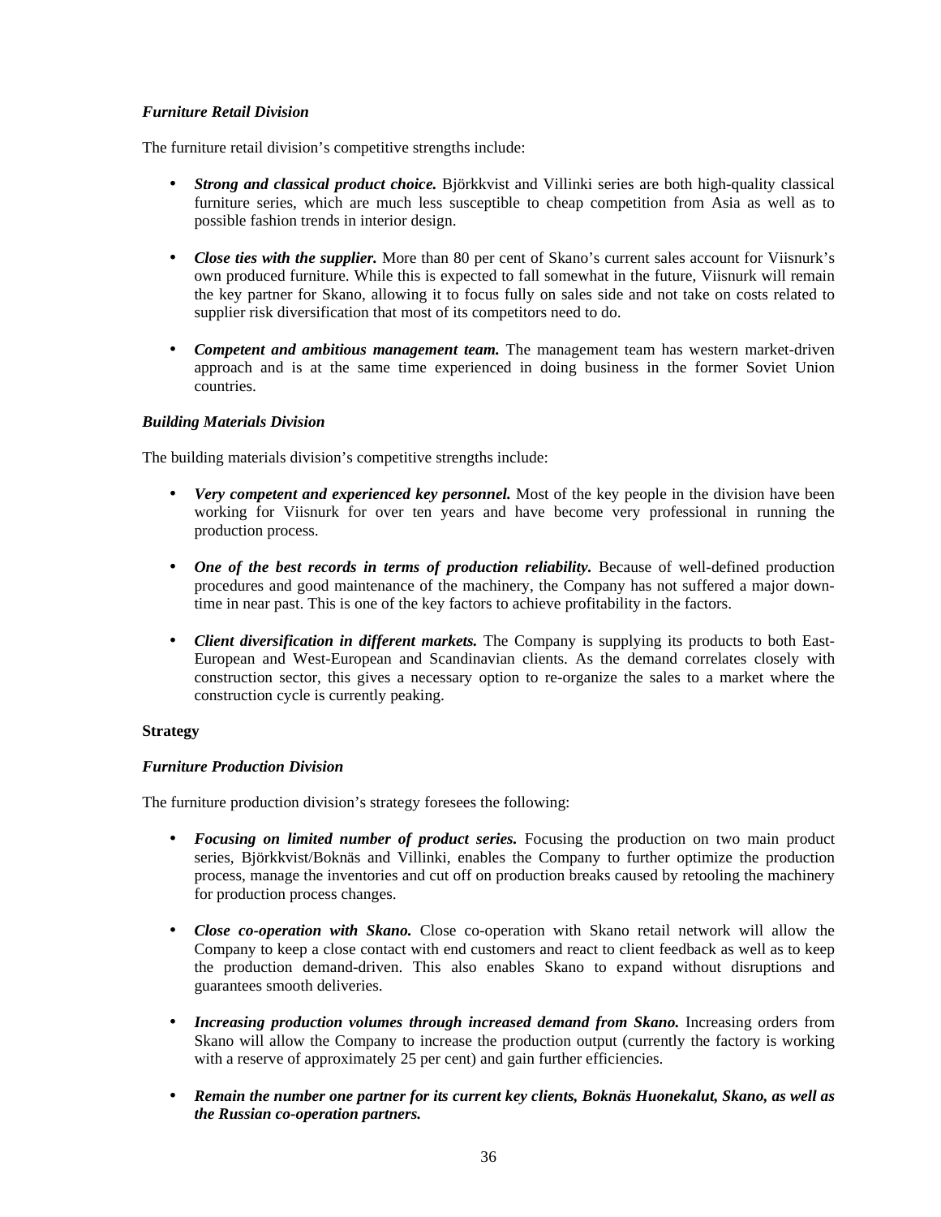***Furniture Retail Division***

The furniture retail division's competitive strengths include:

- ***Strong and classical product choice.*** Björkkvist and Villinki series are both high-quality classical furniture series, which are much less susceptible to cheap competition from Asia as well as to possible fashion trends in interior design.

- ***Close ties with the supplier.*** More than 80 per cent of Skano's current sales account for Viisnurk's own produced furniture. While this is expected to fall somewhat in the future, Viisnurk will remain the key partner for Skano, allowing it to focus fully on sales side and not take on costs related to supplier risk diversification that most of its competitors need to do.

- ***Competent and ambitious management team.*** The management team has western market-driven approach and is at the same time experienced in doing business in the former Soviet Union countries.

***Building Materials Division***

The building materials division's competitive strengths include:

- ***Very competent and experienced key personnel.*** Most of the key people in the division have been working for Viisnurk for over ten years and have become very professional in running the production process.

- ***One of the best records in terms of production reliability.*** Because of well-defined production procedures and good maintenance of the machinery, the Company has not suffered a major down-time in near past. This is one of the key factors to achieve profitability in the factors.

- ***Client diversification in different markets.*** The Company is supplying its products to both East-European and West-European and Scandinavian clients. As the demand correlates closely with construction sector, this gives a necessary option to re-organize the sales to a market where the construction cycle is currently peaking.

**Strategy**

***Furniture Production Division***

The furniture production division's strategy foresees the following:

- ***Focusing on limited number of product series.*** Focusing the production on two main product series, Björkkvist/Boknäs and Villinki, enables the Company to further optimize the production process, manage the inventories and cut off on production breaks caused by retooling the machinery for production process changes.

- ***Close co-operation with Skano.*** Close co-operation with Skano retail network will allow the Company to keep a close contact with end customers and react to client feedback as well as to keep the production demand-driven. This also enables Skano to expand without disruptions and guarantees smooth deliveries.

- ***Increasing production volumes through increased demand from Skano.*** Increasing orders from Skano will allow the Company to increase the production output (currently the factory is working with a reserve of approximately 25 per cent) and gain further efficiencies.

- ***Remain the number one partner for its current key clients, Boknäs Huonekalut, Skano, as well as the Russian co-operation partners.***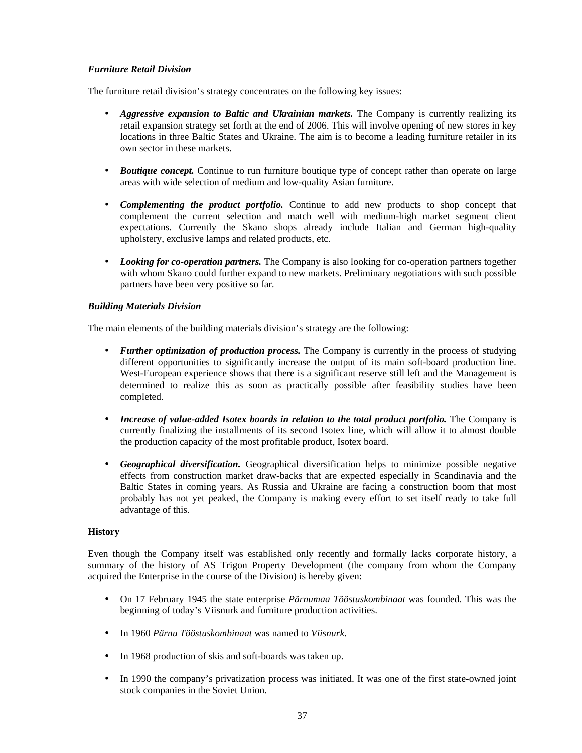### *Furniture Retail Division*

The furniture retail division's strategy concentrates on the following key issues:

- ***Aggressive expansion to Baltic and Ukrainian markets.*** The Company is currently realizing its retail expansion strategy set forth at the end of 2006. This will involve opening of new stores in key locations in three Baltic States and Ukraine. The aim is to become a leading furniture retailer in its own sector in these markets.

- ***Boutique concept.*** Continue to run furniture boutique type of concept rather than operate on large areas with wide selection of medium and low-quality Asian furniture.

- ***Complementing the product portfolio.*** Continue to add new products to shop concept that complement the current selection and match well with medium-high market segment client expectations. Currently the Skano shops already include Italian and German high-quality upholstery, exclusive lamps and related products, etc.

- ***Looking for co-operation partners.*** The Company is also looking for co-operation partners together with whom Skano could further expand to new markets. Preliminary negotiations with such possible partners have been very positive so far.

### *Building Materials Division*

The main elements of the building materials division's strategy are the following:

- ***Further optimization of production process.*** The Company is currently in the process of studying different opportunities to significantly increase the output of its main soft-board production line. West-European experience shows that there is a significant reserve still left and the Management is determined to realize this as soon as practically possible after feasibility studies have been completed.

- ***Increase of value-added Isotex boards in relation to the total product portfolio.*** The Company is currently finalizing the installments of its second Isotex line, which will allow it to almost double the production capacity of the most profitable product, Isotex board.

- ***Geographical diversification.*** Geographical diversification helps to minimize possible negative effects from construction market draw-backs that are expected especially in Scandinavia and the Baltic States in coming years. As Russia and Ukraine are facing a construction boom that most probably has not yet peaked, the Company is making every effort to set itself ready to take full advantage of this.

### History

Even though the Company itself was established only recently and formally lacks corporate history, a summary of the history of AS Trigon Property Development (the company from whom the Company acquired the Enterprise in the course of the Division) is hereby given:

- On 17 February 1945 the state enterprise *Pärnumaa Tööstuskombinaat* was founded. This was the beginning of today's Viisnurk and furniture production activities.

- In 1960 *Pärnu Tööstuskombinaat* was named to *Viisnurk*.

- In 1968 production of skis and soft-boards was taken up.

- In 1990 the company's privatization process was initiated. It was one of the first state-owned joint stock companies in the Soviet Union.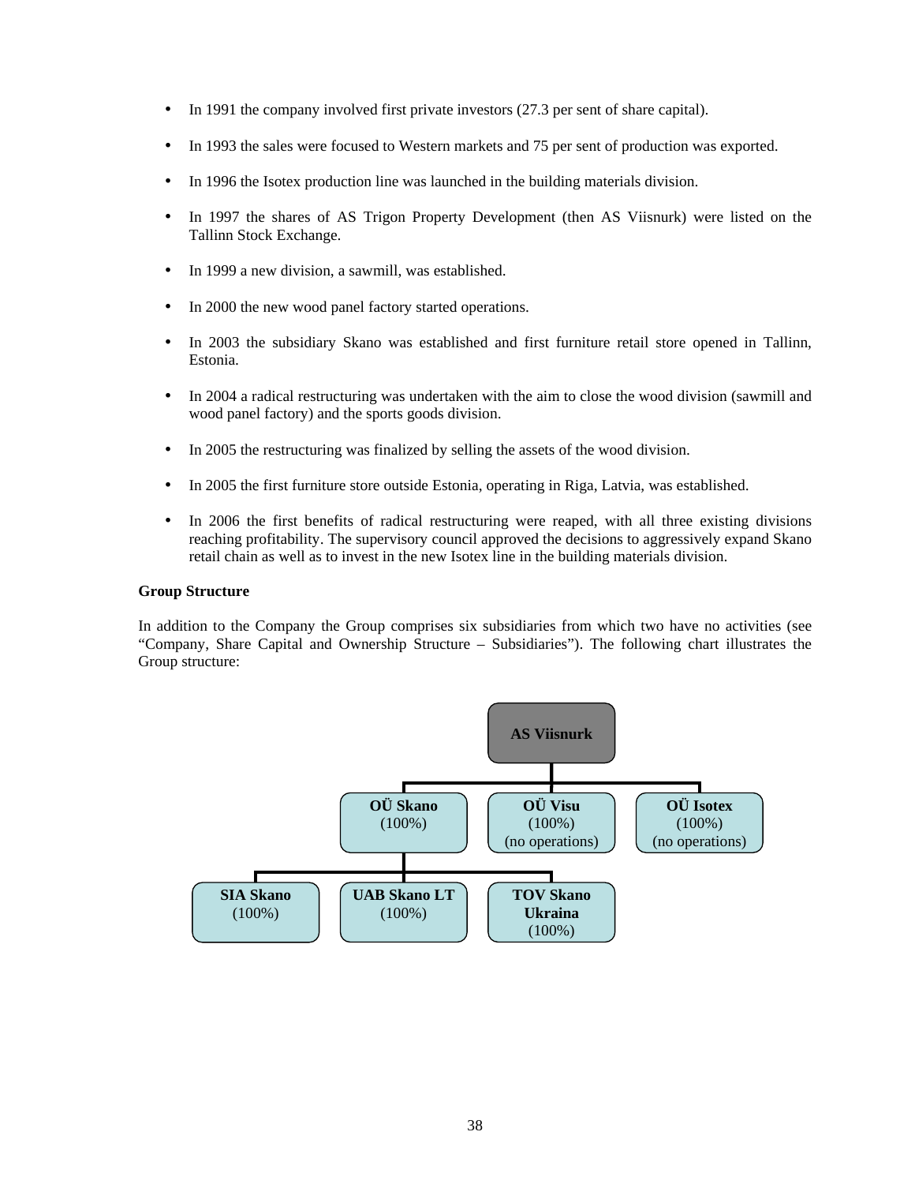- In 1991 the company involved first private investors (27.3 per sent of share capital).
- In 1993 the sales were focused to Western markets and 75 per sent of production was exported.
- In 1996 the Isotex production line was launched in the building materials division.
- In 1997 the shares of AS Trigon Property Development (then AS Viisnurk) were listed on the Tallinn Stock Exchange.
- In 1999 a new division, a sawmill, was established.
- In 2000 the new wood panel factory started operations.
- In 2003 the subsidiary Skano was established and first furniture retail store opened in Tallinn, Estonia.
- In 2004 a radical restructuring was undertaken with the aim to close the wood division (sawmill and wood panel factory) and the sports goods division.
- In 2005 the restructuring was finalized by selling the assets of the wood division.
- In 2005 the first furniture store outside Estonia, operating in Riga, Latvia, was established.
- In 2006 the first benefits of radical restructuring were reaped, with all three existing divisions reaching profitability. The supervisory council approved the decisions to aggressively expand Skano retail chain as well as to invest in the new Isotex line in the building materials division.

**Group Structure**

In addition to the Company the Group comprises six subsidiaries from which two have no activities (see "Company, Share Capital and Ownership Structure – Subsidiaries"). The following chart illustrates the Group structure:

- **AS Viisnurk**
  - **OÜ Skano** (100%)
    - **SIA Skano** (100%)
    - **UAB Skano LT** (100%)
    - **TOV Skano Ukraina** (100%)
  - **OÜ Visu** (100%) (no operations)
  - **OÜ Isotex** (100%) (no operations)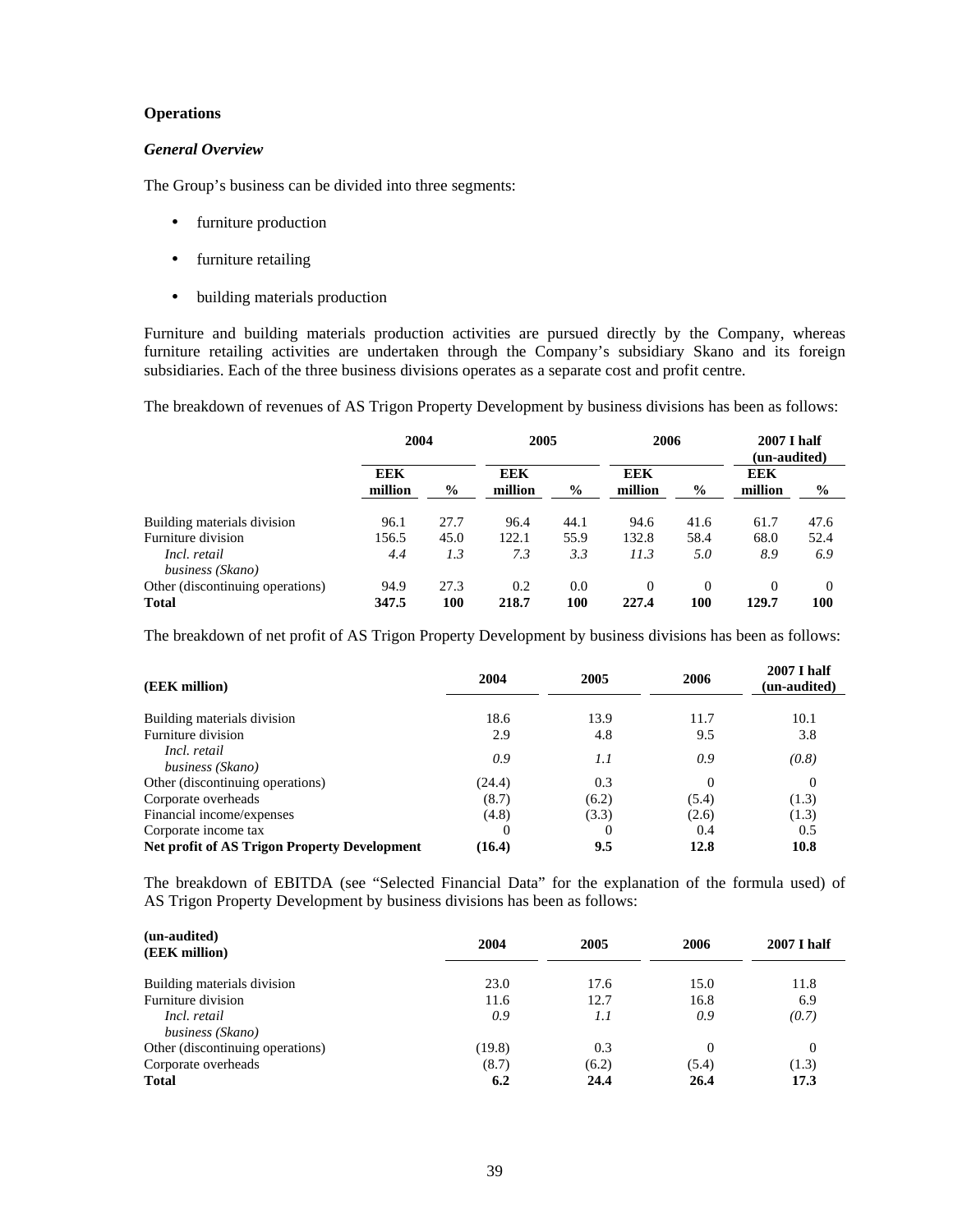## Operations

### *General Overview*

The Group's business can be divided into three segments:

- furniture production
- furniture retailing
- building materials production

Furniture and building materials production activities are pursued directly by the Company, whereas furniture retailing activities are undertaken through the Company's subsidiary Skano and its foreign subsidiaries. Each of the three business divisions operates as a separate cost and profit centre.

The breakdown of revenues of AS Trigon Property Development by business divisions has been as follows:

| | 2004 | | 2005 | | 2006 | | 2007 I half (un-audited) | |
|---|---|---|---|---|---|---|---|---|
| | EEK million | % | EEK million | % | EEK million | % | EEK million | % |
| Building materials division | 96.1 | 27.7 | 96.4 | 44.1 | 94.6 | 41.6 | 61.7 | 47.6 |
| Furniture division | 156.5 | 45.0 | 122.1 | 55.9 | 132.8 | 58.4 | 68.0 | 52.4 |
| *Incl. retail business (Skano)* | *4.4* | *1.3* | *7.3* | *3.3* | *11.3* | *5.0* | *8.9* | *6.9* |
| Other (discontinuing operations) | 94.9 | 27.3 | 0.2 | 0.0 | 0 | 0 | 0 | 0 |
| **Total** | **347.5** | **100** | **218.7** | **100** | **227.4** | **100** | **129.7** | **100** |

The breakdown of net profit of AS Trigon Property Development by business divisions has been as follows:

| (EEK million) | 2004 | 2005 | 2006 | 2007 I half (un-audited) |
|---|---|---|---|---|
| Building materials division | 18.6 | 13.9 | 11.7 | 10.1 |
| Furniture division | 2.9 | 4.8 | 9.5 | 3.8 |
| *Incl. retail business (Skano)* | *0.9* | *1.1* | *0.9* | *(0.8)* |
| Other (discontinuing operations) | (24.4) | 0.3 | 0 | 0 |
| Corporate overheads | (8.7) | (6.2) | (5.4) | (1.3) |
| Financial income/expenses | (4.8) | (3.3) | (2.6) | (1.3) |
| Corporate income tax | 0 | 0 | 0.4 | 0.5 |
| **Net profit of AS Trigon Property Development** | **(16.4)** | **9.5** | **12.8** | **10.8** |

The breakdown of EBITDA (see "Selected Financial Data" for the explanation of the formula used) of AS Trigon Property Development by business divisions has been as follows:

| (un-audited) (EEK million) | 2004 | 2005 | 2006 | 2007 I half |
|---|---|---|---|---|
| Building materials division | 23.0 | 17.6 | 15.0 | 11.8 |
| Furniture division | 11.6 | 12.7 | 16.8 | 6.9 |
| *Incl. retail business (Skano)* | *0.9* | *1.1* | *0.9* | *(0.7)* |
| Other (discontinuing operations) | (19.8) | 0.3 | 0 | 0 |
| Corporate overheads | (8.7) | (6.2) | (5.4) | (1.3) |
| **Total** | **6.2** | **24.4** | **26.4** | **17.3** |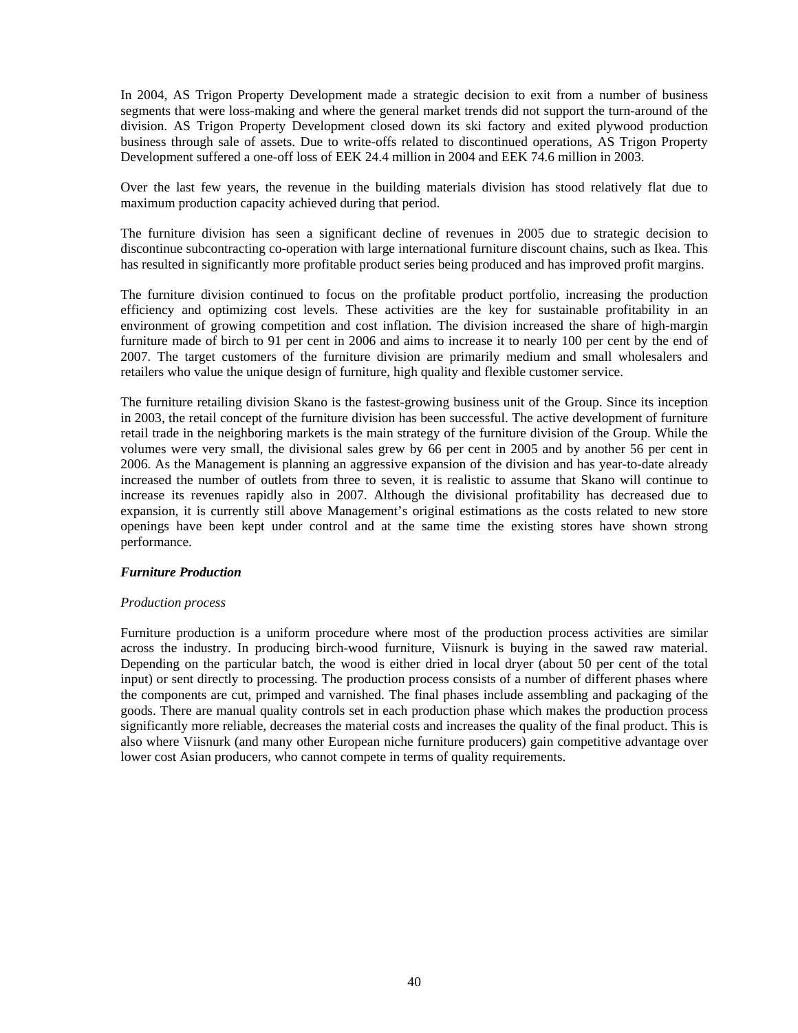In 2004, AS Trigon Property Development made a strategic decision to exit from a number of business segments that were loss-making and where the general market trends did not support the turn-around of the division. AS Trigon Property Development closed down its ski factory and exited plywood production business through sale of assets. Due to write-offs related to discontinued operations, AS Trigon Property Development suffered a one-off loss of EEK 24.4 million in 2004 and EEK 74.6 million in 2003.

Over the last few years, the revenue in the building materials division has stood relatively flat due to maximum production capacity achieved during that period.

The furniture division has seen a significant decline of revenues in 2005 due to strategic decision to discontinue subcontracting co-operation with large international furniture discount chains, such as Ikea. This has resulted in significantly more profitable product series being produced and has improved profit margins.

The furniture division continued to focus on the profitable product portfolio, increasing the production efficiency and optimizing cost levels. These activities are the key for sustainable profitability in an environment of growing competition and cost inflation. The division increased the share of high-margin furniture made of birch to 91 per cent in 2006 and aims to increase it to nearly 100 per cent by the end of 2007. The target customers of the furniture division are primarily medium and small wholesalers and retailers who value the unique design of furniture, high quality and flexible customer service.

The furniture retailing division Skano is the fastest-growing business unit of the Group. Since its inception in 2003, the retail concept of the furniture division has been successful. The active development of furniture retail trade in the neighboring markets is the main strategy of the furniture division of the Group. While the volumes were very small, the divisional sales grew by 66 per cent in 2005 and by another 56 per cent in 2006. As the Management is planning an aggressive expansion of the division and has year-to-date already increased the number of outlets from three to seven, it is realistic to assume that Skano will continue to increase its revenues rapidly also in 2007. Although the divisional profitability has decreased due to expansion, it is currently still above Management's original estimations as the costs related to new store openings have been kept under control and at the same time the existing stores have shown strong performance.

***Furniture Production***

*Production process*

Furniture production is a uniform procedure where most of the production process activities are similar across the industry. In producing birch-wood furniture, Viisnurk is buying in the sawed raw material. Depending on the particular batch, the wood is either dried in local dryer (about 50 per cent of the total input) or sent directly to processing. The production process consists of a number of different phases where the components are cut, primped and varnished. The final phases include assembling and packaging of the goods. There are manual quality controls set in each production phase which makes the production process significantly more reliable, decreases the material costs and increases the quality of the final product. This is also where Viisnurk (and many other European niche furniture producers) gain competitive advantage over lower cost Asian producers, who cannot compete in terms of quality requirements.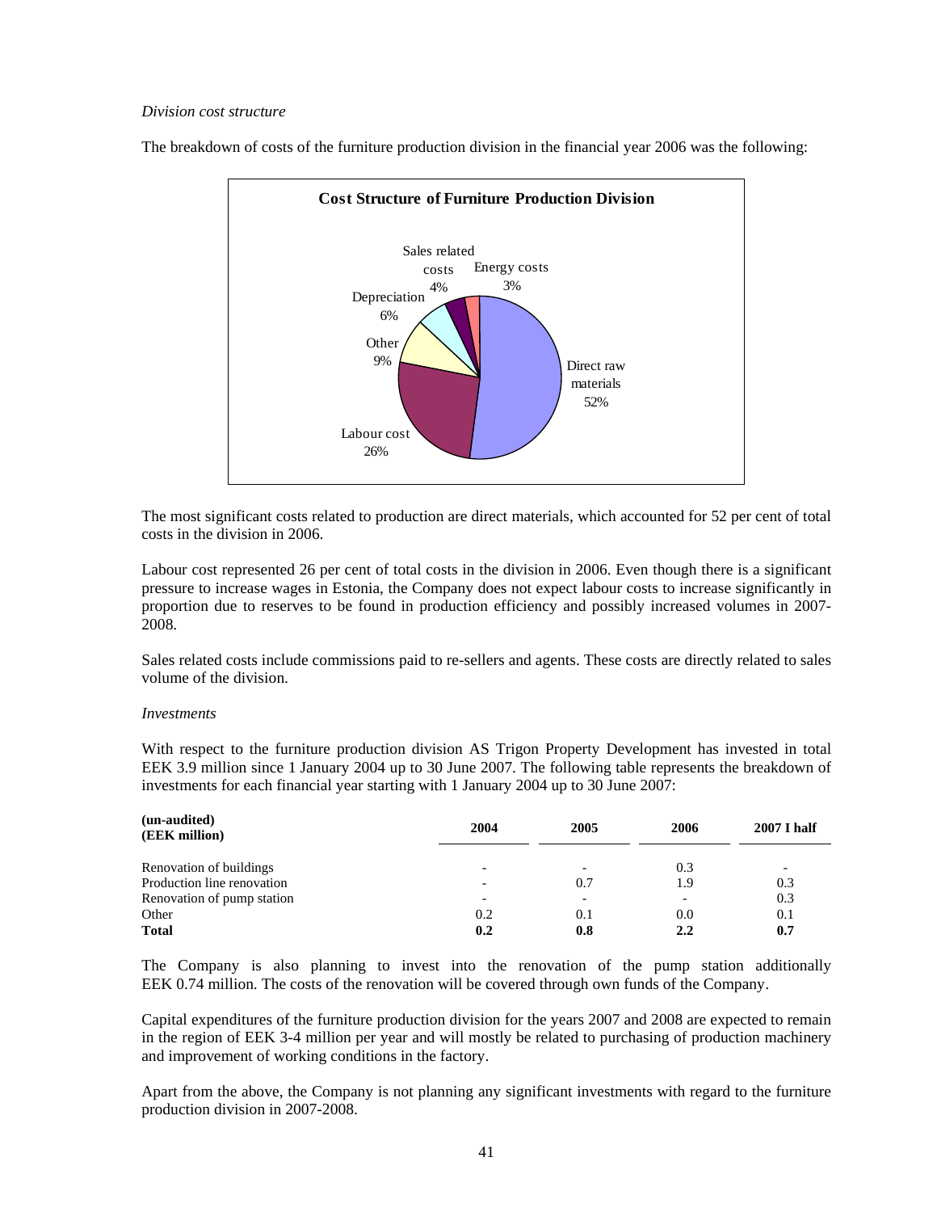*Division cost structure*

The breakdown of costs of the furniture production division in the financial year 2006 was the following:

**Cost Structure of Furniture Production Division**

| Cost item | Share |
|---|---|
| Direct raw materials | 52% |
| Labour cost | 26% |
| Other | 9% |
| Depreciation | 6% |
| Sales related costs | 4% |
| Energy costs | 3% |

The most significant costs related to production are direct materials, which accounted for 52 per cent of total costs in the division in 2006.

Labour cost represented 26 per cent of total costs in the division in 2006. Even though there is a significant pressure to increase wages in Estonia, the Company does not expect labour costs to increase significantly in proportion due to reserves to be found in production efficiency and possibly increased volumes in 2007-2008.

Sales related costs include commissions paid to re-sellers and agents. These costs are directly related to sales volume of the division.

*Investments*

With respect to the furniture production division AS Trigon Property Development has invested in total EEK 3.9 million since 1 January 2004 up to 30 June 2007. The following table represents the breakdown of investments for each financial year starting with 1 January 2004 up to 30 June 2007:

| (un-audited) (EEK million) | 2004 | 2005 | 2006 | 2007 I half |
|---|---|---|---|---|
| Renovation of buildings | - | - | 0.3 | - |
| Production line renovation | - | 0.7 | 1.9 | 0.3 |
| Renovation of pump station | - | - | - | 0.3 |
| Other | 0.2 | 0.1 | 0.0 | 0.1 |
| **Total** | **0.2** | **0.8** | **2.2** | **0.7** |

The Company is also planning to invest into the renovation of the pump station additionally EEK 0.74 million. The costs of the renovation will be covered through own funds of the Company.

Capital expenditures of the furniture production division for the years 2007 and 2008 are expected to remain in the region of EEK 3-4 million per year and will mostly be related to purchasing of production machinery and improvement of working conditions in the factory.

Apart from the above, the Company is not planning any significant investments with regard to the furniture production division in 2007-2008.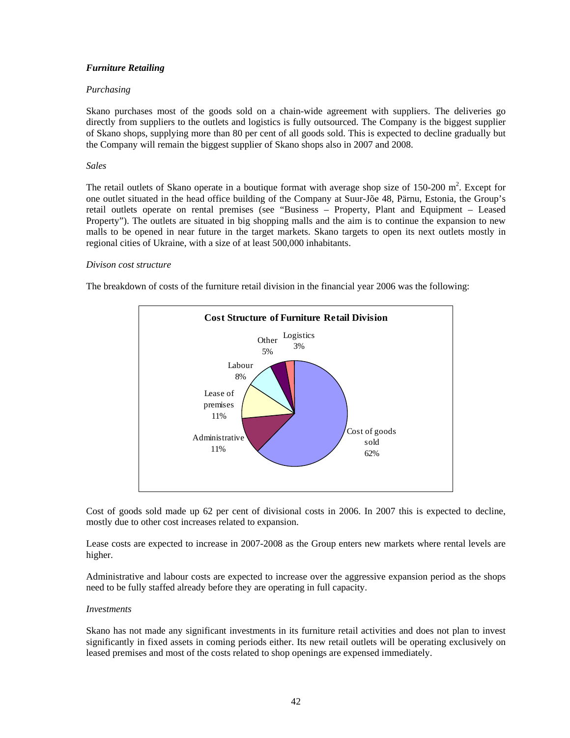### *Furniture Retailing*

*Purchasing*

Skano purchases most of the goods sold on a chain-wide agreement with suppliers. The deliveries go directly from suppliers to the outlets and logistics is fully outsourced. The Company is the biggest supplier of Skano shops, supplying more than 80 per cent of all goods sold. This is expected to decline gradually but the Company will remain the biggest supplier of Skano shops also in 2007 and 2008.

*Sales*

The retail outlets of Skano operate in a boutique format with average shop size of 150-200 m². Except for one outlet situated in the head office building of the Company at Suur-Jõe 48, Pärnu, Estonia, the Group's retail outlets operate on rental premises (see "Business – Property, Plant and Equipment – Leased Property"). The outlets are situated in big shopping malls and the aim is to continue the expansion to new malls to be opened in near future in the target markets. Skano targets to open its next outlets mostly in regional cities of Ukraine, with a size of at least 500,000 inhabitants.

*Divison cost structure*

The breakdown of costs of the furniture retail division in the financial year 2006 was the following:

**Cost Structure of Furniture Retail Division**

| Cost item | Share |
|---|---|
| Cost of goods sold | 62% |
| Administrative | 11% |
| Lease of premises | 11% |
| Labour | 8% |
| Other | 5% |
| Logistics | 3% |

Cost of goods sold made up 62 per cent of divisional costs in 2006. In 2007 this is expected to decline, mostly due to other cost increases related to expansion.

Lease costs are expected to increase in 2007-2008 as the Group enters new markets where rental levels are higher.

Administrative and labour costs are expected to increase over the aggressive expansion period as the shops need to be fully staffed already before they are operating in full capacity.

*Investments*

Skano has not made any significant investments in its furniture retail activities and does not plan to invest significantly in fixed assets in coming periods either. Its new retail outlets will be operating exclusively on leased premises and most of the costs related to shop openings are expensed immediately.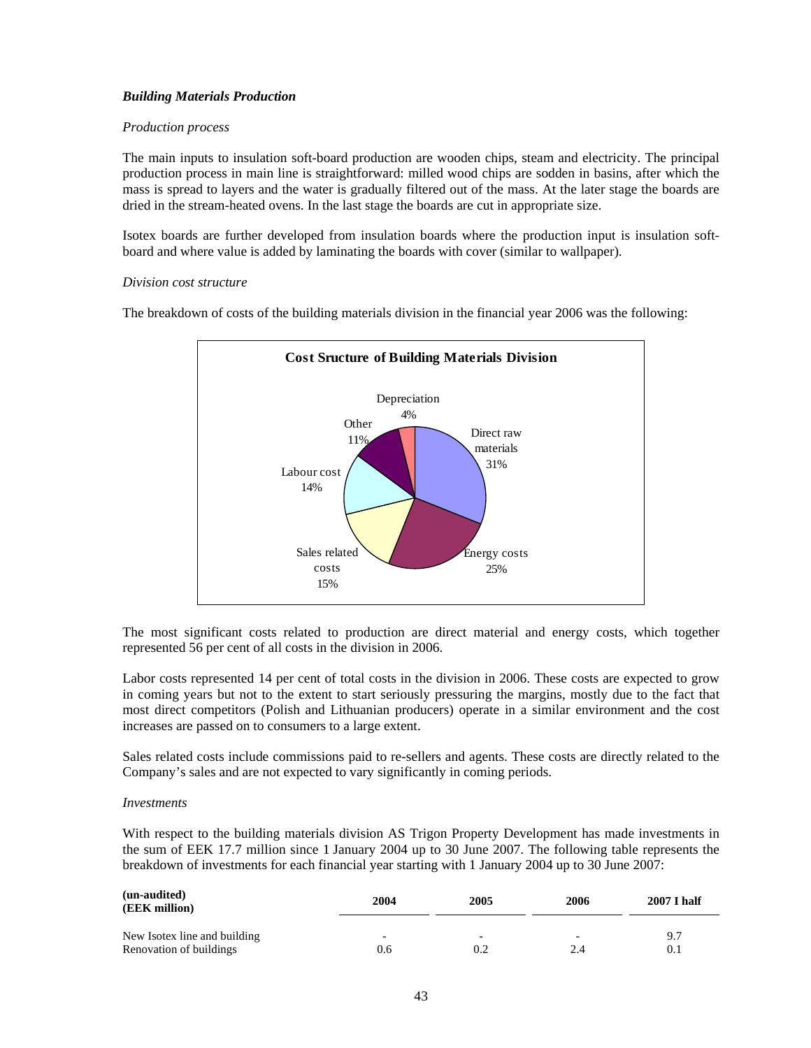***Building Materials Production***

*Production process*

The main inputs to insulation soft-board production are wooden chips, steam and electricity. The principal production process in main line is straightforward: milled wood chips are sodden in basins, after which the mass is spread to layers and the water is gradually filtered out of the mass. At the later stage the boards are dried in the stream-heated ovens. In the last stage the boards are cut in appropriate size.

Isotex boards are further developed from insulation boards where the production input is insulation soft-board and where value is added by laminating the boards with cover (similar to wallpaper).

*Division cost structure*

The breakdown of costs of the building materials division in the financial year 2006 was the following:

**Cost Sructure of Building Materials Division**

| Cost item | Share |
|---|---|
| Direct raw materials | 31% |
| Energy costs | 25% |
| Sales related costs | 15% |
| Labour cost | 14% |
| Other | 11% |
| Depreciation | 4% |

The most significant costs related to production are direct material and energy costs, which together represented 56 per cent of all costs in the division in 2006.

Labor costs represented 14 per cent of total costs in the division in 2006. These costs are expected to grow in coming years but not to the extent to start seriously pressuring the margins, mostly due to the fact that most direct competitors (Polish and Lithuanian producers) operate in a similar environment and the cost increases are passed on to consumers to a large extent.

Sales related costs include commissions paid to re-sellers and agents. These costs are directly related to the Company's sales and are not expected to vary significantly in coming periods.

*Investments*

With respect to the building materials division AS Trigon Property Development has made investments in the sum of EEK 17.7 million since 1 January 2004 up to 30 June 2007. The following table represents the breakdown of investments for each financial year starting with 1 January 2004 up to 30 June 2007:

| **(un-audited)<br>(EEK million)** | **2004** | **2005** | **2006** | **2007 I half** |
|---|---|---|---|---|
| New Isotex line and building | - | - | - | 9.7 |
| Renovation of buildings | 0.6 | 0.2 | 2.4 | 0.1 |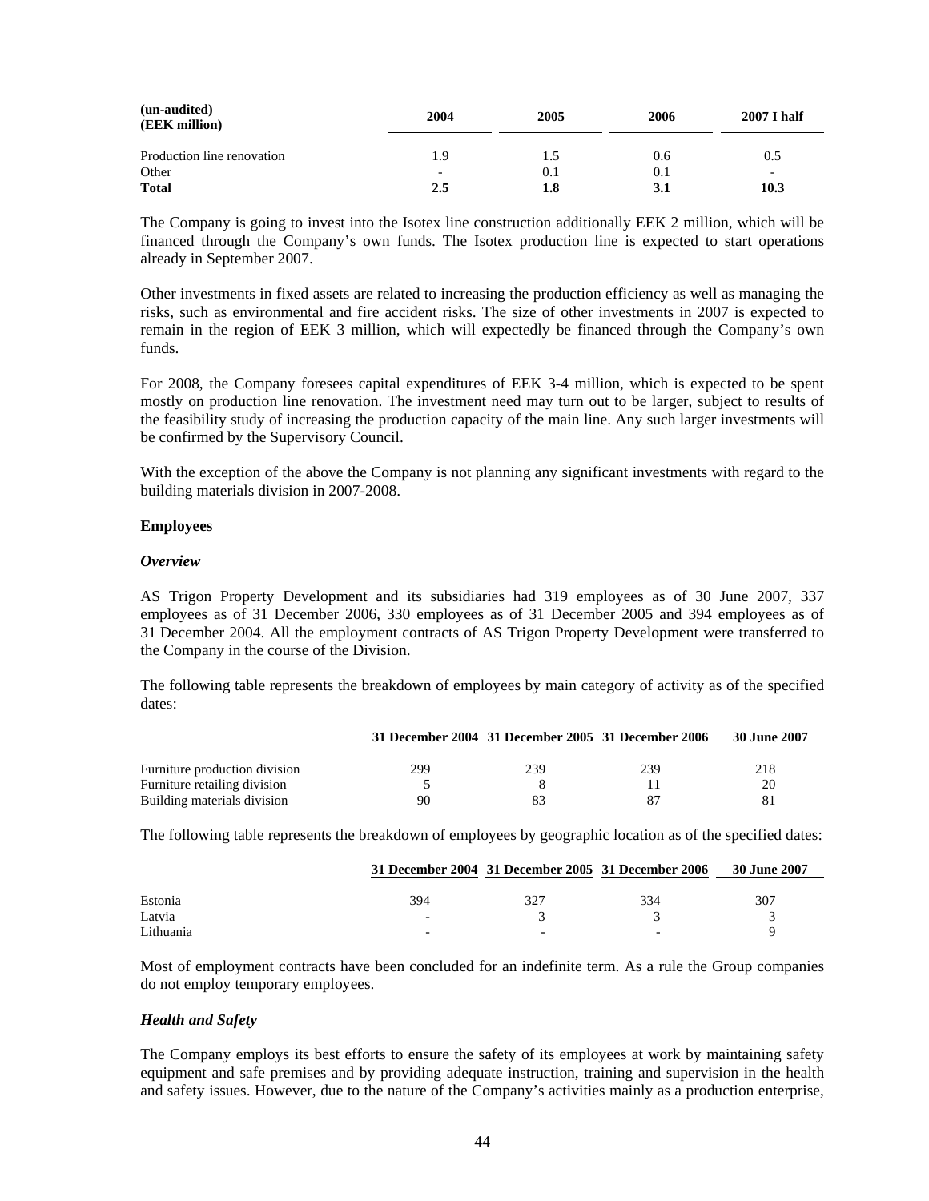| (un-audited) (EEK million) | 2004 | 2005 | 2006 | 2007 I half |
|---|---|---|---|---|
| Production line renovation | 1.9 | 1.5 | 0.6 | 0.5 |
| Other | - | 0.1 | 0.1 | - |
| **Total** | **2.5** | **1.8** | **3.1** | **10.3** |

The Company is going to invest into the Isotex line construction additionally EEK 2 million, which will be financed through the Company's own funds. The Isotex production line is expected to start operations already in September 2007.

Other investments in fixed assets are related to increasing the production efficiency as well as managing the risks, such as environmental and fire accident risks. The size of other investments in 2007 is expected to remain in the region of EEK 3 million, which will expectedly be financed through the Company's own funds.

For 2008, the Company foresees capital expenditures of EEK 3-4 million, which is expected to be spent mostly on production line renovation. The investment need may turn out to be larger, subject to results of the feasibility study of increasing the production capacity of the main line. Any such larger investments will be confirmed by the Supervisory Council.

With the exception of the above the Company is not planning any significant investments with regard to the building materials division in 2007-2008.

### Employees

#### *Overview*

AS Trigon Property Development and its subsidiaries had 319 employees as of 30 June 2007, 337 employees as of 31 December 2006, 330 employees as of 31 December 2005 and 394 employees as of 31 December 2004. All the employment contracts of AS Trigon Property Development were transferred to the Company in the course of the Division.

The following table represents the breakdown of employees by main category of activity as of the specified dates:

| | 31 December 2004 | 31 December 2005 | 31 December 2006 | 30 June 2007 |
|---|---|---|---|---|
| Furniture production division | 299 | 239 | 239 | 218 |
| Furniture retailing division | 5 | 8 | 11 | 20 |
| Building materials division | 90 | 83 | 87 | 81 |

The following table represents the breakdown of employees by geographic location as of the specified dates:

| | 31 December 2004 | 31 December 2005 | 31 December 2006 | 30 June 2007 |
|---|---|---|---|---|
| Estonia | 394 | 327 | 334 | 307 |
| Latvia | - | 3 | 3 | 3 |
| Lithuania | - | - | - | 9 |

Most of employment contracts have been concluded for an indefinite term. As a rule the Group companies do not employ temporary employees.

#### *Health and Safety*

The Company employs its best efforts to ensure the safety of its employees at work by maintaining safety equipment and safe premises and by providing adequate instruction, training and supervision in the health and safety issues. However, due to the nature of the Company's activities mainly as a production enterprise,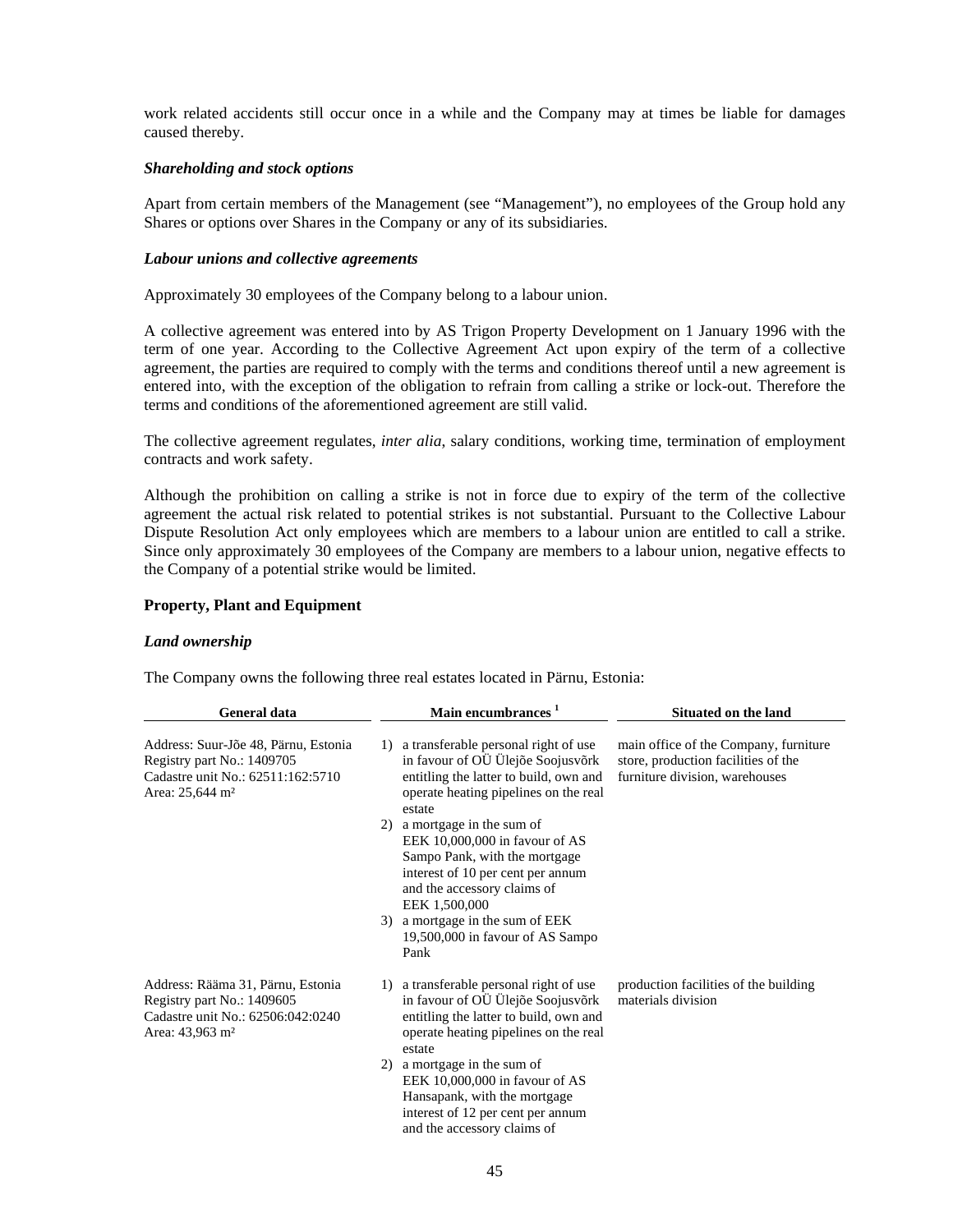work related accidents still occur once in a while and the Company may at times be liable for damages caused thereby.

*Shareholding and stock options*

Apart from certain members of the Management (see "Management"), no employees of the Group hold any Shares or options over Shares in the Company or any of its subsidiaries.

*Labour unions and collective agreements*

Approximately 30 employees of the Company belong to a labour union.

A collective agreement was entered into by AS Trigon Property Development on 1 January 1996 with the term of one year. According to the Collective Agreement Act upon expiry of the term of a collective agreement, the parties are required to comply with the terms and conditions thereof until a new agreement is entered into, with the exception of the obligation to refrain from calling a strike or lock-out. Therefore the terms and conditions of the aforementioned agreement are still valid.

The collective agreement regulates, *inter alia,* salary conditions, working time, termination of employment contracts and work safety.

Although the prohibition on calling a strike is not in force due to expiry of the term of the collective agreement the actual risk related to potential strikes is not substantial. Pursuant to the Collective Labour Dispute Resolution Act only employees which are members to a labour union are entitled to call a strike. Since only approximately 30 employees of the Company are members to a labour union, negative effects to the Company of a potential strike would be limited.

**Property, Plant and Equipment**

*Land ownership*

The Company owns the following three real estates located in Pärnu, Estonia:

| General data | Main encumbrances [1] | Situated on the land |
|---|---|---|
| Address: Suur-Jõe 48, Pärnu, Estonia<br>Registry part No.: 1409705<br>Cadastre unit No.: 62511:162:5710<br>Area: 25,644 m² | 1) a transferable personal right of use in favour of OÜ Ülejõe Soojusvõrk entitling the latter to build, own and operate heating pipelines on the real estate<br>2) a mortgage in the sum of EEK 10,000,000 in favour of AS Sampo Pank, with the mortgage interest of 10 per cent per annum and the accessory claims of EEK 1,500,000<br>3) a mortgage in the sum of EEK 19,500,000 in favour of AS Sampo Pank | main office of the Company, furniture store, production facilities of the furniture division, warehouses |
| Address: Rääma 31, Pärnu, Estonia<br>Registry part No.: 1409605<br>Cadastre unit No.: 62506:042:0240<br>Area: 43,963 m² | 1) a transferable personal right of use in favour of OÜ Ülejõe Soojusvõrk entitling the latter to build, own and operate heating pipelines on the real estate<br>2) a mortgage in the sum of EEK 10,000,000 in favour of AS Hansapank, with the mortgage interest of 12 per cent per annum and the accessory claims of | production facilities of the building materials division |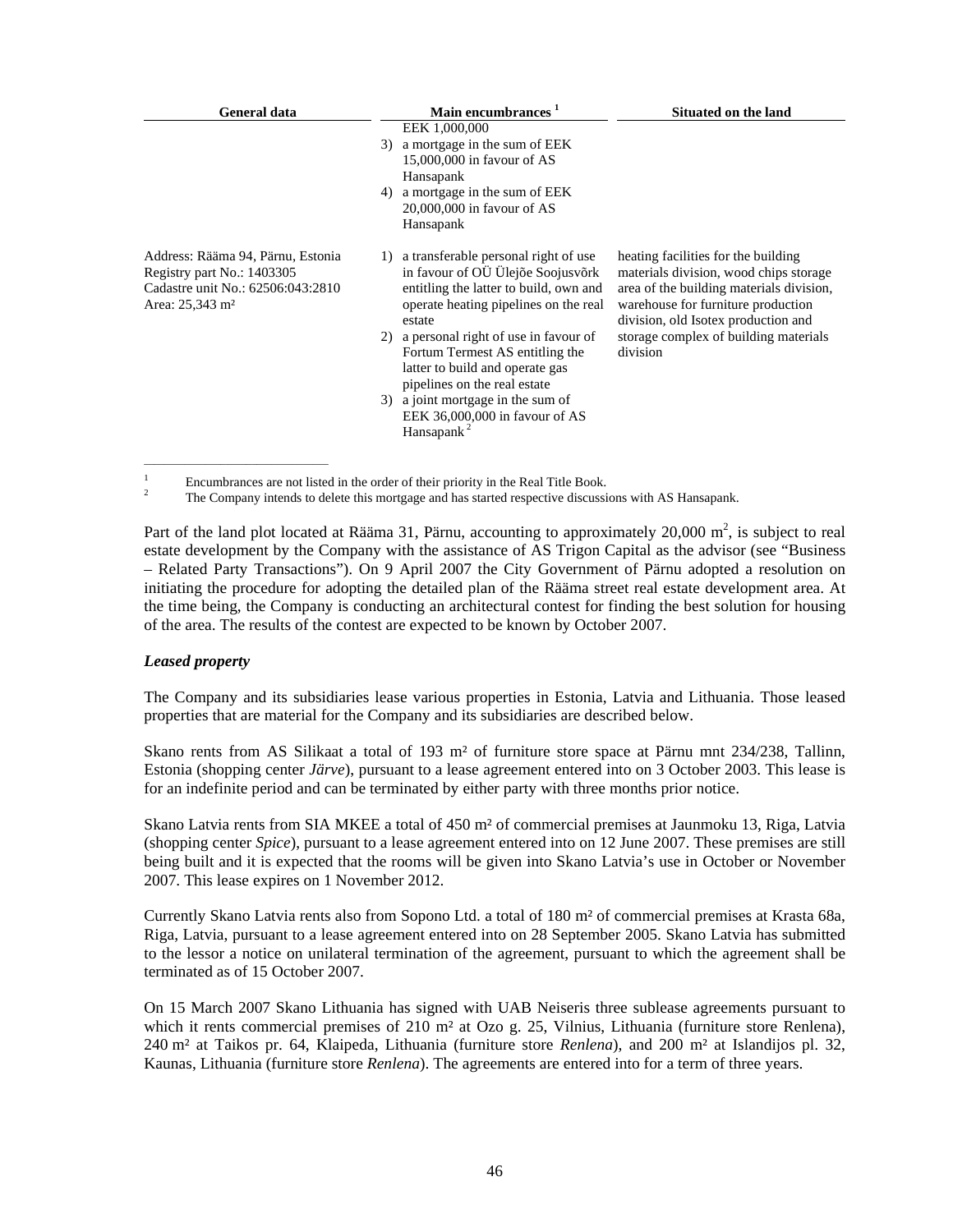| General data | Main encumbrances [1] | Situated on the land |
|---|---|---|
| | EEK 1,000,000<br>3) a mortgage in the sum of EEK 15,000,000 in favour of AS Hansapank<br>4) a mortgage in the sum of EEK 20,000,000 in favour of AS Hansapank | |
| Address: Rääma 94, Pärnu, Estonia<br>Registry part No.: 1403305<br>Cadastre unit No.: 62506:043:2810<br>Area: 25,343 m² | 1) a transferable personal right of use in favour of OÜ Ülejõe Soojusvõrk entitling the latter to build, own and operate heating pipelines on the real estate<br>2) a personal right of use in favour of Fortum Termest AS entitling the latter to build and operate gas pipelines on the real estate<br>3) a joint mortgage in the sum of EEK 36,000,000 in favour of AS Hansapank [2] | heating facilities for the building materials division, wood chips storage area of the building materials division, warehouse for furniture production division, old Isotex production and storage complex of building materials division |

[1] Encumbrances are not listed in the order of their priority in the Real Title Book.
[2] The Company intends to delete this mortgage and has started respective discussions with AS Hansapank.

Part of the land plot located at Rääma 31, Pärnu, accounting to approximately 20,000 $m^2$, is subject to real estate development by the Company with the assistance of AS Trigon Capital as the advisor (see "Business – Related Party Transactions"). On 9 April 2007 the City Government of Pärnu adopted a resolution on initiating the procedure for adopting the detailed plan of the Rääma street real estate development area. At the time being, the Company is conducting an architectural contest for finding the best solution for housing of the area. The results of the contest are expected to be known by October 2007.

***Leased property***

The Company and its subsidiaries lease various properties in Estonia, Latvia and Lithuania. Those leased properties that are material for the Company and its subsidiaries are described below.

Skano rents from AS Silikaat a total of 193 m² of furniture store space at Pärnu mnt 234/238, Tallinn, Estonia (shopping center *Järve*), pursuant to a lease agreement entered into on 3 October 2003. This lease is for an indefinite period and can be terminated by either party with three months prior notice.

Skano Latvia rents from SIA MKEE a total of 450 m² of commercial premises at Jaunmoku 13, Riga, Latvia (shopping center *Spice*), pursuant to a lease agreement entered into on 12 June 2007. These premises are still being built and it is expected that the rooms will be given into Skano Latvia's use in October or November 2007. This lease expires on 1 November 2012.

Currently Skano Latvia rents also from Sopono Ltd. a total of 180 m² of commercial premises at Krasta 68a, Riga, Latvia, pursuant to a lease agreement entered into on 28 September 2005. Skano Latvia has submitted to the lessor a notice on unilateral termination of the agreement, pursuant to which the agreement shall be terminated as of 15 October 2007.

On 15 March 2007 Skano Lithuania has signed with UAB Neiseris three sublease agreements pursuant to which it rents commercial premises of 210 m² at Ozo g. 25, Vilnius, Lithuania (furniture store Renlena), 240 m² at Taikos pr. 64, Klaipeda, Lithuania (furniture store *Renlena*), and 200 m² at Islandijos pl. 32, Kaunas, Lithuania (furniture store *Renlena*). The agreements are entered into for a term of three years.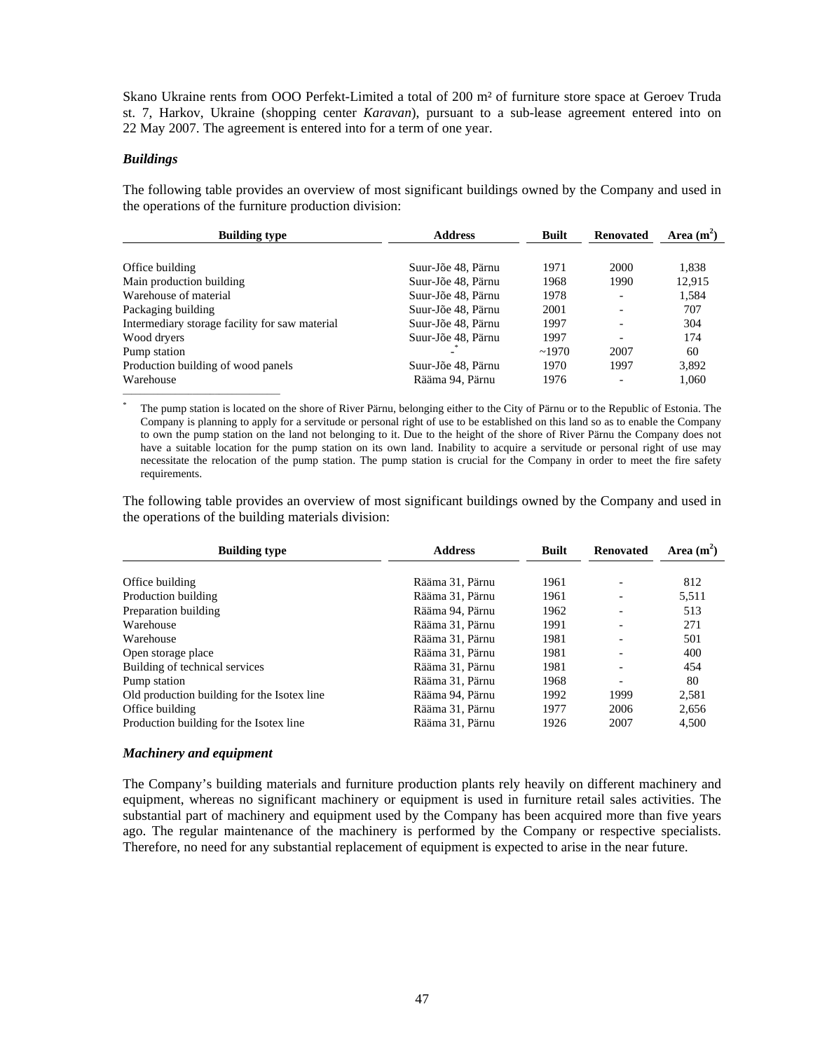Skano Ukraine rents from OOO Perfekt-Limited a total of 200 m² of furniture store space at Geroev Truda st. 7, Harkov, Ukraine (shopping center *Karavan*), pursuant to a sub-lease agreement entered into on 22 May 2007. The agreement is entered into for a term of one year.

### *Buildings*

The following table provides an overview of most significant buildings owned by the Company and used in the operations of the furniture production division:

| Building type | Address | Built | Renovated | Area ($m^2$) |
|---|---|---|---|---|
| Office building | Suur-Jõe 48, Pärnu | 1971 | 2000 | 1,838 |
| Main production building | Suur-Jõe 48, Pärnu | 1968 | 1990 | 12,915 |
| Warehouse of material | Suur-Jõe 48, Pärnu | 1978 | - | 1,584 |
| Packaging building | Suur-Jõe 48, Pärnu | 2001 | - | 707 |
| Intermediary storage facility for saw material | Suur-Jõe 48, Pärnu | 1997 | - | 304 |
| Wood dryers | Suur-Jõe 48, Pärnu | 1997 | - | 174 |
| Pump station | -* | ~1970 | 2007 | 60 |
| Production building of wood panels | Suur-Jõe 48, Pärnu | 1970 | 1997 | 3,892 |
| Warehouse | Rääma 94, Pärnu | 1976 | - | 1,060 |

\* The pump station is located on the shore of River Pärnu, belonging either to the City of Pärnu or to the Republic of Estonia. The Company is planning to apply for a servitude or personal right of use to be established on this land so as to enable the Company to own the pump station on the land not belonging to it. Due to the height of the shore of River Pärnu the Company does not have a suitable location for the pump station on its own land. Inability to acquire a servitude or personal right of use may necessitate the relocation of the pump station. The pump station is crucial for the Company in order to meet the fire safety requirements.

The following table provides an overview of most significant buildings owned by the Company and used in the operations of the building materials division:

| Building type | Address | Built | Renovated | Area ($m^2$) |
|---|---|---|---|---|
| Office building | Rääma 31, Pärnu | 1961 | - | 812 |
| Production building | Rääma 31, Pärnu | 1961 | - | 5,511 |
| Preparation building | Rääma 94, Pärnu | 1962 | - | 513 |
| Warehouse | Rääma 31, Pärnu | 1991 | - | 271 |
| Warehouse | Rääma 31, Pärnu | 1981 | - | 501 |
| Open storage place | Rääma 31, Pärnu | 1981 | - | 400 |
| Building of technical services | Rääma 31, Pärnu | 1981 | - | 454 |
| Pump station | Rääma 31, Pärnu | 1968 | - | 80 |
| Old production building for the Isotex line | Rääma 94, Pärnu | 1992 | 1999 | 2,581 |
| Office building | Rääma 31, Pärnu | 1977 | 2006 | 2,656 |
| Production building for the Isotex line | Rääma 31, Pärnu | 1926 | 2007 | 4,500 |

### *Machinery and equipment*

The Company's building materials and furniture production plants rely heavily on different machinery and equipment, whereas no significant machinery or equipment is used in furniture retail sales activities. The substantial part of machinery and equipment used by the Company has been acquired more than five years ago. The regular maintenance of the machinery is performed by the Company or respective specialists. Therefore, no need for any substantial replacement of equipment is expected to arise in the near future.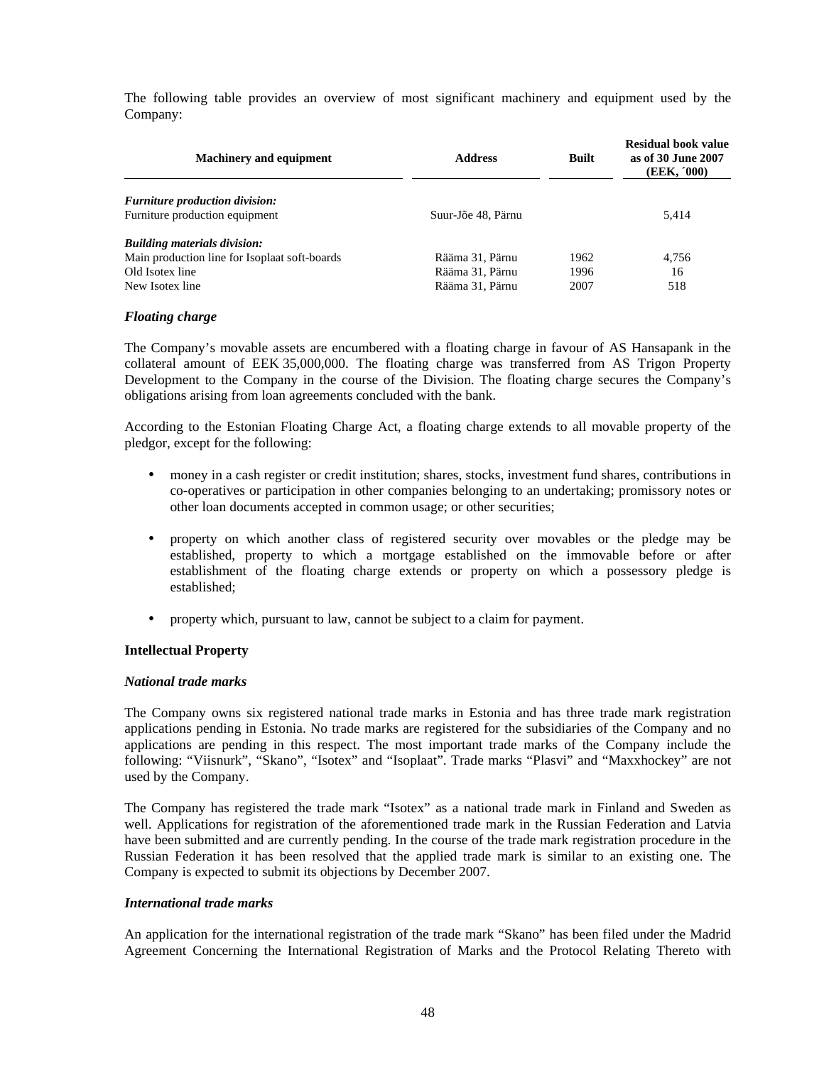The following table provides an overview of most significant machinery and equipment used by the Company:

| Machinery and equipment | Address | Built | Residual book value as of 30 June 2007 (EEK, ´000) |
|---|---|---|---|
| ***Furniture production division:*** | | | |
| Furniture production equipment | Suur-Jõe 48, Pärnu | | 5,414 |
| ***Building materials division:*** | | | |
| Main production line for Isoplaat soft-boards | Rääma 31, Pärnu | 1962 | 4,756 |
| Old Isotex line | Rääma 31, Pärnu | 1996 | 16 |
| New Isotex line | Rääma 31, Pärnu | 2007 | 518 |

### *Floating charge*

The Company's movable assets are encumbered with a floating charge in favour of AS Hansapank in the collateral amount of EEK 35,000,000. The floating charge was transferred from AS Trigon Property Development to the Company in the course of the Division. The floating charge secures the Company's obligations arising from loan agreements concluded with the bank.

According to the Estonian Floating Charge Act, a floating charge extends to all movable property of the pledgor, except for the following:

- money in a cash register or credit institution; shares, stocks, investment fund shares, contributions in co-operatives or participation in other companies belonging to an undertaking; promissory notes or other loan documents accepted in common usage; or other securities;
- property on which another class of registered security over movables or the pledge may be established, property to which a mortgage established on the immovable before or after establishment of the floating charge extends or property on which a possessory pledge is established;
- property which, pursuant to law, cannot be subject to a claim for payment.

## Intellectual Property

### *National trade marks*

The Company owns six registered national trade marks in Estonia and has three trade mark registration applications pending in Estonia. No trade marks are registered for the subsidiaries of the Company and no applications are pending in this respect. The most important trade marks of the Company include the following: "Viisnurk", "Skano", "Isotex" and "Isoplaat". Trade marks "Plasvi" and "Maxxhockey" are not used by the Company.

The Company has registered the trade mark "Isotex" as a national trade mark in Finland and Sweden as well. Applications for registration of the aforementioned trade mark in the Russian Federation and Latvia have been submitted and are currently pending. In the course of the trade mark registration procedure in the Russian Federation it has been resolved that the applied trade mark is similar to an existing one. The Company is expected to submit its objections by December 2007.

### *International trade marks*

An application for the international registration of the trade mark "Skano" has been filed under the Madrid Agreement Concerning the International Registration of Marks and the Protocol Relating Thereto with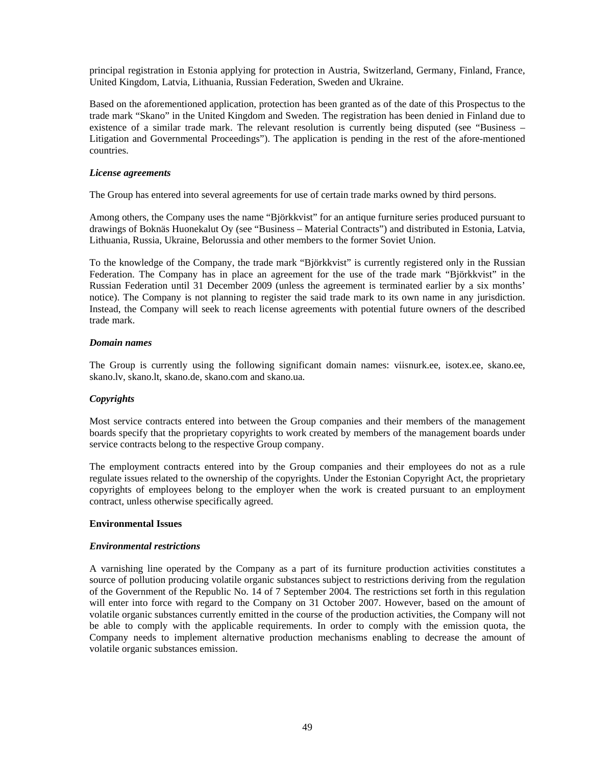principal registration in Estonia applying for protection in Austria, Switzerland, Germany, Finland, France, United Kingdom, Latvia, Lithuania, Russian Federation, Sweden and Ukraine.

Based on the aforementioned application, protection has been granted as of the date of this Prospectus to the trade mark "Skano" in the United Kingdom and Sweden. The registration has been denied in Finland due to existence of a similar trade mark. The relevant resolution is currently being disputed (see "Business – Litigation and Governmental Proceedings"). The application is pending in the rest of the afore-mentioned countries.

### *License agreements*

The Group has entered into several agreements for use of certain trade marks owned by third persons.

Among others, the Company uses the name "Björkkvist" for an antique furniture series produced pursuant to drawings of Boknäs Huonekalut Oy (see "Business – Material Contracts") and distributed in Estonia, Latvia, Lithuania, Russia, Ukraine, Belorussia and other members to the former Soviet Union.

To the knowledge of the Company, the trade mark "Björkkvist" is currently registered only in the Russian Federation. The Company has in place an agreement for the use of the trade mark "Björkkvist" in the Russian Federation until 31 December 2009 (unless the agreement is terminated earlier by a six months' notice). The Company is not planning to register the said trade mark to its own name in any jurisdiction. Instead, the Company will seek to reach license agreements with potential future owners of the described trade mark.

### *Domain names*

The Group is currently using the following significant domain names: viisnurk.ee, isotex.ee, skano.ee, skano.lv, skano.lt, skano.de, skano.com and skano.ua.

### *Copyrights*

Most service contracts entered into between the Group companies and their members of the management boards specify that the proprietary copyrights to work created by members of the management boards under service contracts belong to the respective Group company.

The employment contracts entered into by the Group companies and their employees do not as a rule regulate issues related to the ownership of the copyrights. Under the Estonian Copyright Act, the proprietary copyrights of employees belong to the employer when the work is created pursuant to an employment contract, unless otherwise specifically agreed.

## **Environmental Issues**

### *Environmental restrictions*

A varnishing line operated by the Company as a part of its furniture production activities constitutes a source of pollution producing volatile organic substances subject to restrictions deriving from the regulation of the Government of the Republic No. 14 of 7 September 2004. The restrictions set forth in this regulation will enter into force with regard to the Company on 31 October 2007. However, based on the amount of volatile organic substances currently emitted in the course of the production activities, the Company will not be able to comply with the applicable requirements. In order to comply with the emission quota, the Company needs to implement alternative production mechanisms enabling to decrease the amount of volatile organic substances emission.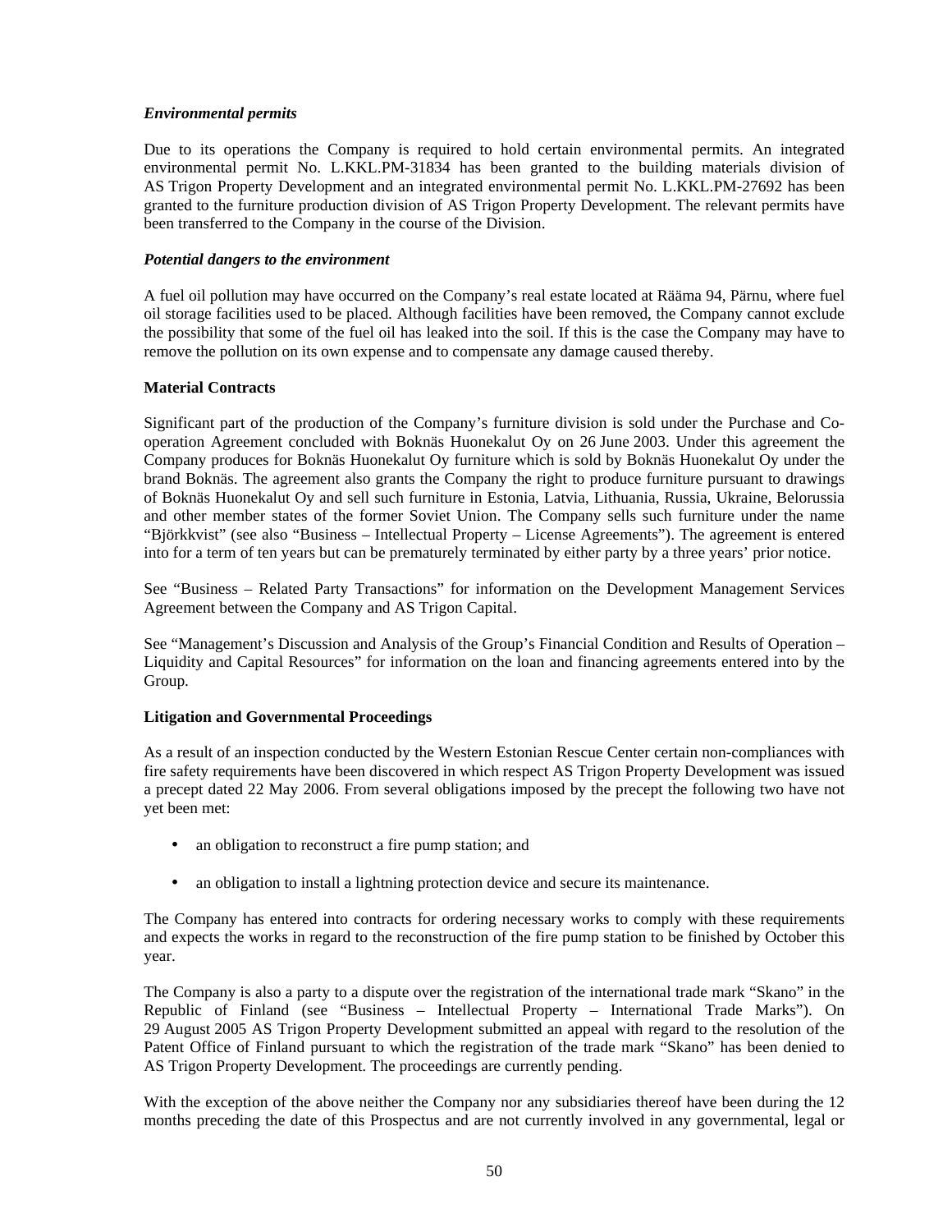***Environmental permits***

Due to its operations the Company is required to hold certain environmental permits. An integrated environmental permit No. L.KKL.PM-31834 has been granted to the building materials division of AS Trigon Property Development and an integrated environmental permit No. L.KKL.PM-27692 has been granted to the furniture production division of AS Trigon Property Development. The relevant permits have been transferred to the Company in the course of the Division.

***Potential dangers to the environment***

A fuel oil pollution may have occurred on the Company's real estate located at Rääma 94, Pärnu, where fuel oil storage facilities used to be placed. Although facilities have been removed, the Company cannot exclude the possibility that some of the fuel oil has leaked into the soil. If this is the case the Company may have to remove the pollution on its own expense and to compensate any damage caused thereby.

**Material Contracts**

Significant part of the production of the Company's furniture division is sold under the Purchase and Co-operation Agreement concluded with Boknäs Huonekalut Oy on 26 June 2003. Under this agreement the Company produces for Boknäs Huonekalut Oy furniture which is sold by Boknäs Huonekalut Oy under the brand Boknäs. The agreement also grants the Company the right to produce furniture pursuant to drawings of Boknäs Huonekalut Oy and sell such furniture in Estonia, Latvia, Lithuania, Russia, Ukraine, Belorussia and other member states of the former Soviet Union. The Company sells such furniture under the name "Björkkvist" (see also "Business – Intellectual Property – License Agreements"). The agreement is entered into for a term of ten years but can be prematurely terminated by either party by a three years' prior notice.

See "Business – Related Party Transactions" for information on the Development Management Services Agreement between the Company and AS Trigon Capital.

See "Management's Discussion and Analysis of the Group's Financial Condition and Results of Operation – Liquidity and Capital Resources" for information on the loan and financing agreements entered into by the Group.

**Litigation and Governmental Proceedings**

As a result of an inspection conducted by the Western Estonian Rescue Center certain non-compliances with fire safety requirements have been discovered in which respect AS Trigon Property Development was issued a precept dated 22 May 2006. From several obligations imposed by the precept the following two have not yet been met:

- an obligation to reconstruct a fire pump station; and
- an obligation to install a lightning protection device and secure its maintenance.

The Company has entered into contracts for ordering necessary works to comply with these requirements and expects the works in regard to the reconstruction of the fire pump station to be finished by October this year.

The Company is also a party to a dispute over the registration of the international trade mark "Skano" in the Republic of Finland (see "Business – Intellectual Property – International Trade Marks"). On 29 August 2005 AS Trigon Property Development submitted an appeal with regard to the resolution of the Patent Office of Finland pursuant to which the registration of the trade mark "Skano" has been denied to AS Trigon Property Development. The proceedings are currently pending.

With the exception of the above neither the Company nor any subsidiaries thereof have been during the 12 months preceding the date of this Prospectus and are not currently involved in any governmental, legal or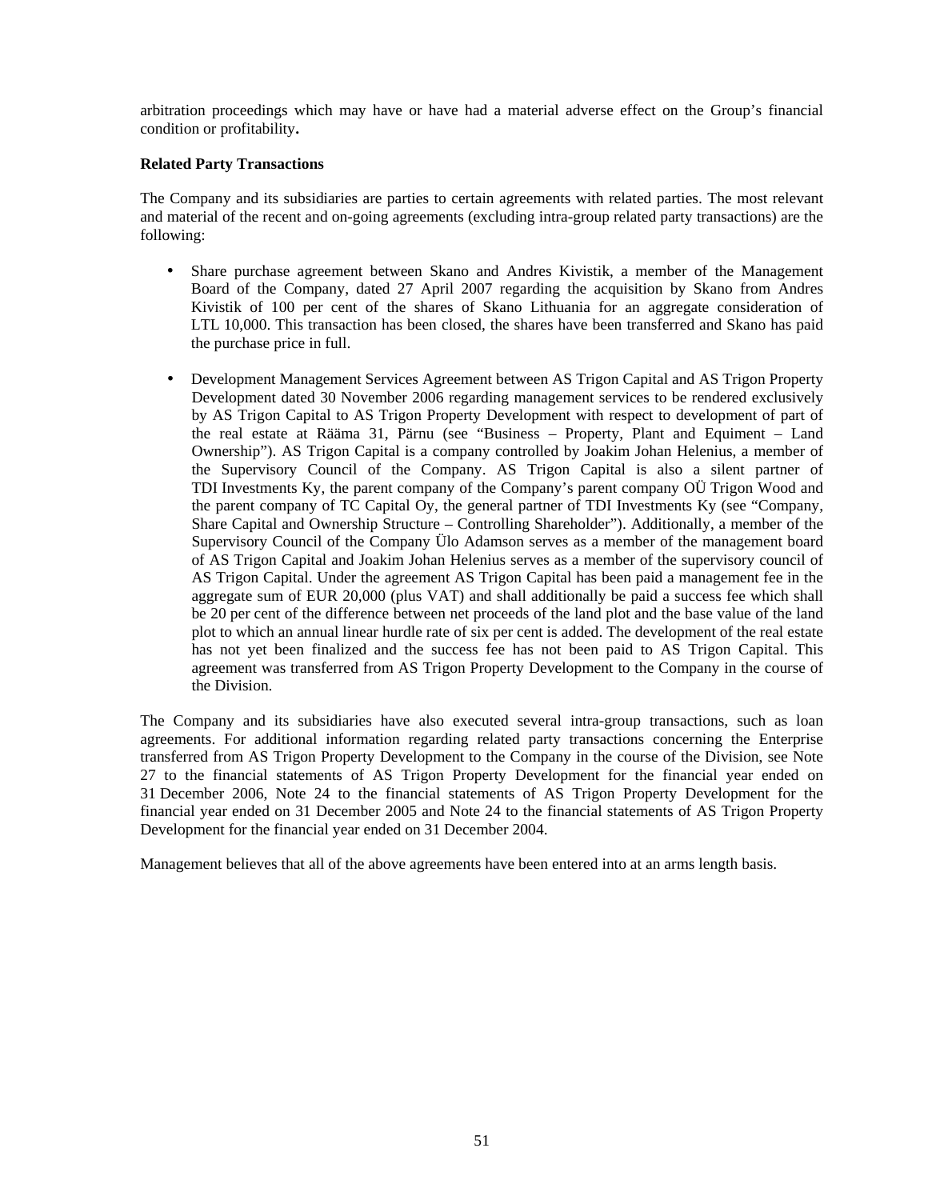arbitration proceedings which may have or have had a material adverse effect on the Group's financial condition or profitability**.**

**Related Party Transactions**

The Company and its subsidiaries are parties to certain agreements with related parties. The most relevant and material of the recent and on-going agreements (excluding intra-group related party transactions) are the following:

- Share purchase agreement between Skano and Andres Kivistik, a member of the Management Board of the Company, dated 27 April 2007 regarding the acquisition by Skano from Andres Kivistik of 100 per cent of the shares of Skano Lithuania for an aggregate consideration of LTL 10,000. This transaction has been closed, the shares have been transferred and Skano has paid the purchase price in full.

- Development Management Services Agreement between AS Trigon Capital and AS Trigon Property Development dated 30 November 2006 regarding management services to be rendered exclusively by AS Trigon Capital to AS Trigon Property Development with respect to development of part of the real estate at Rääma 31, Pärnu (see "Business – Property, Plant and Equiment – Land Ownership"). AS Trigon Capital is a company controlled by Joakim Johan Helenius, a member of the Supervisory Council of the Company. AS Trigon Capital is also a silent partner of TDI Investments Ky, the parent company of the Company's parent company OÜ Trigon Wood and the parent company of TC Capital Oy, the general partner of TDI Investments Ky (see "Company, Share Capital and Ownership Structure – Controlling Shareholder"). Additionally, a member of the Supervisory Council of the Company Ülo Adamson serves as a member of the management board of AS Trigon Capital and Joakim Johan Helenius serves as a member of the supervisory council of AS Trigon Capital. Under the agreement AS Trigon Capital has been paid a management fee in the aggregate sum of EUR 20,000 (plus VAT) and shall additionally be paid a success fee which shall be 20 per cent of the difference between net proceeds of the land plot and the base value of the land plot to which an annual linear hurdle rate of six per cent is added. The development of the real estate has not yet been finalized and the success fee has not been paid to AS Trigon Capital. This agreement was transferred from AS Trigon Property Development to the Company in the course of the Division.

The Company and its subsidiaries have also executed several intra-group transactions, such as loan agreements. For additional information regarding related party transactions concerning the Enterprise transferred from AS Trigon Property Development to the Company in the course of the Division, see Note 27 to the financial statements of AS Trigon Property Development for the financial year ended on 31 December 2006, Note 24 to the financial statements of AS Trigon Property Development for the financial year ended on 31 December 2005 and Note 24 to the financial statements of AS Trigon Property Development for the financial year ended on 31 December 2004.

Management believes that all of the above agreements have been entered into at an arms length basis.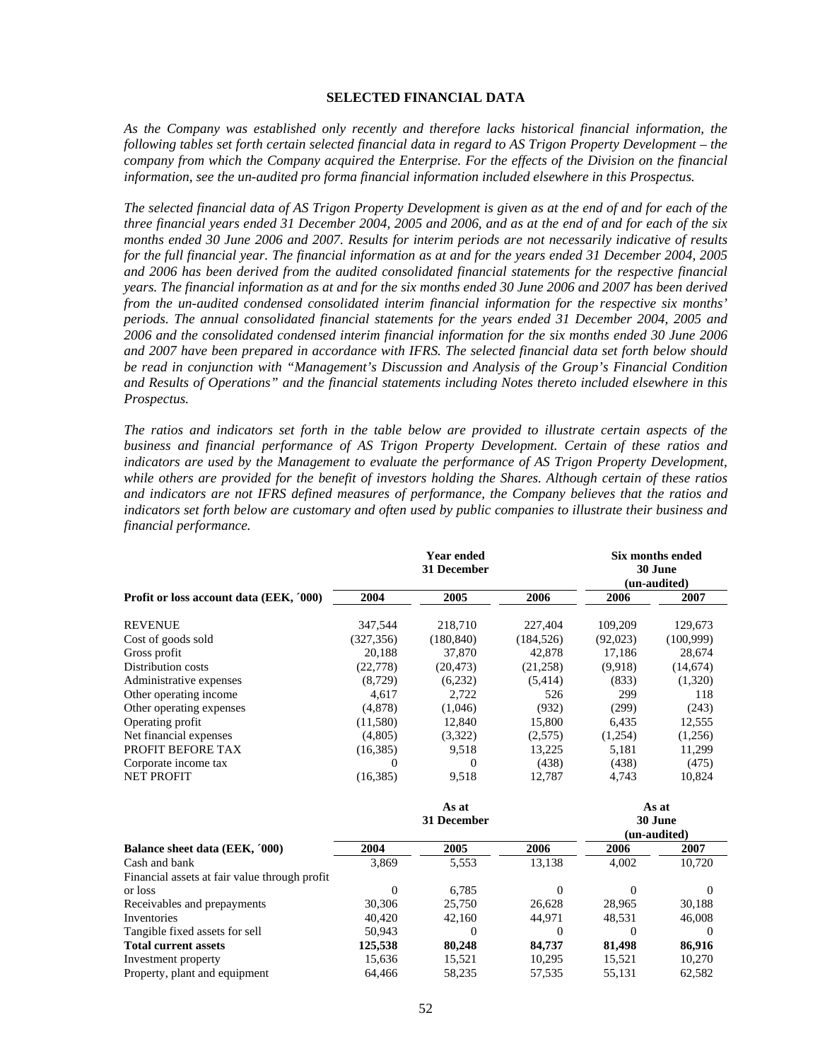## SELECTED FINANCIAL DATA

*As the Company was established only recently and therefore lacks historical financial information, the following tables set forth certain selected financial data in regard to AS Trigon Property Development – the company from which the Company acquired the Enterprise. For the effects of the Division on the financial information, see the un-audited pro forma financial information included elsewhere in this Prospectus.*

*The selected financial data of AS Trigon Property Development is given as at the end of and for each of the three financial years ended 31 December 2004, 2005 and 2006, and as at the end of and for each of the six months ended 30 June 2006 and 2007. Results for interim periods are not necessarily indicative of results for the full financial year. The financial information as at and for the years ended 31 December 2004, 2005 and 2006 has been derived from the audited consolidated financial statements for the respective financial years. The financial information as at and for the six months ended 30 June 2006 and 2007 has been derived from the un-audited condensed consolidated interim financial information for the respective six months' periods. The annual consolidated financial statements for the years ended 31 December 2004, 2005 and 2006 and the consolidated condensed interim financial information for the six months ended 30 June 2006 and 2007 have been prepared in accordance with IFRS. The selected financial data set forth below should be read in conjunction with "Management's Discussion and Analysis of the Group's Financial Condition and Results of Operations" and the financial statements including Notes thereto included elsewhere in this Prospectus.*

*The ratios and indicators set forth in the table below are provided to illustrate certain aspects of the business and financial performance of AS Trigon Property Development. Certain of these ratios and indicators are used by the Management to evaluate the performance of AS Trigon Property Development, while others are provided for the benefit of investors holding the Shares. Although certain of these ratios and indicators are not IFRS defined measures of performance, the Company believes that the ratios and indicators set forth below are customary and often used by public companies to illustrate their business and financial performance.*

| | **Year ended 31 December** | | | **Six months ended 30 June (un-audited)** | |
|---|---|---|---|---|---|
| **Profit or loss account data (EEK, ´000)** | **2004** | **2005** | **2006** | **2006** | **2007** |
| REVENUE | 347,544 | 218,710 | 227,404 | 109,209 | 129,673 |
| Cost of goods sold | (327,356) | (180,840) | (184,526) | (92,023) | (100,999) |
| Gross profit | 20,188 | 37,870 | 42,878 | 17,186 | 28,674 |
| Distribution costs | (22,778) | (20,473) | (21,258) | (9,918) | (14,674) |
| Administrative expenses | (8,729) | (6,232) | (5,414) | (833) | (1,320) |
| Other operating income | 4,617 | 2,722 | 526 | 299 | 118 |
| Other operating expenses | (4,878) | (1,046) | (932) | (299) | (243) |
| Operating profit | (11,580) | 12,840 | 15,800 | 6,435 | 12,555 |
| Net financial expenses | (4,805) | (3,322) | (2,575) | (1,254) | (1,256) |
| PROFIT BEFORE TAX | (16,385) | 9,518 | 13,225 | 5,181 | 11,299 |
| Corporate income tax | 0 | 0 | (438) | (438) | (475) |
| NET PROFIT | (16,385) | 9,518 | 12,787 | 4,743 | 10,824 |

| | **As at 31 December** | | | **As at 30 June (un-audited)** | |
|---|---|---|---|---|---|
| **Balance sheet data (EEK, ´000)** | **2004** | **2005** | **2006** | **2006** | **2007** |
| Cash and bank | 3,869 | 5,553 | 13,138 | 4,002 | 10,720 |
| Financial assets at fair value through profit or loss | 0 | 6,785 | 0 | 0 | 0 |
| Receivables and prepayments | 30,306 | 25,750 | 26,628 | 28,965 | 30,188 |
| Inventories | 40,420 | 42,160 | 44,971 | 48,531 | 46,008 |
| Tangible fixed assets for sell | 50,943 | 0 | 0 | 0 | 0 |
| **Total current assets** | **125,538** | **80,248** | **84,737** | **81,498** | **86,916** |
| Investment property | 15,636 | 15,521 | 10,295 | 15,521 | 10,270 |
| Property, plant and equipment | 64,466 | 58,235 | 57,535 | 55,131 | 62,582 |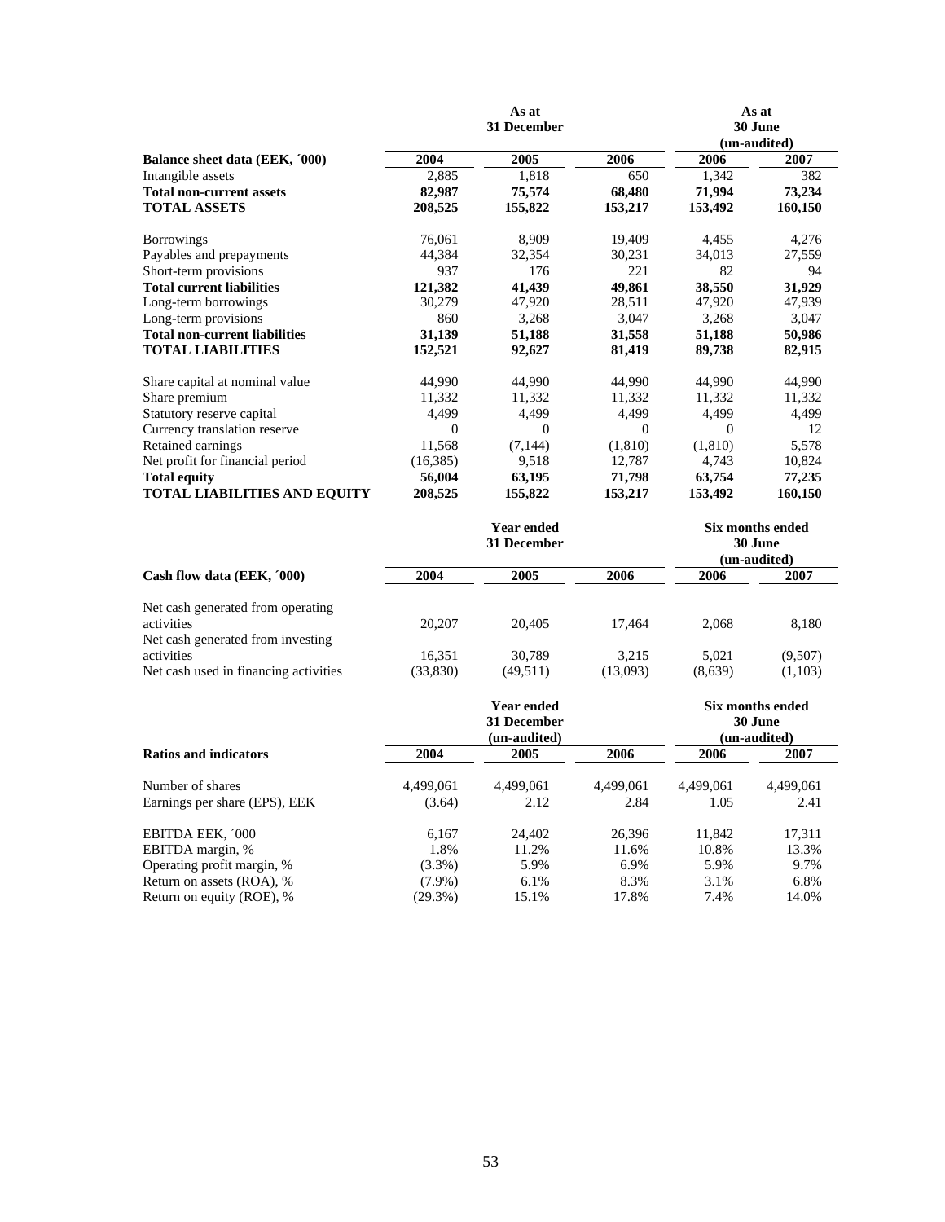| | As at 31 December | | | As at 30 June (un-audited) | |
|---|---|---|---|---|---|
| **Balance sheet data (EEK, ´000)** | **2004** | **2005** | **2006** | **2006** | **2007** |
| Intangible assets | 2,885 | 1,818 | 650 | 1,342 | 382 |
| **Total non-current assets** | **82,987** | **75,574** | **68,480** | **71,994** | **73,234** |
| **TOTAL ASSETS** | **208,525** | **155,822** | **153,217** | **153,492** | **160,150** |
| | | | | | |
| Borrowings | 76,061 | 8,909 | 19,409 | 4,455 | 4,276 |
| Payables and prepayments | 44,384 | 32,354 | 30,231 | 34,013 | 27,559 |
| Short-term provisions | 937 | 176 | 221 | 82 | 94 |
| **Total current liabilities** | **121,382** | **41,439** | **49,861** | **38,550** | **31,929** |
| Long-term borrowings | 30,279 | 47,920 | 28,511 | 47,920 | 47,939 |
| Long-term provisions | 860 | 3,268 | 3,047 | 3,268 | 3,047 |
| **Total non-current liabilities** | **31,139** | **51,188** | **31,558** | **51,188** | **50,986** |
| **TOTAL LIABILITIES** | **152,521** | **92,627** | **81,419** | **89,738** | **82,915** |
| | | | | | |
| Share capital at nominal value | 44,990 | 44,990 | 44,990 | 44,990 | 44,990 |
| Share premium | 11,332 | 11,332 | 11,332 | 11,332 | 11,332 |
| Statutory reserve capital | 4,499 | 4,499 | 4,499 | 4,499 | 4,499 |
| Currency translation reserve | 0 | 0 | 0 | 0 | 12 |
| Retained earnings | 11,568 | (7,144) | (1,810) | (1,810) | 5,578 |
| Net profit for financial period | (16,385) | 9,518 | 12,787 | 4,743 | 10,824 |
| **Total equity** | **56,004** | **63,195** | **71,798** | **63,754** | **77,235** |
| **TOTAL LIABILITIES AND EQUITY** | **208,525** | **155,822** | **153,217** | **153,492** | **160,150** |

| | Year ended 31 December | | | Six months ended 30 June (un-audited) | |
|---|---|---|---|---|---|
| **Cash flow data (EEK, ´000)** | **2004** | **2005** | **2006** | **2006** | **2007** |
| Net cash generated from operating activities | 20,207 | 20,405 | 17,464 | 2,068 | 8,180 |
| Net cash generated from investing activities | 16,351 | 30,789 | 3,215 | 5,021 | (9,507) |
| Net cash used in financing activities | (33,830) | (49,511) | (13,093) | (8,639) | (1,103) |

| | Year ended 31 December (un-audited) | | | Six months ended 30 June (un-audited) | |
|---|---|---|---|---|---|
| **Ratios and indicators** | **2004** | **2005** | **2006** | **2006** | **2007** |
| Number of shares | 4,499,061 | 4,499,061 | 4,499,061 | 4,499,061 | 4,499,061 |
| Earnings per share (EPS), EEK | (3.64) | 2.12 | 2.84 | 1.05 | 2.41 |
| | | | | | |
| EBITDA EEK, ´000 | 6,167 | 24,402 | 26,396 | 11,842 | 17,311 |
| EBITDA margin, % | 1.8% | 11.2% | 11.6% | 10.8% | 13.3% |
| Operating profit margin, % | (3.3%) | 5.9% | 6.9% | 5.9% | 9.7% |
| Return on assets (ROA), % | (7.9%) | 6.1% | 8.3% | 3.1% | 6.8% |
| Return on equity (ROE), % | (29.3%) | 15.1% | 17.8% | 7.4% | 14.0% |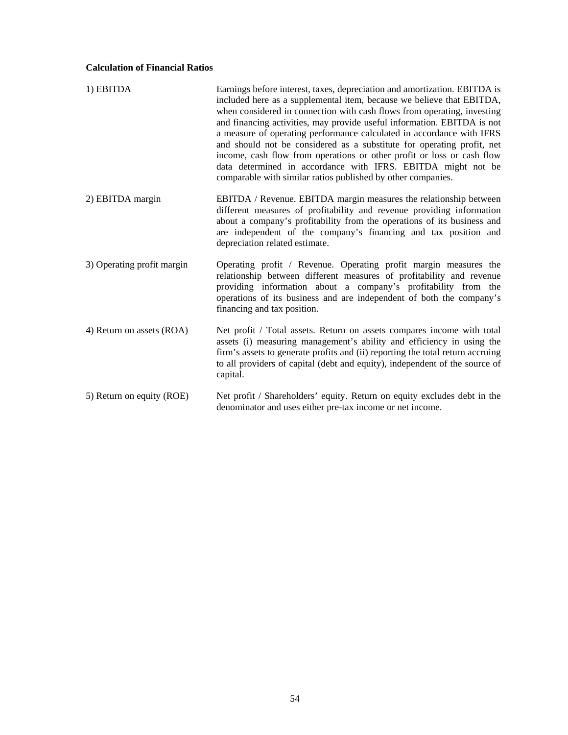**Calculation of Financial Ratios**

| | |
|---|---|
| 1) EBITDA | Earnings before interest, taxes, depreciation and amortization. EBITDA is included here as a supplemental item, because we believe that EBITDA, when considered in connection with cash flows from operating, investing and financing activities, may provide useful information. EBITDA is not a measure of operating performance calculated in accordance with IFRS and should not be considered as a substitute for operating profit, net income, cash flow from operations or other profit or loss or cash flow data determined in accordance with IFRS. EBITDA might not be comparable with similar ratios published by other companies. |
| 2) EBITDA margin | EBITDA / Revenue. EBITDA margin measures the relationship between different measures of profitability and revenue providing information about a company's profitability from the operations of its business and are independent of the company's financing and tax position and depreciation related estimate. |
| 3) Operating profit margin | Operating profit / Revenue. Operating profit margin measures the relationship between different measures of profitability and revenue providing information about a company's profitability from the operations of its business and are independent of both the company's financing and tax position. |
| 4) Return on assets (ROA) | Net profit / Total assets. Return on assets compares income with total assets (i) measuring management's ability and efficiency in using the firm's assets to generate profits and (ii) reporting the total return accruing to all providers of capital (debt and equity), independent of the source of capital. |
| 5) Return on equity (ROE) | Net profit / Shareholders' equity. Return on equity excludes debt in the denominator and uses either pre-tax income or net income. |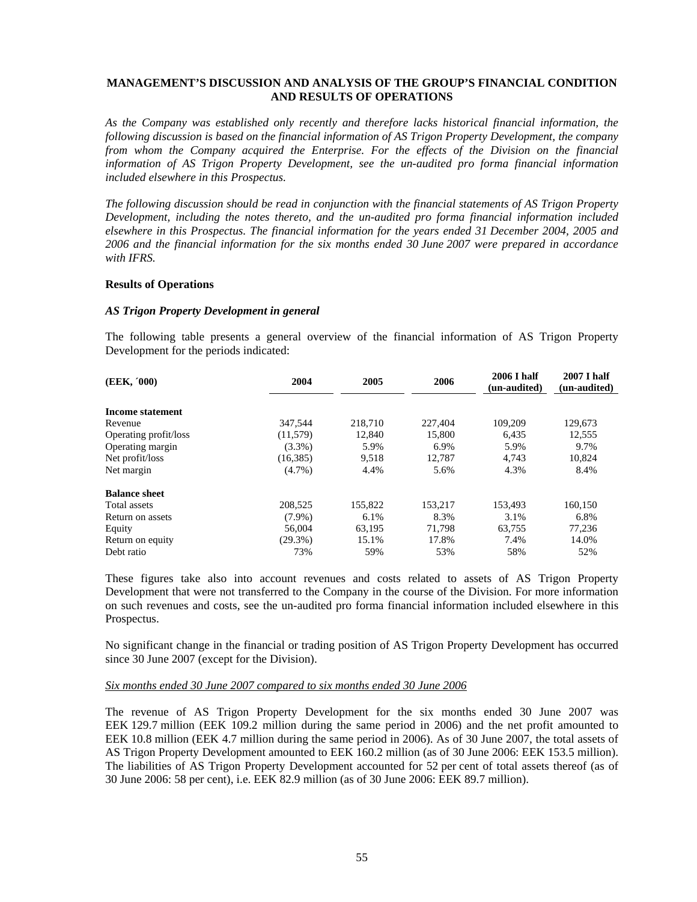# MANAGEMENT'S DISCUSSION AND ANALYSIS OF THE GROUP'S FINANCIAL CONDITION AND RESULTS OF OPERATIONS

*As the Company was established only recently and therefore lacks historical financial information, the following discussion is based on the financial information of AS Trigon Property Development, the company from whom the Company acquired the Enterprise. For the effects of the Division on the financial information of AS Trigon Property Development, see the un-audited pro forma financial information included elsewhere in this Prospectus.*

*The following discussion should be read in conjunction with the financial statements of AS Trigon Property Development, including the notes thereto, and the un-audited pro forma financial information included elsewhere in this Prospectus. The financial information for the years ended 31 December 2004, 2005 and 2006 and the financial information for the six months ended 30 June 2007 were prepared in accordance with IFRS.*

## Results of Operations

### *AS Trigon Property Development in general*

The following table presents a general overview of the financial information of AS Trigon Property Development for the periods indicated:

| (EEK, ´000) | 2004 | 2005 | 2006 | 2006 I half (un-audited) | 2007 I half (un-audited) |
|---|---|---|---|---|---|
| **Income statement** | | | | | |
| Revenue | 347,544 | 218,710 | 227,404 | 109,209 | 129,673 |
| Operating profit/loss | (11,579) | 12,840 | 15,800 | 6,435 | 12,555 |
| Operating margin | (3.3%) | 5.9% | 6.9% | 5.9% | 9.7% |
| Net profit/loss | (16,385) | 9,518 | 12,787 | 4,743 | 10,824 |
| Net margin | (4.7%) | 4.4% | 5.6% | 4.3% | 8.4% |
| **Balance sheet** | | | | | |
| Total assets | 208,525 | 155,822 | 153,217 | 153,493 | 160,150 |
| Return on assets | (7.9%) | 6.1% | 8.3% | 3.1% | 6.8% |
| Equity | 56,004 | 63,195 | 71,798 | 63,755 | 77,236 |
| Return on equity | (29.3%) | 15.1% | 17.8% | 7.4% | 14.0% |
| Debt ratio | 73% | 59% | 53% | 58% | 52% |

These figures take also into account revenues and costs related to assets of AS Trigon Property Development that were not transferred to the Company in the course of the Division. For more information on such revenues and costs, see the un-audited pro forma financial information included elsewhere in this Prospectus.

No significant change in the financial or trading position of AS Trigon Property Development has occurred since 30 June 2007 (except for the Division).

*Six months ended 30 June 2007 compared to six months ended 30 June 2006*

The revenue of AS Trigon Property Development for the six months ended 30 June 2007 was EEK 129.7 million (EEK 109.2 million during the same period in 2006) and the net profit amounted to EEK 10.8 million (EEK 4.7 million during the same period in 2006). As of 30 June 2007, the total assets of AS Trigon Property Development amounted to EEK 160.2 million (as of 30 June 2006: EEK 153.5 million). The liabilities of AS Trigon Property Development accounted for 52 per cent of total assets thereof (as of 30 June 2006: 58 per cent), i.e. EEK 82.9 million (as of 30 June 2006: EEK 89.7 million).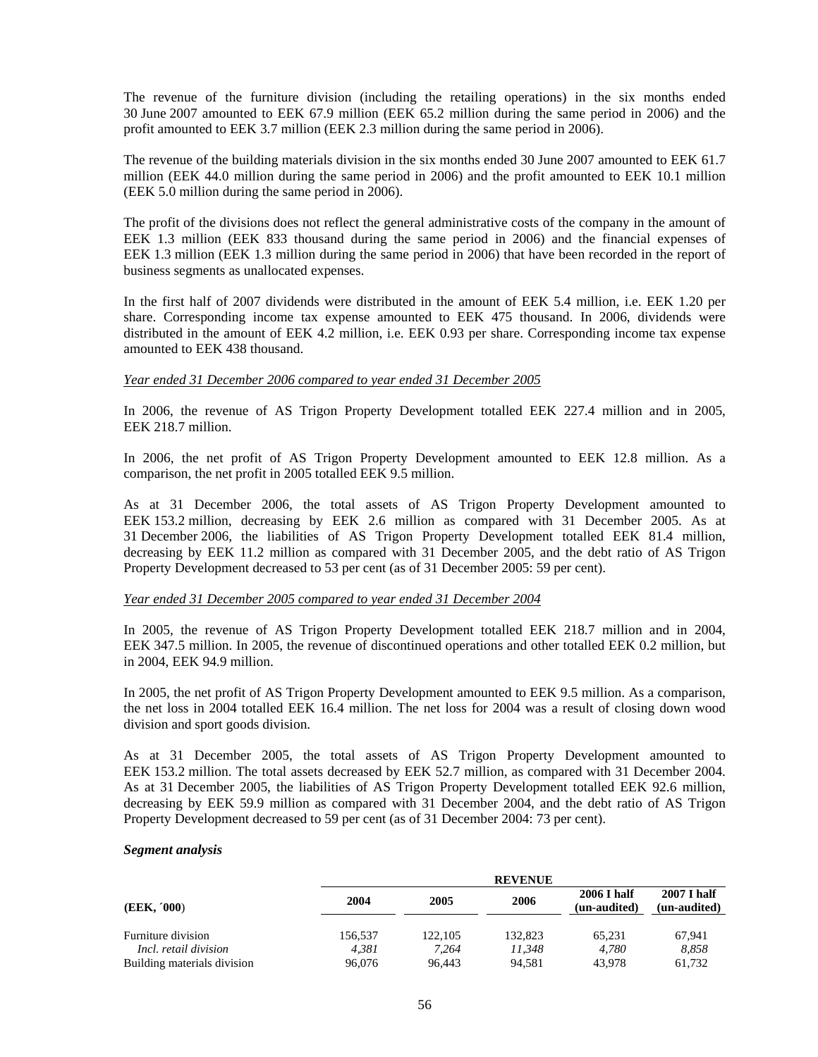The revenue of the furniture division (including the retailing operations) in the six months ended 30 June 2007 amounted to EEK 67.9 million (EEK 65.2 million during the same period in 2006) and the profit amounted to EEK 3.7 million (EEK 2.3 million during the same period in 2006).

The revenue of the building materials division in the six months ended 30 June 2007 amounted to EEK 61.7 million (EEK 44.0 million during the same period in 2006) and the profit amounted to EEK 10.1 million (EEK 5.0 million during the same period in 2006).

The profit of the divisions does not reflect the general administrative costs of the company in the amount of EEK 1.3 million (EEK 833 thousand during the same period in 2006) and the financial expenses of EEK 1.3 million (EEK 1.3 million during the same period in 2006) that have been recorded in the report of business segments as unallocated expenses.

In the first half of 2007 dividends were distributed in the amount of EEK 5.4 million, i.e. EEK 1.20 per share. Corresponding income tax expense amounted to EEK 475 thousand. In 2006, dividends were distributed in the amount of EEK 4.2 million, i.e. EEK 0.93 per share. Corresponding income tax expense amounted to EEK 438 thousand.

*Year ended 31 December 2006 compared to year ended 31 December 2005*

In 2006, the revenue of AS Trigon Property Development totalled EEK 227.4 million and in 2005, EEK 218.7 million.

In 2006, the net profit of AS Trigon Property Development amounted to EEK 12.8 million. As a comparison, the net profit in 2005 totalled EEK 9.5 million.

As at 31 December 2006, the total assets of AS Trigon Property Development amounted to EEK 153.2 million, decreasing by EEK 2.6 million as compared with 31 December 2005. As at 31 December 2006, the liabilities of AS Trigon Property Development totalled EEK 81.4 million, decreasing by EEK 11.2 million as compared with 31 December 2005, and the debt ratio of AS Trigon Property Development decreased to 53 per cent (as of 31 December 2005: 59 per cent).

*Year ended 31 December 2005 compared to year ended 31 December 2004*

In 2005, the revenue of AS Trigon Property Development totalled EEK 218.7 million and in 2004, EEK 347.5 million. In 2005, the revenue of discontinued operations and other totalled EEK 0.2 million, but in 2004, EEK 94.9 million.

In 2005, the net profit of AS Trigon Property Development amounted to EEK 9.5 million. As a comparison, the net loss in 2004 totalled EEK 16.4 million. The net loss for 2004 was a result of closing down wood division and sport goods division.

As at 31 December 2005, the total assets of AS Trigon Property Development amounted to EEK 153.2 million. The total assets decreased by EEK 52.7 million, as compared with 31 December 2004. As at 31 December 2005, the liabilities of AS Trigon Property Development totalled EEK 92.6 million, decreasing by EEK 59.9 million as compared with 31 December 2004, and the debt ratio of AS Trigon Property Development decreased to 59 per cent (as of 31 December 2004: 73 per cent).

***Segment analysis***

| | REVENUE | | | | |
|---|---|---|---|---|---|
| **(EEK, ´000)** | **2004** | **2005** | **2006** | **2006 I half (un-audited)** | **2007 I half (un-audited)** |
| Furniture division | 156,537 | 122,105 | 132,823 | 65,231 | 67,941 |
| *Incl. retail division* | *4,381* | *7,264* | *11,348* | *4,780* | *8,858* |
| Building materials division | 96,076 | 96,443 | 94,581 | 43,978 | 61,732 |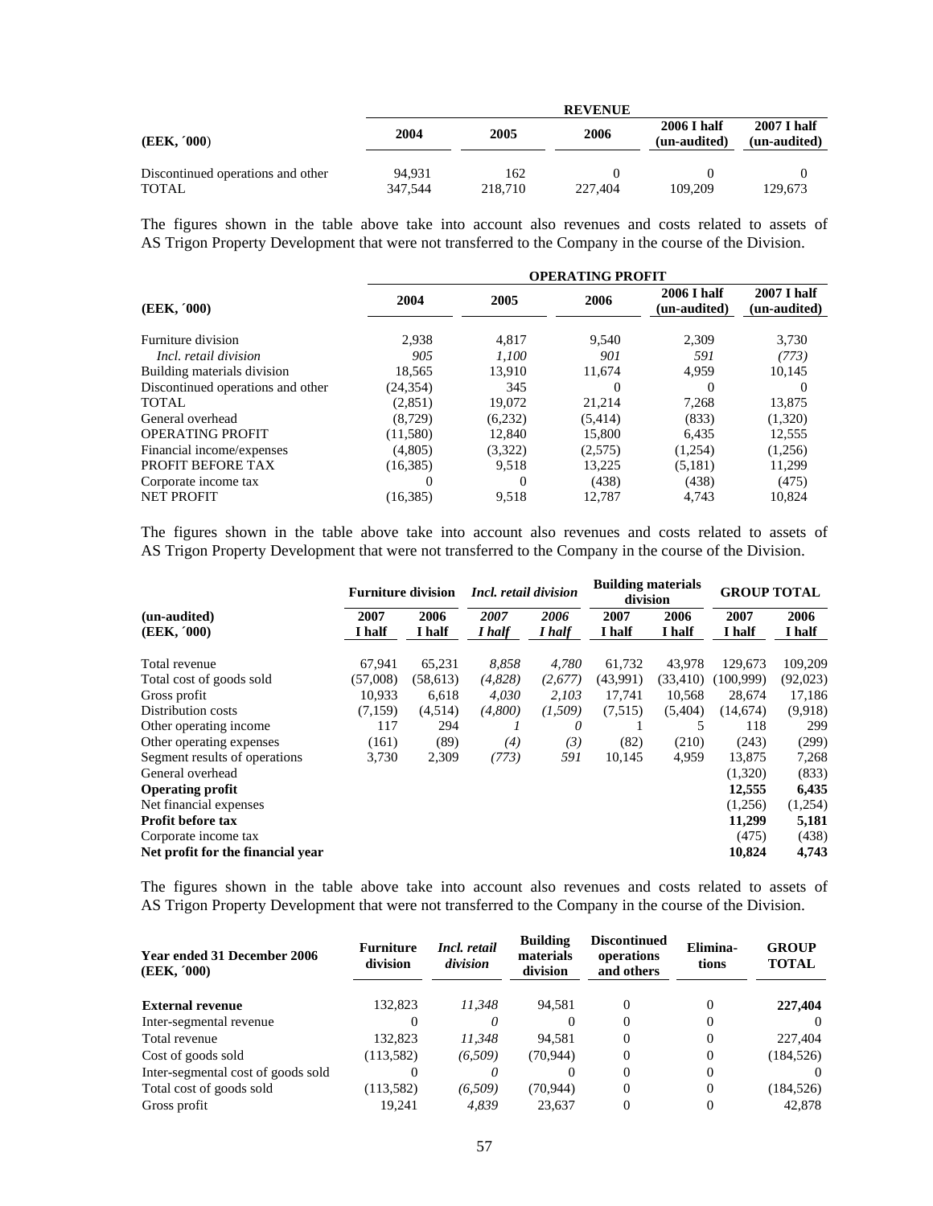| (EEK, ´000) | REVENUE | | | | |
|---|---|---|---|---|---|
| | 2004 | 2005 | 2006 | 2006 I half (un-audited) | 2007 I half (un-audited) |
| Discontinued operations and other | 94,931 | 162 | 0 | 0 | 0 |
| TOTAL | 347,544 | 218,710 | 227,404 | 109,209 | 129,673 |

The figures shown in the table above take into account also revenues and costs related to assets of AS Trigon Property Development that were not transferred to the Company in the course of the Division.

| (EEK, ´000) | OPERATING PROFIT | | | | |
|---|---|---|---|---|---|
| | 2004 | 2005 | 2006 | 2006 I half (un-audited) | 2007 I half (un-audited) |
| Furniture division | 2,938 | 4,817 | 9,540 | 2,309 | 3,730 |
| *Incl. retail division* | *905* | *1,100* | *901* | *591* | *(773)* |
| Building materials division | 18,565 | 13,910 | 11,674 | 4,959 | 10,145 |
| Discontinued operations and other | (24,354) | 345 | 0 | 0 | 0 |
| TOTAL | (2,851) | 19,072 | 21,214 | 7,268 | 13,875 |
| General overhead | (8,729) | (6,232) | (5,414) | (833) | (1,320) |
| OPERATING PROFIT | (11,580) | 12,840 | 15,800 | 6,435 | 12,555 |
| Financial income/expenses | (4,805) | (3,322) | (2,575) | (1,254) | (1,256) |
| PROFIT BEFORE TAX | (16,385) | 9,518 | 13,225 | (5,181) | 11,299 |
| Corporate income tax | 0 | 0 | (438) | (438) | (475) |
| NET PROFIT | (16,385) | 9,518 | 12,787 | 4,743 | 10,824 |

The figures shown in the table above take into account also revenues and costs related to assets of AS Trigon Property Development that were not transferred to the Company in the course of the Division.

| (un-audited) (EEK, ´000) | Furniture division | | *Incl. retail division* | | Building materials division | | GROUP TOTAL | |
|---|---|---|---|---|---|---|---|---|
| | 2007 I half | 2006 I half | *2007 I half* | *2006 I half* | 2007 I half | 2006 I half | 2007 I half | 2006 I half |
| Total revenue | 67,941 | 65,231 | *8,858* | *4,780* | 61,732 | 43,978 | 129,673 | 109,209 |
| Total cost of goods sold | (57,008) | (58,613) | *(4,828)* | *(2,677)* | (43,991) | (33,410) | (100,999) | (92,023) |
| Gross profit | 10,933 | 6,618 | *4,030* | *2,103* | 17,741 | 10,568 | 28,674 | 17,186 |
| Distribution costs | (7,159) | (4,514) | *(4,800)* | *(1,509)* | (7,515) | (5,404) | (14,674) | (9,918) |
| Other operating income | 117 | 294 | *1* | *0* | 1 | 5 | 118 | 299 |
| Other operating expenses | (161) | (89) | *(4)* | *(3)* | (82) | (210) | (243) | (299) |
| Segment results of operations | 3,730 | 2,309 | *(773)* | *591* | 10,145 | 4,959 | 13,875 | 7,268 |
| General overhead | | | | | | | (1,320) | (833) |
| **Operating profit** | | | | | | | **12,555** | **6,435** |
| Net financial expenses | | | | | | | (1,256) | (1,254) |
| **Profit before tax** | | | | | | | **11,299** | **5,181** |
| Corporate income tax | | | | | | | (475) | (438) |
| **Net profit for the financial year** | | | | | | | **10,824** | **4,743** |

The figures shown in the table above take into account also revenues and costs related to assets of AS Trigon Property Development that were not transferred to the Company in the course of the Division.

| Year ended 31 December 2006 (EEK, ´000) | Furniture division | *Incl. retail division* | Building materials division | Discontinued operations and others | Elimina-tions | GROUP TOTAL |
|---|---|---|---|---|---|---|
| **External revenue** | 132,823 | *11,348* | 94,581 | 0 | 0 | **227,404** |
| Inter-segmental revenue | 0 | *0* | 0 | 0 | 0 | 0 |
| Total revenue | 132,823 | *11,348* | 94,581 | 0 | 0 | 227,404 |
| Cost of goods sold | (113,582) | *(6,509)* | (70,944) | 0 | 0 | (184,526) |
| Inter-segmental cost of goods sold | 0 | *0* | 0 | 0 | 0 | 0 |
| Total cost of goods sold | (113,582) | *(6,509)* | (70,944) | 0 | 0 | (184,526) |
| Gross profit | 19,241 | *4,839* | 23,637 | 0 | 0 | 42,878 |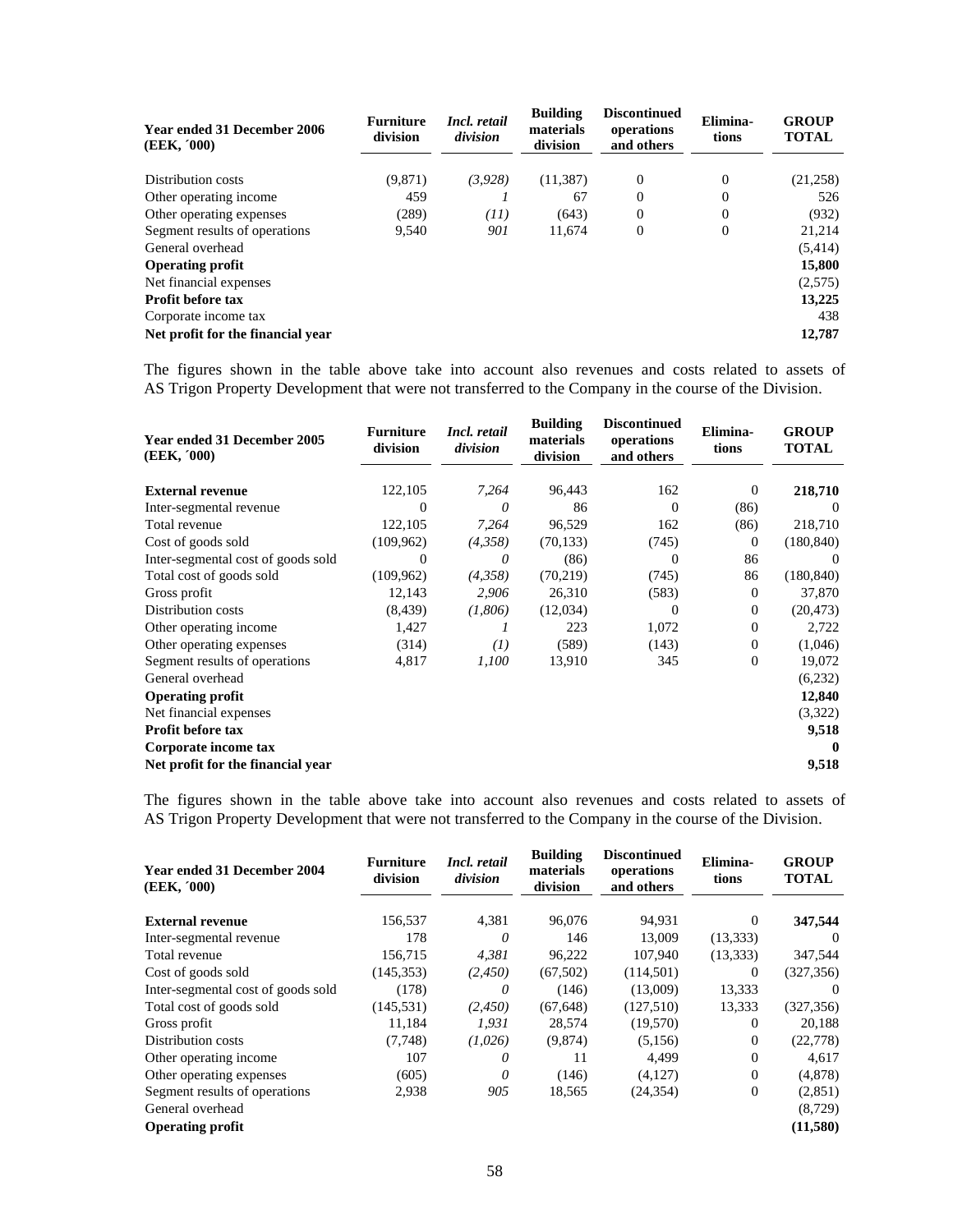| Year ended 31 December 2006 (EEK, ´000) | Furniture division | *Incl. retail division* | Building materials division | Discontinued operations and others | Elimina-tions | GROUP TOTAL |
|---|---|---|---|---|---|---|
| Distribution costs | (9,871) | *(3,928)* | (11,387) | 0 | 0 | (21,258) |
| Other operating income | 459 | *1* | 67 | 0 | 0 | 526 |
| Other operating expenses | (289) | *(11)* | (643) | 0 | 0 | (932) |
| Segment results of operations | 9,540 | *901* | 11,674 | 0 | 0 | 21,214 |
| General overhead | | | | | | (5,414) |
| **Operating profit** | | | | | | **15,800** |
| Net financial expenses | | | | | | (2,575) |
| **Profit before tax** | | | | | | **13,225** |
| Corporate income tax | | | | | | 438 |
| **Net profit for the financial year** | | | | | | **12,787** |

The figures shown in the table above take into account also revenues and costs related to assets of AS Trigon Property Development that were not transferred to the Company in the course of the Division.

| Year ended 31 December 2005 (EEK, ´000) | Furniture division | *Incl. retail division* | Building materials division | Discontinued operations and others | Elimina-tions | GROUP TOTAL |
|---|---|---|---|---|---|---|
| **External revenue** | 122,105 | *7,264* | 96,443 | 162 | 0 | **218,710** |
| Inter-segmental revenue | 0 | *0* | 86 | 0 | (86) | 0 |
| Total revenue | 122,105 | *7,264* | 96,529 | 162 | (86) | 218,710 |
| Cost of goods sold | (109,962) | *(4,358)* | (70,133) | (745) | 0 | (180,840) |
| Inter-segmental cost of goods sold | 0 | *0* | (86) | 0 | 86 | 0 |
| Total cost of goods sold | (109,962) | *(4,358)* | (70,219) | (745) | 86 | (180,840) |
| Gross profit | 12,143 | *2,906* | 26,310 | (583) | 0 | 37,870 |
| Distribution costs | (8,439) | *(1,806)* | (12,034) | 0 | 0 | (20,473) |
| Other operating income | 1,427 | *1* | 223 | 1,072 | 0 | 2,722 |
| Other operating expenses | (314) | *(1)* | (589) | (143) | 0 | (1,046) |
| Segment results of operations | 4,817 | *1,100* | 13,910 | 345 | 0 | 19,072 |
| General overhead | | | | | | (6,232) |
| **Operating profit** | | | | | | **12,840** |
| Net financial expenses | | | | | | (3,322) |
| **Profit before tax** | | | | | | **9,518** |
| **Corporate income tax** | | | | | | **0** |
| **Net profit for the financial year** | | | | | | **9,518** |

The figures shown in the table above take into account also revenues and costs related to assets of AS Trigon Property Development that were not transferred to the Company in the course of the Division.

| Year ended 31 December 2004 (EEK, ´000) | Furniture division | *Incl. retail division* | Building materials division | Discontinued operations and others | Elimina-tions | GROUP TOTAL |
|---|---|---|---|---|---|---|
| **External revenue** | 156,537 | 4,381 | 96,076 | 94,931 | 0 | **347,544** |
| Inter-segmental revenue | 178 | *0* | 146 | 13,009 | (13,333) | 0 |
| Total revenue | 156,715 | *4,381* | 96,222 | 107,940 | (13,333) | 347,544 |
| Cost of goods sold | (145,353) | *(2,450)* | (67,502) | (114,501) | 0 | (327,356) |
| Inter-segmental cost of goods sold | (178) | *0* | (146) | (13,009) | 13,333 | 0 |
| Total cost of goods sold | (145,531) | *(2,450)* | (67,648) | (127,510) | 13,333 | (327,356) |
| Gross profit | 11,184 | *1,931* | 28,574 | (19,570) | 0 | 20,188 |
| Distribution costs | (7,748) | *(1,026)* | (9,874) | (5,156) | 0 | (22,778) |
| Other operating income | 107 | *0* | 11 | 4,499 | 0 | 4,617 |
| Other operating expenses | (605) | *0* | (146) | (4,127) | 0 | (4,878) |
| Segment results of operations | 2,938 | *905* | 18,565 | (24,354) | 0 | (2,851) |
| General overhead | | | | | | (8,729) |
| **Operating profit** | | | | | | **(11,580)** |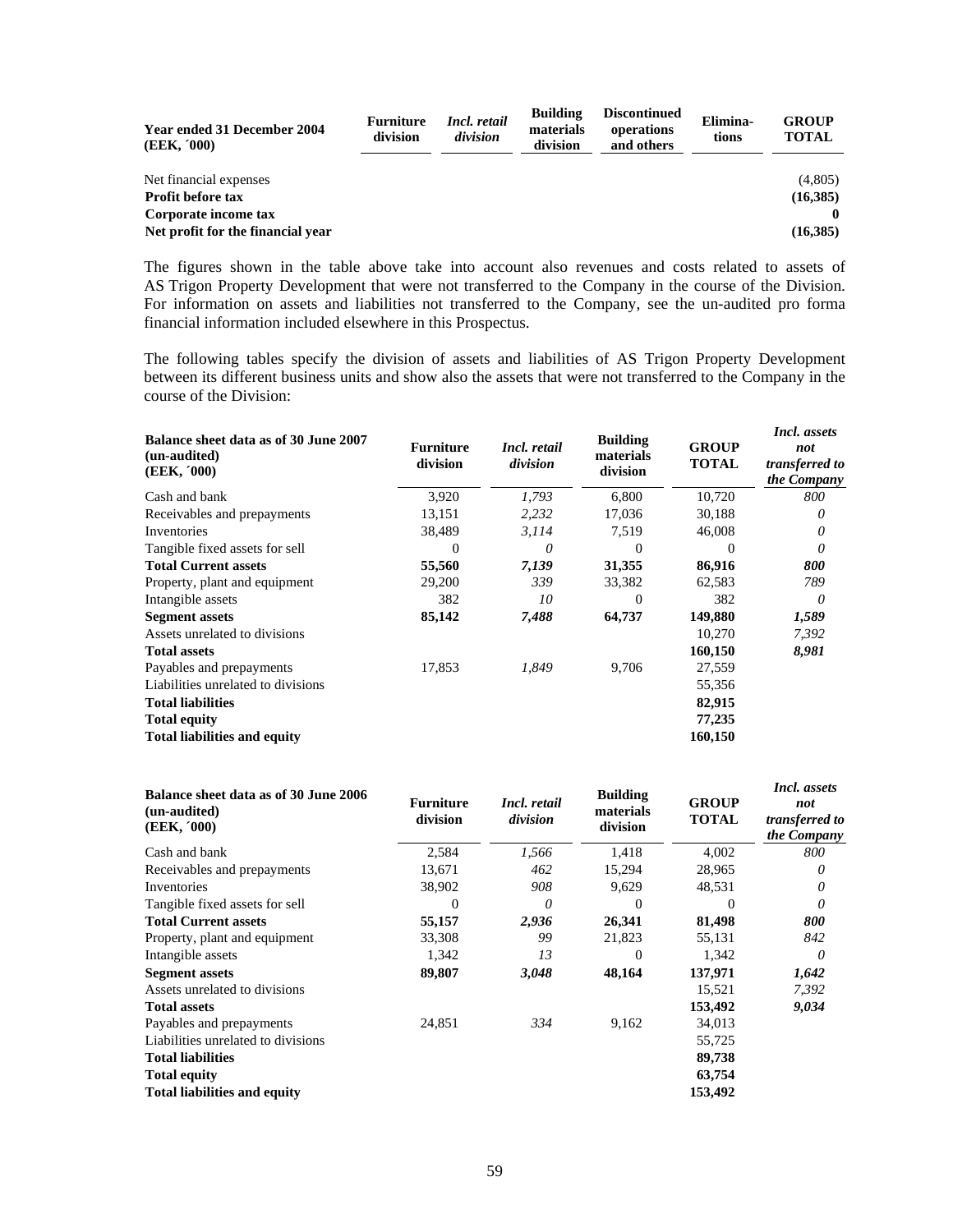| Year ended 31 December 2004 (EEK, ´000) | Furniture division | *Incl. retail division* | Building materials division | Discontinued operations and others | Elimina-tions | GROUP TOTAL |
|---|---|---|---|---|---|---|
| Net financial expenses | | | | | | (4,805) |
| **Profit before tax** | | | | | | **(16,385)** |
| **Corporate income tax** | | | | | | **0** |
| **Net profit for the financial year** | | | | | | **(16,385)** |

The figures shown in the table above take into account also revenues and costs related to assets of AS Trigon Property Development that were not transferred to the Company in the course of the Division. For information on assets and liabilities not transferred to the Company, see the un-audited pro forma financial information included elsewhere in this Prospectus.

The following tables specify the division of assets and liabilities of AS Trigon Property Development between its different business units and show also the assets that were not transferred to the Company in the course of the Division:

| Balance sheet data as of 30 June 2007 (un-audited) (EEK, ´000) | Furniture division | *Incl. retail division* | Building materials division | GROUP TOTAL | *Incl. assets not transferred to the Company* |
|---|---|---|---|---|---|
| Cash and bank | 3,920 | *1,793* | 6,800 | 10,720 | *800* |
| Receivables and prepayments | 13,151 | *2,232* | 17,036 | 30,188 | *0* |
| Inventories | 38,489 | *3,114* | 7,519 | 46,008 | *0* |
| Tangible fixed assets for sell | 0 | *0* | 0 | 0 | *0* |
| **Total Current assets** | **55,560** | ***7,139*** | **31,355** | **86,916** | ***800*** |
| Property, plant and equipment | 29,200 | *339* | 33,382 | 62,583 | *789* |
| Intangible assets | 382 | *10* | 0 | 382 | *0* |
| **Segment assets** | **85,142** | ***7,488*** | **64,737** | **149,880** | ***1,589*** |
| Assets unrelated to divisions | | | | 10,270 | *7,392* |
| **Total assets** | | | | **160,150** | ***8,981*** |
| Payables and prepayments | 17,853 | *1,849* | 9,706 | 27,559 | |
| Liabilities unrelated to divisions | | | | 55,356 | |
| **Total liabilities** | | | | **82,915** | |
| **Total equity** | | | | **77,235** | |
| **Total liabilities and equity** | | | | **160,150** | |

| Balance sheet data as of 30 June 2006 (un-audited) (EEK, ´000) | Furniture division | *Incl. retail division* | Building materials division | GROUP TOTAL | *Incl. assets not transferred to the Company* |
|---|---|---|---|---|---|
| Cash and bank | 2,584 | *1,566* | 1,418 | 4,002 | *800* |
| Receivables and prepayments | 13,671 | *462* | 15,294 | 28,965 | *0* |
| Inventories | 38,902 | *908* | 9,629 | 48,531 | *0* |
| Tangible fixed assets for sell | 0 | *0* | 0 | 0 | *0* |
| **Total Current assets** | **55,157** | ***2,936*** | **26,341** | **81,498** | ***800*** |
| Property, plant and equipment | 33,308 | *99* | 21,823 | 55,131 | *842* |
| Intangible assets | 1,342 | *13* | 0 | 1,342 | *0* |
| **Segment assets** | **89,807** | ***3,048*** | **48,164** | **137,971** | ***1,642*** |
| Assets unrelated to divisions | | | | 15,521 | *7,392* |
| **Total assets** | | | | **153,492** | ***9,034*** |
| Payables and prepayments | 24,851 | *334* | 9,162 | 34,013 | |
| Liabilities unrelated to divisions | | | | 55,725 | |
| **Total liabilities** | | | | **89,738** | |
| **Total equity** | | | | **63,754** | |
| **Total liabilities and equity** | | | | **153,492** | |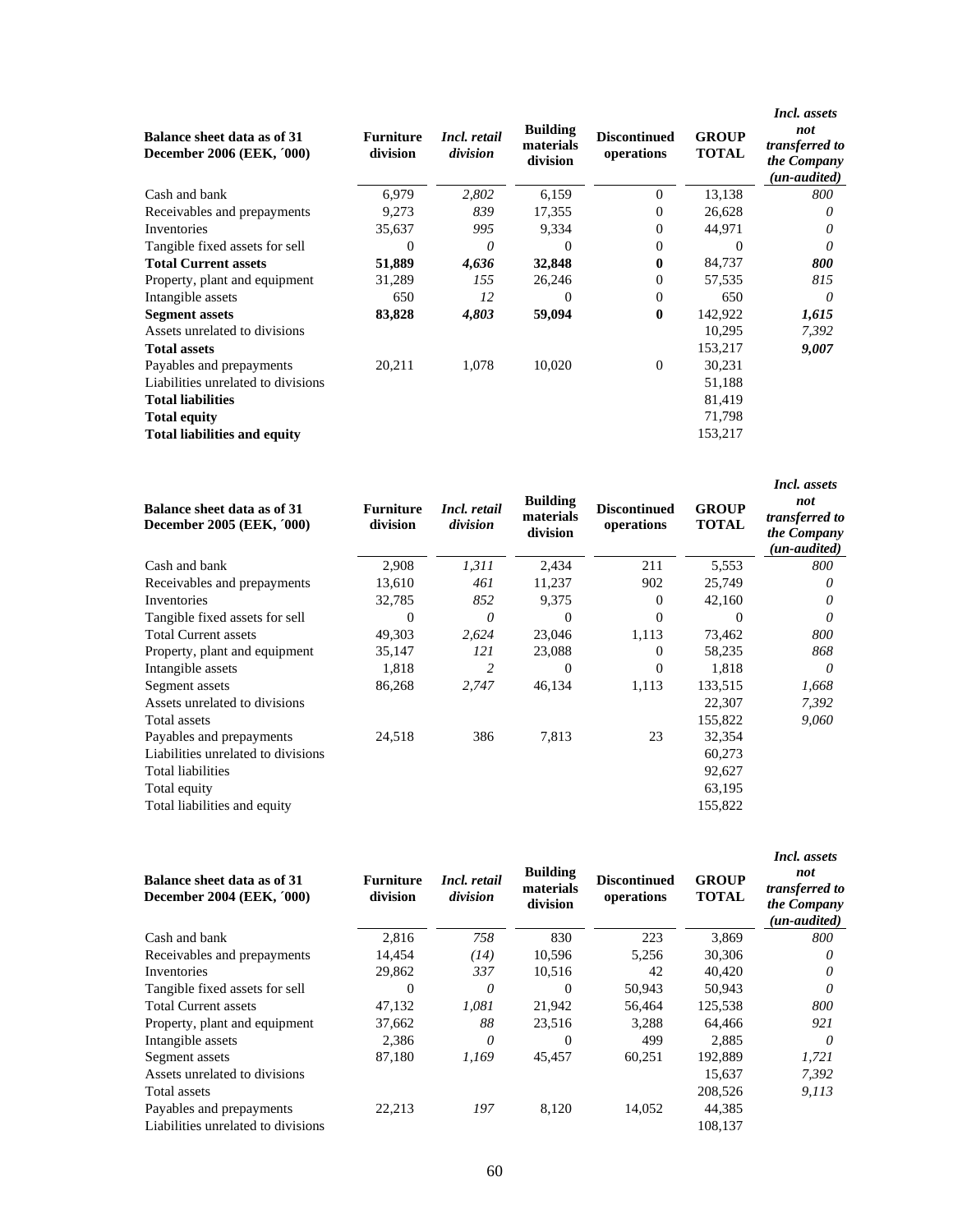| **Balance sheet data as of 31 December 2006 (EEK, ´000)** | **Furniture division** | ***Incl. retail division*** | **Building materials division** | **Discontinued operations** | **GROUP TOTAL** | ***Incl. assets not transferred to the Company (un-audited)*** |
|---|---|---|---|---|---|---|
| Cash and bank | 6,979 | *2,802* | 6,159 | 0 | 13,138 | *800* |
| Receivables and prepayments | 9,273 | *839* | 17,355 | 0 | 26,628 | *0* |
| Inventories | 35,637 | *995* | 9,334 | 0 | 44,971 | *0* |
| Tangible fixed assets for sell | 0 | *0* | 0 | 0 | 0 | *0* |
| **Total Current assets** | **51,889** | ***4,636*** | **32,848** | **0** | 84,737 | ***800*** |
| Property, plant and equipment | 31,289 | *155* | 26,246 | 0 | 57,535 | *815* |
| Intangible assets | 650 | *12* | 0 | 0 | 650 | *0* |
| **Segment assets** | **83,828** | ***4,803*** | **59,094** | **0** | 142,922 | ***1,615*** |
| Assets unrelated to divisions | | | | | 10,295 | *7,392* |
| **Total assets** | | | | | 153,217 | ***9,007*** |
| Payables and prepayments | 20,211 | 1,078 | 10,020 | 0 | 30,231 | |
| Liabilities unrelated to divisions | | | | | 51,188 | |
| **Total liabilities** | | | | | 81,419 | |
| **Total equity** | | | | | 71,798 | |
| **Total liabilities and equity** | | | | | 153,217 | |

| **Balance sheet data as of 31 December 2005 (EEK, ´000)** | **Furniture division** | ***Incl. retail division*** | **Building materials division** | **Discontinued operations** | **GROUP TOTAL** | ***Incl. assets not transferred to the Company (un-audited)*** |
|---|---|---|---|---|---|---|
| Cash and bank | 2,908 | *1,311* | 2,434 | 211 | 5,553 | *800* |
| Receivables and prepayments | 13,610 | *461* | 11,237 | 902 | 25,749 | *0* |
| Inventories | 32,785 | *852* | 9,375 | 0 | 42,160 | *0* |
| Tangible fixed assets for sell | 0 | *0* | 0 | 0 | 0 | *0* |
| Total Current assets | 49,303 | *2,624* | 23,046 | 1,113 | 73,462 | *800* |
| Property, plant and equipment | 35,147 | *121* | 23,088 | 0 | 58,235 | *868* |
| Intangible assets | 1,818 | *2* | 0 | 0 | 1,818 | *0* |
| Segment assets | 86,268 | *2,747* | 46,134 | 1,113 | 133,515 | *1,668* |
| Assets unrelated to divisions | | | | | 22,307 | *7,392* |
| Total assets | | | | | 155,822 | *9,060* |
| Payables and prepayments | 24,518 | 386 | 7,813 | 23 | 32,354 | |
| Liabilities unrelated to divisions | | | | | 60,273 | |
| Total liabilities | | | | | 92,627 | |
| Total equity | | | | | 63,195 | |
| Total liabilities and equity | | | | | 155,822 | |

| **Balance sheet data as of 31 December 2004 (EEK, ´000)** | **Furniture division** | ***Incl. retail division*** | **Building materials division** | **Discontinued operations** | **GROUP TOTAL** | ***Incl. assets not transferred to the Company (un-audited)*** |
|---|---|---|---|---|---|---|
| Cash and bank | 2,816 | *758* | 830 | 223 | 3,869 | *800* |
| Receivables and prepayments | 14,454 | *(14)* | 10,596 | 5,256 | 30,306 | *0* |
| Inventories | 29,862 | *337* | 10,516 | 42 | 40,420 | *0* |
| Tangible fixed assets for sell | 0 | *0* | 0 | 50,943 | 50,943 | *0* |
| Total Current assets | 47,132 | *1,081* | 21,942 | 56,464 | 125,538 | *800* |
| Property, plant and equipment | 37,662 | *88* | 23,516 | 3,288 | 64,466 | *921* |
| Intangible assets | 2,386 | *0* | 0 | 499 | 2,885 | *0* |
| Segment assets | 87,180 | *1,169* | 45,457 | 60,251 | 192,889 | *1,721* |
| Assets unrelated to divisions | | | | | 15,637 | *7,392* |
| Total assets | | | | | 208,526 | *9,113* |
| Payables and prepayments | 22,213 | *197* | 8,120 | 14,052 | 44,385 | |
| Liabilities unrelated to divisions | | | | | 108,137 | |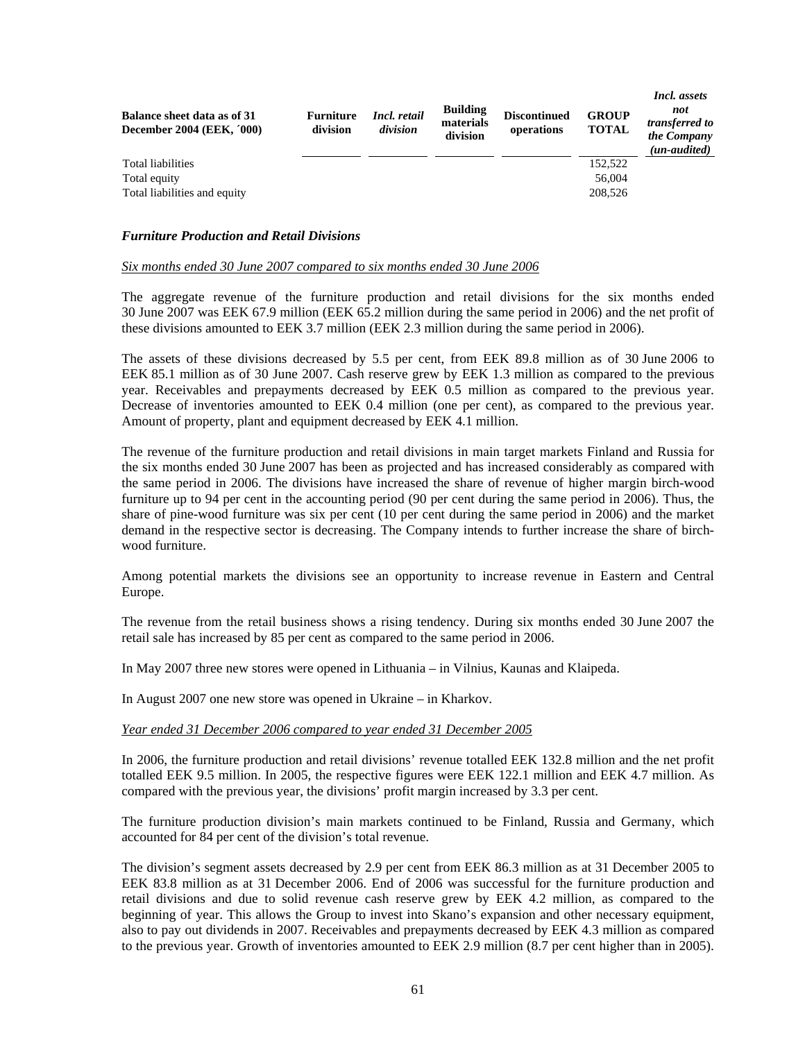| Balance sheet data as of 31 December 2004 (EEK, ´000) | Furniture division | *Incl. retail division* | Building materials division | Discontinued operations | GROUP TOTAL | *Incl. assets not transferred to the Company (un-audited)* |
|---|---|---|---|---|---|---|
| Total liabilities | | | | | 152,522 | |
| Total equity | | | | | 56,004 | |
| Total liabilities and equity | | | | | 208,526 | |

### *Furniture Production and Retail Divisions*

<u>*Six months ended 30 June 2007 compared to six months ended 30 June 2006*</u>

The aggregate revenue of the furniture production and retail divisions for the six months ended 30 June 2007 was EEK 67.9 million (EEK 65.2 million during the same period in 2006) and the net profit of these divisions amounted to EEK 3.7 million (EEK 2.3 million during the same period in 2006).

The assets of these divisions decreased by 5.5 per cent, from EEK 89.8 million as of 30 June 2006 to EEK 85.1 million as of 30 June 2007. Cash reserve grew by EEK 1.3 million as compared to the previous year. Receivables and prepayments decreased by EEK 0.5 million as compared to the previous year. Decrease of inventories amounted to EEK 0.4 million (one per cent), as compared to the previous year. Amount of property, plant and equipment decreased by EEK 4.1 million.

The revenue of the furniture production and retail divisions in main target markets Finland and Russia for the six months ended 30 June 2007 has been as projected and has increased considerably as compared with the same period in 2006. The divisions have increased the share of revenue of higher margin birch-wood furniture up to 94 per cent in the accounting period (90 per cent during the same period in 2006). Thus, the share of pine-wood furniture was six per cent (10 per cent during the same period in 2006) and the market demand in the respective sector is decreasing. The Company intends to further increase the share of birch-wood furniture.

Among potential markets the divisions see an opportunity to increase revenue in Eastern and Central Europe.

The revenue from the retail business shows a rising tendency. During six months ended 30 June 2007 the retail sale has increased by 85 per cent as compared to the same period in 2006.

In May 2007 three new stores were opened in Lithuania – in Vilnius, Kaunas and Klaipeda.

In August 2007 one new store was opened in Ukraine – in Kharkov.

<u>*Year ended 31 December 2006 compared to year ended 31 December 2005*</u>

In 2006, the furniture production and retail divisions' revenue totalled EEK 132.8 million and the net profit totalled EEK 9.5 million. In 2005, the respective figures were EEK 122.1 million and EEK 4.7 million. As compared with the previous year, the divisions' profit margin increased by 3.3 per cent.

The furniture production division's main markets continued to be Finland, Russia and Germany, which accounted for 84 per cent of the division's total revenue.

The division's segment assets decreased by 2.9 per cent from EEK 86.3 million as at 31 December 2005 to EEK 83.8 million as at 31 December 2006. End of 2006 was successful for the furniture production and retail divisions and due to solid revenue cash reserve grew by EEK 4.2 million, as compared to the beginning of year. This allows the Group to invest into Skano's expansion and other necessary equipment, also to pay out dividends in 2007. Receivables and prepayments decreased by EEK 4.3 million as compared to the previous year. Growth of inventories amounted to EEK 2.9 million (8.7 per cent higher than in 2005).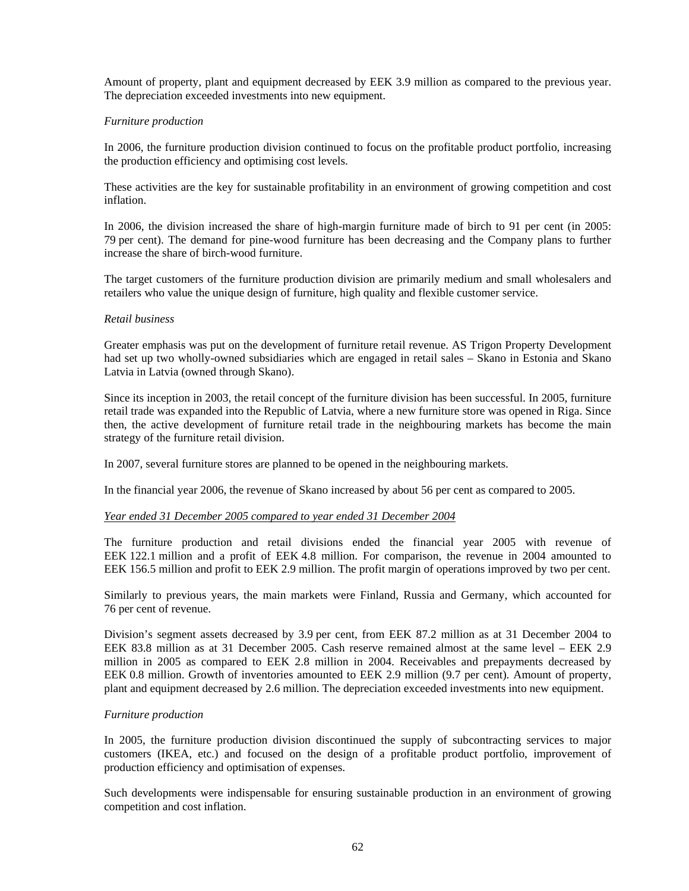Amount of property, plant and equipment decreased by EEK 3.9 million as compared to the previous year. The depreciation exceeded investments into new equipment.

*Furniture production*

In 2006, the furniture production division continued to focus on the profitable product portfolio, increasing the production efficiency and optimising cost levels.

These activities are the key for sustainable profitability in an environment of growing competition and cost inflation.

In 2006, the division increased the share of high-margin furniture made of birch to 91 per cent (in 2005: 79 per cent). The demand for pine-wood furniture has been decreasing and the Company plans to further increase the share of birch-wood furniture.

The target customers of the furniture production division are primarily medium and small wholesalers and retailers who value the unique design of furniture, high quality and flexible customer service.

*Retail business*

Greater emphasis was put on the development of furniture retail revenue. AS Trigon Property Development had set up two wholly-owned subsidiaries which are engaged in retail sales – Skano in Estonia and Skano Latvia in Latvia (owned through Skano).

Since its inception in 2003, the retail concept of the furniture division has been successful. In 2005, furniture retail trade was expanded into the Republic of Latvia, where a new furniture store was opened in Riga. Since then, the active development of furniture retail trade in the neighbouring markets has become the main strategy of the furniture retail division.

In 2007, several furniture stores are planned to be opened in the neighbouring markets.

In the financial year 2006, the revenue of Skano increased by about 56 per cent as compared to 2005.

<u>*Year ended 31 December 2005 compared to year ended 31 December 2004*</u>

The furniture production and retail divisions ended the financial year 2005 with revenue of EEK 122.1 million and a profit of EEK 4.8 million. For comparison, the revenue in 2004 amounted to EEK 156.5 million and profit to EEK 2.9 million. The profit margin of operations improved by two per cent.

Similarly to previous years, the main markets were Finland, Russia and Germany, which accounted for 76 per cent of revenue.

Division's segment assets decreased by 3.9 per cent, from EEK 87.2 million as at 31 December 2004 to EEK 83.8 million as at 31 December 2005. Cash reserve remained almost at the same level – EEK 2.9 million in 2005 as compared to EEK 2.8 million in 2004. Receivables and prepayments decreased by EEK 0.8 million. Growth of inventories amounted to EEK 2.9 million (9.7 per cent). Amount of property, plant and equipment decreased by 2.6 million. The depreciation exceeded investments into new equipment.

*Furniture production*

In 2005, the furniture production division discontinued the supply of subcontracting services to major customers (IKEA, etc.) and focused on the design of a profitable product portfolio, improvement of production efficiency and optimisation of expenses.

Such developments were indispensable for ensuring sustainable production in an environment of growing competition and cost inflation.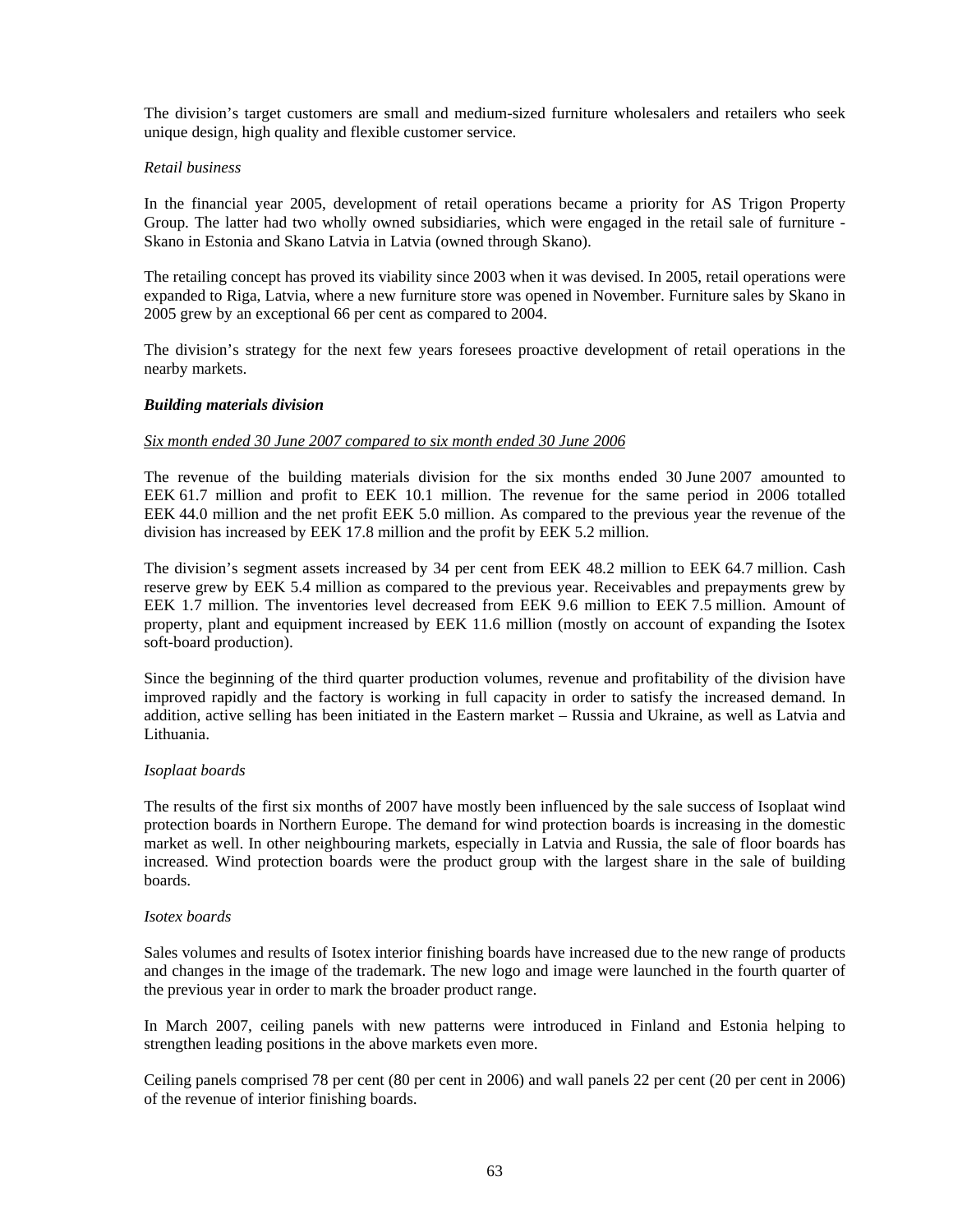The division's target customers are small and medium-sized furniture wholesalers and retailers who seek unique design, high quality and flexible customer service.

*Retail business*

In the financial year 2005, development of retail operations became a priority for AS Trigon Property Group. The latter had two wholly owned subsidiaries, which were engaged in the retail sale of furniture - Skano in Estonia and Skano Latvia in Latvia (owned through Skano).

The retailing concept has proved its viability since 2003 when it was devised. In 2005, retail operations were expanded to Riga, Latvia, where a new furniture store was opened in November. Furniture sales by Skano in 2005 grew by an exceptional 66 per cent as compared to 2004.

The division's strategy for the next few years foresees proactive development of retail operations in the nearby markets.

***Building materials division***

<u>*Six month ended 30 June 2007 compared to six month ended 30 June 2006*</u>

The revenue of the building materials division for the six months ended 30 June 2007 amounted to EEK 61.7 million and profit to EEK 10.1 million. The revenue for the same period in 2006 totalled EEK 44.0 million and the net profit EEK 5.0 million. As compared to the previous year the revenue of the division has increased by EEK 17.8 million and the profit by EEK 5.2 million.

The division's segment assets increased by 34 per cent from EEK 48.2 million to EEK 64.7 million. Cash reserve grew by EEK 5.4 million as compared to the previous year. Receivables and prepayments grew by EEK 1.7 million. The inventories level decreased from EEK 9.6 million to EEK 7.5 million. Amount of property, plant and equipment increased by EEK 11.6 million (mostly on account of expanding the Isotex soft-board production).

Since the beginning of the third quarter production volumes, revenue and profitability of the division have improved rapidly and the factory is working in full capacity in order to satisfy the increased demand. In addition, active selling has been initiated in the Eastern market – Russia and Ukraine, as well as Latvia and Lithuania.

*Isoplaat boards*

The results of the first six months of 2007 have mostly been influenced by the sale success of Isoplaat wind protection boards in Northern Europe. The demand for wind protection boards is increasing in the domestic market as well. In other neighbouring markets, especially in Latvia and Russia, the sale of floor boards has increased. Wind protection boards were the product group with the largest share in the sale of building boards.

*Isotex boards*

Sales volumes and results of Isotex interior finishing boards have increased due to the new range of products and changes in the image of the trademark. The new logo and image were launched in the fourth quarter of the previous year in order to mark the broader product range.

In March 2007, ceiling panels with new patterns were introduced in Finland and Estonia helping to strengthen leading positions in the above markets even more.

Ceiling panels comprised 78 per cent (80 per cent in 2006) and wall panels 22 per cent (20 per cent in 2006) of the revenue of interior finishing boards.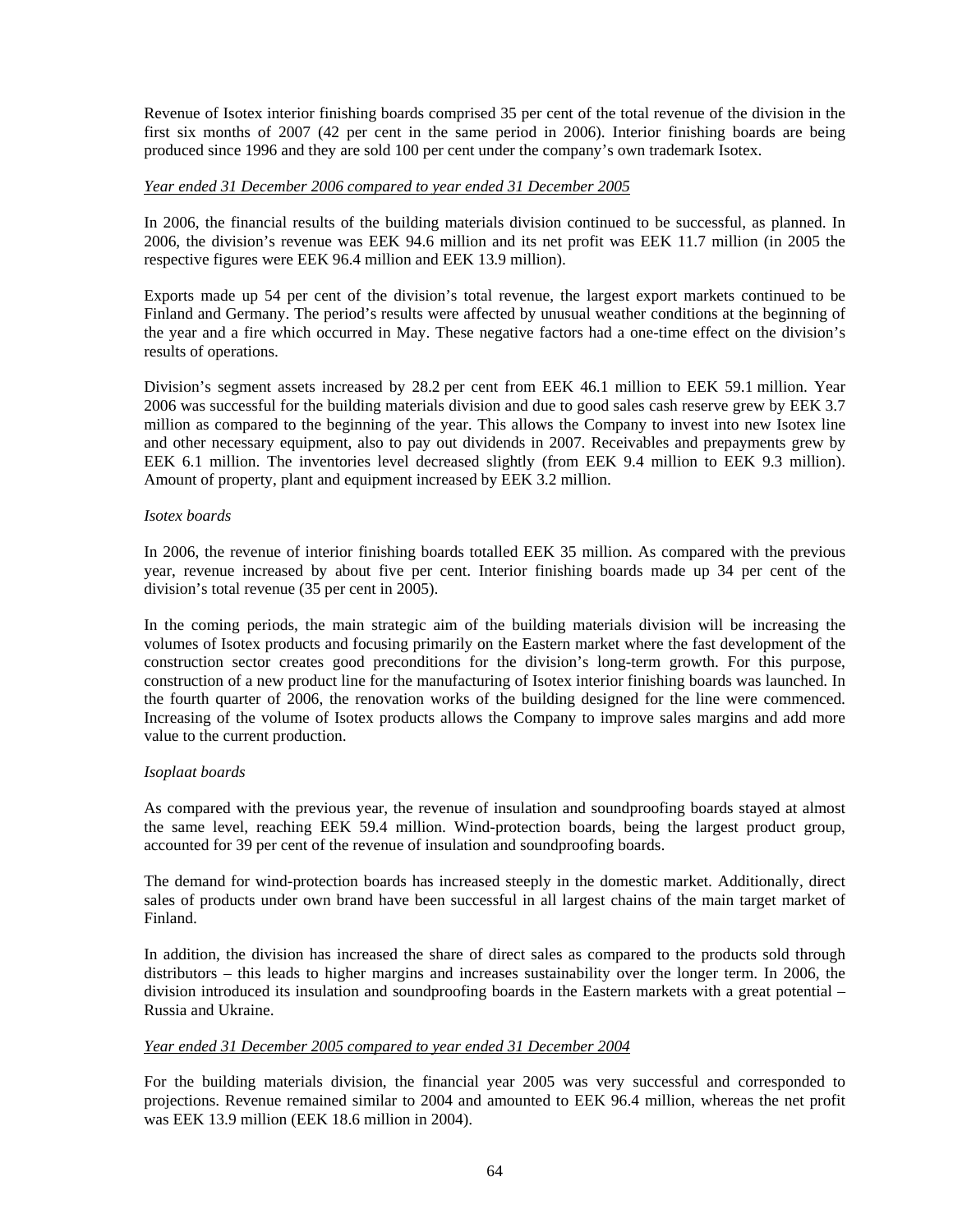Revenue of Isotex interior finishing boards comprised 35 per cent of the total revenue of the division in the first six months of 2007 (42 per cent in the same period in 2006). Interior finishing boards are being produced since 1996 and they are sold 100 per cent under the company's own trademark Isotex.

*Year ended 31 December 2006 compared to year ended 31 December 2005*

In 2006, the financial results of the building materials division continued to be successful, as planned. In 2006, the division's revenue was EEK 94.6 million and its net profit was EEK 11.7 million (in 2005 the respective figures were EEK 96.4 million and EEK 13.9 million).

Exports made up 54 per cent of the division's total revenue, the largest export markets continued to be Finland and Germany. The period's results were affected by unusual weather conditions at the beginning of the year and a fire which occurred in May. These negative factors had a one-time effect on the division's results of operations.

Division's segment assets increased by 28.2 per cent from EEK 46.1 million to EEK 59.1 million. Year 2006 was successful for the building materials division and due to good sales cash reserve grew by EEK 3.7 million as compared to the beginning of the year. This allows the Company to invest into new Isotex line and other necessary equipment, also to pay out dividends in 2007. Receivables and prepayments grew by EEK 6.1 million. The inventories level decreased slightly (from EEK 9.4 million to EEK 9.3 million). Amount of property, plant and equipment increased by EEK 3.2 million.

*Isotex boards*

In 2006, the revenue of interior finishing boards totalled EEK 35 million. As compared with the previous year, revenue increased by about five per cent. Interior finishing boards made up 34 per cent of the division's total revenue (35 per cent in 2005).

In the coming periods, the main strategic aim of the building materials division will be increasing the volumes of Isotex products and focusing primarily on the Eastern market where the fast development of the construction sector creates good preconditions for the division's long-term growth. For this purpose, construction of a new product line for the manufacturing of Isotex interior finishing boards was launched. In the fourth quarter of 2006, the renovation works of the building designed for the line were commenced. Increasing of the volume of Isotex products allows the Company to improve sales margins and add more value to the current production.

*Isoplaat boards*

As compared with the previous year, the revenue of insulation and soundproofing boards stayed at almost the same level, reaching EEK 59.4 million. Wind-protection boards, being the largest product group, accounted for 39 per cent of the revenue of insulation and soundproofing boards.

The demand for wind-protection boards has increased steeply in the domestic market. Additionally, direct sales of products under own brand have been successful in all largest chains of the main target market of Finland.

In addition, the division has increased the share of direct sales as compared to the products sold through distributors – this leads to higher margins and increases sustainability over the longer term. In 2006, the division introduced its insulation and soundproofing boards in the Eastern markets with a great potential – Russia and Ukraine.

*Year ended 31 December 2005 compared to year ended 31 December 2004*

For the building materials division, the financial year 2005 was very successful and corresponded to projections. Revenue remained similar to 2004 and amounted to EEK 96.4 million, whereas the net profit was EEK 13.9 million (EEK 18.6 million in 2004).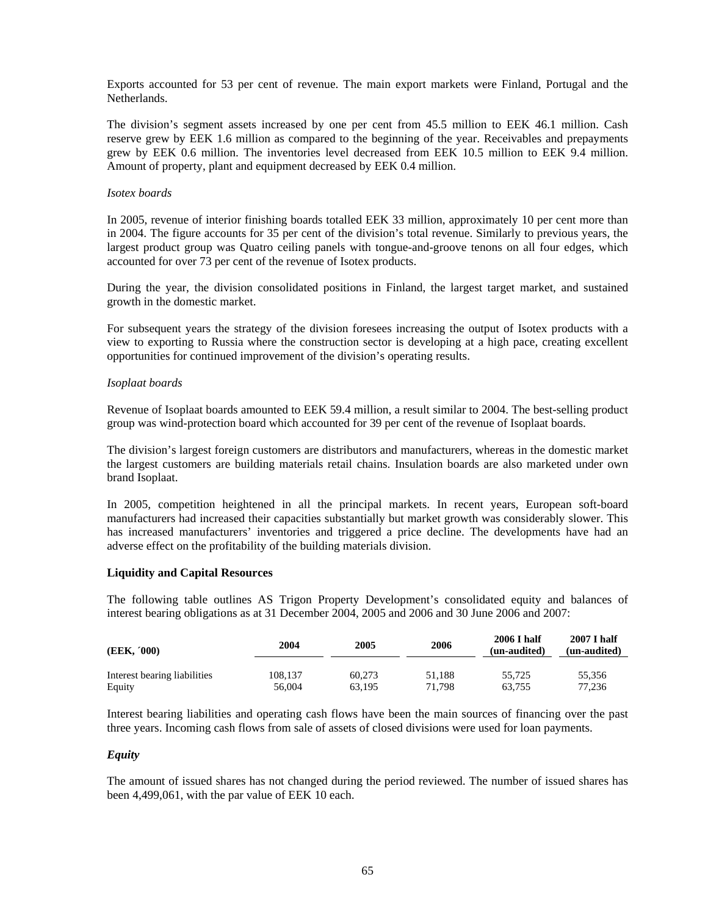Exports accounted for 53 per cent of revenue. The main export markets were Finland, Portugal and the Netherlands.

The division's segment assets increased by one per cent from 45.5 million to EEK 46.1 million. Cash reserve grew by EEK 1.6 million as compared to the beginning of the year. Receivables and prepayments grew by EEK 0.6 million. The inventories level decreased from EEK 10.5 million to EEK 9.4 million. Amount of property, plant and equipment decreased by EEK 0.4 million.

*Isotex boards*

In 2005, revenue of interior finishing boards totalled EEK 33 million, approximately 10 per cent more than in 2004. The figure accounts for 35 per cent of the division's total revenue. Similarly to previous years, the largest product group was Quatro ceiling panels with tongue-and-groove tenons on all four edges, which accounted for over 73 per cent of the revenue of Isotex products.

During the year, the division consolidated positions in Finland, the largest target market, and sustained growth in the domestic market.

For subsequent years the strategy of the division foresees increasing the output of Isotex products with a view to exporting to Russia where the construction sector is developing at a high pace, creating excellent opportunities for continued improvement of the division's operating results.

*Isoplaat boards*

Revenue of Isoplaat boards amounted to EEK 59.4 million, a result similar to 2004. The best-selling product group was wind-protection board which accounted for 39 per cent of the revenue of Isoplaat boards.

The division's largest foreign customers are distributors and manufacturers, whereas in the domestic market the largest customers are building materials retail chains. Insulation boards are also marketed under own brand Isoplaat.

In 2005, competition heightened in all the principal markets. In recent years, European soft-board manufacturers had increased their capacities substantially but market growth was considerably slower. This has increased manufacturers' inventories and triggered a price decline. The developments have had an adverse effect on the profitability of the building materials division.

**Liquidity and Capital Resources**

The following table outlines AS Trigon Property Development's consolidated equity and balances of interest bearing obligations as at 31 December 2004, 2005 and 2006 and 30 June 2006 and 2007:

| (EEK, ´000) | 2004 | 2005 | 2006 | 2006 I half (un-audited) | 2007 I half (un-audited) |
|---|---|---|---|---|---|
| Interest bearing liabilities | 108,137 | 60,273 | 51,188 | 55,725 | 55,356 |
| Equity | 56,004 | 63,195 | 71,798 | 63,755 | 77,236 |

Interest bearing liabilities and operating cash flows have been the main sources of financing over the past three years. Incoming cash flows from sale of assets of closed divisions were used for loan payments.

***Equity***

The amount of issued shares has not changed during the period reviewed. The number of issued shares has been 4,499,061, with the par value of EEK 10 each.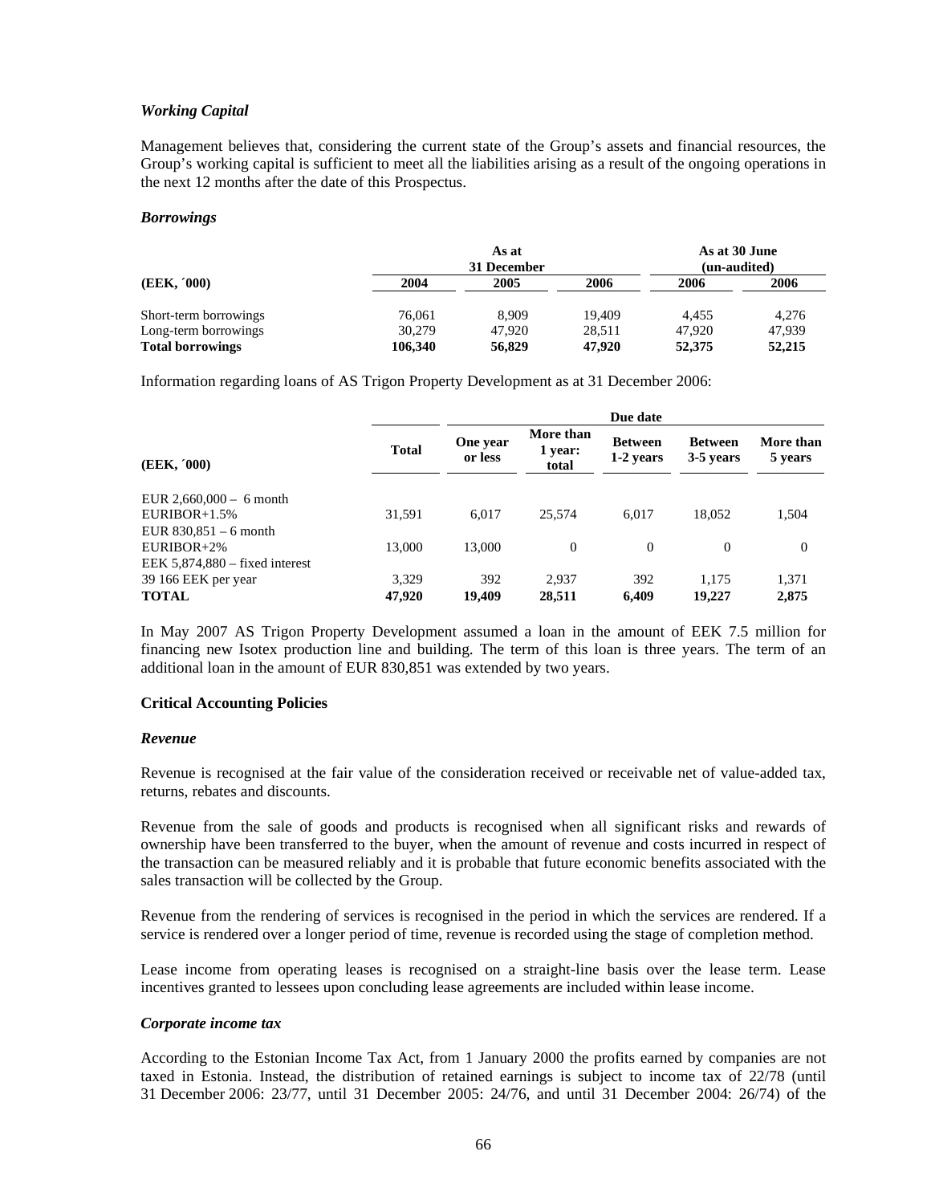### *Working Capital*

Management believes that, considering the current state of the Group's assets and financial resources, the Group's working capital is sufficient to meet all the liabilities arising as a result of the ongoing operations in the next 12 months after the date of this Prospectus.

### *Borrowings*

| (EEK, ´000) | As at 31 December | | | As at 30 June (un-audited) | |
|---|---|---|---|---|---|
| | 2004 | 2005 | 2006 | 2006 | 2006 |
| Short-term borrowings | 76,061 | 8,909 | 19,409 | 4,455 | 4,276 |
| Long-term borrowings | 30,279 | 47,920 | 28,511 | 47,920 | 47,939 |
| **Total borrowings** | **106,340** | **56,829** | **47,920** | **52,375** | **52,215** |

Information regarding loans of AS Trigon Property Development as at 31 December 2006:

| (EEK, ´000) | Total | Due date | | | | |
|---|---|---|---|---|---|---|
| | | One year or less | More than 1 year: total | Between 1-2 years | Between 3-5 years | More than 5 years |
| EUR 2,660,000 – 6 month EURIBOR+1.5% | 31,591 | 6,017 | 25,574 | 6,017 | 18,052 | 1,504 |
| EUR 830,851 – 6 month EURIBOR+2% | 13,000 | 13,000 | 0 | 0 | 0 | 0 |
| EEK 5,874,880 – fixed interest 39 166 EEK per year | 3,329 | 392 | 2,937 | 392 | 1,175 | 1,371 |
| **TOTAL** | **47,920** | **19,409** | **28,511** | **6,409** | **19,227** | **2,875** |

In May 2007 AS Trigon Property Development assumed a loan in the amount of EEK 7.5 million for financing new Isotex production line and building. The term of this loan is three years. The term of an additional loan in the amount of EUR 830,851 was extended by two years.

## Critical Accounting Policies

### *Revenue*

Revenue is recognised at the fair value of the consideration received or receivable net of value-added tax, returns, rebates and discounts.

Revenue from the sale of goods and products is recognised when all significant risks and rewards of ownership have been transferred to the buyer, when the amount of revenue and costs incurred in respect of the transaction can be measured reliably and it is probable that future economic benefits associated with the sales transaction will be collected by the Group.

Revenue from the rendering of services is recognised in the period in which the services are rendered. If a service is rendered over a longer period of time, revenue is recorded using the stage of completion method.

Lease income from operating leases is recognised on a straight-line basis over the lease term. Lease incentives granted to lessees upon concluding lease agreements are included within lease income.

### *Corporate income tax*

According to the Estonian Income Tax Act, from 1 January 2000 the profits earned by companies are not taxed in Estonia. Instead, the distribution of retained earnings is subject to income tax of 22/78 (until 31 December 2006: 23/77, until 31 December 2005: 24/76, and until 31 December 2004: 26/74) of the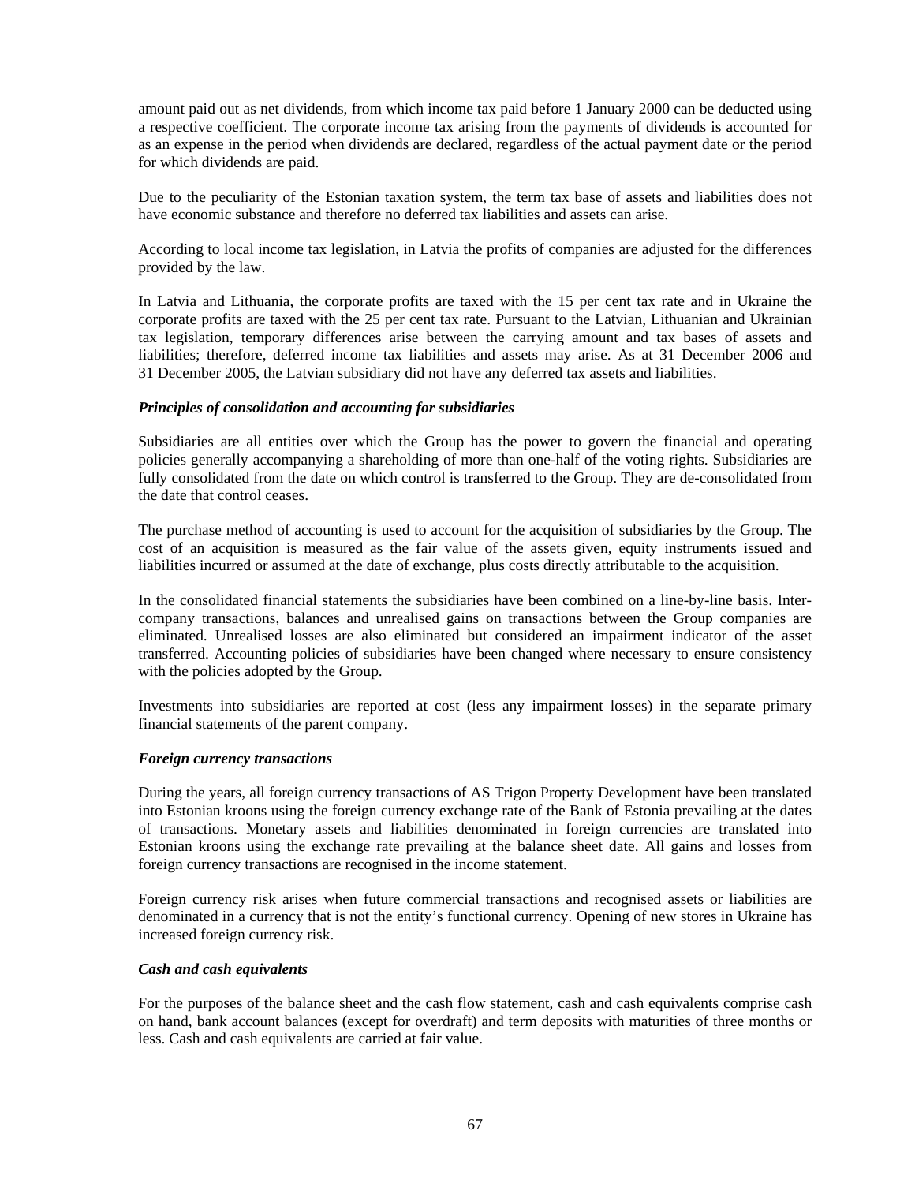amount paid out as net dividends, from which income tax paid before 1 January 2000 can be deducted using a respective coefficient. The corporate income tax arising from the payments of dividends is accounted for as an expense in the period when dividends are declared, regardless of the actual payment date or the period for which dividends are paid.

Due to the peculiarity of the Estonian taxation system, the term tax base of assets and liabilities does not have economic substance and therefore no deferred tax liabilities and assets can arise.

According to local income tax legislation, in Latvia the profits of companies are adjusted for the differences provided by the law.

In Latvia and Lithuania, the corporate profits are taxed with the 15 per cent tax rate and in Ukraine the corporate profits are taxed with the 25 per cent tax rate. Pursuant to the Latvian, Lithuanian and Ukrainian tax legislation, temporary differences arise between the carrying amount and tax bases of assets and liabilities; therefore, deferred income tax liabilities and assets may arise. As at 31 December 2006 and 31 December 2005, the Latvian subsidiary did not have any deferred tax assets and liabilities.

***Principles of consolidation and accounting for subsidiaries***

Subsidiaries are all entities over which the Group has the power to govern the financial and operating policies generally accompanying a shareholding of more than one-half of the voting rights. Subsidiaries are fully consolidated from the date on which control is transferred to the Group. They are de-consolidated from the date that control ceases.

The purchase method of accounting is used to account for the acquisition of subsidiaries by the Group. The cost of an acquisition is measured as the fair value of the assets given, equity instruments issued and liabilities incurred or assumed at the date of exchange, plus costs directly attributable to the acquisition.

In the consolidated financial statements the subsidiaries have been combined on a line-by-line basis. Inter-company transactions, balances and unrealised gains on transactions between the Group companies are eliminated. Unrealised losses are also eliminated but considered an impairment indicator of the asset transferred. Accounting policies of subsidiaries have been changed where necessary to ensure consistency with the policies adopted by the Group.

Investments into subsidiaries are reported at cost (less any impairment losses) in the separate primary financial statements of the parent company.

***Foreign currency transactions***

During the years, all foreign currency transactions of AS Trigon Property Development have been translated into Estonian kroons using the foreign currency exchange rate of the Bank of Estonia prevailing at the dates of transactions. Monetary assets and liabilities denominated in foreign currencies are translated into Estonian kroons using the exchange rate prevailing at the balance sheet date. All gains and losses from foreign currency transactions are recognised in the income statement.

Foreign currency risk arises when future commercial transactions and recognised assets or liabilities are denominated in a currency that is not the entity's functional currency. Opening of new stores in Ukraine has increased foreign currency risk.

***Cash and cash equivalents***

For the purposes of the balance sheet and the cash flow statement, cash and cash equivalents comprise cash on hand, bank account balances (except for overdraft) and term deposits with maturities of three months or less. Cash and cash equivalents are carried at fair value.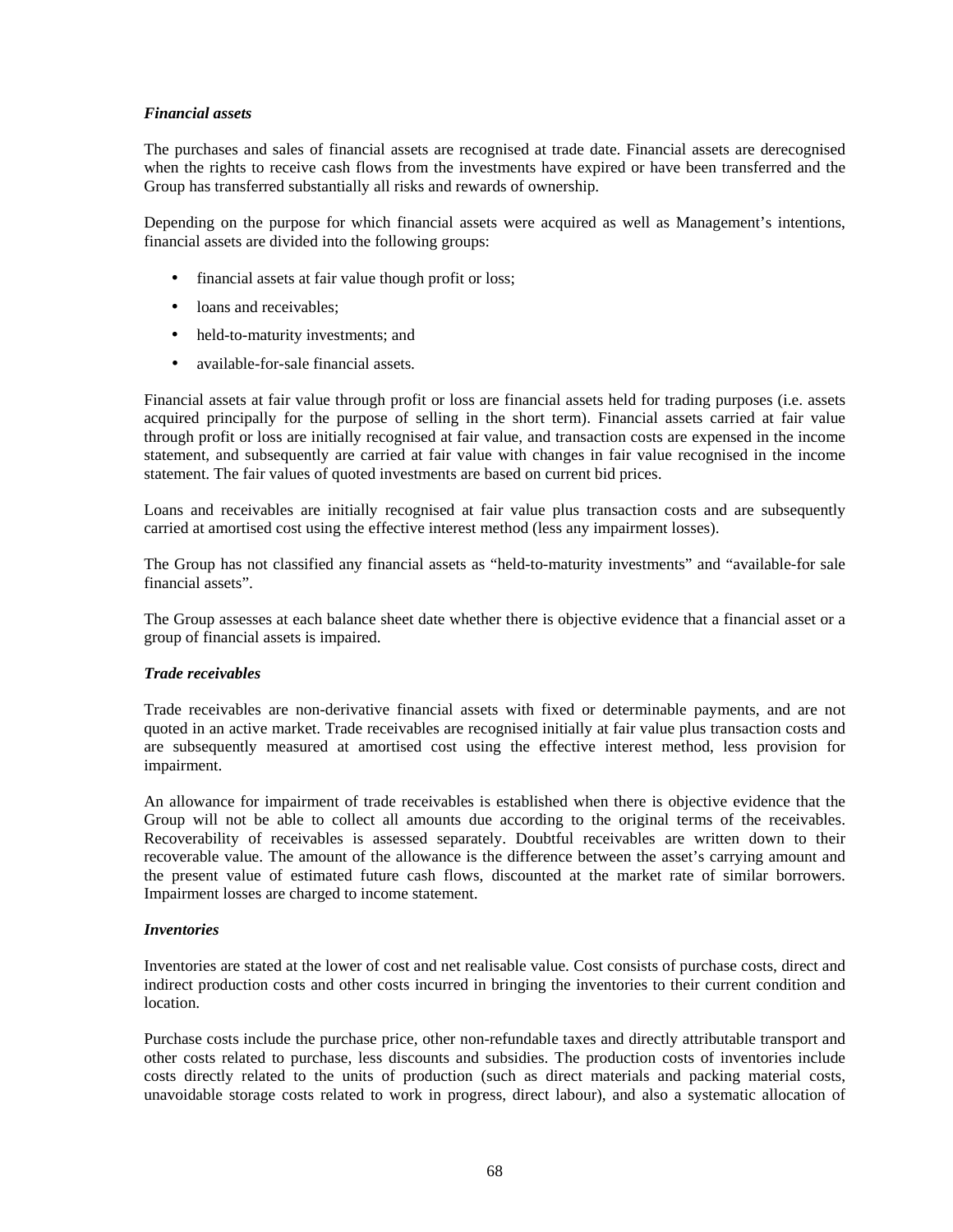***Financial assets***

The purchases and sales of financial assets are recognised at trade date. Financial assets are derecognised when the rights to receive cash flows from the investments have expired or have been transferred and the Group has transferred substantially all risks and rewards of ownership.

Depending on the purpose for which financial assets were acquired as well as Management's intentions, financial assets are divided into the following groups:

- financial assets at fair value though profit or loss;
- loans and receivables;
- held-to-maturity investments; and
- available-for-sale financial assets.

Financial assets at fair value through profit or loss are financial assets held for trading purposes (i.e. assets acquired principally for the purpose of selling in the short term). Financial assets carried at fair value through profit or loss are initially recognised at fair value, and transaction costs are expensed in the income statement, and subsequently are carried at fair value with changes in fair value recognised in the income statement. The fair values of quoted investments are based on current bid prices.

Loans and receivables are initially recognised at fair value plus transaction costs and are subsequently carried at amortised cost using the effective interest method (less any impairment losses).

The Group has not classified any financial assets as "held-to-maturity investments" and "available-for sale financial assets".

The Group assesses at each balance sheet date whether there is objective evidence that a financial asset or a group of financial assets is impaired.

***Trade receivables***

Trade receivables are non-derivative financial assets with fixed or determinable payments, and are not quoted in an active market. Trade receivables are recognised initially at fair value plus transaction costs and are subsequently measured at amortised cost using the effective interest method, less provision for impairment.

An allowance for impairment of trade receivables is established when there is objective evidence that the Group will not be able to collect all amounts due according to the original terms of the receivables. Recoverability of receivables is assessed separately. Doubtful receivables are written down to their recoverable value. The amount of the allowance is the difference between the asset's carrying amount and the present value of estimated future cash flows, discounted at the market rate of similar borrowers. Impairment losses are charged to income statement.

***Inventories***

Inventories are stated at the lower of cost and net realisable value. Cost consists of purchase costs, direct and indirect production costs and other costs incurred in bringing the inventories to their current condition and location.

Purchase costs include the purchase price, other non-refundable taxes and directly attributable transport and other costs related to purchase, less discounts and subsidies. The production costs of inventories include costs directly related to the units of production (such as direct materials and packing material costs, unavoidable storage costs related to work in progress, direct labour), and also a systematic allocation of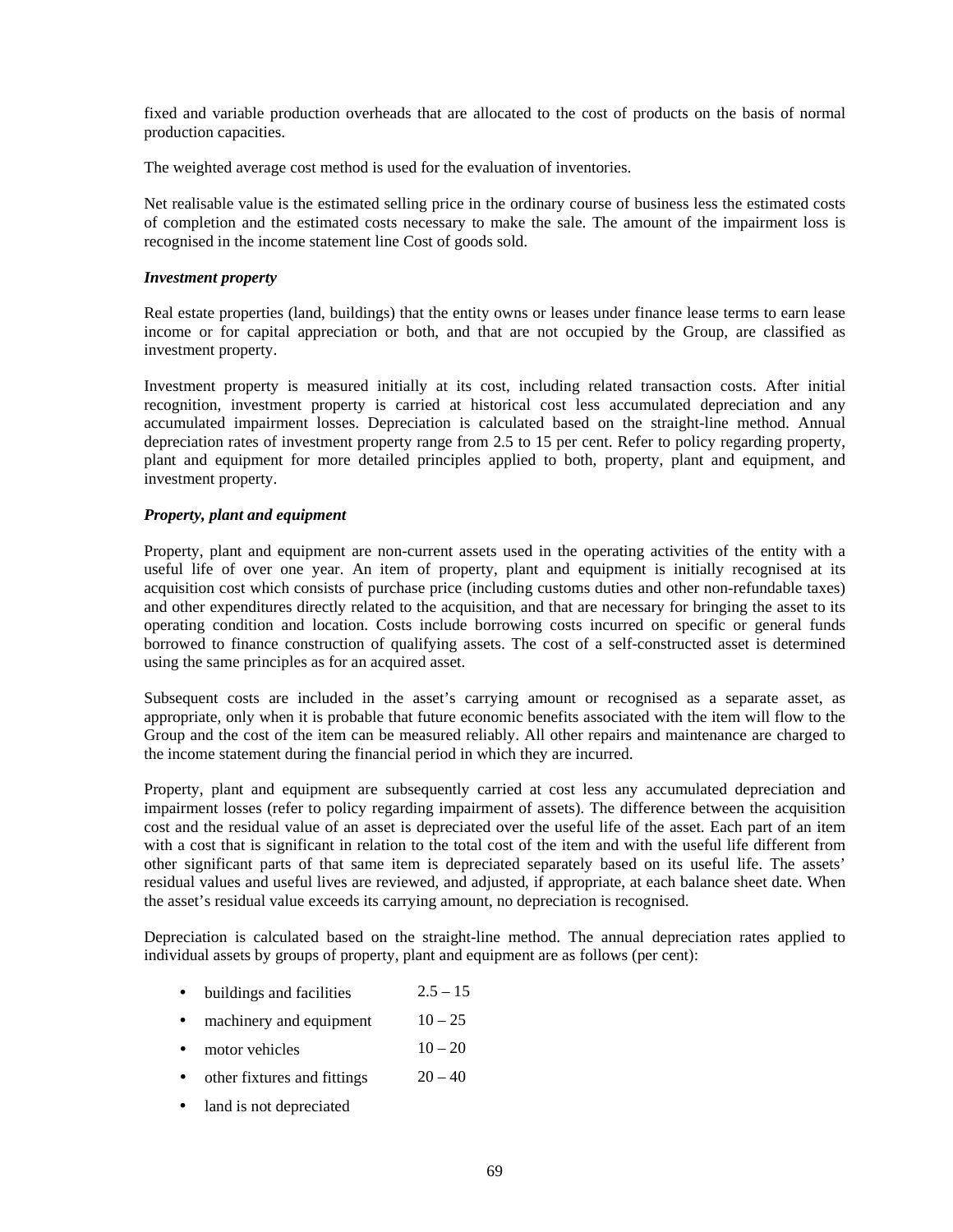fixed and variable production overheads that are allocated to the cost of products on the basis of normal production capacities.

The weighted average cost method is used for the evaluation of inventories.

Net realisable value is the estimated selling price in the ordinary course of business less the estimated costs of completion and the estimated costs necessary to make the sale. The amount of the impairment loss is recognised in the income statement line Cost of goods sold.

***Investment property***

Real estate properties (land, buildings) that the entity owns or leases under finance lease terms to earn lease income or for capital appreciation or both, and that are not occupied by the Group, are classified as investment property.

Investment property is measured initially at its cost, including related transaction costs. After initial recognition, investment property is carried at historical cost less accumulated depreciation and any accumulated impairment losses. Depreciation is calculated based on the straight-line method. Annual depreciation rates of investment property range from 2.5 to 15 per cent. Refer to policy regarding property, plant and equipment for more detailed principles applied to both, property, plant and equipment, and investment property.

***Property, plant and equipment***

Property, plant and equipment are non-current assets used in the operating activities of the entity with a useful life of over one year. An item of property, plant and equipment is initially recognised at its acquisition cost which consists of purchase price (including customs duties and other non-refundable taxes) and other expenditures directly related to the acquisition, and that are necessary for bringing the asset to its operating condition and location. Costs include borrowing costs incurred on specific or general funds borrowed to finance construction of qualifying assets. The cost of a self-constructed asset is determined using the same principles as for an acquired asset.

Subsequent costs are included in the asset's carrying amount or recognised as a separate asset, as appropriate, only when it is probable that future economic benefits associated with the item will flow to the Group and the cost of the item can be measured reliably. All other repairs and maintenance are charged to the income statement during the financial period in which they are incurred.

Property, plant and equipment are subsequently carried at cost less any accumulated depreciation and impairment losses (refer to policy regarding impairment of assets). The difference between the acquisition cost and the residual value of an asset is depreciated over the useful life of the asset. Each part of an item with a cost that is significant in relation to the total cost of the item and with the useful life different from other significant parts of that same item is depreciated separately based on its useful life. The assets' residual values and useful lives are reviewed, and adjusted, if appropriate, at each balance sheet date. When the asset's residual value exceeds its carrying amount, no depreciation is recognised.

Depreciation is calculated based on the straight-line method. The annual depreciation rates applied to individual assets by groups of property, plant and equipment are as follows (per cent):

- buildings and facilities 2.5 – 15
- machinery and equipment 10 – 25
- motor vehicles 10 – 20
- other fixtures and fittings 20 – 40
- land is not depreciated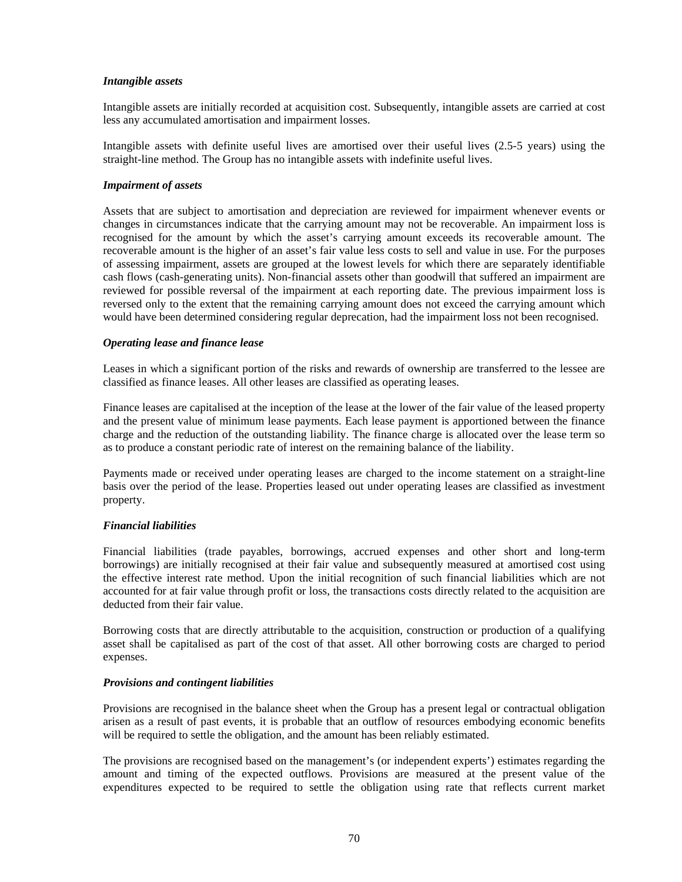***Intangible assets***

Intangible assets are initially recorded at acquisition cost. Subsequently, intangible assets are carried at cost less any accumulated amortisation and impairment losses.

Intangible assets with definite useful lives are amortised over their useful lives (2.5-5 years) using the straight-line method. The Group has no intangible assets with indefinite useful lives.

***Impairment of assets***

Assets that are subject to amortisation and depreciation are reviewed for impairment whenever events or changes in circumstances indicate that the carrying amount may not be recoverable. An impairment loss is recognised for the amount by which the asset's carrying amount exceeds its recoverable amount. The recoverable amount is the higher of an asset's fair value less costs to sell and value in use. For the purposes of assessing impairment, assets are grouped at the lowest levels for which there are separately identifiable cash flows (cash-generating units). Non-financial assets other than goodwill that suffered an impairment are reviewed for possible reversal of the impairment at each reporting date. The previous impairment loss is reversed only to the extent that the remaining carrying amount does not exceed the carrying amount which would have been determined considering regular deprecation, had the impairment loss not been recognised.

***Operating lease and finance lease***

Leases in which a significant portion of the risks and rewards of ownership are transferred to the lessee are classified as finance leases. All other leases are classified as operating leases.

Finance leases are capitalised at the inception of the lease at the lower of the fair value of the leased property and the present value of minimum lease payments. Each lease payment is apportioned between the finance charge and the reduction of the outstanding liability. The finance charge is allocated over the lease term so as to produce a constant periodic rate of interest on the remaining balance of the liability.

Payments made or received under operating leases are charged to the income statement on a straight-line basis over the period of the lease. Properties leased out under operating leases are classified as investment property.

***Financial liabilities***

Financial liabilities (trade payables, borrowings, accrued expenses and other short and long-term borrowings) are initially recognised at their fair value and subsequently measured at amortised cost using the effective interest rate method. Upon the initial recognition of such financial liabilities which are not accounted for at fair value through profit or loss, the transactions costs directly related to the acquisition are deducted from their fair value.

Borrowing costs that are directly attributable to the acquisition, construction or production of a qualifying asset shall be capitalised as part of the cost of that asset. All other borrowing costs are charged to period expenses.

***Provisions and contingent liabilities***

Provisions are recognised in the balance sheet when the Group has a present legal or contractual obligation arisen as a result of past events, it is probable that an outflow of resources embodying economic benefits will be required to settle the obligation, and the amount has been reliably estimated.

The provisions are recognised based on the management's (or independent experts') estimates regarding the amount and timing of the expected outflows. Provisions are measured at the present value of the expenditures expected to be required to settle the obligation using rate that reflects current market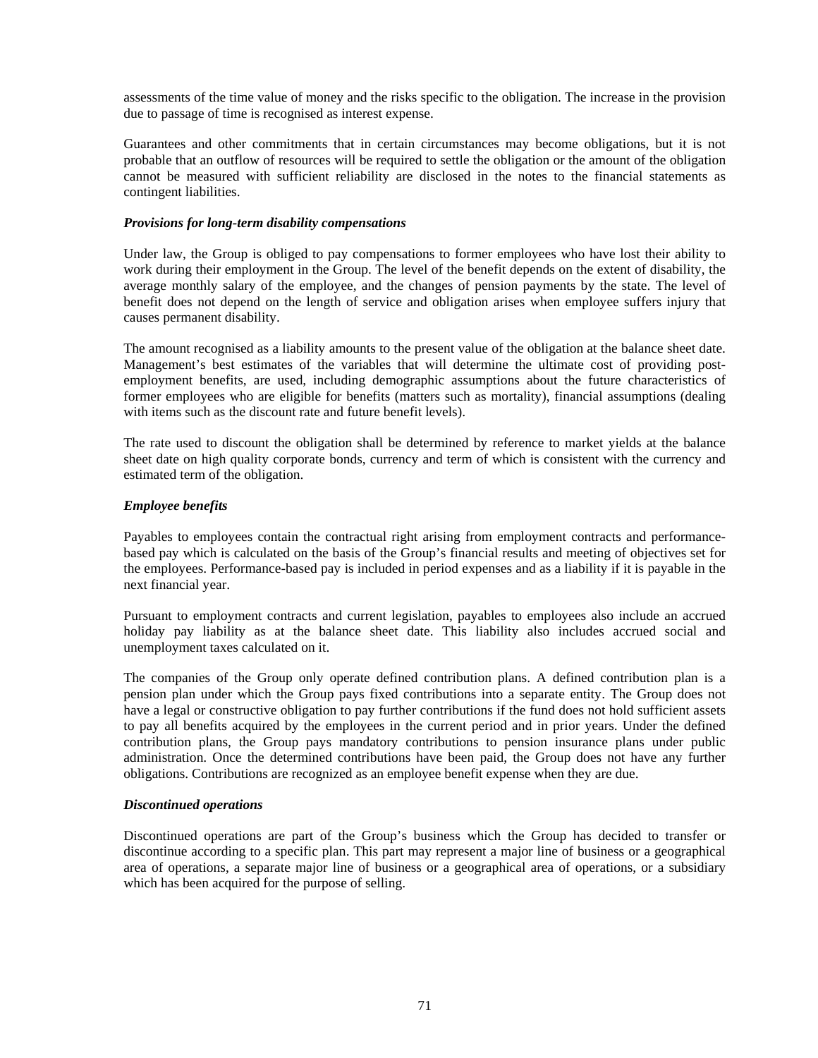assessments of the time value of money and the risks specific to the obligation. The increase in the provision due to passage of time is recognised as interest expense.

Guarantees and other commitments that in certain circumstances may become obligations, but it is not probable that an outflow of resources will be required to settle the obligation or the amount of the obligation cannot be measured with sufficient reliability are disclosed in the notes to the financial statements as contingent liabilities.

***Provisions for long-term disability compensations***

Under law, the Group is obliged to pay compensations to former employees who have lost their ability to work during their employment in the Group. The level of the benefit depends on the extent of disability, the average monthly salary of the employee, and the changes of pension payments by the state. The level of benefit does not depend on the length of service and obligation arises when employee suffers injury that causes permanent disability.

The amount recognised as a liability amounts to the present value of the obligation at the balance sheet date. Management's best estimates of the variables that will determine the ultimate cost of providing post-employment benefits, are used, including demographic assumptions about the future characteristics of former employees who are eligible for benefits (matters such as mortality), financial assumptions (dealing with items such as the discount rate and future benefit levels).

The rate used to discount the obligation shall be determined by reference to market yields at the balance sheet date on high quality corporate bonds, currency and term of which is consistent with the currency and estimated term of the obligation.

***Employee benefits***

Payables to employees contain the contractual right arising from employment contracts and performance-based pay which is calculated on the basis of the Group's financial results and meeting of objectives set for the employees. Performance-based pay is included in period expenses and as a liability if it is payable in the next financial year.

Pursuant to employment contracts and current legislation, payables to employees also include an accrued holiday pay liability as at the balance sheet date. This liability also includes accrued social and unemployment taxes calculated on it.

The companies of the Group only operate defined contribution plans. A defined contribution plan is a pension plan under which the Group pays fixed contributions into a separate entity. The Group does not have a legal or constructive obligation to pay further contributions if the fund does not hold sufficient assets to pay all benefits acquired by the employees in the current period and in prior years. Under the defined contribution plans, the Group pays mandatory contributions to pension insurance plans under public administration. Once the determined contributions have been paid, the Group does not have any further obligations. Contributions are recognized as an employee benefit expense when they are due.

***Discontinued operations***

Discontinued operations are part of the Group's business which the Group has decided to transfer or discontinue according to a specific plan. This part may represent a major line of business or a geographical area of operations, a separate major line of business or a geographical area of operations, or a subsidiary which has been acquired for the purpose of selling.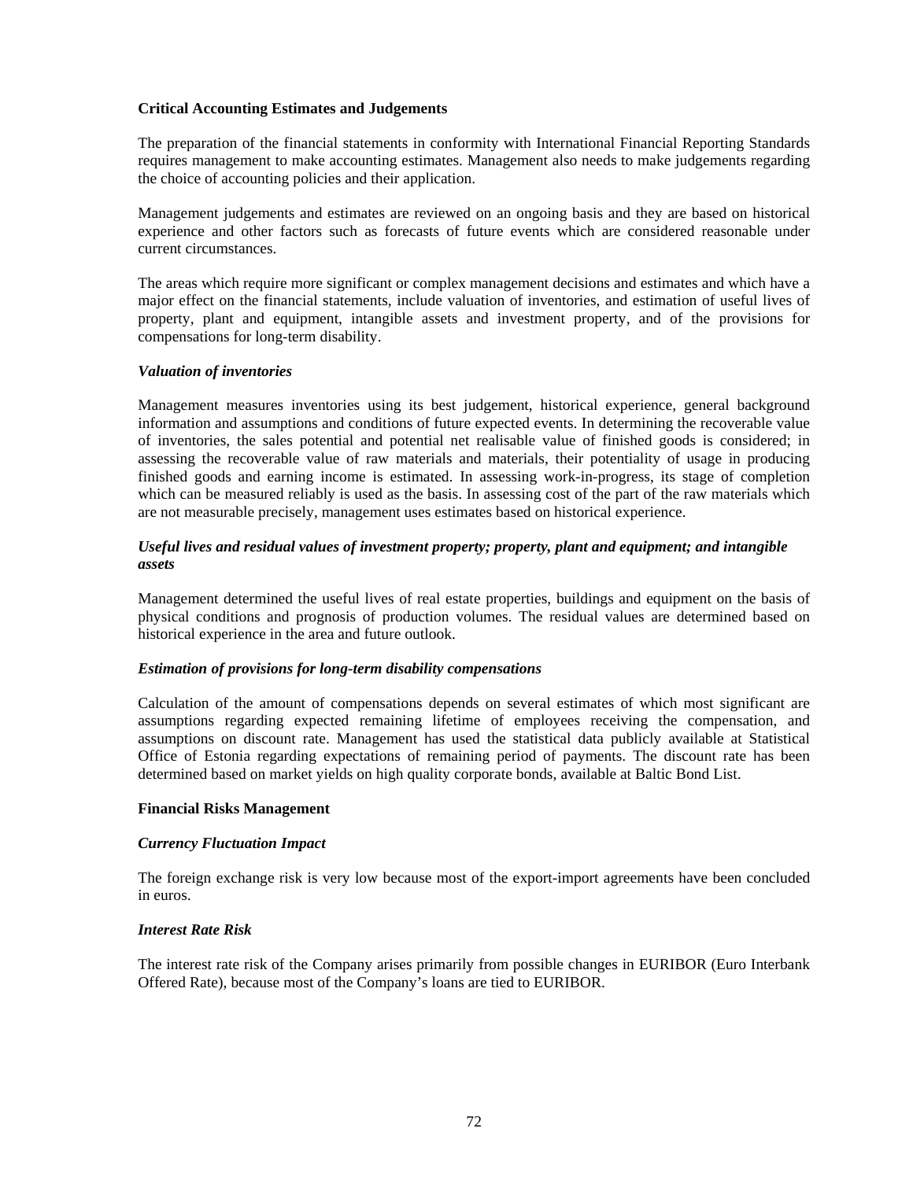**Critical Accounting Estimates and Judgements**

The preparation of the financial statements in conformity with International Financial Reporting Standards requires management to make accounting estimates. Management also needs to make judgements regarding the choice of accounting policies and their application.

Management judgements and estimates are reviewed on an ongoing basis and they are based on historical experience and other factors such as forecasts of future events which are considered reasonable under current circumstances.

The areas which require more significant or complex management decisions and estimates and which have a major effect on the financial statements, include valuation of inventories, and estimation of useful lives of property, plant and equipment, intangible assets and investment property, and of the provisions for compensations for long-term disability.

***Valuation of inventories***

Management measures inventories using its best judgement, historical experience, general background information and assumptions and conditions of future expected events. In determining the recoverable value of inventories, the sales potential and potential net realisable value of finished goods is considered; in assessing the recoverable value of raw materials and materials, their potentiality of usage in producing finished goods and earning income is estimated. In assessing work-in-progress, its stage of completion which can be measured reliably is used as the basis. In assessing cost of the part of the raw materials which are not measurable precisely, management uses estimates based on historical experience.

***Useful lives and residual values of investment property; property, plant and equipment; and intangible assets***

Management determined the useful lives of real estate properties, buildings and equipment on the basis of physical conditions and prognosis of production volumes. The residual values are determined based on historical experience in the area and future outlook.

***Estimation of provisions for long-term disability compensations***

Calculation of the amount of compensations depends on several estimates of which most significant are assumptions regarding expected remaining lifetime of employees receiving the compensation, and assumptions on discount rate. Management has used the statistical data publicly available at Statistical Office of Estonia regarding expectations of remaining period of payments. The discount rate has been determined based on market yields on high quality corporate bonds, available at Baltic Bond List.

**Financial Risks Management**

***Currency Fluctuation Impact***

The foreign exchange risk is very low because most of the export-import agreements have been concluded in euros.

***Interest Rate Risk***

The interest rate risk of the Company arises primarily from possible changes in EURIBOR (Euro Interbank Offered Rate), because most of the Company's loans are tied to EURIBOR.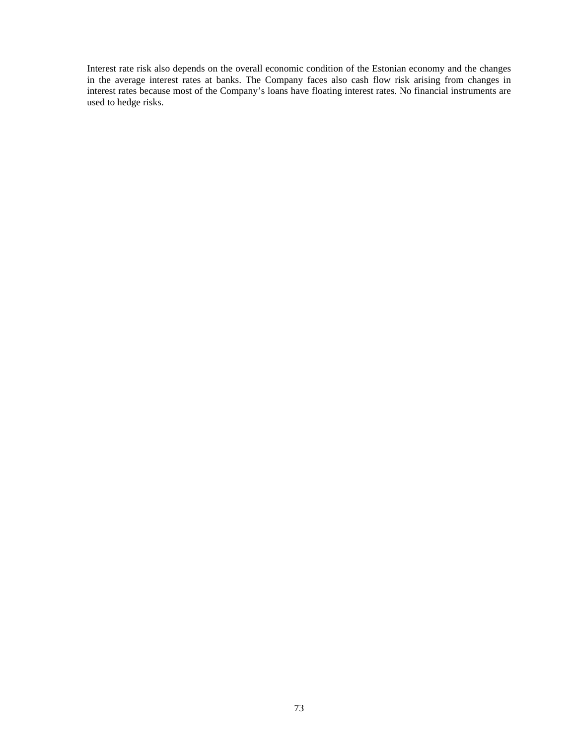Interest rate risk also depends on the overall economic condition of the Estonian economy and the changes in the average interest rates at banks. The Company faces also cash flow risk arising from changes in interest rates because most of the Company's loans have floating interest rates. No financial instruments are used to hedge risks.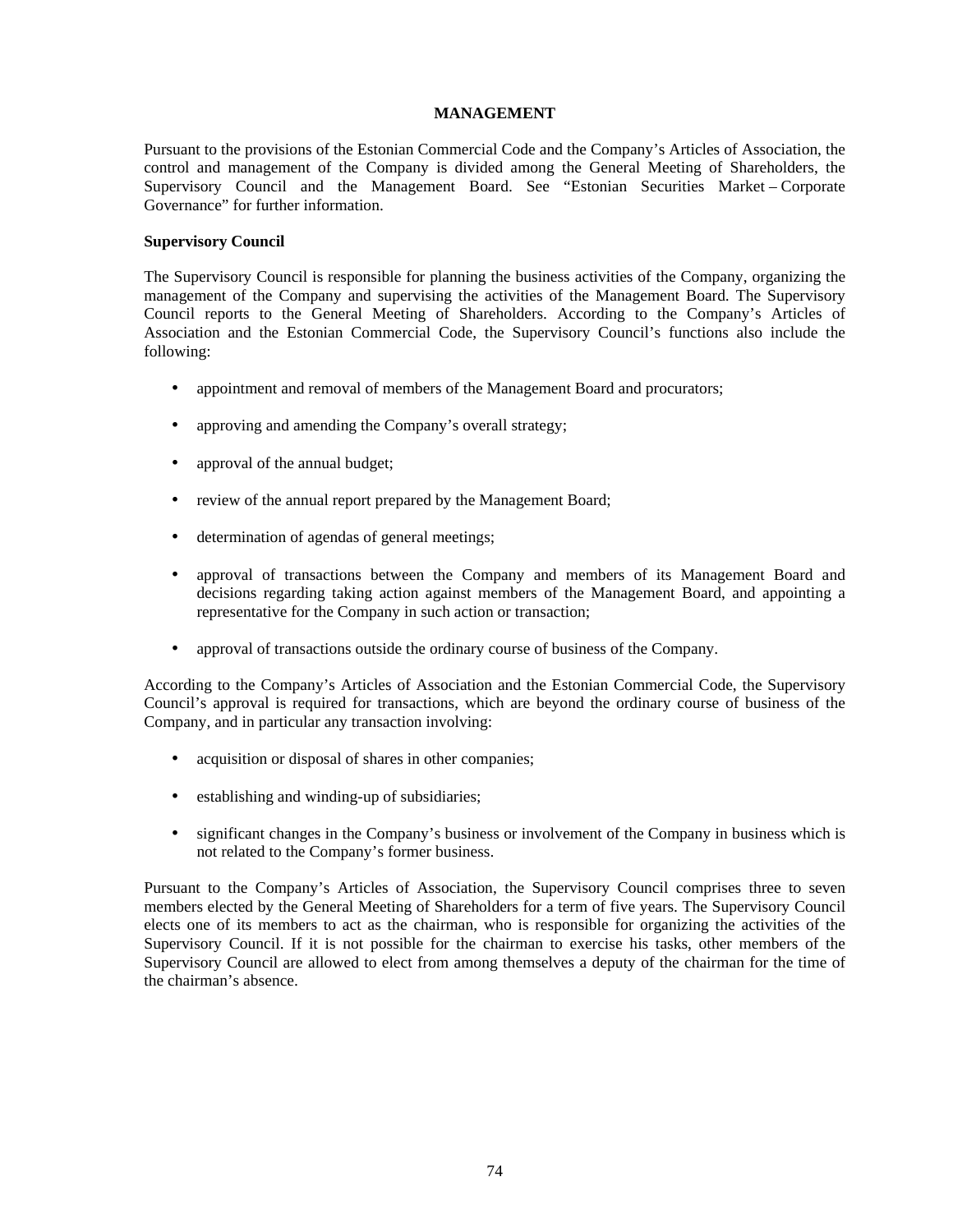## MANAGEMENT

Pursuant to the provisions of the Estonian Commercial Code and the Company's Articles of Association, the control and management of the Company is divided among the General Meeting of Shareholders, the Supervisory Council and the Management Board. See "Estonian Securities Market – Corporate Governance" for further information.

### Supervisory Council

The Supervisory Council is responsible for planning the business activities of the Company, organizing the management of the Company and supervising the activities of the Management Board. The Supervisory Council reports to the General Meeting of Shareholders. According to the Company's Articles of Association and the Estonian Commercial Code, the Supervisory Council's functions also include the following:

- appointment and removal of members of the Management Board and procurators;
- approving and amending the Company's overall strategy;
- approval of the annual budget;
- review of the annual report prepared by the Management Board;
- determination of agendas of general meetings;
- approval of transactions between the Company and members of its Management Board and decisions regarding taking action against members of the Management Board, and appointing a representative for the Company in such action or transaction;
- approval of transactions outside the ordinary course of business of the Company.

According to the Company's Articles of Association and the Estonian Commercial Code, the Supervisory Council's approval is required for transactions, which are beyond the ordinary course of business of the Company, and in particular any transaction involving:

- acquisition or disposal of shares in other companies;
- establishing and winding-up of subsidiaries;
- significant changes in the Company's business or involvement of the Company in business which is not related to the Company's former business.

Pursuant to the Company's Articles of Association, the Supervisory Council comprises three to seven members elected by the General Meeting of Shareholders for a term of five years. The Supervisory Council elects one of its members to act as the chairman, who is responsible for organizing the activities of the Supervisory Council. If it is not possible for the chairman to exercise his tasks, other members of the Supervisory Council are allowed to elect from among themselves a deputy of the chairman for the time of the chairman's absence.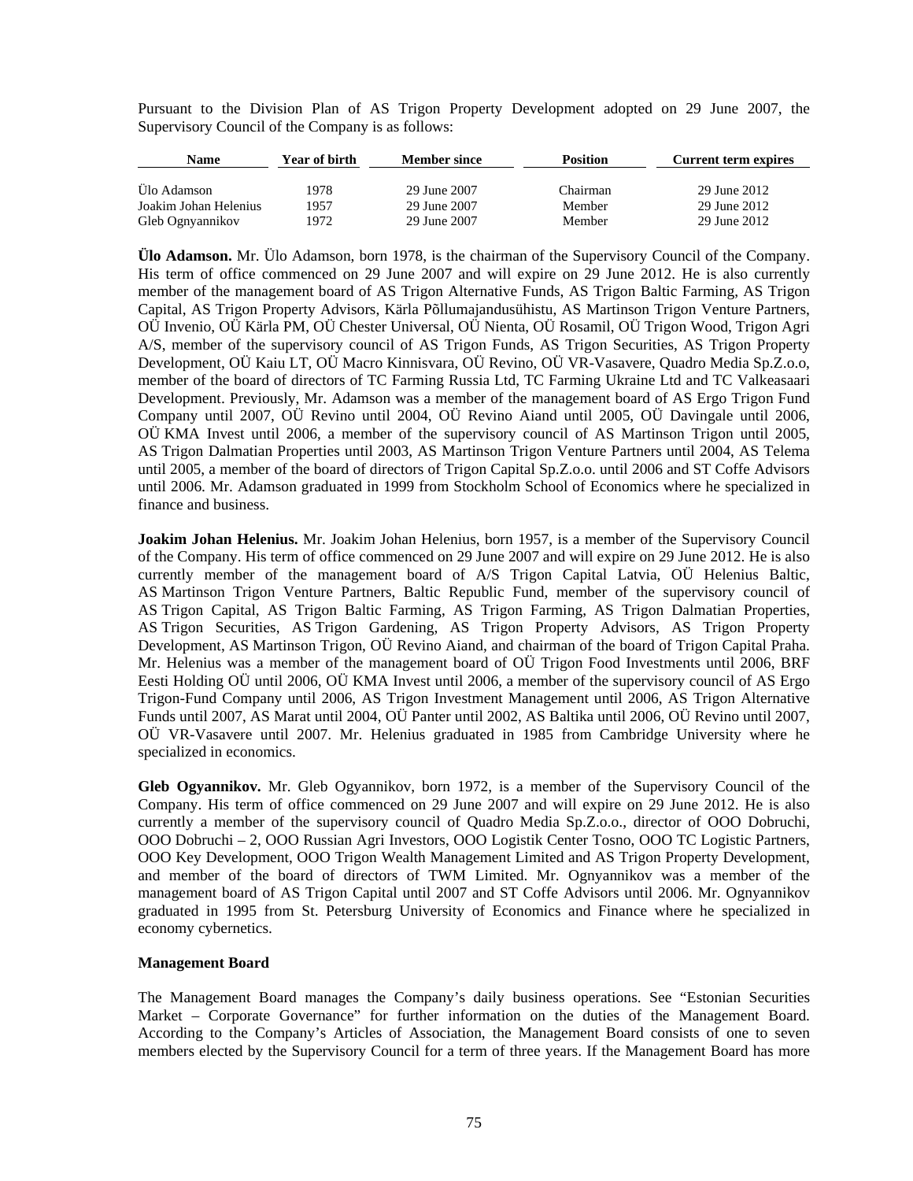Pursuant to the Division Plan of AS Trigon Property Development adopted on 29 June 2007, the Supervisory Council of the Company is as follows:

| Name | Year of birth | Member since | Position | Current term expires |
|---|---|---|---|---|
| Ülo Adamson | 1978 | 29 June 2007 | Chairman | 29 June 2012 |
| Joakim Johan Helenius | 1957 | 29 June 2007 | Member | 29 June 2012 |
| Gleb Ognyannikov | 1972 | 29 June 2007 | Member | 29 June 2012 |

**Ülo Adamson.** Mr. Ülo Adamson, born 1978, is the chairman of the Supervisory Council of the Company. His term of office commenced on 29 June 2007 and will expire on 29 June 2012. He is also currently member of the management board of AS Trigon Alternative Funds, AS Trigon Baltic Farming, AS Trigon Capital, AS Trigon Property Advisors, Kärla Põllumajandusühistu, AS Martinson Trigon Venture Partners, OÜ Invenio, OÜ Kärla PM, OÜ Chester Universal, OÜ Nienta, OÜ Rosamil, OÜ Trigon Wood, Trigon Agri A/S, member of the supervisory council of AS Trigon Funds, AS Trigon Securities, AS Trigon Property Development, OÜ Kaiu LT, OÜ Macro Kinnisvara, OÜ Revino, OÜ VR-Vasavere, Quadro Media Sp.Z.o.o, member of the board of directors of TC Farming Russia Ltd, TC Farming Ukraine Ltd and TC Valkeasaari Development. Previously, Mr. Adamson was a member of the management board of AS Ergo Trigon Fund Company until 2007, OÜ Revino until 2004, OÜ Revino Aiand until 2005, OÜ Davingale until 2006, OÜ KMA Invest until 2006, a member of the supervisory council of AS Martinson Trigon until 2005, AS Trigon Dalmatian Properties until 2003, AS Martinson Trigon Venture Partners until 2004, AS Telema until 2005, a member of the board of directors of Trigon Capital Sp.Z.o.o. until 2006 and ST Coffe Advisors until 2006. Mr. Adamson graduated in 1999 from Stockholm School of Economics where he specialized in finance and business.

**Joakim Johan Helenius.** Mr. Joakim Johan Helenius, born 1957, is a member of the Supervisory Council of the Company. His term of office commenced on 29 June 2007 and will expire on 29 June 2012. He is also currently member of the management board of A/S Trigon Capital Latvia, OÜ Helenius Baltic, AS Martinson Trigon Venture Partners, Baltic Republic Fund, member of the supervisory council of AS Trigon Capital, AS Trigon Baltic Farming, AS Trigon Farming, AS Trigon Dalmatian Properties, AS Trigon Securities, AS Trigon Gardening, AS Trigon Property Advisors, AS Trigon Property Development, AS Martinson Trigon, OÜ Revino Aiand, and chairman of the board of Trigon Capital Praha. Mr. Helenius was a member of the management board of OÜ Trigon Food Investments until 2006, BRF Eesti Holding OÜ until 2006, OÜ KMA Invest until 2006, a member of the supervisory council of AS Ergo Trigon-Fund Company until 2006, AS Trigon Investment Management until 2006, AS Trigon Alternative Funds until 2007, AS Marat until 2004, OÜ Panter until 2002, AS Baltika until 2006, OÜ Revino until 2007, OÜ VR-Vasavere until 2007. Mr. Helenius graduated in 1985 from Cambridge University where he specialized in economics.

**Gleb Ogyannikov.** Mr. Gleb Ogyannikov, born 1972, is a member of the Supervisory Council of the Company. His term of office commenced on 29 June 2007 and will expire on 29 June 2012. He is also currently a member of the supervisory council of Quadro Media Sp.Z.o.o., director of OOO Dobruchi, OOO Dobruchi – 2, OOO Russian Agri Investors, OOO Logistik Center Tosno, OOO TC Logistic Partners, OOO Key Development, OOO Trigon Wealth Management Limited and AS Trigon Property Development, and member of the board of directors of TWM Limited. Mr. Ognyannikov was a member of the management board of AS Trigon Capital until 2007 and ST Coffe Advisors until 2006. Mr. Ognyannikov graduated in 1995 from St. Petersburg University of Economics and Finance where he specialized in economy cybernetics.

**Management Board**

The Management Board manages the Company's daily business operations. See "Estonian Securities Market – Corporate Governance" for further information on the duties of the Management Board. According to the Company's Articles of Association, the Management Board consists of one to seven members elected by the Supervisory Council for a term of three years. If the Management Board has more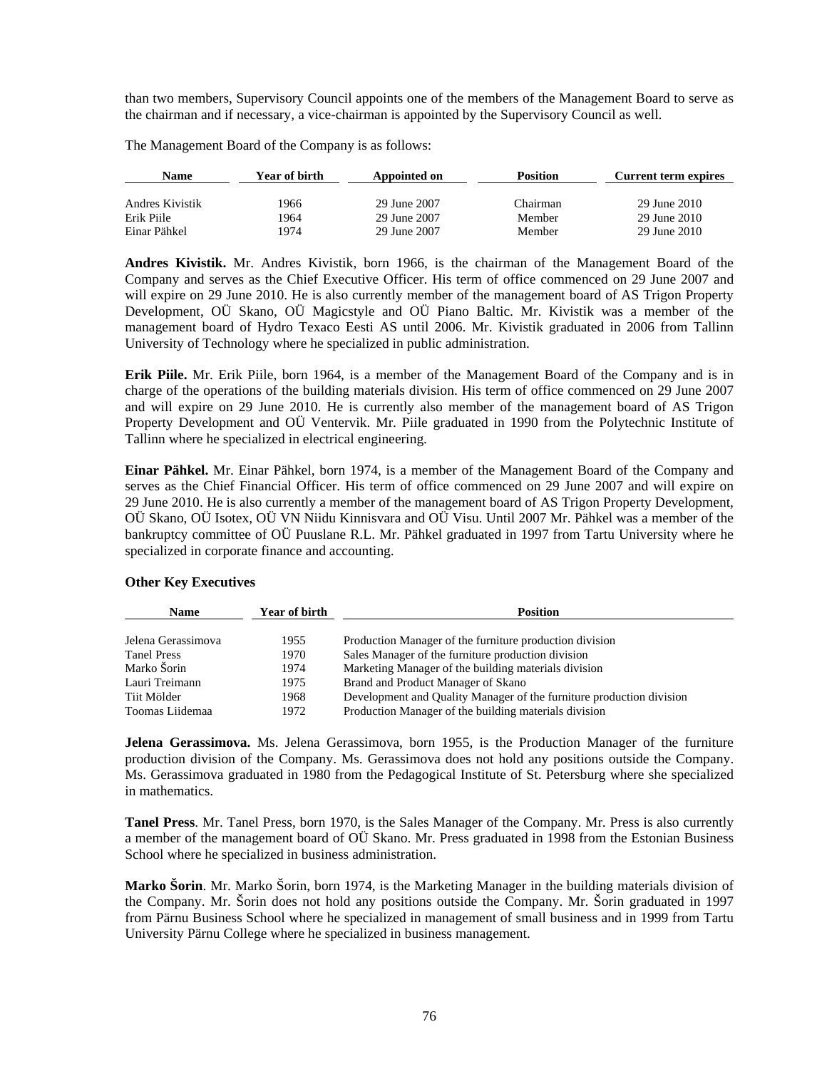than two members, Supervisory Council appoints one of the members of the Management Board to serve as the chairman and if necessary, a vice-chairman is appointed by the Supervisory Council as well.

The Management Board of the Company is as follows:

| Name | Year of birth | Appointed on | Position | Current term expires |
|---|---|---|---|---|
| Andres Kivistik | 1966 | 29 June 2007 | Chairman | 29 June 2010 |
| Erik Piile | 1964 | 29 June 2007 | Member | 29 June 2010 |
| Einar Pähkel | 1974 | 29 June 2007 | Member | 29 June 2010 |

**Andres Kivistik.** Mr. Andres Kivistik, born 1966, is the chairman of the Management Board of the Company and serves as the Chief Executive Officer. His term of office commenced on 29 June 2007 and will expire on 29 June 2010. He is also currently member of the management board of AS Trigon Property Development, OÜ Skano, OÜ Magicstyle and OÜ Piano Baltic. Mr. Kivistik was a member of the management board of Hydro Texaco Eesti AS until 2006. Mr. Kivistik graduated in 2006 from Tallinn University of Technology where he specialized in public administration.

**Erik Piile.** Mr. Erik Piile, born 1964, is a member of the Management Board of the Company and is in charge of the operations of the building materials division. His term of office commenced on 29 June 2007 and will expire on 29 June 2010. He is currently also member of the management board of AS Trigon Property Development and OÜ Ventervik. Mr. Piile graduated in 1990 from the Polytechnic Institute of Tallinn where he specialized in electrical engineering.

**Einar Pähkel.** Mr. Einar Pähkel, born 1974, is a member of the Management Board of the Company and serves as the Chief Financial Officer. His term of office commenced on 29 June 2007 and will expire on 29 June 2010. He is also currently a member of the management board of AS Trigon Property Development, OÜ Skano, OÜ Isotex, OÜ VN Niidu Kinnisvara and OÜ Visu. Until 2007 Mr. Pähkel was a member of the bankruptcy committee of OÜ Puuslane R.L. Mr. Pähkel graduated in 1997 from Tartu University where he specialized in corporate finance and accounting.

**Other Key Executives**

| Name | Year of birth | Position |
|---|---|---|
| Jelena Gerassimova | 1955 | Production Manager of the furniture production division |
| Tanel Press | 1970 | Sales Manager of the furniture production division |
| Marko Šorin | 1974 | Marketing Manager of the building materials division |
| Lauri Treimann | 1975 | Brand and Product Manager of Skano |
| Tiit Mölder | 1968 | Development and Quality Manager of the furniture production division |
| Toomas Liidemaa | 1972 | Production Manager of the building materials division |

**Jelena Gerassimova.** Ms. Jelena Gerassimova, born 1955, is the Production Manager of the furniture production division of the Company. Ms. Gerassimova does not hold any positions outside the Company. Ms. Gerassimova graduated in 1980 from the Pedagogical Institute of St. Petersburg where she specialized in mathematics.

**Tanel Press**. Mr. Tanel Press, born 1970, is the Sales Manager of the Company. Mr. Press is also currently a member of the management board of OÜ Skano. Mr. Press graduated in 1998 from the Estonian Business School where he specialized in business administration.

**Marko Šorin**. Mr. Marko Šorin, born 1974, is the Marketing Manager in the building materials division of the Company. Mr. Šorin does not hold any positions outside the Company. Mr. Šorin graduated in 1997 from Pärnu Business School where he specialized in management of small business and in 1999 from Tartu University Pärnu College where he specialized in business management.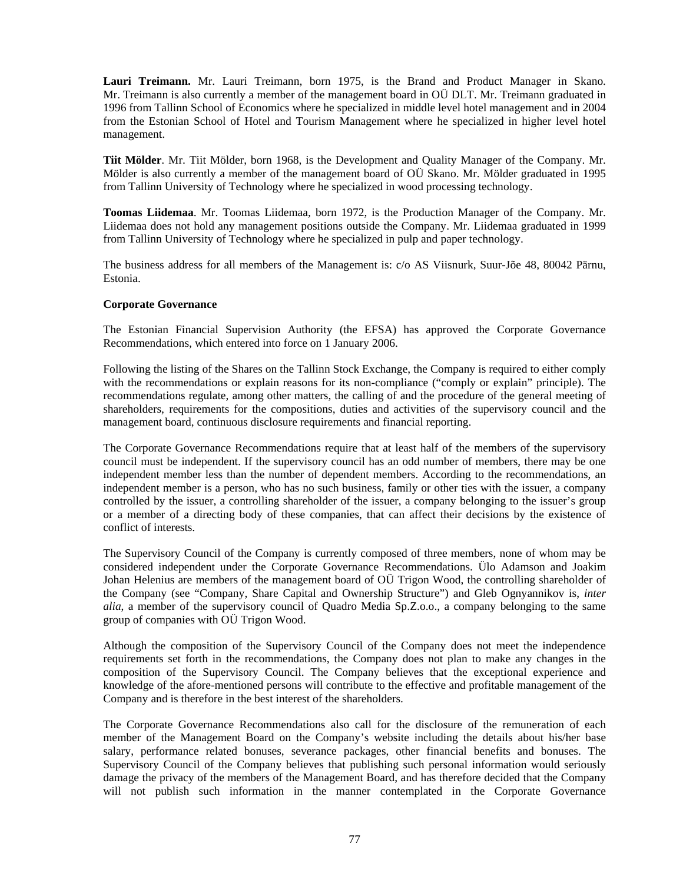**Lauri Treimann.** Mr. Lauri Treimann, born 1975, is the Brand and Product Manager in Skano. Mr. Treimann is also currently a member of the management board in OÜ DLT. Mr. Treimann graduated in 1996 from Tallinn School of Economics where he specialized in middle level hotel management and in 2004 from the Estonian School of Hotel and Tourism Management where he specialized in higher level hotel management.

**Tiit Mölder**. Mr. Tiit Mölder, born 1968, is the Development and Quality Manager of the Company. Mr. Mölder is also currently a member of the management board of OÜ Skano. Mr. Mölder graduated in 1995 from Tallinn University of Technology where he specialized in wood processing technology.

**Toomas Liidemaa**. Mr. Toomas Liidemaa, born 1972, is the Production Manager of the Company. Mr. Liidemaa does not hold any management positions outside the Company. Mr. Liidemaa graduated in 1999 from Tallinn University of Technology where he specialized in pulp and paper technology.

The business address for all members of the Management is: c/o AS Viisnurk, Suur-Jõe 48, 80042 Pärnu, Estonia.

**Corporate Governance**

The Estonian Financial Supervision Authority (the EFSA) has approved the Corporate Governance Recommendations, which entered into force on 1 January 2006.

Following the listing of the Shares on the Tallinn Stock Exchange, the Company is required to either comply with the recommendations or explain reasons for its non-compliance ("comply or explain" principle). The recommendations regulate, among other matters, the calling of and the procedure of the general meeting of shareholders, requirements for the compositions, duties and activities of the supervisory council and the management board, continuous disclosure requirements and financial reporting.

The Corporate Governance Recommendations require that at least half of the members of the supervisory council must be independent. If the supervisory council has an odd number of members, there may be one independent member less than the number of dependent members. According to the recommendations, an independent member is a person, who has no such business, family or other ties with the issuer, a company controlled by the issuer, a controlling shareholder of the issuer, a company belonging to the issuer's group or a member of a directing body of these companies, that can affect their decisions by the existence of conflict of interests.

The Supervisory Council of the Company is currently composed of three members, none of whom may be considered independent under the Corporate Governance Recommendations. Ülo Adamson and Joakim Johan Helenius are members of the management board of OÜ Trigon Wood, the controlling shareholder of the Company (see "Company, Share Capital and Ownership Structure") and Gleb Ognyannikov is, *inter alia*, a member of the supervisory council of Quadro Media Sp.Z.o.o., a company belonging to the same group of companies with OÜ Trigon Wood.

Although the composition of the Supervisory Council of the Company does not meet the independence requirements set forth in the recommendations, the Company does not plan to make any changes in the composition of the Supervisory Council. The Company believes that the exceptional experience and knowledge of the afore-mentioned persons will contribute to the effective and profitable management of the Company and is therefore in the best interest of the shareholders.

The Corporate Governance Recommendations also call for the disclosure of the remuneration of each member of the Management Board on the Company's website including the details about his/her base salary, performance related bonuses, severance packages, other financial benefits and bonuses. The Supervisory Council of the Company believes that publishing such personal information would seriously damage the privacy of the members of the Management Board, and has therefore decided that the Company will not publish such information in the manner contemplated in the Corporate Governance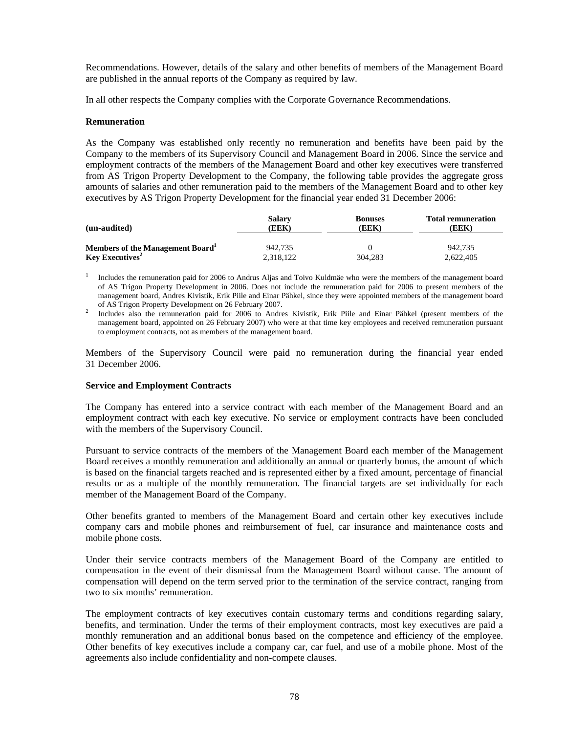Recommendations. However, details of the salary and other benefits of members of the Management Board are published in the annual reports of the Company as required by law.

In all other respects the Company complies with the Corporate Governance Recommendations.

**Remuneration**

As the Company was established only recently no remuneration and benefits have been paid by the Company to the members of its Supervisory Council and Management Board in 2006. Since the service and employment contracts of the members of the Management Board and other key executives were transferred from AS Trigon Property Development to the Company, the following table provides the aggregate gross amounts of salaries and other remuneration paid to the members of the Management Board and to other key executives by AS Trigon Property Development for the financial year ended 31 December 2006:

| (un-audited) | Salary (EEK) | Bonuses (EEK) | Total remuneration (EEK) |
|---|---|---|---|
| **Members of the Management Board[1]** | 942,735 | 0 | 942,735 |
| **Key Executives[2]** | 2,318,122 | 304,283 | 2,622,405 |

[1] Includes the remuneration paid for 2006 to Andrus Aljas and Toivo Kuldmäe who were the members of the management board of AS Trigon Property Development in 2006. Does not include the remuneration paid for 2006 to present members of the management board, Andres Kivistik, Erik Piile and Einar Pähkel, since they were appointed members of the management board of AS Trigon Property Development on 26 February 2007.

[2] Includes also the remuneration paid for 2006 to Andres Kivistik, Erik Piile and Einar Pähkel (present members of the management board, appointed on 26 February 2007) who were at that time key employees and received remuneration pursuant to employment contracts, not as members of the management board.

Members of the Supervisory Council were paid no remuneration during the financial year ended 31 December 2006.

**Service and Employment Contracts**

The Company has entered into a service contract with each member of the Management Board and an employment contract with each key executive. No service or employment contracts have been concluded with the members of the Supervisory Council.

Pursuant to service contracts of the members of the Management Board each member of the Management Board receives a monthly remuneration and additionally an annual or quarterly bonus, the amount of which is based on the financial targets reached and is represented either by a fixed amount, percentage of financial results or as a multiple of the monthly remuneration. The financial targets are set individually for each member of the Management Board of the Company.

Other benefits granted to members of the Management Board and certain other key executives include company cars and mobile phones and reimbursement of fuel, car insurance and maintenance costs and mobile phone costs.

Under their service contracts members of the Management Board of the Company are entitled to compensation in the event of their dismissal from the Management Board without cause. The amount of compensation will depend on the term served prior to the termination of the service contract, ranging from two to six months' remuneration.

The employment contracts of key executives contain customary terms and conditions regarding salary, benefits, and termination. Under the terms of their employment contracts, most key executives are paid a monthly remuneration and an additional bonus based on the competence and efficiency of the employee. Other benefits of key executives include a company car, car fuel, and use of a mobile phone. Most of the agreements also include confidentiality and non-compete clauses.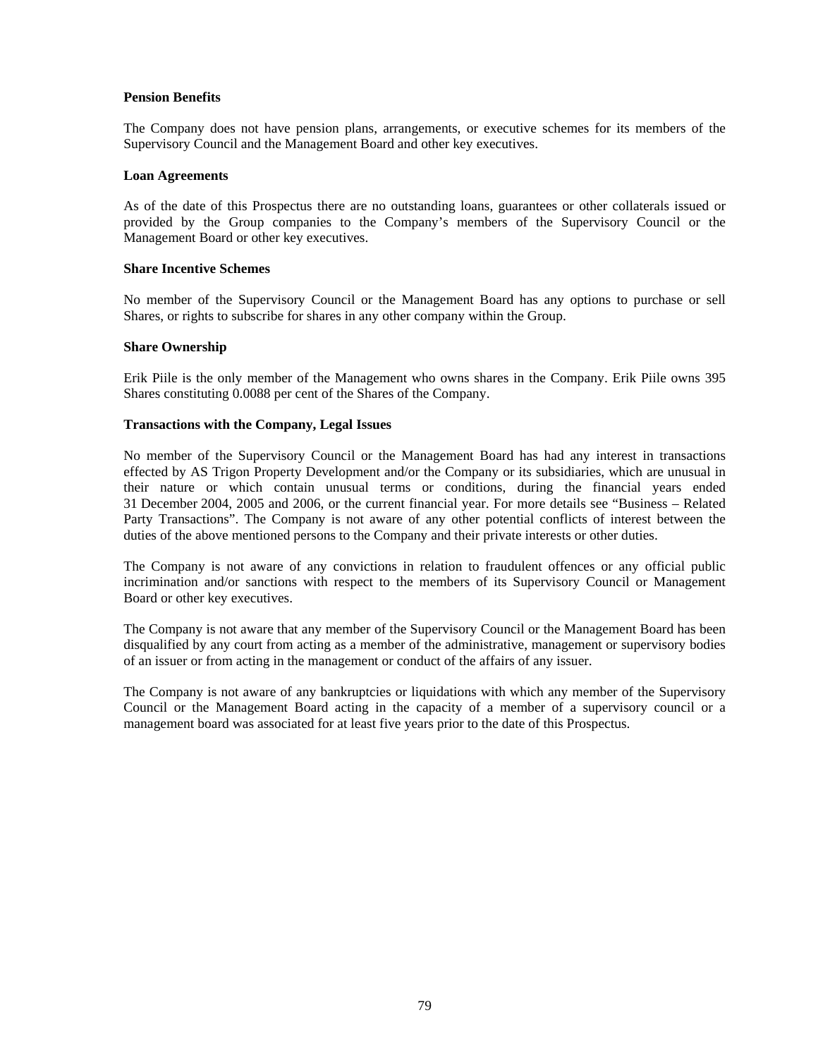**Pension Benefits**

The Company does not have pension plans, arrangements, or executive schemes for its members of the Supervisory Council and the Management Board and other key executives.

**Loan Agreements**

As of the date of this Prospectus there are no outstanding loans, guarantees or other collaterals issued or provided by the Group companies to the Company's members of the Supervisory Council or the Management Board or other key executives.

**Share Incentive Schemes**

No member of the Supervisory Council or the Management Board has any options to purchase or sell Shares, or rights to subscribe for shares in any other company within the Group.

**Share Ownership**

Erik Piile is the only member of the Management who owns shares in the Company. Erik Piile owns 395 Shares constituting 0.0088 per cent of the Shares of the Company.

**Transactions with the Company, Legal Issues**

No member of the Supervisory Council or the Management Board has had any interest in transactions effected by AS Trigon Property Development and/or the Company or its subsidiaries, which are unusual in their nature or which contain unusual terms or conditions, during the financial years ended 31 December 2004, 2005 and 2006, or the current financial year. For more details see "Business – Related Party Transactions". The Company is not aware of any other potential conflicts of interest between the duties of the above mentioned persons to the Company and their private interests or other duties.

The Company is not aware of any convictions in relation to fraudulent offences or any official public incrimination and/or sanctions with respect to the members of its Supervisory Council or Management Board or other key executives.

The Company is not aware that any member of the Supervisory Council or the Management Board has been disqualified by any court from acting as a member of the administrative, management or supervisory bodies of an issuer or from acting in the management or conduct of the affairs of any issuer.

The Company is not aware of any bankruptcies or liquidations with which any member of the Supervisory Council or the Management Board acting in the capacity of a member of a supervisory council or a management board was associated for at least five years prior to the date of this Prospectus.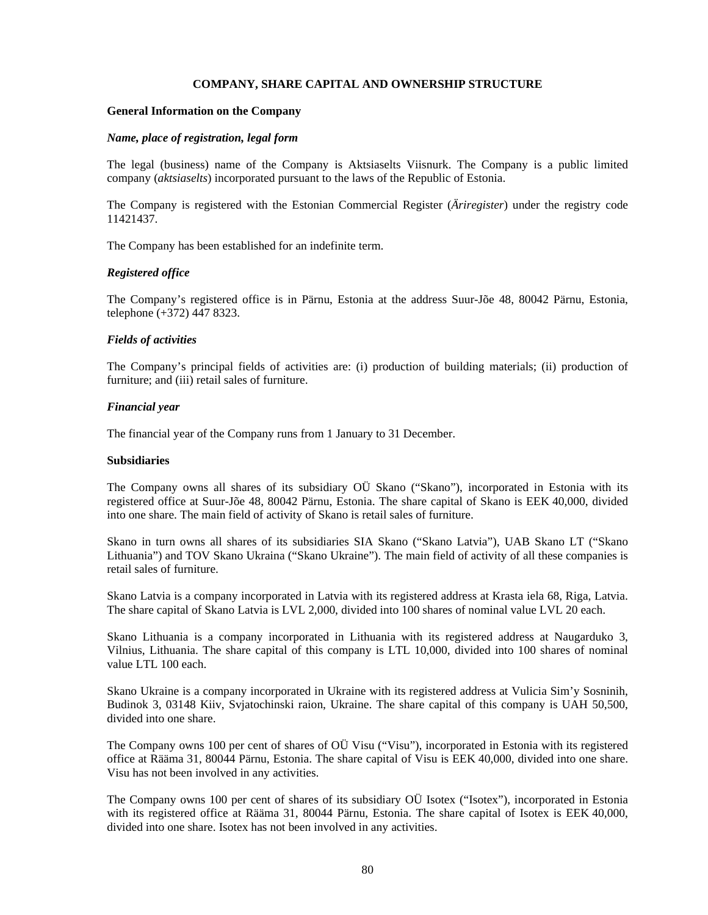## COMPANY, SHARE CAPITAL AND OWNERSHIP STRUCTURE

### General Information on the Company

#### *Name, place of registration, legal form*

The legal (business) name of the Company is Aktsiaselts Viisnurk. The Company is a public limited company (*aktsiaselts*) incorporated pursuant to the laws of the Republic of Estonia.

The Company is registered with the Estonian Commercial Register (*Äriregister*) under the registry code 11421437.

The Company has been established for an indefinite term.

#### *Registered office*

The Company's registered office is in Pärnu, Estonia at the address Suur-Jõe 48, 80042 Pärnu, Estonia, telephone (+372) 447 8323.

#### *Fields of activities*

The Company's principal fields of activities are: (i) production of building materials; (ii) production of furniture; and (iii) retail sales of furniture.

#### *Financial year*

The financial year of the Company runs from 1 January to 31 December.

### Subsidiaries

The Company owns all shares of its subsidiary OÜ Skano ("Skano"), incorporated in Estonia with its registered office at Suur-Jõe 48, 80042 Pärnu, Estonia. The share capital of Skano is EEK 40,000, divided into one share. The main field of activity of Skano is retail sales of furniture.

Skano in turn owns all shares of its subsidiaries SIA Skano ("Skano Latvia"), UAB Skano LT ("Skano Lithuania") and TOV Skano Ukraina ("Skano Ukraine"). The main field of activity of all these companies is retail sales of furniture.

Skano Latvia is a company incorporated in Latvia with its registered address at Krasta iela 68, Riga, Latvia. The share capital of Skano Latvia is LVL 2,000, divided into 100 shares of nominal value LVL 20 each.

Skano Lithuania is a company incorporated in Lithuania with its registered address at Naugarduko 3, Vilnius, Lithuania. The share capital of this company is LTL 10,000, divided into 100 shares of nominal value LTL 100 each.

Skano Ukraine is a company incorporated in Ukraine with its registered address at Vulicia Sim'y Sosninih, Budinok 3, 03148 Kiiv, Svjatochinski raion, Ukraine. The share capital of this company is UAH 50,500, divided into one share.

The Company owns 100 per cent of shares of OÜ Visu ("Visu"), incorporated in Estonia with its registered office at Rääma 31, 80044 Pärnu, Estonia. The share capital of Visu is EEK 40,000, divided into one share. Visu has not been involved in any activities.

The Company owns 100 per cent of shares of its subsidiary OÜ Isotex ("Isotex"), incorporated in Estonia with its registered office at Rääma 31, 80044 Pärnu, Estonia. The share capital of Isotex is EEK 40,000, divided into one share. Isotex has not been involved in any activities.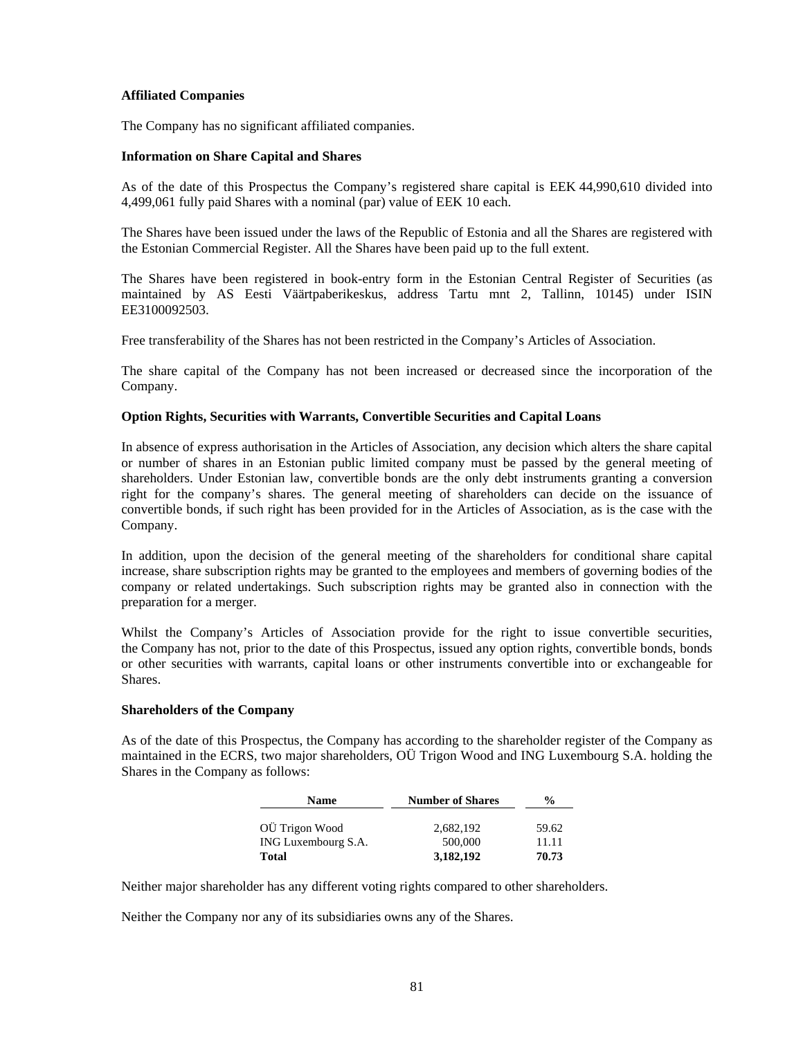**Affiliated Companies**

The Company has no significant affiliated companies.

**Information on Share Capital and Shares**

As of the date of this Prospectus the Company's registered share capital is EEK 44,990,610 divided into 4,499,061 fully paid Shares with a nominal (par) value of EEK 10 each.

The Shares have been issued under the laws of the Republic of Estonia and all the Shares are registered with the Estonian Commercial Register. All the Shares have been paid up to the full extent.

The Shares have been registered in book-entry form in the Estonian Central Register of Securities (as maintained by AS Eesti Väärtpaberikeskus, address Tartu mnt 2, Tallinn, 10145) under ISIN EE3100092503.

Free transferability of the Shares has not been restricted in the Company's Articles of Association.

The share capital of the Company has not been increased or decreased since the incorporation of the Company.

**Option Rights, Securities with Warrants, Convertible Securities and Capital Loans**

In absence of express authorisation in the Articles of Association, any decision which alters the share capital or number of shares in an Estonian public limited company must be passed by the general meeting of shareholders. Under Estonian law, convertible bonds are the only debt instruments granting a conversion right for the company's shares. The general meeting of shareholders can decide on the issuance of convertible bonds, if such right has been provided for in the Articles of Association, as is the case with the Company.

In addition, upon the decision of the general meeting of the shareholders for conditional share capital increase, share subscription rights may be granted to the employees and members of governing bodies of the company or related undertakings. Such subscription rights may be granted also in connection with the preparation for a merger.

Whilst the Company's Articles of Association provide for the right to issue convertible securities, the Company has not, prior to the date of this Prospectus, issued any option rights, convertible bonds, bonds or other securities with warrants, capital loans or other instruments convertible into or exchangeable for Shares.

**Shareholders of the Company**

As of the date of this Prospectus, the Company has according to the shareholder register of the Company as maintained in the ECRS, two major shareholders, OÜ Trigon Wood and ING Luxembourg S.A. holding the Shares in the Company as follows:

| Name | Number of Shares | % |
|---|---|---|
| OÜ Trigon Wood | 2,682,192 | 59.62 |
| ING Luxembourg S.A. | 500,000 | 11.11 |
| **Total** | **3,182,192** | **70.73** |

Neither major shareholder has any different voting rights compared to other shareholders.

Neither the Company nor any of its subsidiaries owns any of the Shares.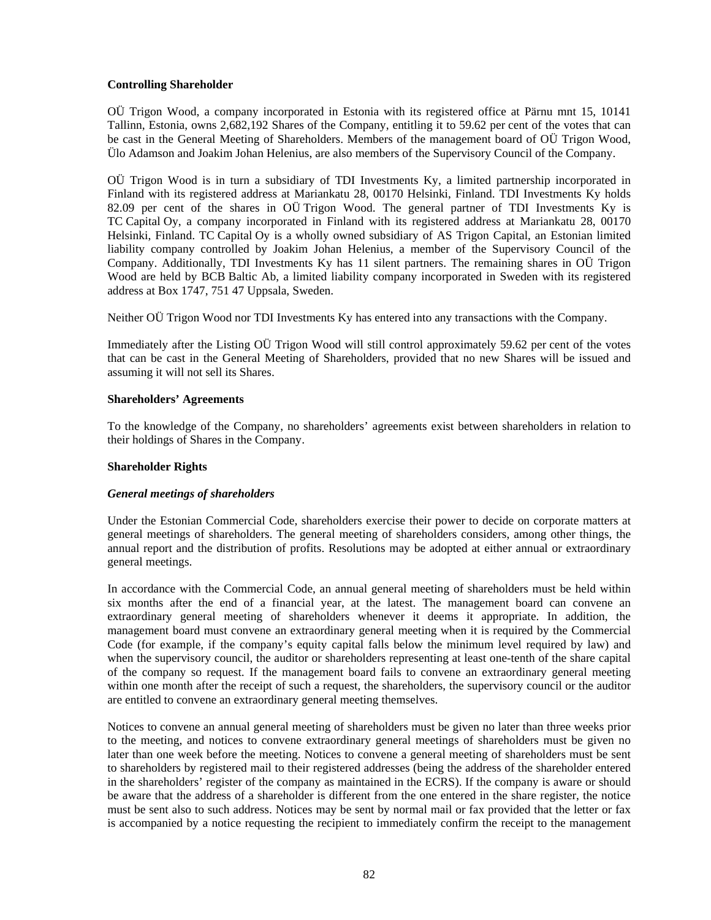**Controlling Shareholder**

OÜ Trigon Wood, a company incorporated in Estonia with its registered office at Pärnu mnt 15, 10141 Tallinn, Estonia, owns 2,682,192 Shares of the Company, entitling it to 59.62 per cent of the votes that can be cast in the General Meeting of Shareholders. Members of the management board of OÜ Trigon Wood, Ülo Adamson and Joakim Johan Helenius, are also members of the Supervisory Council of the Company.

OÜ Trigon Wood is in turn a subsidiary of TDI Investments Ky, a limited partnership incorporated in Finland with its registered address at Mariankatu 28, 00170 Helsinki, Finland. TDI Investments Ky holds 82.09 per cent of the shares in OÜ Trigon Wood. The general partner of TDI Investments Ky is TC Capital Oy, a company incorporated in Finland with its registered address at Mariankatu 28, 00170 Helsinki, Finland. TC Capital Oy is a wholly owned subsidiary of AS Trigon Capital, an Estonian limited liability company controlled by Joakim Johan Helenius, a member of the Supervisory Council of the Company. Additionally, TDI Investments Ky has 11 silent partners. The remaining shares in OÜ Trigon Wood are held by BCB Baltic Ab, a limited liability company incorporated in Sweden with its registered address at Box 1747, 751 47 Uppsala, Sweden.

Neither OÜ Trigon Wood nor TDI Investments Ky has entered into any transactions with the Company.

Immediately after the Listing OÜ Trigon Wood will still control approximately 59.62 per cent of the votes that can be cast in the General Meeting of Shareholders, provided that no new Shares will be issued and assuming it will not sell its Shares.

**Shareholders' Agreements**

To the knowledge of the Company, no shareholders' agreements exist between shareholders in relation to their holdings of Shares in the Company.

**Shareholder Rights**

***General meetings of shareholders***

Under the Estonian Commercial Code, shareholders exercise their power to decide on corporate matters at general meetings of shareholders. The general meeting of shareholders considers, among other things, the annual report and the distribution of profits. Resolutions may be adopted at either annual or extraordinary general meetings.

In accordance with the Commercial Code, an annual general meeting of shareholders must be held within six months after the end of a financial year, at the latest. The management board can convene an extraordinary general meeting of shareholders whenever it deems it appropriate. In addition, the management board must convene an extraordinary general meeting when it is required by the Commercial Code (for example, if the company's equity capital falls below the minimum level required by law) and when the supervisory council, the auditor or shareholders representing at least one-tenth of the share capital of the company so request. If the management board fails to convene an extraordinary general meeting within one month after the receipt of such a request, the shareholders, the supervisory council or the auditor are entitled to convene an extraordinary general meeting themselves.

Notices to convene an annual general meeting of shareholders must be given no later than three weeks prior to the meeting, and notices to convene extraordinary general meetings of shareholders must be given no later than one week before the meeting. Notices to convene a general meeting of shareholders must be sent to shareholders by registered mail to their registered addresses (being the address of the shareholder entered in the shareholders' register of the company as maintained in the ECRS). If the company is aware or should be aware that the address of a shareholder is different from the one entered in the share register, the notice must be sent also to such address. Notices may be sent by normal mail or fax provided that the letter or fax is accompanied by a notice requesting the recipient to immediately confirm the receipt to the management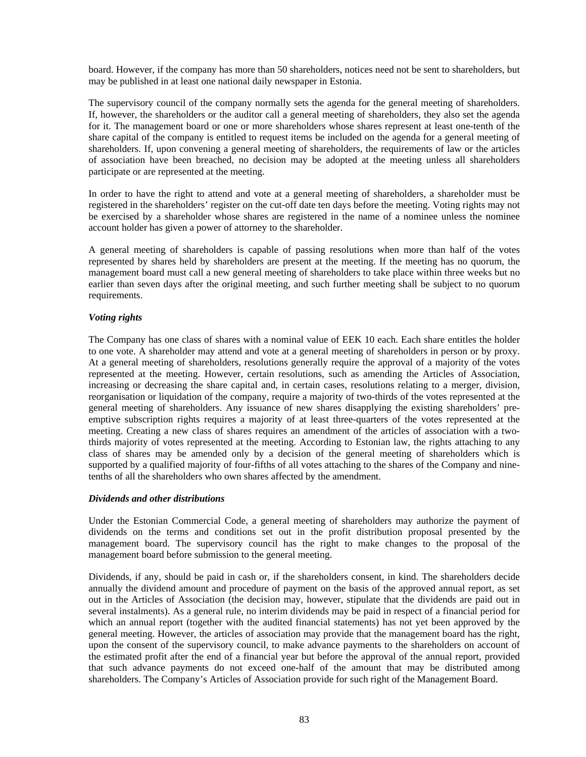board. However, if the company has more than 50 shareholders, notices need not be sent to shareholders, but may be published in at least one national daily newspaper in Estonia.

The supervisory council of the company normally sets the agenda for the general meeting of shareholders. If, however, the shareholders or the auditor call a general meeting of shareholders, they also set the agenda for it. The management board or one or more shareholders whose shares represent at least one-tenth of the share capital of the company is entitled to request items be included on the agenda for a general meeting of shareholders. If, upon convening a general meeting of shareholders, the requirements of law or the articles of association have been breached, no decision may be adopted at the meeting unless all shareholders participate or are represented at the meeting.

In order to have the right to attend and vote at a general meeting of shareholders, a shareholder must be registered in the shareholders' register on the cut-off date ten days before the meeting. Voting rights may not be exercised by a shareholder whose shares are registered in the name of a nominee unless the nominee account holder has given a power of attorney to the shareholder.

A general meeting of shareholders is capable of passing resolutions when more than half of the votes represented by shares held by shareholders are present at the meeting. If the meeting has no quorum, the management board must call a new general meeting of shareholders to take place within three weeks but no earlier than seven days after the original meeting, and such further meeting shall be subject to no quorum requirements.

***Voting rights***

The Company has one class of shares with a nominal value of EEK 10 each. Each share entitles the holder to one vote. A shareholder may attend and vote at a general meeting of shareholders in person or by proxy. At a general meeting of shareholders, resolutions generally require the approval of a majority of the votes represented at the meeting. However, certain resolutions, such as amending the Articles of Association, increasing or decreasing the share capital and, in certain cases, resolutions relating to a merger, division, reorganisation or liquidation of the company, require a majority of two-thirds of the votes represented at the general meeting of shareholders. Any issuance of new shares disapplying the existing shareholders' pre-emptive subscription rights requires a majority of at least three-quarters of the votes represented at the meeting. Creating a new class of shares requires an amendment of the articles of association with a two-thirds majority of votes represented at the meeting. According to Estonian law, the rights attaching to any class of shares may be amended only by a decision of the general meeting of shareholders which is supported by a qualified majority of four-fifths of all votes attaching to the shares of the Company and nine-tenths of all the shareholders who own shares affected by the amendment.

***Dividends and other distributions***

Under the Estonian Commercial Code, a general meeting of shareholders may authorize the payment of dividends on the terms and conditions set out in the profit distribution proposal presented by the management board. The supervisory council has the right to make changes to the proposal of the management board before submission to the general meeting.

Dividends, if any, should be paid in cash or, if the shareholders consent, in kind. The shareholders decide annually the dividend amount and procedure of payment on the basis of the approved annual report, as set out in the Articles of Association (the decision may, however, stipulate that the dividends are paid out in several instalments). As a general rule, no interim dividends may be paid in respect of a financial period for which an annual report (together with the audited financial statements) has not yet been approved by the general meeting. However, the articles of association may provide that the management board has the right, upon the consent of the supervisory council, to make advance payments to the shareholders on account of the estimated profit after the end of a financial year but before the approval of the annual report, provided that such advance payments do not exceed one-half of the amount that may be distributed among shareholders. The Company's Articles of Association provide for such right of the Management Board.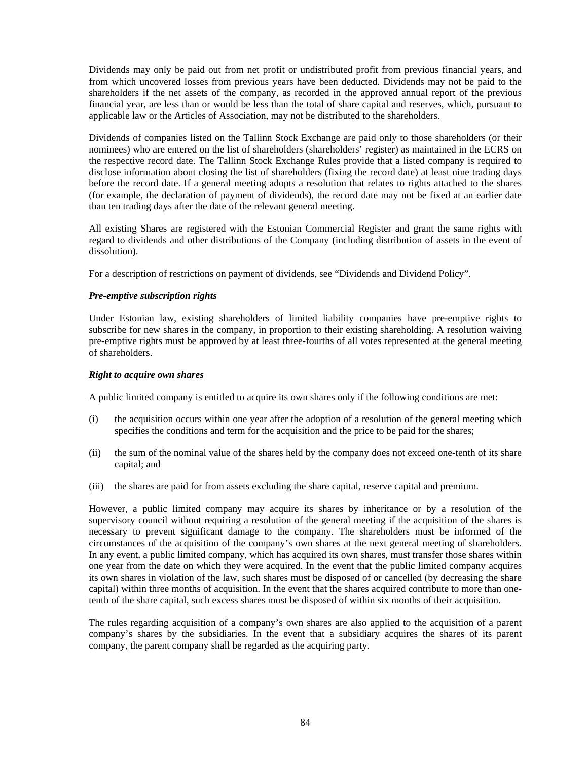Dividends may only be paid out from net profit or undistributed profit from previous financial years, and from which uncovered losses from previous years have been deducted. Dividends may not be paid to the shareholders if the net assets of the company, as recorded in the approved annual report of the previous financial year, are less than or would be less than the total of share capital and reserves, which, pursuant to applicable law or the Articles of Association, may not be distributed to the shareholders.

Dividends of companies listed on the Tallinn Stock Exchange are paid only to those shareholders (or their nominees) who are entered on the list of shareholders (shareholders' register) as maintained in the ECRS on the respective record date. The Tallinn Stock Exchange Rules provide that a listed company is required to disclose information about closing the list of shareholders (fixing the record date) at least nine trading days before the record date. If a general meeting adopts a resolution that relates to rights attached to the shares (for example, the declaration of payment of dividends), the record date may not be fixed at an earlier date than ten trading days after the date of the relevant general meeting.

All existing Shares are registered with the Estonian Commercial Register and grant the same rights with regard to dividends and other distributions of the Company (including distribution of assets in the event of dissolution).

For a description of restrictions on payment of dividends, see "Dividends and Dividend Policy".

***Pre-emptive subscription rights***

Under Estonian law, existing shareholders of limited liability companies have pre-emptive rights to subscribe for new shares in the company, in proportion to their existing shareholding. A resolution waiving pre-emptive rights must be approved by at least three-fourths of all votes represented at the general meeting of shareholders.

***Right to acquire own shares***

A public limited company is entitled to acquire its own shares only if the following conditions are met:

(i) the acquisition occurs within one year after the adoption of a resolution of the general meeting which specifies the conditions and term for the acquisition and the price to be paid for the shares;

(ii) the sum of the nominal value of the shares held by the company does not exceed one-tenth of its share capital; and

(iii) the shares are paid for from assets excluding the share capital, reserve capital and premium.

However, a public limited company may acquire its shares by inheritance or by a resolution of the supervisory council without requiring a resolution of the general meeting if the acquisition of the shares is necessary to prevent significant damage to the company. The shareholders must be informed of the circumstances of the acquisition of the company's own shares at the next general meeting of shareholders. In any event, a public limited company, which has acquired its own shares, must transfer those shares within one year from the date on which they were acquired. In the event that the public limited company acquires its own shares in violation of the law, such shares must be disposed of or cancelled (by decreasing the share capital) within three months of acquisition. In the event that the shares acquired contribute to more than one-tenth of the share capital, such excess shares must be disposed of within six months of their acquisition.

The rules regarding acquisition of a company's own shares are also applied to the acquisition of a parent company's shares by the subsidiaries. In the event that a subsidiary acquires the shares of its parent company, the parent company shall be regarded as the acquiring party.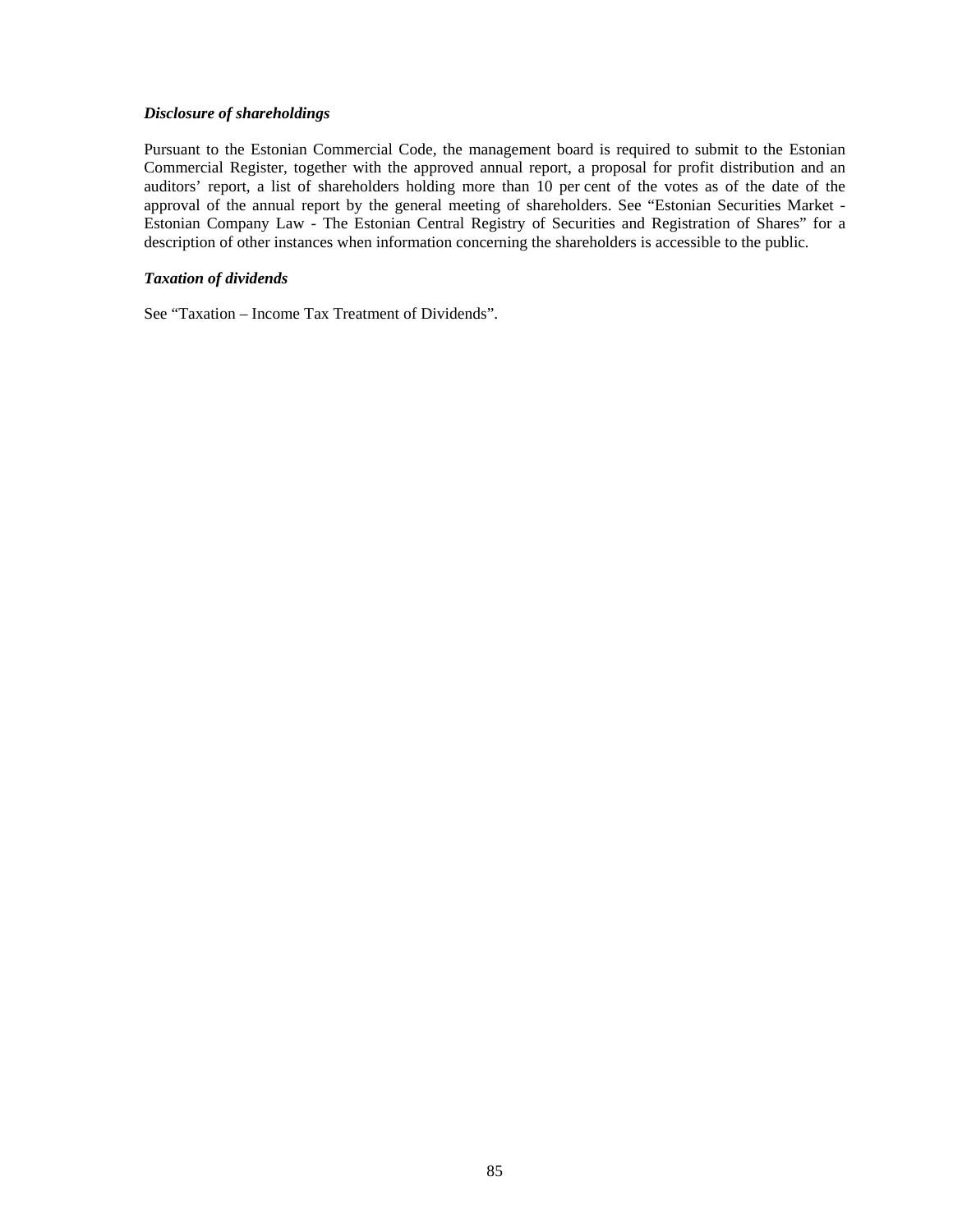***Disclosure of shareholdings***

Pursuant to the Estonian Commercial Code, the management board is required to submit to the Estonian Commercial Register, together with the approved annual report, a proposal for profit distribution and an auditors' report, a list of shareholders holding more than 10 per cent of the votes as of the date of the approval of the annual report by the general meeting of shareholders. See "Estonian Securities Market - Estonian Company Law - The Estonian Central Registry of Securities and Registration of Shares" for a description of other instances when information concerning the shareholders is accessible to the public.

***Taxation of dividends***

See "Taxation – Income Tax Treatment of Dividends".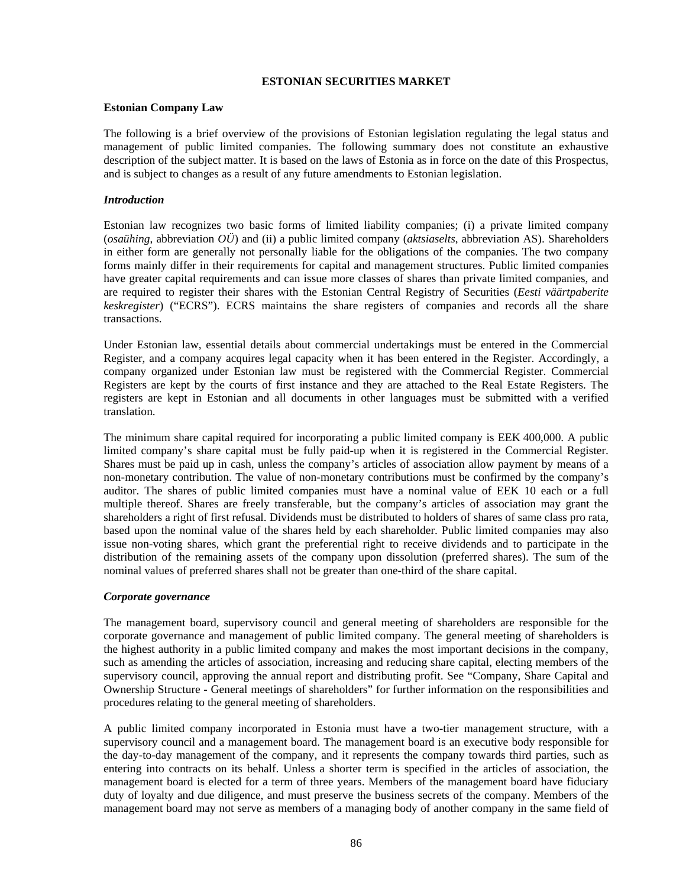# ESTONIAN SECURITIES MARKET

## Estonian Company Law

The following is a brief overview of the provisions of Estonian legislation regulating the legal status and management of public limited companies. The following summary does not constitute an exhaustive description of the subject matter. It is based on the laws of Estonia as in force on the date of this Prospectus, and is subject to changes as a result of any future amendments to Estonian legislation.

### *Introduction*

Estonian law recognizes two basic forms of limited liability companies; (i) a private limited company (*osaühing*, abbreviation *OÜ*) and (ii) a public limited company (*aktsiaselts*, abbreviation AS). Shareholders in either form are generally not personally liable for the obligations of the companies. The two company forms mainly differ in their requirements for capital and management structures. Public limited companies have greater capital requirements and can issue more classes of shares than private limited companies, and are required to register their shares with the Estonian Central Registry of Securities (*Eesti väärtpaberite keskregister*) ("ECRS"). ECRS maintains the share registers of companies and records all the share transactions.

Under Estonian law, essential details about commercial undertakings must be entered in the Commercial Register, and a company acquires legal capacity when it has been entered in the Register. Accordingly, a company organized under Estonian law must be registered with the Commercial Register. Commercial Registers are kept by the courts of first instance and they are attached to the Real Estate Registers. The registers are kept in Estonian and all documents in other languages must be submitted with a verified translation.

The minimum share capital required for incorporating a public limited company is EEK 400,000. A public limited company's share capital must be fully paid-up when it is registered in the Commercial Register. Shares must be paid up in cash, unless the company's articles of association allow payment by means of a non-monetary contribution. The value of non-monetary contributions must be confirmed by the company's auditor. The shares of public limited companies must have a nominal value of EEK 10 each or a full multiple thereof. Shares are freely transferable, but the company's articles of association may grant the shareholders a right of first refusal. Dividends must be distributed to holders of shares of same class pro rata, based upon the nominal value of the shares held by each shareholder. Public limited companies may also issue non-voting shares, which grant the preferential right to receive dividends and to participate in the distribution of the remaining assets of the company upon dissolution (preferred shares). The sum of the nominal values of preferred shares shall not be greater than one-third of the share capital.

### *Corporate governance*

The management board, supervisory council and general meeting of shareholders are responsible for the corporate governance and management of public limited company. The general meeting of shareholders is the highest authority in a public limited company and makes the most important decisions in the company, such as amending the articles of association, increasing and reducing share capital, electing members of the supervisory council, approving the annual report and distributing profit. See "Company, Share Capital and Ownership Structure - General meetings of shareholders" for further information on the responsibilities and procedures relating to the general meeting of shareholders.

A public limited company incorporated in Estonia must have a two-tier management structure, with a supervisory council and a management board. The management board is an executive body responsible for the day-to-day management of the company, and it represents the company towards third parties, such as entering into contracts on its behalf. Unless a shorter term is specified in the articles of association, the management board is elected for a term of three years. Members of the management board have fiduciary duty of loyalty and due diligence, and must preserve the business secrets of the company. Members of the management board may not serve as members of a managing body of another company in the same field of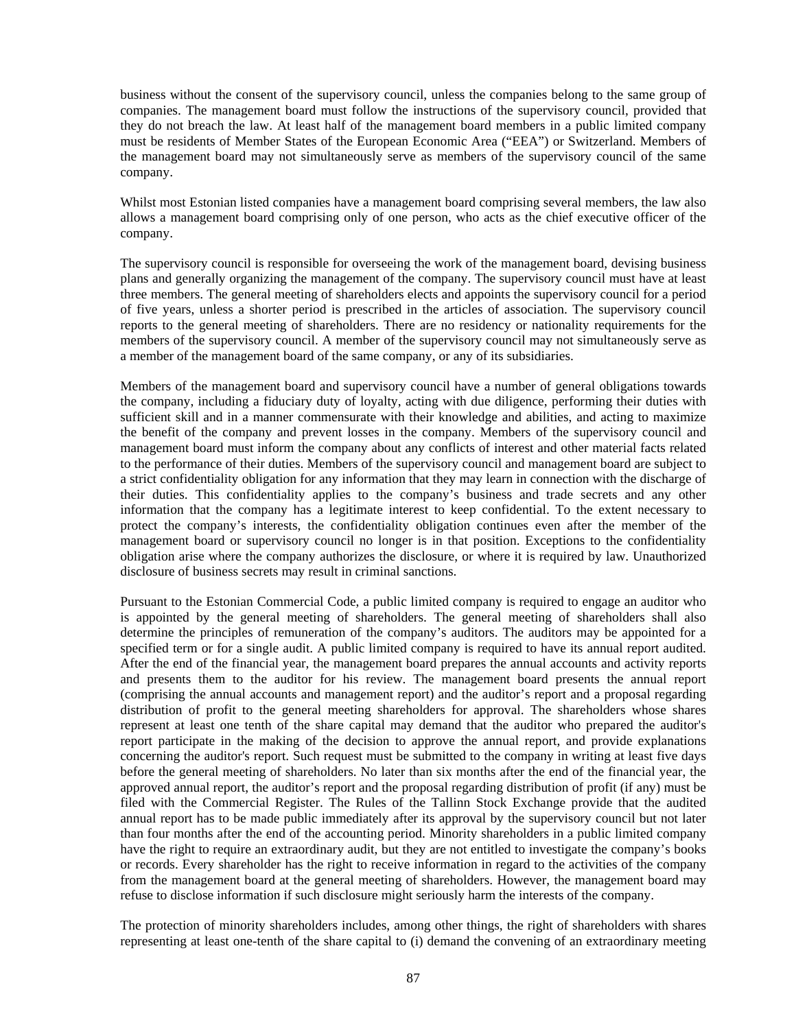business without the consent of the supervisory council, unless the companies belong to the same group of companies. The management board must follow the instructions of the supervisory council, provided that they do not breach the law. At least half of the management board members in a public limited company must be residents of Member States of the European Economic Area ("EEA") or Switzerland. Members of the management board may not simultaneously serve as members of the supervisory council of the same company.

Whilst most Estonian listed companies have a management board comprising several members, the law also allows a management board comprising only of one person, who acts as the chief executive officer of the company.

The supervisory council is responsible for overseeing the work of the management board, devising business plans and generally organizing the management of the company. The supervisory council must have at least three members. The general meeting of shareholders elects and appoints the supervisory council for a period of five years, unless a shorter period is prescribed in the articles of association. The supervisory council reports to the general meeting of shareholders. There are no residency or nationality requirements for the members of the supervisory council. A member of the supervisory council may not simultaneously serve as a member of the management board of the same company, or any of its subsidiaries.

Members of the management board and supervisory council have a number of general obligations towards the company, including a fiduciary duty of loyalty, acting with due diligence, performing their duties with sufficient skill and in a manner commensurate with their knowledge and abilities, and acting to maximize the benefit of the company and prevent losses in the company. Members of the supervisory council and management board must inform the company about any conflicts of interest and other material facts related to the performance of their duties. Members of the supervisory council and management board are subject to a strict confidentiality obligation for any information that they may learn in connection with the discharge of their duties. This confidentiality applies to the company's business and trade secrets and any other information that the company has a legitimate interest to keep confidential. To the extent necessary to protect the company's interests, the confidentiality obligation continues even after the member of the management board or supervisory council no longer is in that position. Exceptions to the confidentiality obligation arise where the company authorizes the disclosure, or where it is required by law. Unauthorized disclosure of business secrets may result in criminal sanctions.

Pursuant to the Estonian Commercial Code, a public limited company is required to engage an auditor who is appointed by the general meeting of shareholders. The general meeting of shareholders shall also determine the principles of remuneration of the company's auditors. The auditors may be appointed for a specified term or for a single audit. A public limited company is required to have its annual report audited. After the end of the financial year, the management board prepares the annual accounts and activity reports and presents them to the auditor for his review. The management board presents the annual report (comprising the annual accounts and management report) and the auditor's report and a proposal regarding distribution of profit to the general meeting shareholders for approval. The shareholders whose shares represent at least one tenth of the share capital may demand that the auditor who prepared the auditor's report participate in the making of the decision to approve the annual report, and provide explanations concerning the auditor's report. Such request must be submitted to the company in writing at least five days before the general meeting of shareholders. No later than six months after the end of the financial year, the approved annual report, the auditor's report and the proposal regarding distribution of profit (if any) must be filed with the Commercial Register. The Rules of the Tallinn Stock Exchange provide that the audited annual report has to be made public immediately after its approval by the supervisory council but not later than four months after the end of the accounting period. Minority shareholders in a public limited company have the right to require an extraordinary audit, but they are not entitled to investigate the company's books or records. Every shareholder has the right to receive information in regard to the activities of the company from the management board at the general meeting of shareholders. However, the management board may refuse to disclose information if such disclosure might seriously harm the interests of the company.

The protection of minority shareholders includes, among other things, the right of shareholders with shares representing at least one-tenth of the share capital to (i) demand the convening of an extraordinary meeting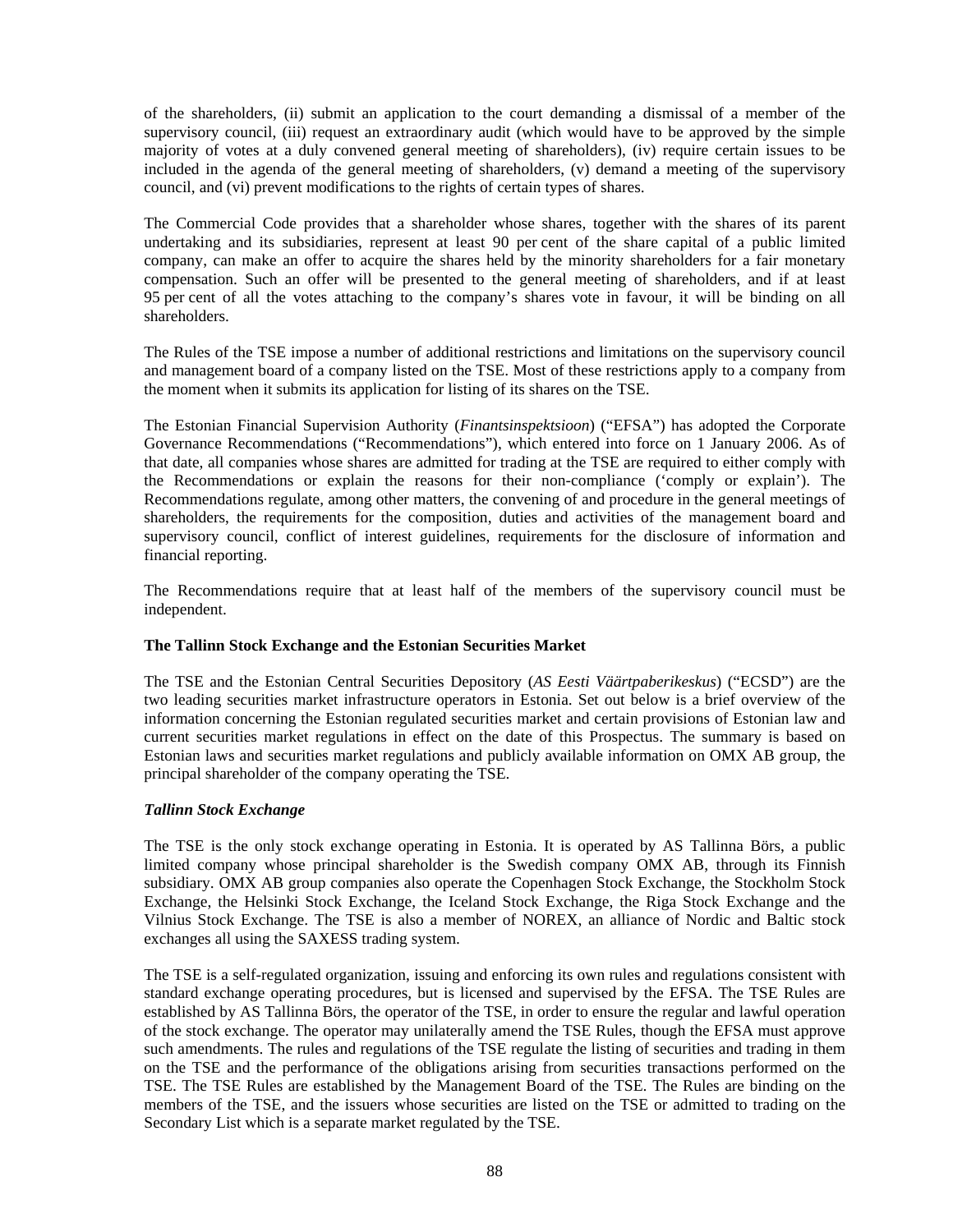of the shareholders, (ii) submit an application to the court demanding a dismissal of a member of the supervisory council, (iii) request an extraordinary audit (which would have to be approved by the simple majority of votes at a duly convened general meeting of shareholders), (iv) require certain issues to be included in the agenda of the general meeting of shareholders, (v) demand a meeting of the supervisory council, and (vi) prevent modifications to the rights of certain types of shares.

The Commercial Code provides that a shareholder whose shares, together with the shares of its parent undertaking and its subsidiaries, represent at least 90 per cent of the share capital of a public limited company, can make an offer to acquire the shares held by the minority shareholders for a fair monetary compensation. Such an offer will be presented to the general meeting of shareholders, and if at least 95 per cent of all the votes attaching to the company's shares vote in favour, it will be binding on all shareholders.

The Rules of the TSE impose a number of additional restrictions and limitations on the supervisory council and management board of a company listed on the TSE. Most of these restrictions apply to a company from the moment when it submits its application for listing of its shares on the TSE.

The Estonian Financial Supervision Authority (*Finantsinspektsioon*) ("EFSA") has adopted the Corporate Governance Recommendations ("Recommendations"), which entered into force on 1 January 2006. As of that date, all companies whose shares are admitted for trading at the TSE are required to either comply with the Recommendations or explain the reasons for their non-compliance ('comply or explain'). The Recommendations regulate, among other matters, the convening of and procedure in the general meetings of shareholders, the requirements for the composition, duties and activities of the management board and supervisory council, conflict of interest guidelines, requirements for the disclosure of information and financial reporting.

The Recommendations require that at least half of the members of the supervisory council must be independent.

### The Tallinn Stock Exchange and the Estonian Securities Market

The TSE and the Estonian Central Securities Depository (*AS Eesti Väärtpaberikeskus*) ("ECSD") are the two leading securities market infrastructure operators in Estonia. Set out below is a brief overview of the information concerning the Estonian regulated securities market and certain provisions of Estonian law and current securities market regulations in effect on the date of this Prospectus. The summary is based on Estonian laws and securities market regulations and publicly available information on OMX AB group, the principal shareholder of the company operating the TSE.

#### *Tallinn Stock Exchange*

The TSE is the only stock exchange operating in Estonia. It is operated by AS Tallinna Börs, a public limited company whose principal shareholder is the Swedish company OMX AB, through its Finnish subsidiary. OMX AB group companies also operate the Copenhagen Stock Exchange, the Stockholm Stock Exchange, the Helsinki Stock Exchange, the Iceland Stock Exchange, the Riga Stock Exchange and the Vilnius Stock Exchange. The TSE is also a member of NOREX, an alliance of Nordic and Baltic stock exchanges all using the SAXESS trading system.

The TSE is a self-regulated organization, issuing and enforcing its own rules and regulations consistent with standard exchange operating procedures, but is licensed and supervised by the EFSA. The TSE Rules are established by AS Tallinna Börs, the operator of the TSE, in order to ensure the regular and lawful operation of the stock exchange. The operator may unilaterally amend the TSE Rules, though the EFSA must approve such amendments. The rules and regulations of the TSE regulate the listing of securities and trading in them on the TSE and the performance of the obligations arising from securities transactions performed on the TSE. The TSE Rules are established by the Management Board of the TSE. The Rules are binding on the members of the TSE, and the issuers whose securities are listed on the TSE or admitted to trading on the Secondary List which is a separate market regulated by the TSE.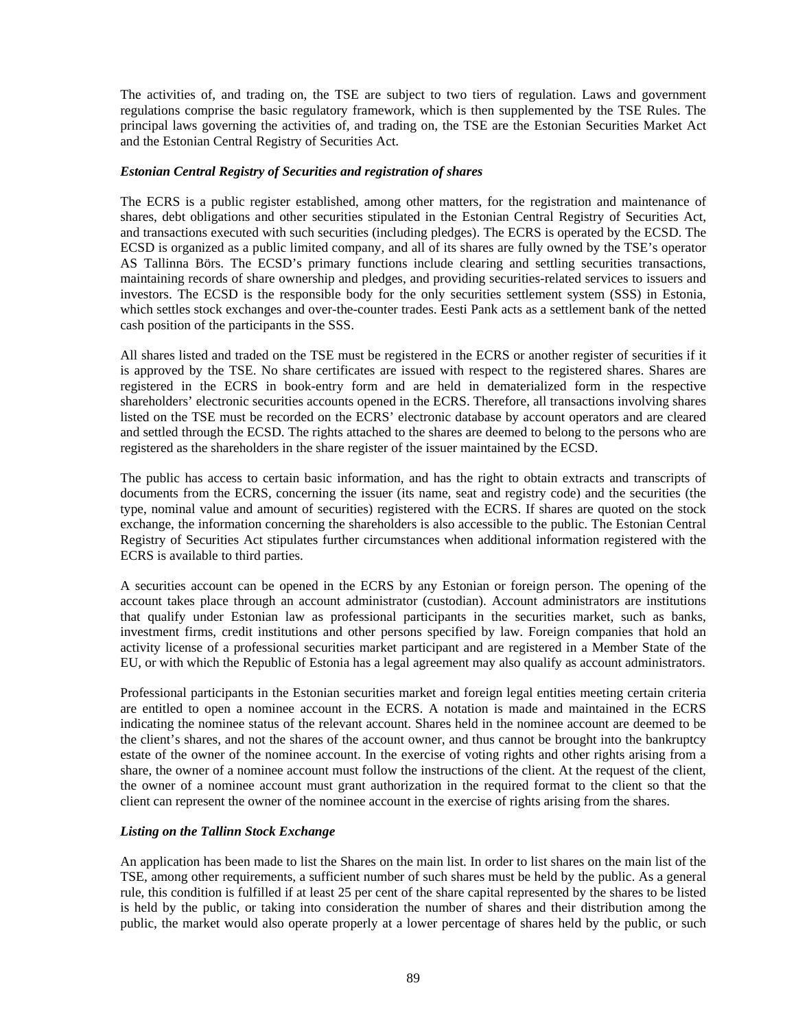The activities of, and trading on, the TSE are subject to two tiers of regulation. Laws and government regulations comprise the basic regulatory framework, which is then supplemented by the TSE Rules. The principal laws governing the activities of, and trading on, the TSE are the Estonian Securities Market Act and the Estonian Central Registry of Securities Act.

***Estonian Central Registry of Securities and registration of shares***

The ECRS is a public register established, among other matters, for the registration and maintenance of shares, debt obligations and other securities stipulated in the Estonian Central Registry of Securities Act, and transactions executed with such securities (including pledges). The ECRS is operated by the ECSD. The ECSD is organized as a public limited company, and all of its shares are fully owned by the TSE's operator AS Tallinna Börs. The ECSD's primary functions include clearing and settling securities transactions, maintaining records of share ownership and pledges, and providing securities-related services to issuers and investors. The ECSD is the responsible body for the only securities settlement system (SSS) in Estonia, which settles stock exchanges and over-the-counter trades. Eesti Pank acts as a settlement bank of the netted cash position of the participants in the SSS.

All shares listed and traded on the TSE must be registered in the ECRS or another register of securities if it is approved by the TSE. No share certificates are issued with respect to the registered shares. Shares are registered in the ECRS in book-entry form and are held in dematerialized form in the respective shareholders' electronic securities accounts opened in the ECRS. Therefore, all transactions involving shares listed on the TSE must be recorded on the ECRS' electronic database by account operators and are cleared and settled through the ECSD. The rights attached to the shares are deemed to belong to the persons who are registered as the shareholders in the share register of the issuer maintained by the ECSD.

The public has access to certain basic information, and has the right to obtain extracts and transcripts of documents from the ECRS, concerning the issuer (its name, seat and registry code) and the securities (the type, nominal value and amount of securities) registered with the ECRS. If shares are quoted on the stock exchange, the information concerning the shareholders is also accessible to the public. The Estonian Central Registry of Securities Act stipulates further circumstances when additional information registered with the ECRS is available to third parties.

A securities account can be opened in the ECRS by any Estonian or foreign person. The opening of the account takes place through an account administrator (custodian). Account administrators are institutions that qualify under Estonian law as professional participants in the securities market, such as banks, investment firms, credit institutions and other persons specified by law. Foreign companies that hold an activity license of a professional securities market participant and are registered in a Member State of the EU, or with which the Republic of Estonia has a legal agreement may also qualify as account administrators.

Professional participants in the Estonian securities market and foreign legal entities meeting certain criteria are entitled to open a nominee account in the ECRS. A notation is made and maintained in the ECRS indicating the nominee status of the relevant account. Shares held in the nominee account are deemed to be the client's shares, and not the shares of the account owner, and thus cannot be brought into the bankruptcy estate of the owner of the nominee account. In the exercise of voting rights and other rights arising from a share, the owner of a nominee account must follow the instructions of the client. At the request of the client, the owner of a nominee account must grant authorization in the required format to the client so that the client can represent the owner of the nominee account in the exercise of rights arising from the shares.

***Listing on the Tallinn Stock Exchange***

An application has been made to list the Shares on the main list. In order to list shares on the main list of the TSE, among other requirements, a sufficient number of such shares must be held by the public. As a general rule, this condition is fulfilled if at least 25 per cent of the share capital represented by the shares to be listed is held by the public, or taking into consideration the number of shares and their distribution among the public, the market would also operate properly at a lower percentage of shares held by the public, or such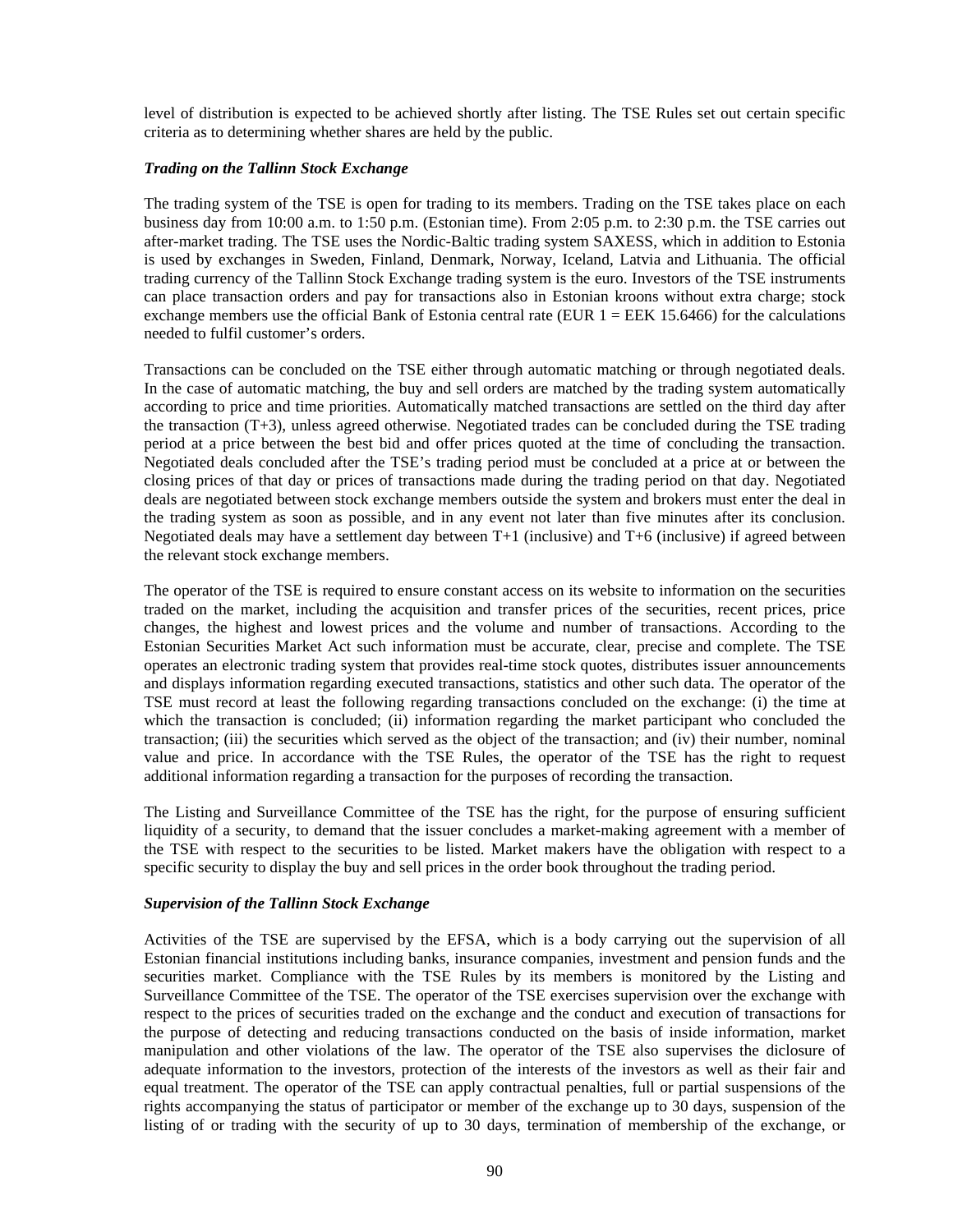level of distribution is expected to be achieved shortly after listing. The TSE Rules set out certain specific criteria as to determining whether shares are held by the public.

### *Trading on the Tallinn Stock Exchange*

The trading system of the TSE is open for trading to its members. Trading on the TSE takes place on each business day from 10:00 a.m. to 1:50 p.m. (Estonian time). From 2:05 p.m. to 2:30 p.m. the TSE carries out after-market trading. The TSE uses the Nordic-Baltic trading system SAXESS, which in addition to Estonia is used by exchanges in Sweden, Finland, Denmark, Norway, Iceland, Latvia and Lithuania. The official trading currency of the Tallinn Stock Exchange trading system is the euro. Investors of the TSE instruments can place transaction orders and pay for transactions also in Estonian kroons without extra charge; stock exchange members use the official Bank of Estonia central rate (EUR 1 = EEK 15.6466) for the calculations needed to fulfil customer's orders.

Transactions can be concluded on the TSE either through automatic matching or through negotiated deals. In the case of automatic matching, the buy and sell orders are matched by the trading system automatically according to price and time priorities. Automatically matched transactions are settled on the third day after the transaction (T+3), unless agreed otherwise. Negotiated trades can be concluded during the TSE trading period at a price between the best bid and offer prices quoted at the time of concluding the transaction. Negotiated deals concluded after the TSE's trading period must be concluded at a price at or between the closing prices of that day or prices of transactions made during the trading period on that day. Negotiated deals are negotiated between stock exchange members outside the system and brokers must enter the deal in the trading system as soon as possible, and in any event not later than five minutes after its conclusion. Negotiated deals may have a settlement day between T+1 (inclusive) and T+6 (inclusive) if agreed between the relevant stock exchange members.

The operator of the TSE is required to ensure constant access on its website to information on the securities traded on the market, including the acquisition and transfer prices of the securities, recent prices, price changes, the highest and lowest prices and the volume and number of transactions. According to the Estonian Securities Market Act such information must be accurate, clear, precise and complete. The TSE operates an electronic trading system that provides real-time stock quotes, distributes issuer announcements and displays information regarding executed transactions, statistics and other such data. The operator of the TSE must record at least the following regarding transactions concluded on the exchange: (i) the time at which the transaction is concluded; (ii) information regarding the market participant who concluded the transaction; (iii) the securities which served as the object of the transaction; and (iv) their number, nominal value and price. In accordance with the TSE Rules, the operator of the TSE has the right to request additional information regarding a transaction for the purposes of recording the transaction.

The Listing and Surveillance Committee of the TSE has the right, for the purpose of ensuring sufficient liquidity of a security, to demand that the issuer concludes a market-making agreement with a member of the TSE with respect to the securities to be listed. Market makers have the obligation with respect to a specific security to display the buy and sell prices in the order book throughout the trading period.

### *Supervision of the Tallinn Stock Exchange*

Activities of the TSE are supervised by the EFSA, which is a body carrying out the supervision of all Estonian financial institutions including banks, insurance companies, investment and pension funds and the securities market. Compliance with the TSE Rules by its members is monitored by the Listing and Surveillance Committee of the TSE. The operator of the TSE exercises supervision over the exchange with respect to the prices of securities traded on the exchange and the conduct and execution of transactions for the purpose of detecting and reducing transactions conducted on the basis of inside information, market manipulation and other violations of the law. The operator of the TSE also supervises the diclosure of adequate information to the investors, protection of the interests of the investors as well as their fair and equal treatment. The operator of the TSE can apply contractual penalties, full or partial suspensions of the rights accompanying the status of participator or member of the exchange up to 30 days, suspension of the listing of or trading with the security of up to 30 days, termination of membership of the exchange, or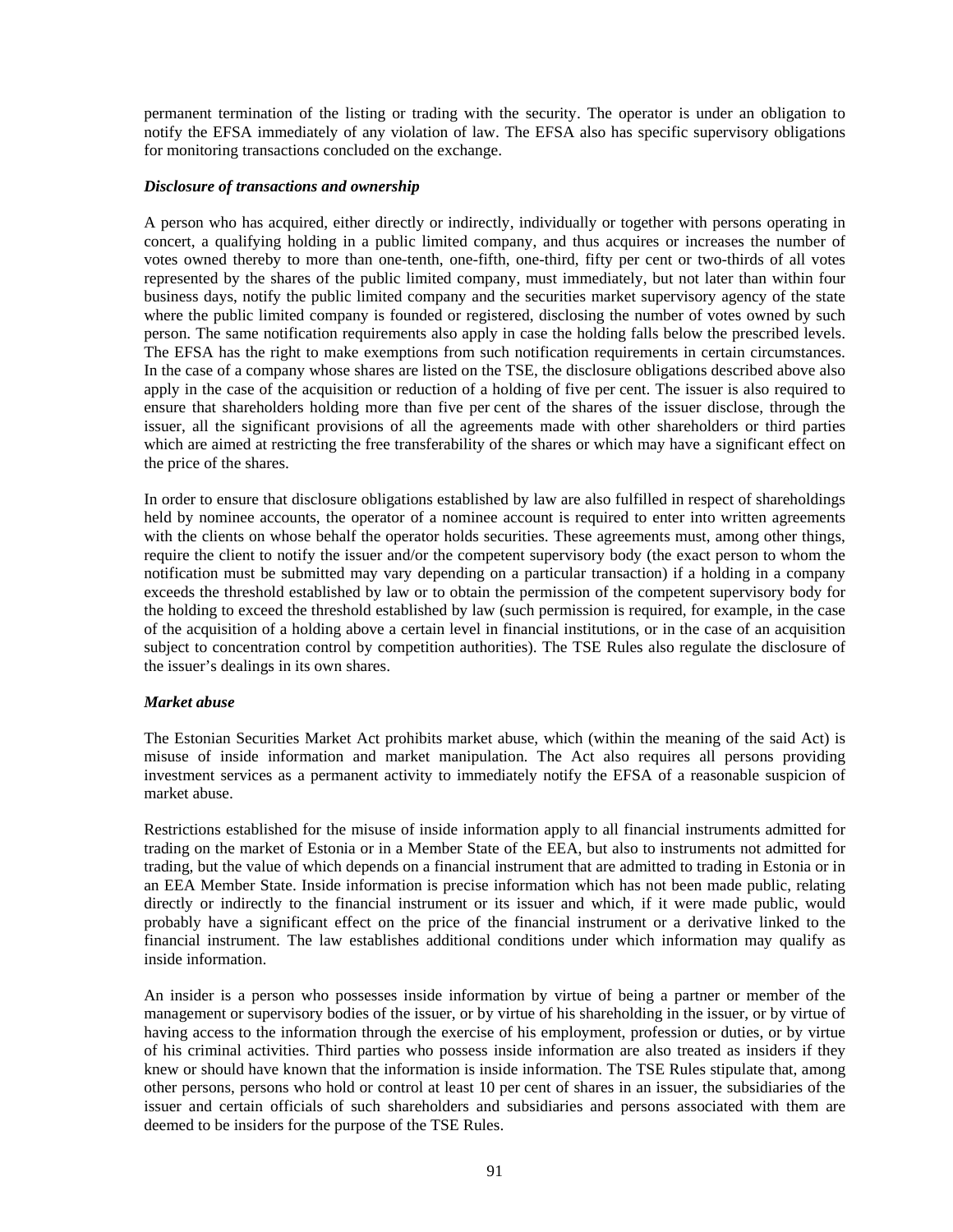permanent termination of the listing or trading with the security. The operator is under an obligation to notify the EFSA immediately of any violation of law. The EFSA also has specific supervisory obligations for monitoring transactions concluded on the exchange.

***Disclosure of transactions and ownership***

A person who has acquired, either directly or indirectly, individually or together with persons operating in concert, a qualifying holding in a public limited company, and thus acquires or increases the number of votes owned thereby to more than one-tenth, one-fifth, one-third, fifty per cent or two-thirds of all votes represented by the shares of the public limited company, must immediately, but not later than within four business days, notify the public limited company and the securities market supervisory agency of the state where the public limited company is founded or registered, disclosing the number of votes owned by such person. The same notification requirements also apply in case the holding falls below the prescribed levels. The EFSA has the right to make exemptions from such notification requirements in certain circumstances. In the case of a company whose shares are listed on the TSE, the disclosure obligations described above also apply in the case of the acquisition or reduction of a holding of five per cent. The issuer is also required to ensure that shareholders holding more than five per cent of the shares of the issuer disclose, through the issuer, all the significant provisions of all the agreements made with other shareholders or third parties which are aimed at restricting the free transferability of the shares or which may have a significant effect on the price of the shares.

In order to ensure that disclosure obligations established by law are also fulfilled in respect of shareholdings held by nominee accounts, the operator of a nominee account is required to enter into written agreements with the clients on whose behalf the operator holds securities. These agreements must, among other things, require the client to notify the issuer and/or the competent supervisory body (the exact person to whom the notification must be submitted may vary depending on a particular transaction) if a holding in a company exceeds the threshold established by law or to obtain the permission of the competent supervisory body for the holding to exceed the threshold established by law (such permission is required, for example, in the case of the acquisition of a holding above a certain level in financial institutions, or in the case of an acquisition subject to concentration control by competition authorities). The TSE Rules also regulate the disclosure of the issuer's dealings in its own shares.

***Market abuse***

The Estonian Securities Market Act prohibits market abuse, which (within the meaning of the said Act) is misuse of inside information and market manipulation. The Act also requires all persons providing investment services as a permanent activity to immediately notify the EFSA of a reasonable suspicion of market abuse.

Restrictions established for the misuse of inside information apply to all financial instruments admitted for trading on the market of Estonia or in a Member State of the EEA, but also to instruments not admitted for trading, but the value of which depends on a financial instrument that are admitted to trading in Estonia or in an EEA Member State. Inside information is precise information which has not been made public, relating directly or indirectly to the financial instrument or its issuer and which, if it were made public, would probably have a significant effect on the price of the financial instrument or a derivative linked to the financial instrument. The law establishes additional conditions under which information may qualify as inside information.

An insider is a person who possesses inside information by virtue of being a partner or member of the management or supervisory bodies of the issuer, or by virtue of his shareholding in the issuer, or by virtue of having access to the information through the exercise of his employment, profession or duties, or by virtue of his criminal activities. Third parties who possess inside information are also treated as insiders if they knew or should have known that the information is inside information. The TSE Rules stipulate that, among other persons, persons who hold or control at least 10 per cent of shares in an issuer, the subsidiaries of the issuer and certain officials of such shareholders and subsidiaries and persons associated with them are deemed to be insiders for the purpose of the TSE Rules.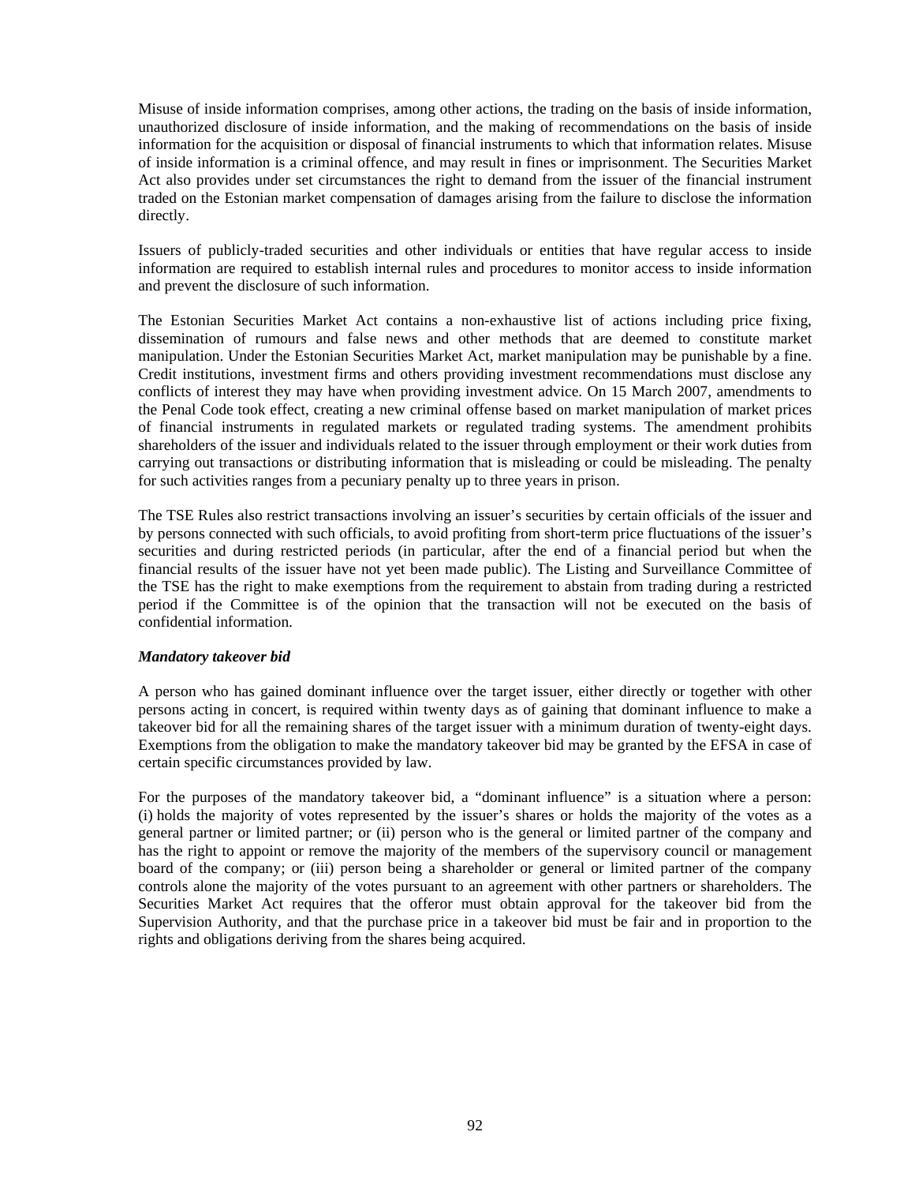Misuse of inside information comprises, among other actions, the trading on the basis of inside information, unauthorized disclosure of inside information, and the making of recommendations on the basis of inside information for the acquisition or disposal of financial instruments to which that information relates. Misuse of inside information is a criminal offence, and may result in fines or imprisonment. The Securities Market Act also provides under set circumstances the right to demand from the issuer of the financial instrument traded on the Estonian market compensation of damages arising from the failure to disclose the information directly.

Issuers of publicly-traded securities and other individuals or entities that have regular access to inside information are required to establish internal rules and procedures to monitor access to inside information and prevent the disclosure of such information.

The Estonian Securities Market Act contains a non-exhaustive list of actions including price fixing, dissemination of rumours and false news and other methods that are deemed to constitute market manipulation. Under the Estonian Securities Market Act, market manipulation may be punishable by a fine. Credit institutions, investment firms and others providing investment recommendations must disclose any conflicts of interest they may have when providing investment advice. On 15 March 2007, amendments to the Penal Code took effect, creating a new criminal offense based on market manipulation of market prices of financial instruments in regulated markets or regulated trading systems. The amendment prohibits shareholders of the issuer and individuals related to the issuer through employment or their work duties from carrying out transactions or distributing information that is misleading or could be misleading. The penalty for such activities ranges from a pecuniary penalty up to three years in prison.

The TSE Rules also restrict transactions involving an issuer's securities by certain officials of the issuer and by persons connected with such officials, to avoid profiting from short-term price fluctuations of the issuer's securities and during restricted periods (in particular, after the end of a financial period but when the financial results of the issuer have not yet been made public). The Listing and Surveillance Committee of the TSE has the right to make exemptions from the requirement to abstain from trading during a restricted period if the Committee is of the opinion that the transaction will not be executed on the basis of confidential information.

***Mandatory takeover bid***

A person who has gained dominant influence over the target issuer, either directly or together with other persons acting in concert, is required within twenty days as of gaining that dominant influence to make a takeover bid for all the remaining shares of the target issuer with a minimum duration of twenty-eight days. Exemptions from the obligation to make the mandatory takeover bid may be granted by the EFSA in case of certain specific circumstances provided by law.

For the purposes of the mandatory takeover bid, a "dominant influence" is a situation where a person: (i) holds the majority of votes represented by the issuer's shares or holds the majority of the votes as a general partner or limited partner; or (ii) person who is the general or limited partner of the company and has the right to appoint or remove the majority of the members of the supervisory council or management board of the company; or (iii) person being a shareholder or general or limited partner of the company controls alone the majority of the votes pursuant to an agreement with other partners or shareholders. The Securities Market Act requires that the offeror must obtain approval for the takeover bid from the Supervision Authority, and that the purchase price in a takeover bid must be fair and in proportion to the rights and obligations deriving from the shares being acquired.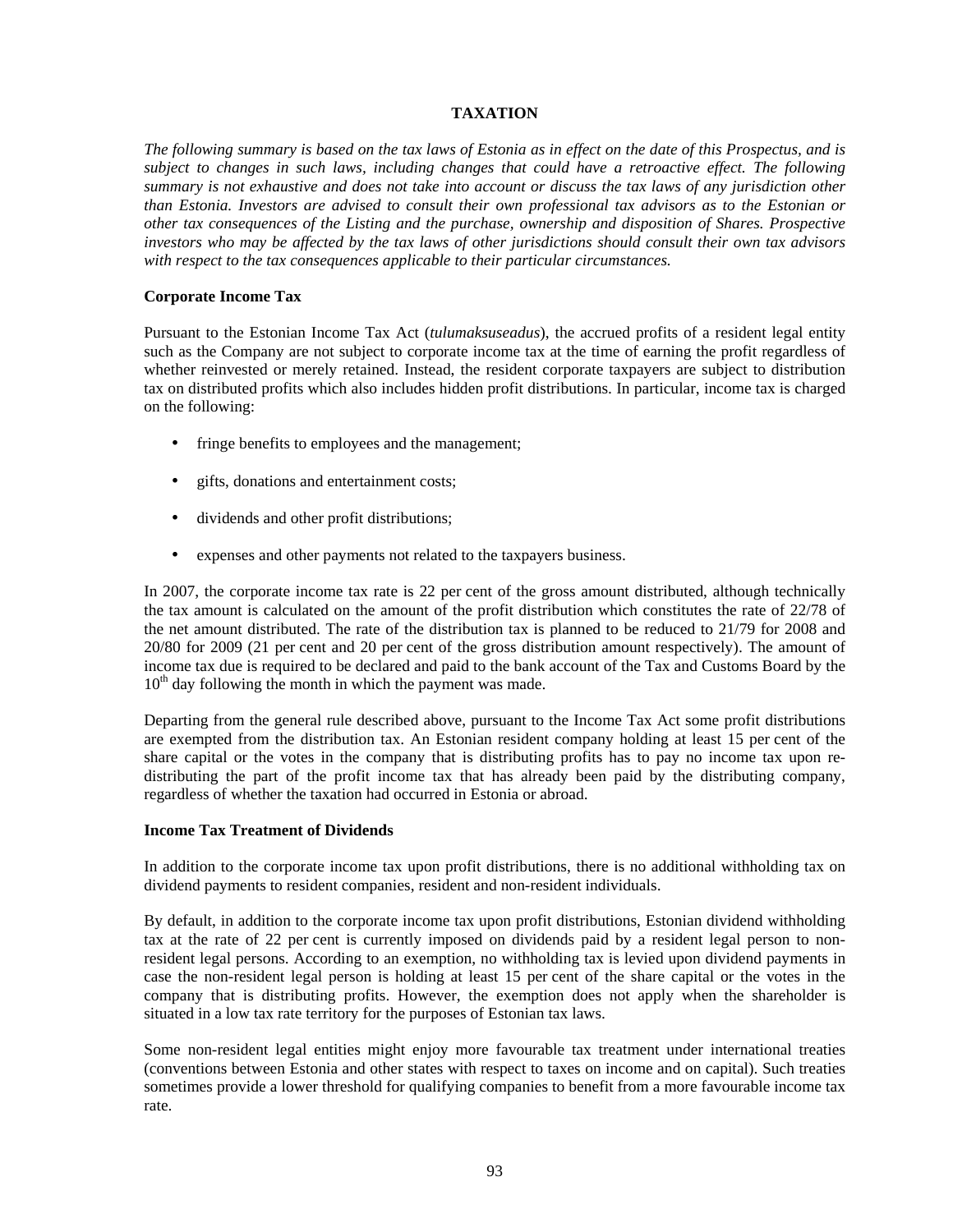# TAXATION

*The following summary is based on the tax laws of Estonia as in effect on the date of this Prospectus, and is subject to changes in such laws, including changes that could have a retroactive effect. The following summary is not exhaustive and does not take into account or discuss the tax laws of any jurisdiction other than Estonia. Investors are advised to consult their own professional tax advisors as to the Estonian or other tax consequences of the Listing and the purchase, ownership and disposition of Shares. Prospective investors who may be affected by the tax laws of other jurisdictions should consult their own tax advisors with respect to the tax consequences applicable to their particular circumstances.*

**Corporate Income Tax**

Pursuant to the Estonian Income Tax Act (*tulumaksuseadus*), the accrued profits of a resident legal entity such as the Company are not subject to corporate income tax at the time of earning the profit regardless of whether reinvested or merely retained. Instead, the resident corporate taxpayers are subject to distribution tax on distributed profits which also includes hidden profit distributions. In particular, income tax is charged on the following:

- fringe benefits to employees and the management;
- gifts, donations and entertainment costs;
- dividends and other profit distributions;
- expenses and other payments not related to the taxpayers business.

In 2007, the corporate income tax rate is 22 per cent of the gross amount distributed, although technically the tax amount is calculated on the amount of the profit distribution which constitutes the rate of 22/78 of the net amount distributed. The rate of the distribution tax is planned to be reduced to 21/79 for 2008 and 20/80 for 2009 (21 per cent and 20 per cent of the gross distribution amount respectively). The amount of income tax due is required to be declared and paid to the bank account of the Tax and Customs Board by the 10th day following the month in which the payment was made.

Departing from the general rule described above, pursuant to the Income Tax Act some profit distributions are exempted from the distribution tax. An Estonian resident company holding at least 15 per cent of the share capital or the votes in the company that is distributing profits has to pay no income tax upon re-distributing the part of the profit income tax that has already been paid by the distributing company, regardless of whether the taxation had occurred in Estonia or abroad.

**Income Tax Treatment of Dividends**

In addition to the corporate income tax upon profit distributions, there is no additional withholding tax on dividend payments to resident companies, resident and non-resident individuals.

By default, in addition to the corporate income tax upon profit distributions, Estonian dividend withholding tax at the rate of 22 per cent is currently imposed on dividends paid by a resident legal person to non-resident legal persons. According to an exemption, no withholding tax is levied upon dividend payments in case the non-resident legal person is holding at least 15 per cent of the share capital or the votes in the company that is distributing profits. However, the exemption does not apply when the shareholder is situated in a low tax rate territory for the purposes of Estonian tax laws.

Some non-resident legal entities might enjoy more favourable tax treatment under international treaties (conventions between Estonia and other states with respect to taxes on income and on capital). Such treaties sometimes provide a lower threshold for qualifying companies to benefit from a more favourable income tax rate.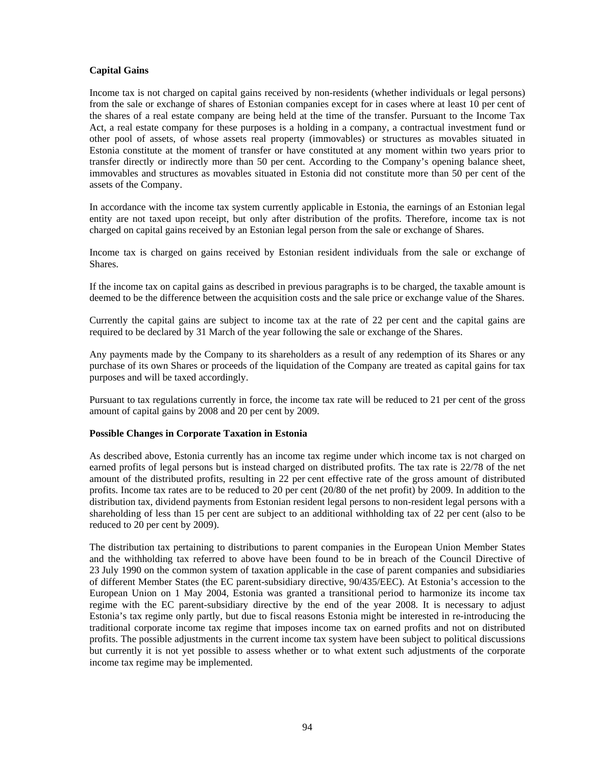**Capital Gains**

Income tax is not charged on capital gains received by non-residents (whether individuals or legal persons) from the sale or exchange of shares of Estonian companies except for in cases where at least 10 per cent of the shares of a real estate company are being held at the time of the transfer. Pursuant to the Income Tax Act, a real estate company for these purposes is a holding in a company, a contractual investment fund or other pool of assets, of whose assets real property (immovables) or structures as movables situated in Estonia constitute at the moment of transfer or have constituted at any moment within two years prior to transfer directly or indirectly more than 50 per cent. According to the Company's opening balance sheet, immovables and structures as movables situated in Estonia did not constitute more than 50 per cent of the assets of the Company.

In accordance with the income tax system currently applicable in Estonia, the earnings of an Estonian legal entity are not taxed upon receipt, but only after distribution of the profits. Therefore, income tax is not charged on capital gains received by an Estonian legal person from the sale or exchange of Shares.

Income tax is charged on gains received by Estonian resident individuals from the sale or exchange of Shares.

If the income tax on capital gains as described in previous paragraphs is to be charged, the taxable amount is deemed to be the difference between the acquisition costs and the sale price or exchange value of the Shares.

Currently the capital gains are subject to income tax at the rate of 22 per cent and the capital gains are required to be declared by 31 March of the year following the sale or exchange of the Shares.

Any payments made by the Company to its shareholders as a result of any redemption of its Shares or any purchase of its own Shares or proceeds of the liquidation of the Company are treated as capital gains for tax purposes and will be taxed accordingly.

Pursuant to tax regulations currently in force, the income tax rate will be reduced to 21 per cent of the gross amount of capital gains by 2008 and 20 per cent by 2009.

**Possible Changes in Corporate Taxation in Estonia**

As described above, Estonia currently has an income tax regime under which income tax is not charged on earned profits of legal persons but is instead charged on distributed profits. The tax rate is 22/78 of the net amount of the distributed profits, resulting in 22 per cent effective rate of the gross amount of distributed profits. Income tax rates are to be reduced to 20 per cent (20/80 of the net profit) by 2009. In addition to the distribution tax, dividend payments from Estonian resident legal persons to non-resident legal persons with a shareholding of less than 15 per cent are subject to an additional withholding tax of 22 per cent (also to be reduced to 20 per cent by 2009).

The distribution tax pertaining to distributions to parent companies in the European Union Member States and the withholding tax referred to above have been found to be in breach of the Council Directive of 23 July 1990 on the common system of taxation applicable in the case of parent companies and subsidiaries of different Member States (the EC parent-subsidiary directive, 90/435/EEC). At Estonia's accession to the European Union on 1 May 2004, Estonia was granted a transitional period to harmonize its income tax regime with the EC parent-subsidiary directive by the end of the year 2008. It is necessary to adjust Estonia's tax regime only partly, but due to fiscal reasons Estonia might be interested in re-introducing the traditional corporate income tax regime that imposes income tax on earned profits and not on distributed profits. The possible adjustments in the current income tax system have been subject to political discussions but currently it is not yet possible to assess whether or to what extent such adjustments of the corporate income tax regime may be implemented.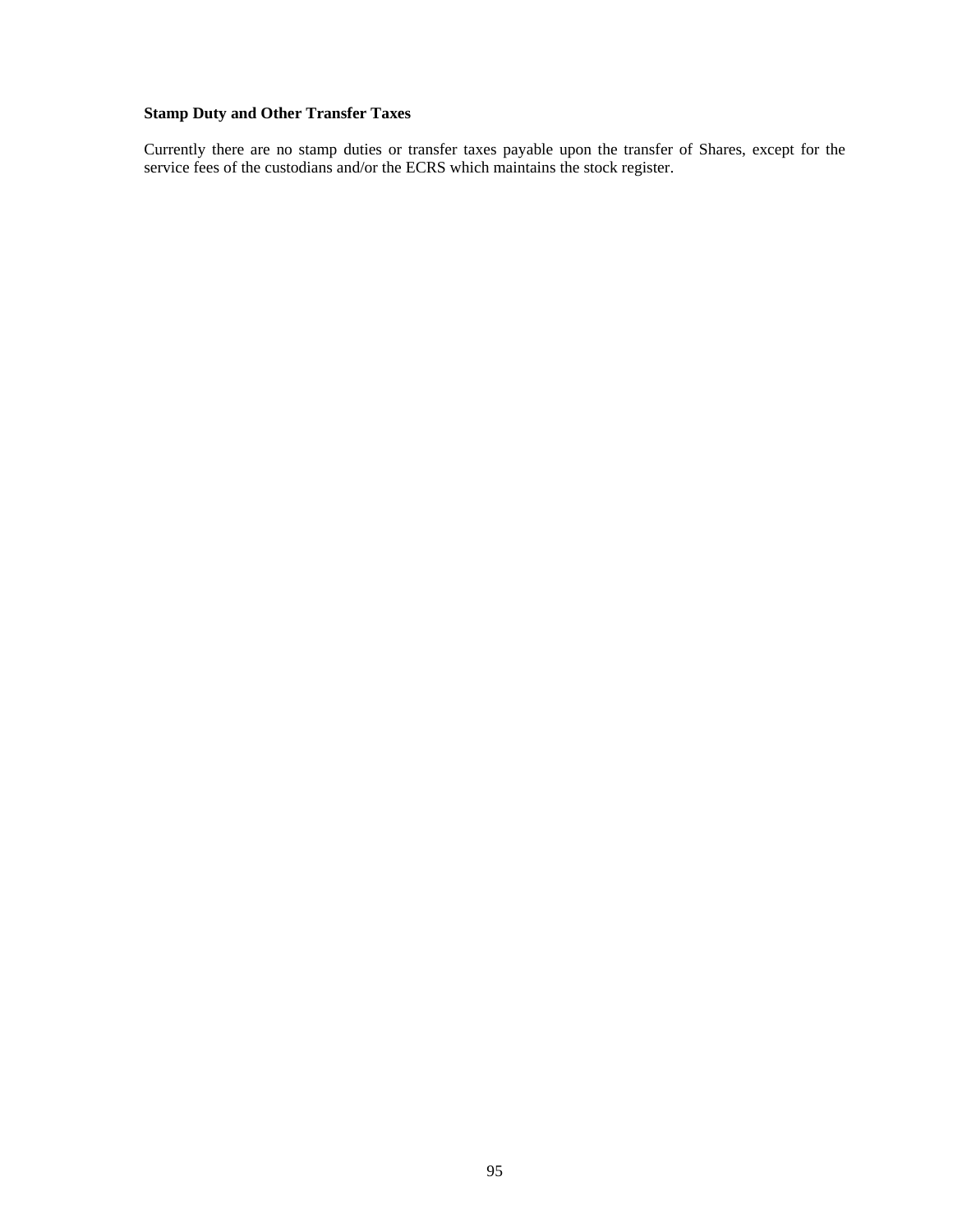**Stamp Duty and Other Transfer Taxes**

Currently there are no stamp duties or transfer taxes payable upon the transfer of Shares, except for the service fees of the custodians and/or the ECRS which maintains the stock register.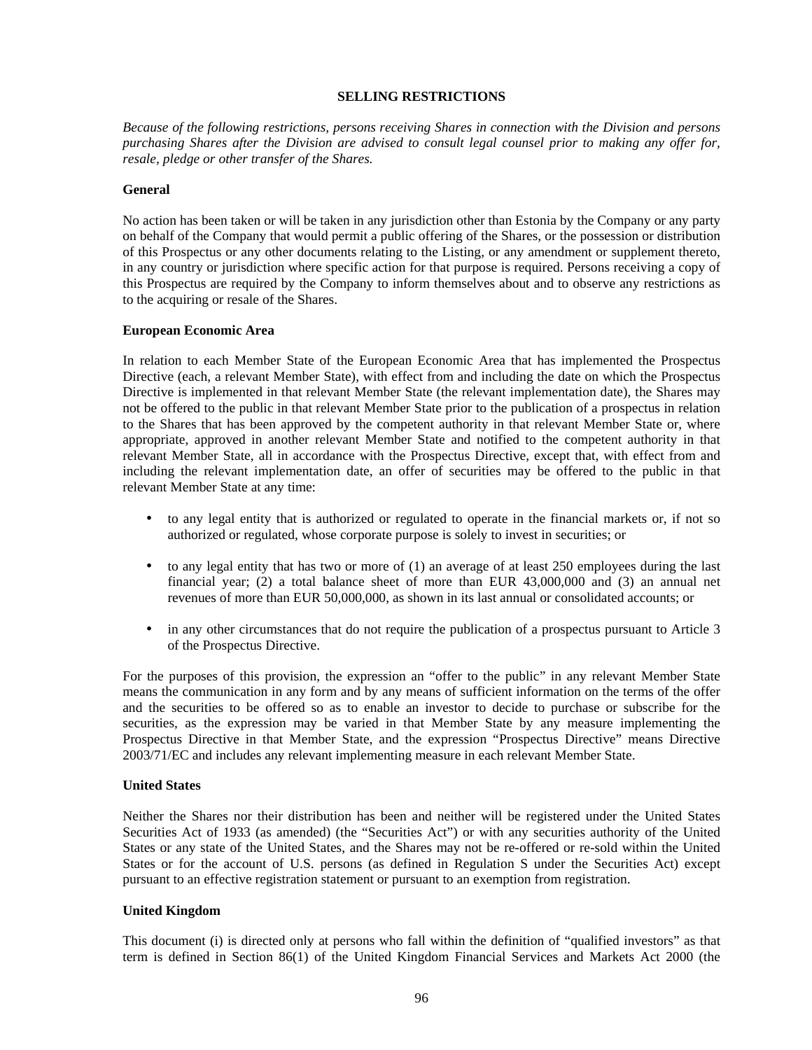## SELLING RESTRICTIONS

*Because of the following restrictions, persons receiving Shares in connection with the Division and persons purchasing Shares after the Division are advised to consult legal counsel prior to making any offer for, resale, pledge or other transfer of the Shares.*

### General

No action has been taken or will be taken in any jurisdiction other than Estonia by the Company or any party on behalf of the Company that would permit a public offering of the Shares, or the possession or distribution of this Prospectus or any other documents relating to the Listing, or any amendment or supplement thereto, in any country or jurisdiction where specific action for that purpose is required. Persons receiving a copy of this Prospectus are required by the Company to inform themselves about and to observe any restrictions as to the acquiring or resale of the Shares.

### European Economic Area

In relation to each Member State of the European Economic Area that has implemented the Prospectus Directive (each, a relevant Member State), with effect from and including the date on which the Prospectus Directive is implemented in that relevant Member State (the relevant implementation date), the Shares may not be offered to the public in that relevant Member State prior to the publication of a prospectus in relation to the Shares that has been approved by the competent authority in that relevant Member State or, where appropriate, approved in another relevant Member State and notified to the competent authority in that relevant Member State, all in accordance with the Prospectus Directive, except that, with effect from and including the relevant implementation date, an offer of securities may be offered to the public in that relevant Member State at any time:

- to any legal entity that is authorized or regulated to operate in the financial markets or, if not so authorized or regulated, whose corporate purpose is solely to invest in securities; or
- to any legal entity that has two or more of (1) an average of at least 250 employees during the last financial year; (2) a total balance sheet of more than EUR 43,000,000 and (3) an annual net revenues of more than EUR 50,000,000, as shown in its last annual or consolidated accounts; or
- in any other circumstances that do not require the publication of a prospectus pursuant to Article 3 of the Prospectus Directive.

For the purposes of this provision, the expression an "offer to the public" in any relevant Member State means the communication in any form and by any means of sufficient information on the terms of the offer and the securities to be offered so as to enable an investor to decide to purchase or subscribe for the securities, as the expression may be varied in that Member State by any measure implementing the Prospectus Directive in that Member State, and the expression "Prospectus Directive" means Directive 2003/71/EC and includes any relevant implementing measure in each relevant Member State.

### United States

Neither the Shares nor their distribution has been and neither will be registered under the United States Securities Act of 1933 (as amended) (the "Securities Act") or with any securities authority of the United States or any state of the United States, and the Shares may not be re-offered or re-sold within the United States or for the account of U.S. persons (as defined in Regulation S under the Securities Act) except pursuant to an effective registration statement or pursuant to an exemption from registration.

### United Kingdom

This document (i) is directed only at persons who fall within the definition of "qualified investors" as that term is defined in Section 86(1) of the United Kingdom Financial Services and Markets Act 2000 (the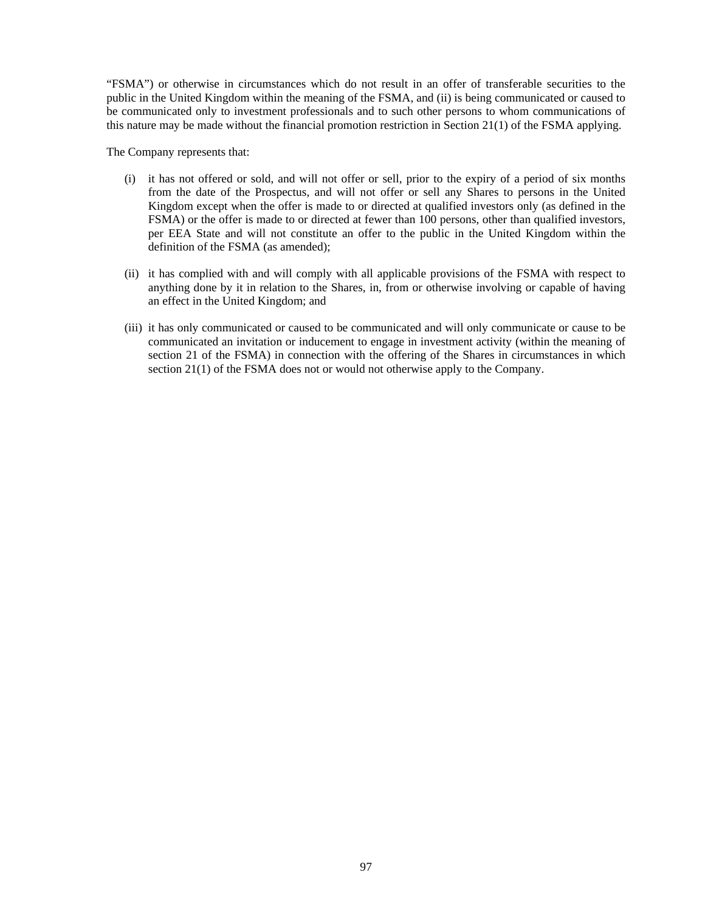"FSMA") or otherwise in circumstances which do not result in an offer of transferable securities to the public in the United Kingdom within the meaning of the FSMA, and (ii) is being communicated or caused to be communicated only to investment professionals and to such other persons to whom communications of this nature may be made without the financial promotion restriction in Section 21(1) of the FSMA applying.

The Company represents that:

(i) it has not offered or sold, and will not offer or sell, prior to the expiry of a period of six months from the date of the Prospectus, and will not offer or sell any Shares to persons in the United Kingdom except when the offer is made to or directed at qualified investors only (as defined in the FSMA) or the offer is made to or directed at fewer than 100 persons, other than qualified investors, per EEA State and will not constitute an offer to the public in the United Kingdom within the definition of the FSMA (as amended);

(ii) it has complied with and will comply with all applicable provisions of the FSMA with respect to anything done by it in relation to the Shares, in, from or otherwise involving or capable of having an effect in the United Kingdom; and

(iii) it has only communicated or caused to be communicated and will only communicate or cause to be communicated an invitation or inducement to engage in investment activity (within the meaning of section 21 of the FSMA) in connection with the offering of the Shares in circumstances in which section 21(1) of the FSMA does not or would not otherwise apply to the Company.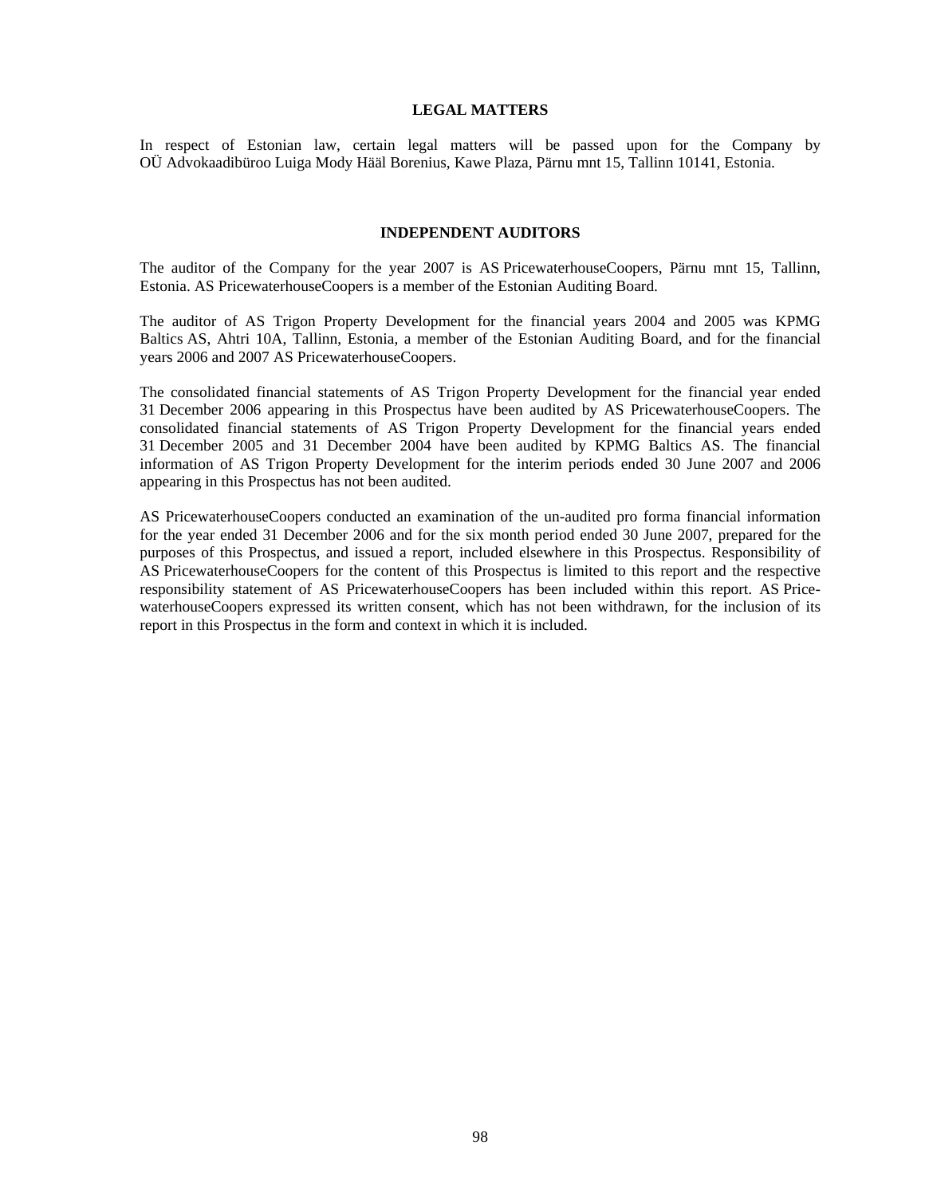## LEGAL MATTERS

In respect of Estonian law, certain legal matters will be passed upon for the Company by OÜ Advokaadibüroo Luiga Mody Hääl Borenius, Kawe Plaza, Pärnu mnt 15, Tallinn 10141, Estonia.

## INDEPENDENT AUDITORS

The auditor of the Company for the year 2007 is AS PricewaterhouseCoopers, Pärnu mnt 15, Tallinn, Estonia. AS PricewaterhouseCoopers is a member of the Estonian Auditing Board.

The auditor of AS Trigon Property Development for the financial years 2004 and 2005 was KPMG Baltics AS, Ahtri 10A, Tallinn, Estonia, a member of the Estonian Auditing Board, and for the financial years 2006 and 2007 AS PricewaterhouseCoopers.

The consolidated financial statements of AS Trigon Property Development for the financial year ended 31 December 2006 appearing in this Prospectus have been audited by AS PricewaterhouseCoopers. The consolidated financial statements of AS Trigon Property Development for the financial years ended 31 December 2005 and 31 December 2004 have been audited by KPMG Baltics AS. The financial information of AS Trigon Property Development for the interim periods ended 30 June 2007 and 2006 appearing in this Prospectus has not been audited.

AS PricewaterhouseCoopers conducted an examination of the un-audited pro forma financial information for the year ended 31 December 2006 and for the six month period ended 30 June 2007, prepared for the purposes of this Prospectus, and issued a report, included elsewhere in this Prospectus. Responsibility of AS PricewaterhouseCoopers for the content of this Prospectus is limited to this report and the respective responsibility statement of AS PricewaterhouseCoopers has been included within this report. AS PricewaterhouseCoopers expressed its written consent, which has not been withdrawn, for the inclusion of its report in this Prospectus in the form and context in which it is included.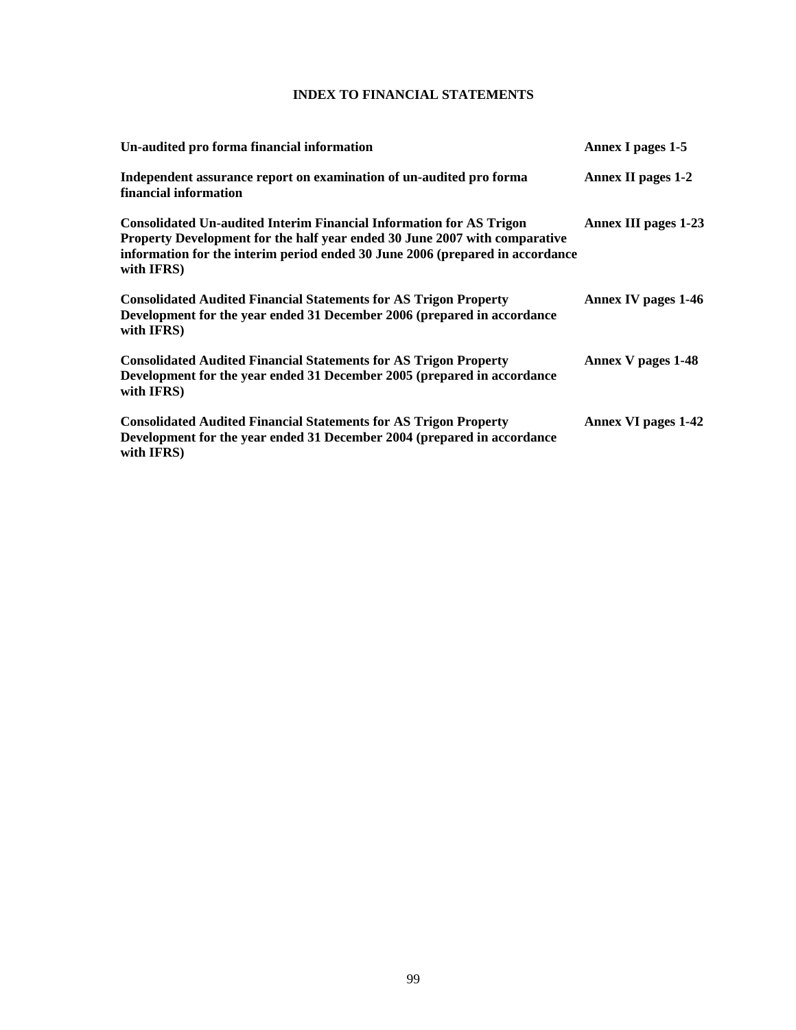# INDEX TO FINANCIAL STATEMENTS

| | |
|---|---|
| **Un-audited pro forma financial information** | **Annex I pages 1-5** |
| **Independent assurance report on examination of un-audited pro forma financial information** | **Annex II pages 1-2** |
| **Consolidated Un-audited Interim Financial Information for AS Trigon Property Development for the half year ended 30 June 2007 with comparative information for the interim period ended 30 June 2006 (prepared in accordance with IFRS)** | **Annex III pages 1-23** |
| **Consolidated Audited Financial Statements for AS Trigon Property Development for the year ended 31 December 2006 (prepared in accordance with IFRS)** | **Annex IV pages 1-46** |
| **Consolidated Audited Financial Statements for AS Trigon Property Development for the year ended 31 December 2005 (prepared in accordance with IFRS)** | **Annex V pages 1-48** |
| **Consolidated Audited Financial Statements for AS Trigon Property Development for the year ended 31 December 2004 (prepared in accordance with IFRS)** | **Annex VI pages 1-42** |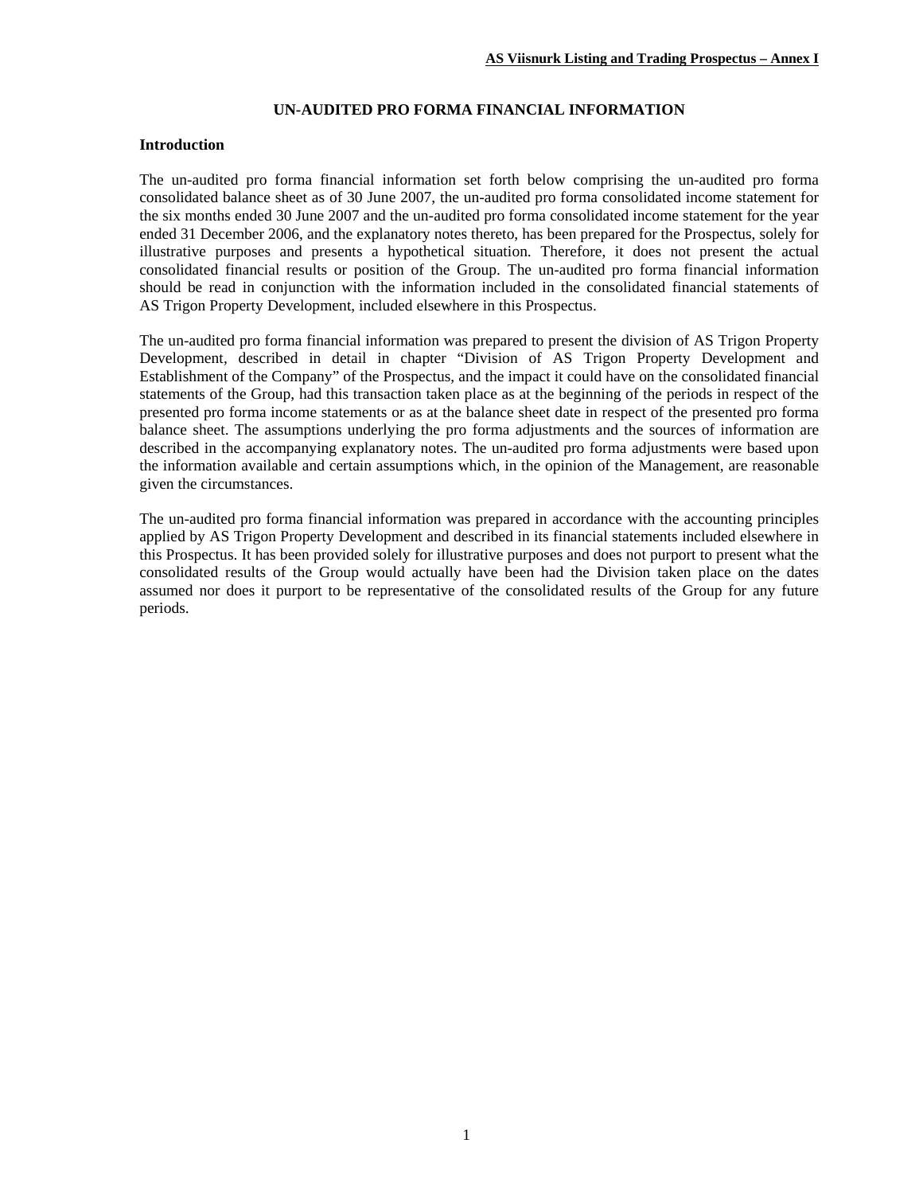# UN-AUDITED PRO FORMA FINANCIAL INFORMATION

## Introduction

The un-audited pro forma financial information set forth below comprising the un-audited pro forma consolidated balance sheet as of 30 June 2007, the un-audited pro forma consolidated income statement for the six months ended 30 June 2007 and the un-audited pro forma consolidated income statement for the year ended 31 December 2006, and the explanatory notes thereto, has been prepared for the Prospectus, solely for illustrative purposes and presents a hypothetical situation. Therefore, it does not present the actual consolidated financial results or position of the Group. The un-audited pro forma financial information should be read in conjunction with the information included in the consolidated financial statements of AS Trigon Property Development, included elsewhere in this Prospectus.

The un-audited pro forma financial information was prepared to present the division of AS Trigon Property Development, described in detail in chapter "Division of AS Trigon Property Development and Establishment of the Company" of the Prospectus, and the impact it could have on the consolidated financial statements of the Group, had this transaction taken place as at the beginning of the periods in respect of the presented pro forma income statements or as at the balance sheet date in respect of the presented pro forma balance sheet. The assumptions underlying the pro forma adjustments and the sources of information are described in the accompanying explanatory notes. The un-audited pro forma adjustments were based upon the information available and certain assumptions which, in the opinion of the Management, are reasonable given the circumstances.

The un-audited pro forma financial information was prepared in accordance with the accounting principles applied by AS Trigon Property Development and described in its financial statements included elsewhere in this Prospectus. It has been provided solely for illustrative purposes and does not purport to present what the consolidated results of the Group would actually have been had the Division taken place on the dates assumed nor does it purport to be representative of the consolidated results of the Group for any future periods.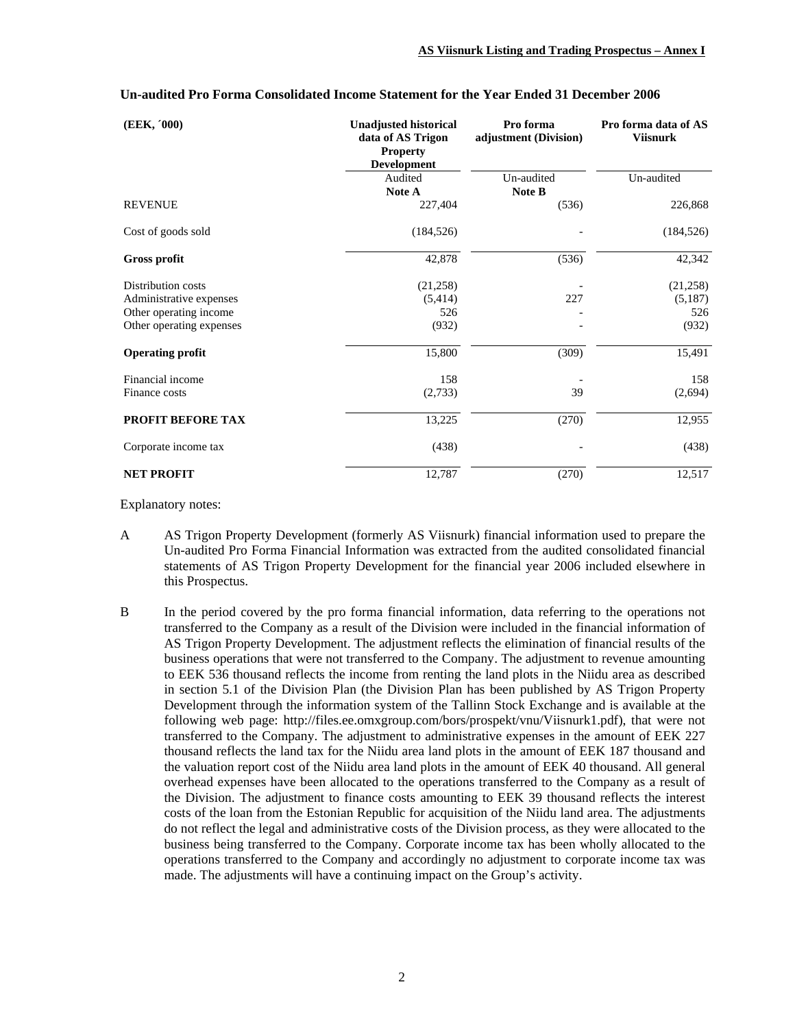### Un-audited Pro Forma Consolidated Income Statement for the Year Ended 31 December 2006

| (EEK, ´000) | Unadjusted historical data of AS Trigon Property Development | Pro forma adjustment (Division) | Pro forma data of AS Viisnurk |
|---|---|---|---|
| | Audited<br>**Note A** | Un-audited<br>**Note B** | Un-audited |
| REVENUE | 227,404 | (536) | 226,868 |
| Cost of goods sold | (184,526) | - | (184,526) |
| **Gross profit** | 42,878 | (536) | 42,342 |
| Distribution costs | (21,258) | - | (21,258) |
| Administrative expenses | (5,414) | 227 | (5,187) |
| Other operating income | 526 | - | 526 |
| Other operating expenses | (932) | - | (932) |
| **Operating profit** | 15,800 | (309) | 15,491 |
| Financial income | 158 | - | 158 |
| Finance costs | (2,733) | 39 | (2,694) |
| **PROFIT BEFORE TAX** | 13,225 | (270) | 12,955 |
| Corporate income tax | (438) | - | (438) |
| **NET PROFIT** | 12,787 | (270) | 12,517 |

Explanatory notes:

A AS Trigon Property Development (formerly AS Viisnurk) financial information used to prepare the Un-audited Pro Forma Financial Information was extracted from the audited consolidated financial statements of AS Trigon Property Development for the financial year 2006 included elsewhere in this Prospectus.

B In the period covered by the pro forma financial information, data referring to the operations not transferred to the Company as a result of the Division were included in the financial information of AS Trigon Property Development. The adjustment reflects the elimination of financial results of the business operations that were not transferred to the Company. The adjustment to revenue amounting to EEK 536 thousand reflects the income from renting the land plots in the Niidu area as described in section 5.1 of the Division Plan (the Division Plan has been published by AS Trigon Property Development through the information system of the Tallinn Stock Exchange and is available at the following web page: http://files.ee.omxgroup.com/bors/prospekt/vnu/Viisnurk1.pdf), that were not transferred to the Company. The adjustment to administrative expenses in the amount of EEK 227 thousand reflects the land tax for the Niidu area land plots in the amount of EEK 187 thousand and the valuation report cost of the Niidu area land plots in the amount of EEK 40 thousand. All general overhead expenses have been allocated to the operations transferred to the Company as a result of the Division. The adjustment to finance costs amounting to EEK 39 thousand reflects the interest costs of the loan from the Estonian Republic for acquisition of the Niidu land area. The adjustments do not reflect the legal and administrative costs of the Division process, as they were allocated to the business being transferred to the Company. Corporate income tax has been wholly allocated to the operations transferred to the Company and accordingly no adjustment to corporate income tax was made. The adjustments will have a continuing impact on the Group's activity.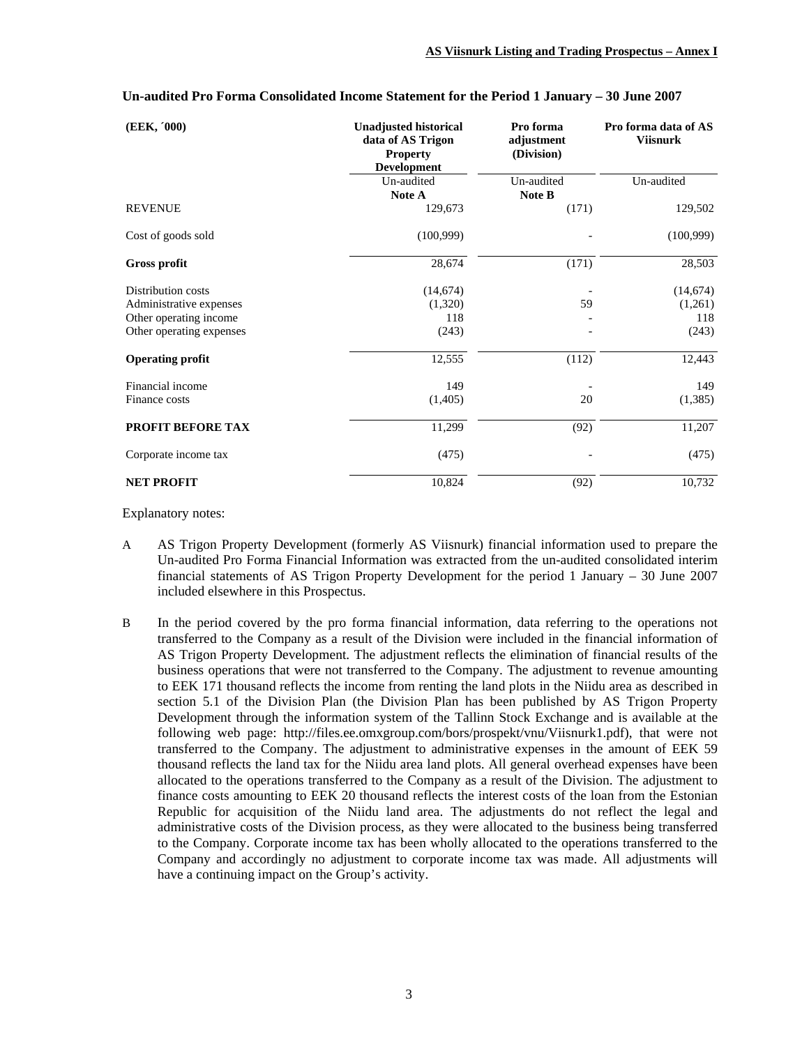## Un-audited Pro Forma Consolidated Income Statement for the Period 1 January – 30 June 2007

| (EEK, ´000) | Unadjusted historical data of AS Trigon Property Development | Pro forma adjustment (Division) | Pro forma data of AS Viisnurk |
|---|---|---|---|
| | Un-audited<br>**Note A** | Un-audited<br>**Note B** | Un-audited |
| REVENUE | 129,673 | (171) | 129,502 |
| Cost of goods sold | (100,999) | - | (100,999) |
| **Gross profit** | 28,674 | (171) | 28,503 |
| Distribution costs | (14,674) | - | (14,674) |
| Administrative expenses | (1,320) | 59 | (1,261) |
| Other operating income | 118 | - | 118 |
| Other operating expenses | (243) | - | (243) |
| **Operating profit** | 12,555 | (112) | 12,443 |
| Financial income | 149 | - | 149 |
| Finance costs | (1,405) | 20 | (1,385) |
| **PROFIT BEFORE TAX** | 11,299 | (92) | 11,207 |
| Corporate income tax | (475) | - | (475) |
| **NET PROFIT** | 10,824 | (92) | 10,732 |

Explanatory notes:

A AS Trigon Property Development (formerly AS Viisnurk) financial information used to prepare the Un-audited Pro Forma Financial Information was extracted from the un-audited consolidated interim financial statements of AS Trigon Property Development for the period 1 January – 30 June 2007 included elsewhere in this Prospectus.

B In the period covered by the pro forma financial information, data referring to the operations not transferred to the Company as a result of the Division were included in the financial information of AS Trigon Property Development. The adjustment reflects the elimination of financial results of the business operations that were not transferred to the Company. The adjustment to revenue amounting to EEK 171 thousand reflects the income from renting the land plots in the Niidu area as described in section 5.1 of the Division Plan (the Division Plan has been published by AS Trigon Property Development through the information system of the Tallinn Stock Exchange and is available at the following web page: http://files.ee.omxgroup.com/bors/prospekt/vnu/Viisnurk1.pdf), that were not transferred to the Company. The adjustment to administrative expenses in the amount of EEK 59 thousand reflects the land tax for the Niidu area land plots. All general overhead expenses have been allocated to the operations transferred to the Company as a result of the Division. The adjustment to finance costs amounting to EEK 20 thousand reflects the interest costs of the loan from the Estonian Republic for acquisition of the Niidu land area. The adjustments do not reflect the legal and administrative costs of the Division process, as they were allocated to the business being transferred to the Company. Corporate income tax has been wholly allocated to the operations transferred to the Company and accordingly no adjustment to corporate income tax was made. All adjustments will have a continuing impact on the Group's activity.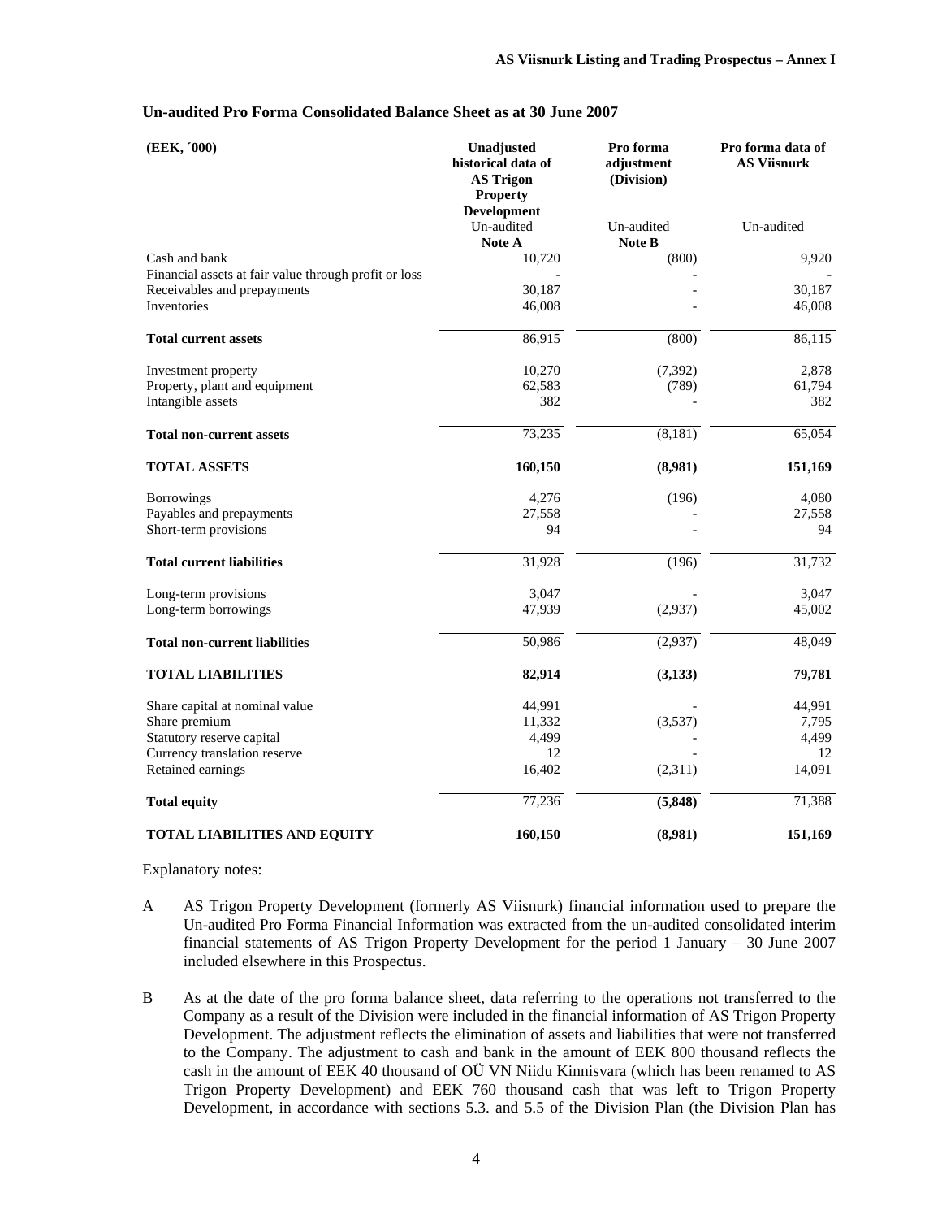## Un-audited Pro Forma Consolidated Balance Sheet as at 30 June 2007

| (EEK, ´000) | Unadjusted historical data of AS Trigon Property Development | Pro forma adjustment (Division) | Pro forma data of AS Viisnurk |
|---|---|---|---|
| | Un-audited **Note A** | Un-audited **Note B** | Un-audited |
| Cash and bank | 10,720 | (800) | 9,920 |
| Financial assets at fair value through profit or loss | - | | - |
| Receivables and prepayments | 30,187 | - | 30,187 |
| Inventories | 46,008 | - | 46,008 |
| **Total current assets** | 86,915 | (800) | 86,115 |
| Investment property | 10,270 | (7,392) | 2,878 |
| Property, plant and equipment | 62,583 | (789) | 61,794 |
| Intangible assets | 382 | - | 382 |
| **Total non-current assets** | 73,235 | (8,181) | 65,054 |
| **TOTAL ASSETS** | **160,150** | **(8,981)** | **151,169** |
| Borrowings | 4,276 | (196) | 4,080 |
| Payables and prepayments | 27,558 | - | 27,558 |
| Short-term provisions | 94 | - | 94 |
| **Total current liabilities** | 31,928 | (196) | 31,732 |
| Long-term provisions | 3,047 | - | 3,047 |
| Long-term borrowings | 47,939 | (2,937) | 45,002 |
| **Total non-current liabilities** | 50,986 | (2,937) | 48,049 |
| **TOTAL LIABILITIES** | **82,914** | **(3,133)** | **79,781** |
| Share capital at nominal value | 44,991 | - | 44,991 |
| Share premium | 11,332 | (3,537) | 7,795 |
| Statutory reserve capital | 4,499 | - | 4,499 |
| Currency translation reserve | 12 | - | 12 |
| Retained earnings | 16,402 | (2,311) | 14,091 |
| **Total equity** | 77,236 | **(5,848)** | 71,388 |
| **TOTAL LIABILITIES AND EQUITY** | **160,150** | **(8,981)** | **151,169** |

Explanatory notes:

A AS Trigon Property Development (formerly AS Viisnurk) financial information used to prepare the Un-audited Pro Forma Financial Information was extracted from the un-audited consolidated interim financial statements of AS Trigon Property Development for the period 1 January – 30 June 2007 included elsewhere in this Prospectus.

B As at the date of the pro forma balance sheet, data referring to the operations not transferred to the Company as a result of the Division were included in the financial information of AS Trigon Property Development. The adjustment reflects the elimination of assets and liabilities that were not transferred to the Company. The adjustment to cash and bank in the amount of EEK 800 thousand reflects the cash in the amount of EEK 40 thousand of OÜ VN Niidu Kinnisvara (which has been renamed to AS Trigon Property Development) and EEK 760 thousand cash that was left to Trigon Property Development, in accordance with sections 5.3. and 5.5 of the Division Plan (the Division Plan has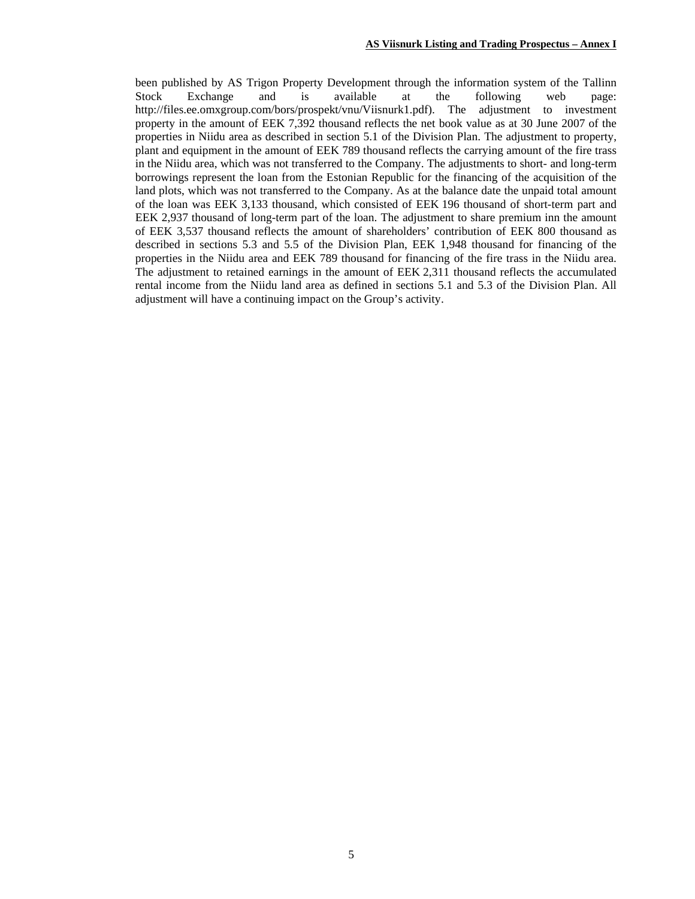been published by AS Trigon Property Development through the information system of the Tallinn Stock Exchange and is available at the following web page: http://files.ee.omxgroup.com/bors/prospekt/vnu/Viisnurk1.pdf). The adjustment to investment property in the amount of EEK 7,392 thousand reflects the net book value as at 30 June 2007 of the properties in Niidu area as described in section 5.1 of the Division Plan. The adjustment to property, plant and equipment in the amount of EEK 789 thousand reflects the carrying amount of the fire trass in the Niidu area, which was not transferred to the Company. The adjustments to short- and long-term borrowings represent the loan from the Estonian Republic for the financing of the acquisition of the land plots, which was not transferred to the Company. As at the balance date the unpaid total amount of the loan was EEK 3,133 thousand, which consisted of EEK 196 thousand of short-term part and EEK 2,937 thousand of long-term part of the loan. The adjustment to share premium inn the amount of EEK 3,537 thousand reflects the amount of shareholders' contribution of EEK 800 thousand as described in sections 5.3 and 5.5 of the Division Plan, EEK 1,948 thousand for financing of the properties in the Niidu area and EEK 789 thousand for financing of the fire trass in the Niidu area. The adjustment to retained earnings in the amount of EEK 2,311 thousand reflects the accumulated rental income from the Niidu land area as defined in sections 5.1 and 5.3 of the Division Plan. All adjustment will have a continuing impact on the Group's activity.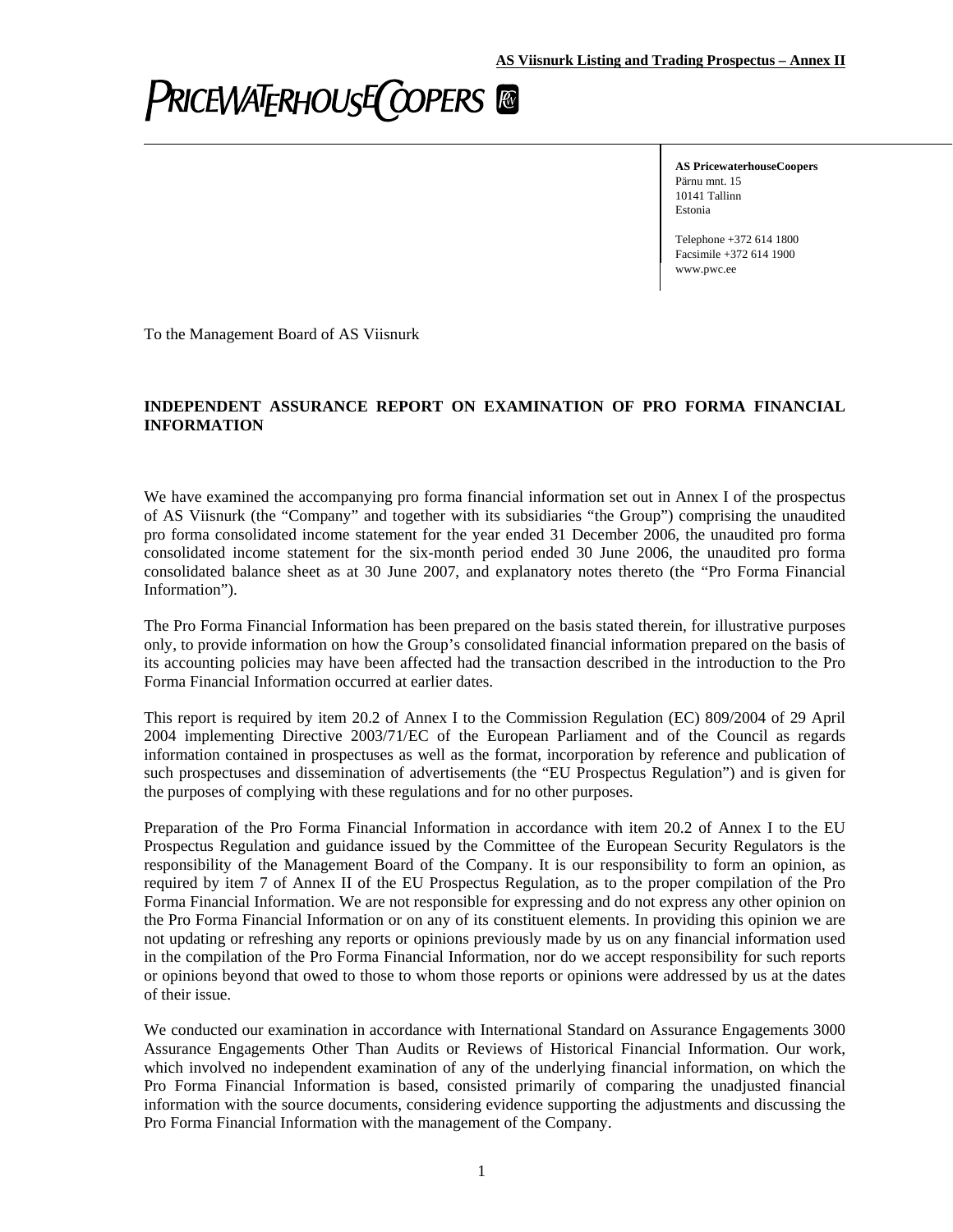PRICEWATERHOUSECOOPERS

**AS PricewaterhouseCoopers**
Pärnu mnt. 15
10141 Tallinn
Estonia

Telephone +372 614 1800
Facsimile +372 614 1900
www.pwc.ee

To the Management Board of AS Viisnurk

**INDEPENDENT ASSURANCE REPORT ON EXAMINATION OF PRO FORMA FINANCIAL INFORMATION**

We have examined the accompanying pro forma financial information set out in Annex I of the prospectus of AS Viisnurk (the "Company" and together with its subsidiaries "the Group") comprising the unaudited pro forma consolidated income statement for the year ended 31 December 2006, the unaudited pro forma consolidated income statement for the six-month period ended 30 June 2006, the unaudited pro forma consolidated balance sheet as at 30 June 2007, and explanatory notes thereto (the "Pro Forma Financial Information").

The Pro Forma Financial Information has been prepared on the basis stated therein, for illustrative purposes only, to provide information on how the Group's consolidated financial information prepared on the basis of its accounting policies may have been affected had the transaction described in the introduction to the Pro Forma Financial Information occurred at earlier dates.

This report is required by item 20.2 of Annex I to the Commission Regulation (EC) 809/2004 of 29 April 2004 implementing Directive 2003/71/EC of the European Parliament and of the Council as regards information contained in prospectuses as well as the format, incorporation by reference and publication of such prospectuses and dissemination of advertisements (the "EU Prospectus Regulation") and is given for the purposes of complying with these regulations and for no other purposes.

Preparation of the Pro Forma Financial Information in accordance with item 20.2 of Annex I to the EU Prospectus Regulation and guidance issued by the Committee of the European Security Regulators is the responsibility of the Management Board of the Company. It is our responsibility to form an opinion, as required by item 7 of Annex II of the EU Prospectus Regulation, as to the proper compilation of the Pro Forma Financial Information. We are not responsible for expressing and do not express any other opinion on the Pro Forma Financial Information or on any of its constituent elements. In providing this opinion we are not updating or refreshing any reports or opinions previously made by us on any financial information used in the compilation of the Pro Forma Financial Information, nor do we accept responsibility for such reports or opinions beyond that owed to those to whom those reports or opinions were addressed by us at the dates of their issue.

We conducted our examination in accordance with International Standard on Assurance Engagements 3000 Assurance Engagements Other Than Audits or Reviews of Historical Financial Information. Our work, which involved no independent examination of any of the underlying financial information, on which the Pro Forma Financial Information is based, consisted primarily of comparing the unadjusted financial information with the source documents, considering evidence supporting the adjustments and discussing the Pro Forma Financial Information with the management of the Company.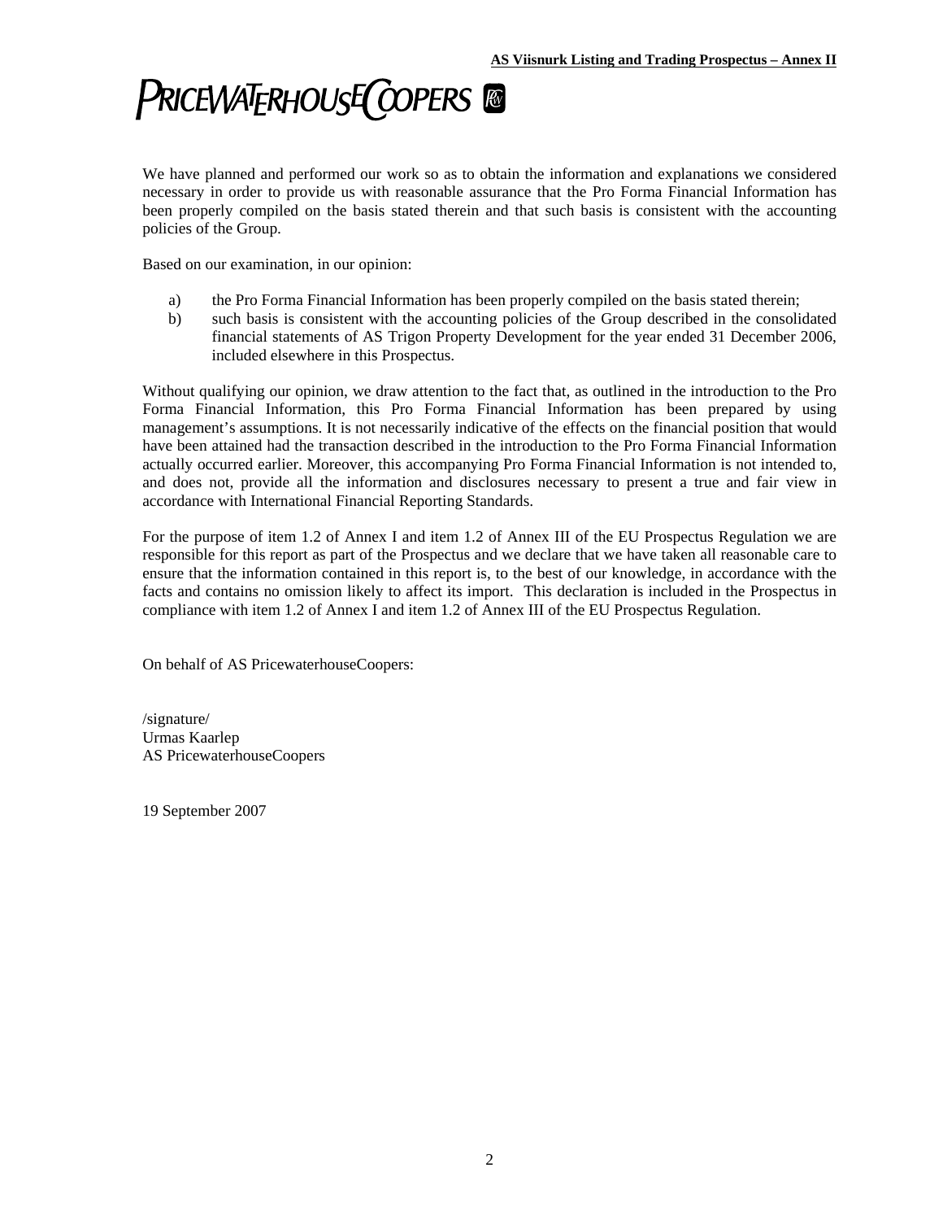We have planned and performed our work so as to obtain the information and explanations we considered necessary in order to provide us with reasonable assurance that the Pro Forma Financial Information has been properly compiled on the basis stated therein and that such basis is consistent with the accounting policies of the Group.

Based on our examination, in our opinion:

a) the Pro Forma Financial Information has been properly compiled on the basis stated therein;
b) such basis is consistent with the accounting policies of the Group described in the consolidated financial statements of AS Trigon Property Development for the year ended 31 December 2006, included elsewhere in this Prospectus.

Without qualifying our opinion, we draw attention to the fact that, as outlined in the introduction to the Pro Forma Financial Information, this Pro Forma Financial Information has been prepared by using management's assumptions. It is not necessarily indicative of the effects on the financial position that would have been attained had the transaction described in the introduction to the Pro Forma Financial Information actually occurred earlier. Moreover, this accompanying Pro Forma Financial Information is not intended to, and does not, provide all the information and disclosures necessary to present a true and fair view in accordance with International Financial Reporting Standards.

For the purpose of item 1.2 of Annex I and item 1.2 of Annex III of the EU Prospectus Regulation we are responsible for this report as part of the Prospectus and we declare that we have taken all reasonable care to ensure that the information contained in this report is, to the best of our knowledge, in accordance with the facts and contains no omission likely to affect its import. This declaration is included in the Prospectus in compliance with item 1.2 of Annex I and item 1.2 of Annex III of the EU Prospectus Regulation.

On behalf of AS PricewaterhouseCoopers:

/signature/
Urmas Kaarlep
AS PricewaterhouseCoopers

19 September 2007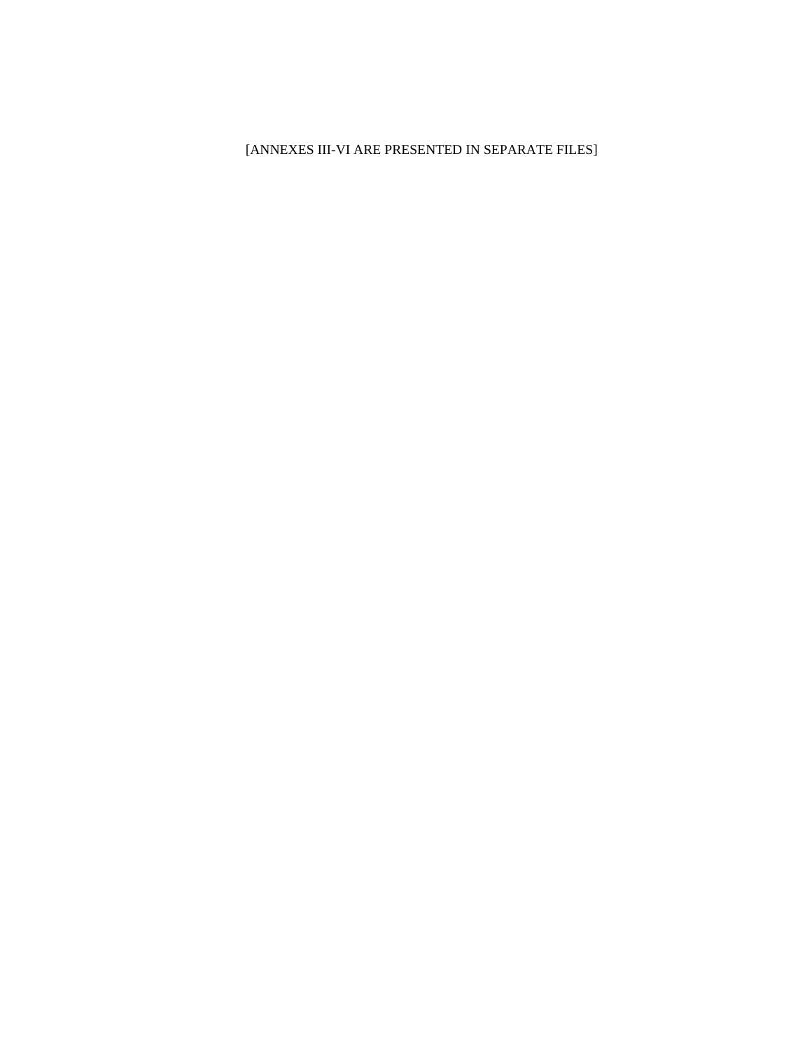[ANNEXES III-VI ARE PRESENTED IN SEPARATE FILES]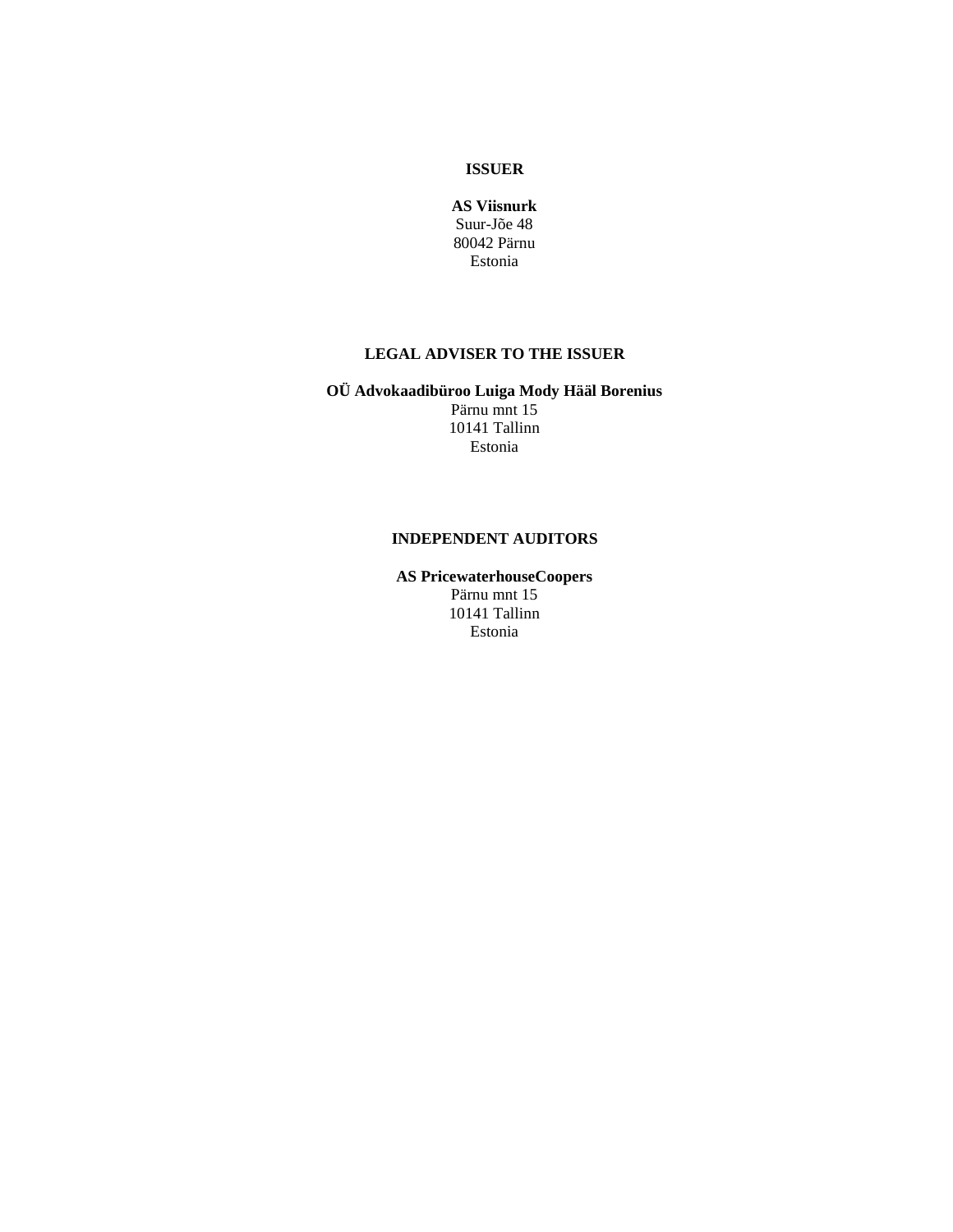**ISSUER**

**AS Viisnurk**
Suur-Jõe 48
80042 Pärnu
Estonia

**LEGAL ADVISER TO THE ISSUER**

**OÜ Advokaadibüroo Luiga Mody Hääl Borenius**
Pärnu mnt 15
10141 Tallinn
Estonia

**INDEPENDENT AUDITORS**

**AS PricewaterhouseCoopers**
Pärnu mnt 15
10141 Tallinn
Estonia